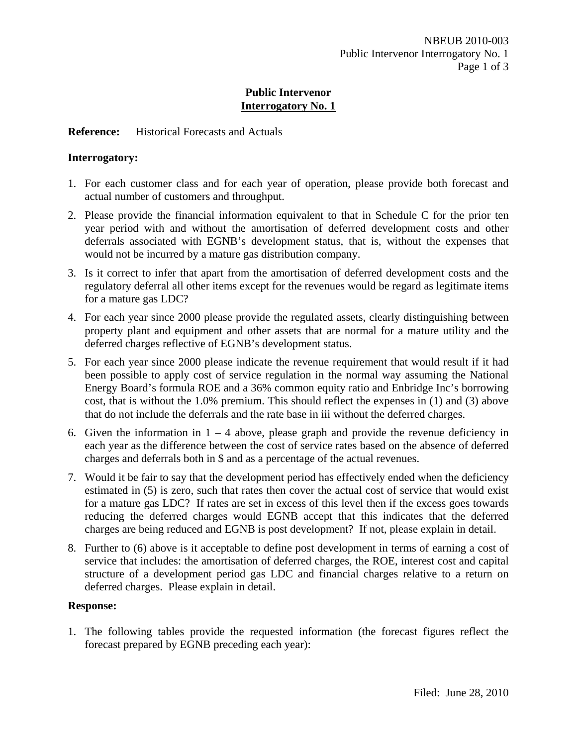# Public Intervenor
## Interrogatory No. 1

**Reference:** Historical Forecasts and Actuals

**Interrogatory:**

1. For each customer class and for each year of operation, please provide both forecast and actual number of customers and throughput.
2. Please provide the financial information equivalent to that in Schedule C for the prior ten year period with and without the amortisation of deferred development costs and other deferrals associated with EGNB's development status, that is, without the expenses that would not be incurred by a mature gas distribution company.
3. Is it correct to infer that apart from the amortisation of deferred development costs and the regulatory deferral all other items except for the revenues would be regard as legitimate items for a mature gas LDC?
4. For each year since 2000 please provide the regulated assets, clearly distinguishing between property plant and equipment and other assets that are normal for a mature utility and the deferred charges reflective of EGNB's development status.
5. For each year since 2000 please indicate the revenue requirement that would result if it had been possible to apply cost of service regulation in the normal way assuming the National Energy Board's formula ROE and a 36% common equity ratio and Enbridge Inc's borrowing cost, that is without the 1.0% premium. This should reflect the expenses in (1) and (3) above that do not include the deferrals and the rate base in iii without the deferred charges.
6. Given the information in 1 – 4 above, please graph and provide the revenue deficiency in each year as the difference between the cost of service rates based on the absence of deferred charges and deferrals both in $ and as a percentage of the actual revenues.
7. Would it be fair to say that the development period has effectively ended when the deficiency estimated in (5) is zero, such that rates then cover the actual cost of service that would exist for a mature gas LDC? If rates are set in excess of this level then if the excess goes towards reducing the deferred charges would EGNB accept that this indicates that the deferred charges are being reduced and EGNB is post development? If not, please explain in detail.
8. Further to (6) above is it acceptable to define post development in terms of earning a cost of service that includes: the amortisation of deferred charges, the ROE, interest cost and capital structure of a development period gas LDC and financial charges relative to a return on deferred charges. Please explain in detail.

**Response:**

1. The following tables provide the requested information (the forecast figures reflect the forecast prepared by EGNB preceding each year):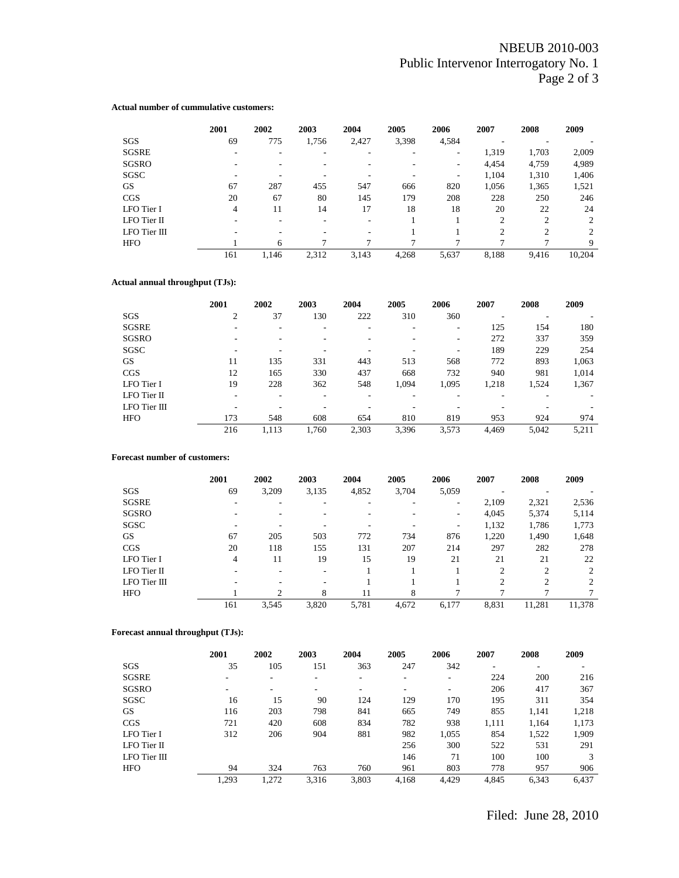**Actual number of cummulative customers:**

| | 2001 | 2002 | 2003 | 2004 | 2005 | 2006 | 2007 | 2008 | 2009 |
|---|---|---|---|---|---|---|---|---|---|
| SGS | 69 | 775 | 1,756 | 2,427 | 3,398 | 4,584 | - | - | - |
| SGSRE | - | - | - | - | - | - | 1,319 | 1,703 | 2,009 |
| SGSRO | - | - | - | - | - | - | 4,454 | 4,759 | 4,989 |
| SGSC | - | - | - | - | - | - | 1,104 | 1,310 | 1,406 |
| GS | 67 | 287 | 455 | 547 | 666 | 820 | 1,056 | 1,365 | 1,521 |
| CGS | 20 | 67 | 80 | 145 | 179 | 208 | 228 | 250 | 246 |
| LFO Tier I | 4 | 11 | 14 | 17 | 18 | 18 | 20 | 22 | 24 |
| LFO Tier II | - | - | - | - | 1 | 1 | 2 | 2 | 2 |
| LFO Tier III | - | - | - | - | 1 | 1 | 2 | 2 | 2 |
| HFO | 1 | 6 | 7 | 7 | 7 | 7 | 7 | 7 | 9 |
| | 161 | 1,146 | 2,312 | 3,143 | 4,268 | 5,637 | 8,188 | 9,416 | 10,204 |

**Actual annual throughput (TJs):**

| | 2001 | 2002 | 2003 | 2004 | 2005 | 2006 | 2007 | 2008 | 2009 |
|---|---|---|---|---|---|---|---|---|---|
| SGS | 2 | 37 | 130 | 222 | 310 | 360 | - | - | - |
| SGSRE | - | - | - | - | - | - | 125 | 154 | 180 |
| SGSRO | - | - | - | - | - | - | 272 | 337 | 359 |
| SGSC | - | - | - | - | - | - | 189 | 229 | 254 |
| GS | 11 | 135 | 331 | 443 | 513 | 568 | 772 | 893 | 1,063 |
| CGS | 12 | 165 | 330 | 437 | 668 | 732 | 940 | 981 | 1,014 |
| LFO Tier I | 19 | 228 | 362 | 548 | 1,094 | 1,095 | 1,218 | 1,524 | 1,367 |
| LFO Tier II | - | - | - | - | - | - | - | - | - |
| LFO Tier III | - | - | - | - | - | - | - | - | - |
| HFO | 173 | 548 | 608 | 654 | 810 | 819 | 953 | 924 | 974 |
| | 216 | 1,113 | 1,760 | 2,303 | 3,396 | 3,573 | 4,469 | 5,042 | 5,211 |

**Forecast number of customers:**

| | 2001 | 2002 | 2003 | 2004 | 2005 | 2006 | 2007 | 2008 | 2009 |
|---|---|---|---|---|---|---|---|---|---|
| SGS | 69 | 3,209 | 3,135 | 4,852 | 3,704 | 5,059 | - | - | - |
| SGSRE | - | - | - | - | - | - | 2,109 | 2,321 | 2,536 |
| SGSRO | - | - | - | - | - | - | 4,045 | 5,374 | 5,114 |
| SGSC | - | - | - | - | - | - | 1,132 | 1,786 | 1,773 |
| GS | 67 | 205 | 503 | 772 | 734 | 876 | 1,220 | 1,490 | 1,648 |
| CGS | 20 | 118 | 155 | 131 | 207 | 214 | 297 | 282 | 278 |
| LFO Tier I | 4 | 11 | 19 | 15 | 19 | 21 | 21 | 21 | 22 |
| LFO Tier II | - | - | - | 1 | 1 | 1 | 2 | 2 | 2 |
| LFO Tier III | - | - | - | 1 | 1 | 1 | 2 | 2 | 2 |
| HFO | 1 | 2 | 8 | 11 | 8 | 7 | 7 | 7 | 7 |
| | 161 | 3,545 | 3,820 | 5,781 | 4,672 | 6,177 | 8,831 | 11,281 | 11,378 |

**Forecast annual throughput (TJs):**

| | 2001 | 2002 | 2003 | 2004 | 2005 | 2006 | 2007 | 2008 | 2009 |
|---|---|---|---|---|---|---|---|---|---|
| SGS | 35 | 105 | 151 | 363 | 247 | 342 | - | - | - |
| SGSRE | - | - | - | - | - | - | 224 | 200 | 216 |
| SGSRO | - | - | - | - | - | - | 206 | 417 | 367 |
| SGSC | 16 | 15 | 90 | 124 | 129 | 170 | 195 | 311 | 354 |
| GS | 116 | 203 | 798 | 841 | 665 | 749 | 855 | 1,141 | 1,218 |
| CGS | 721 | 420 | 608 | 834 | 782 | 938 | 1,111 | 1,164 | 1,173 |
| LFO Tier I | 312 | 206 | 904 | 881 | 982 | 1,055 | 854 | 1,522 | 1,909 |
| LFO Tier II | | | | | 256 | 300 | 522 | 531 | 291 |
| LFO Tier III | | | | | 146 | 71 | 100 | 100 | 3 |
| HFO | 94 | 324 | 763 | 760 | 961 | 803 | 778 | 957 | 906 |
| | 1,293 | 1,272 | 3,316 | 3,803 | 4,168 | 4,429 | 4,845 | 6,343 | 6,437 |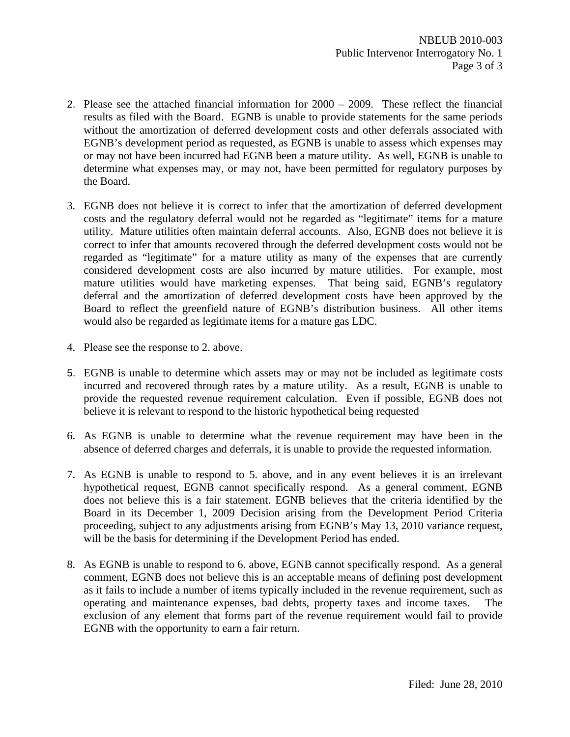2. Please see the attached financial information for 2000 – 2009. These reflect the financial results as filed with the Board. EGNB is unable to provide statements for the same periods without the amortization of deferred development costs and other deferrals associated with EGNB's development period as requested, as EGNB is unable to assess which expenses may or may not have been incurred had EGNB been a mature utility. As well, EGNB is unable to determine what expenses may, or may not, have been permitted for regulatory purposes by the Board.

3. EGNB does not believe it is correct to infer that the amortization of deferred development costs and the regulatory deferral would not be regarded as "legitimate" items for a mature utility. Mature utilities often maintain deferral accounts. Also, EGNB does not believe it is correct to infer that amounts recovered through the deferred development costs would not be regarded as "legitimate" for a mature utility as many of the expenses that are currently considered development costs are also incurred by mature utilities. For example, most mature utilities would have marketing expenses. That being said, EGNB's regulatory deferral and the amortization of deferred development costs have been approved by the Board to reflect the greenfield nature of EGNB's distribution business. All other items would also be regarded as legitimate items for a mature gas LDC.

4. Please see the response to 2. above.

5. EGNB is unable to determine which assets may or may not be included as legitimate costs incurred and recovered through rates by a mature utility. As a result, EGNB is unable to provide the requested revenue requirement calculation. Even if possible, EGNB does not believe it is relevant to respond to the historic hypothetical being requested

6. As EGNB is unable to determine what the revenue requirement may have been in the absence of deferred charges and deferrals, it is unable to provide the requested information.

7. As EGNB is unable to respond to 5. above, and in any event believes it is an irrelevant hypothetical request, EGNB cannot specifically respond. As a general comment, EGNB does not believe this is a fair statement. EGNB believes that the criteria identified by the Board in its December 1, 2009 Decision arising from the Development Period Criteria proceeding, subject to any adjustments arising from EGNB's May 13, 2010 variance request, will be the basis for determining if the Development Period has ended.

8. As EGNB is unable to respond to 6. above, EGNB cannot specifically respond. As a general comment, EGNB does not believe this is an acceptable means of defining post development as it fails to include a number of items typically included in the revenue requirement, such as operating and maintenance expenses, bad debts, property taxes and income taxes. The exclusion of any element that forms part of the revenue requirement would fail to provide EGNB with the opportunity to earn a fair return.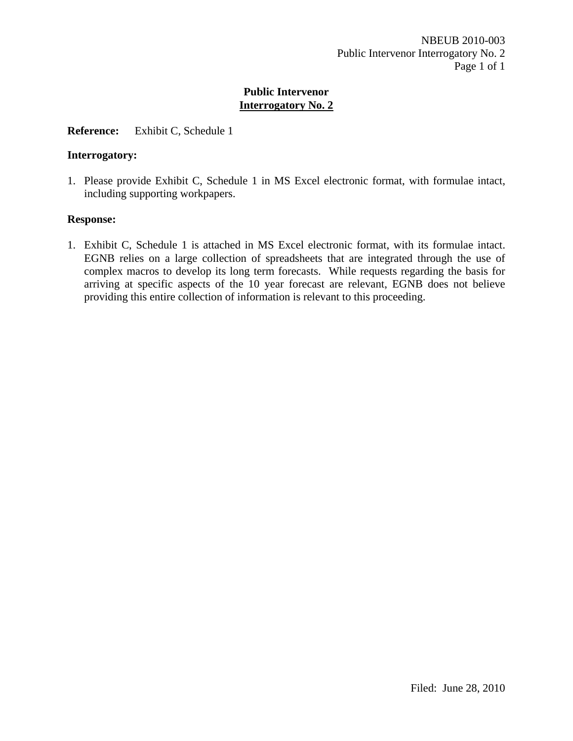**Public Intervenor**
**Interrogatory No. 2**

**Reference:** Exhibit C, Schedule 1

**Interrogatory:**

1. Please provide Exhibit C, Schedule 1 in MS Excel electronic format, with formulae intact, including supporting workpapers.

**Response:**

1. Exhibit C, Schedule 1 is attached in MS Excel electronic format, with its formulae intact. EGNB relies on a large collection of spreadsheets that are integrated through the use of complex macros to develop its long term forecasts. While requests regarding the basis for arriving at specific aspects of the 10 year forecast are relevant, EGNB does not believe providing this entire collection of information is relevant to this proceeding.

Filed: June 28, 2010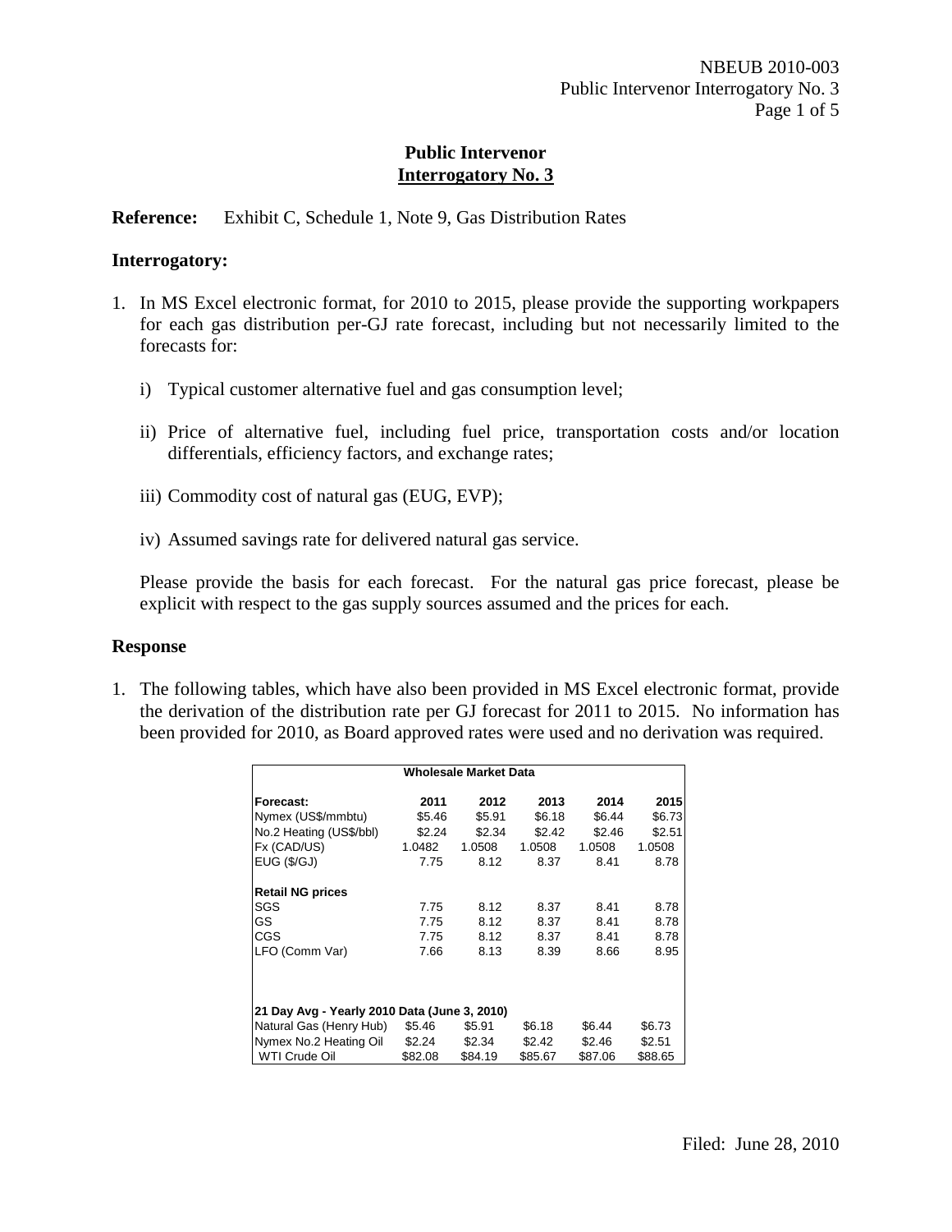## Public Intervenor
## Interrogatory No. 3

**Reference:** Exhibit C, Schedule 1, Note 9, Gas Distribution Rates

### Interrogatory:

1. In MS Excel electronic format, for 2010 to 2015, please provide the supporting workpapers for each gas distribution per-GJ rate forecast, including but not necessarily limited to the forecasts for:

   i) Typical customer alternative fuel and gas consumption level;

   ii) Price of alternative fuel, including fuel price, transportation costs and/or location differentials, efficiency factors, and exchange rates;

   iii) Commodity cost of natural gas (EUG, EVP);

   iv) Assumed savings rate for delivered natural gas service.

   Please provide the basis for each forecast. For the natural gas price forecast, please be explicit with respect to the gas supply sources assumed and the prices for each.

### Response

1. The following tables, which have also been provided in MS Excel electronic format, provide the derivation of the distribution rate per GJ forecast for 2011 to 2015. No information has been provided for 2010, as Board approved rates were used and no derivation was required.

| Wholesale Market Data | | | | | |
|---|---|---|---|---|---|
| **Forecast:** | **2011** | **2012** | **2013** | **2014** | **2015** |
| Nymex (US$/mmbtu) | $5.46 | $5.91 | $6.18 | $6.44 | $6.73 |
| No.2 Heating (US$/bbl) | $2.24 | $2.34 | $2.42 | $2.46 | $2.51 |
| Fx (CAD/US) | 1.0482 | 1.0508 | 1.0508 | 1.0508 | 1.0508 |
| EUG ($/GJ) | 7.75 | 8.12 | 8.37 | 8.41 | 8.78 |
| | | | | | |
| **Retail NG prices** | | | | | |
| SGS | 7.75 | 8.12 | 8.37 | 8.41 | 8.78 |
| GS | 7.75 | 8.12 | 8.37 | 8.41 | 8.78 |
| CGS | 7.75 | 8.12 | 8.37 | 8.41 | 8.78 |
| LFO (Comm Var) | 7.66 | 8.13 | 8.39 | 8.66 | 8.95 |
| | | | | | |
| **21 Day Avg - Yearly 2010 Data (June 3, 2010)** | | | | | |
| Natural Gas (Henry Hub) | $5.46 | $5.91 | $6.18 | $6.44 | $6.73 |
| Nymex No.2 Heating Oil | $2.24 | $2.34 | $2.42 | $2.46 | $2.51 |
| WTI Crude Oil | $82.08 | $84.19 | $85.67 | $87.06 | $88.65 |

Filed: June 28, 2010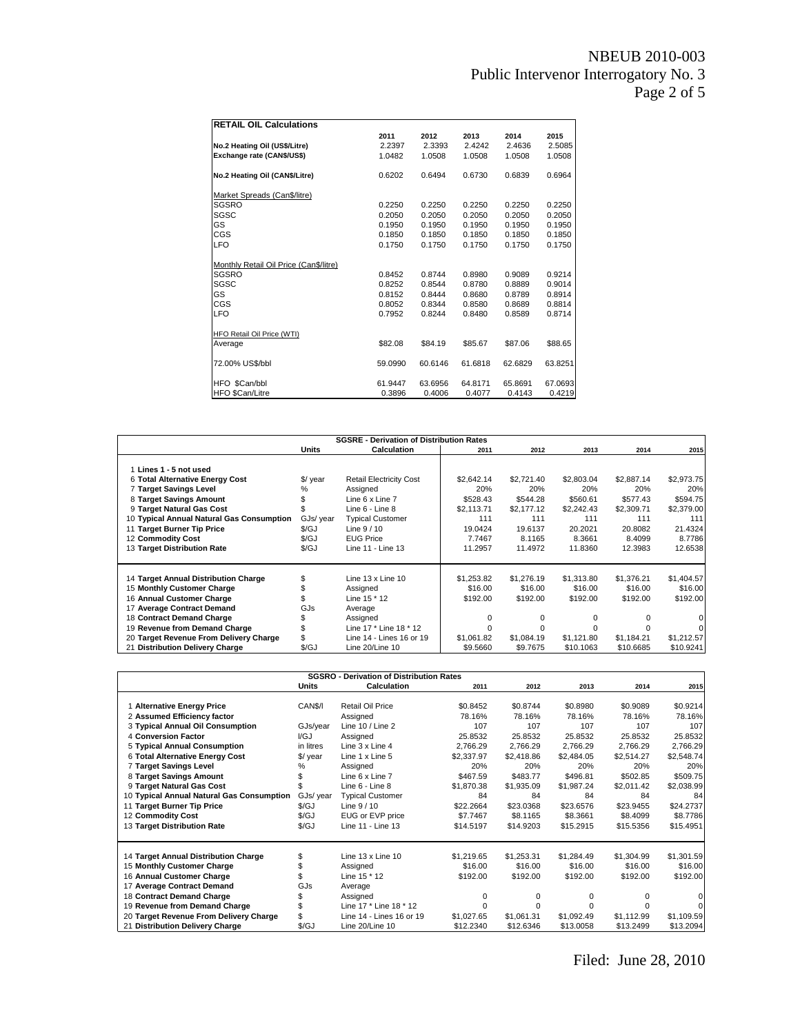| RETAIL OIL Calculations | | | | | |
|---|---|---|---|---|---|
| | 2011 | 2012 | 2013 | 2014 | 2015 |
| **No.2 Heating Oil (US$/Litre)** | 2.2397 | 2.3393 | 2.4242 | 2.4636 | 2.5085 |
| **Exchange rate (CAN$/US$)** | 1.0482 | 1.0508 | 1.0508 | 1.0508 | 1.0508 |
| | | | | | |
| **No.2 Heating Oil (CAN$/Litre)** | 0.6202 | 0.6494 | 0.6730 | 0.6839 | 0.6964 |
| | | | | | |
| Market Spreads (Can$/litre) | | | | | |
| SGSRO | 0.2250 | 0.2250 | 0.2250 | 0.2250 | 0.2250 |
| SGSC | 0.2050 | 0.2050 | 0.2050 | 0.2050 | 0.2050 |
| GS | 0.1950 | 0.1950 | 0.1950 | 0.1950 | 0.1950 |
| CGS | 0.1850 | 0.1850 | 0.1850 | 0.1850 | 0.1850 |
| LFO | 0.1750 | 0.1750 | 0.1750 | 0.1750 | 0.1750 |
| | | | | | |
| Monthly Retail Oil Price (Can$/litre) | | | | | |
| SGSRO | 0.8452 | 0.8744 | 0.8980 | 0.9089 | 0.9214 |
| SGSC | 0.8252 | 0.8544 | 0.8780 | 0.8889 | 0.9014 |
| GS | 0.8152 | 0.8444 | 0.8680 | 0.8789 | 0.8914 |
| CGS | 0.8052 | 0.8344 | 0.8580 | 0.8689 | 0.8814 |
| LFO | 0.7952 | 0.8244 | 0.8480 | 0.8589 | 0.8714 |
| | | | | | |
| HFO Retail Oil Price (WTI) | | | | | |
| Average | $82.08 | $84.19 | $85.67 | $87.06 | $88.65 |
| | | | | | |
| 72.00% US$/bbl | 59.0990 | 60.6146 | 61.6818 | 62.6829 | 63.8251 |
| | | | | | |
| HFO $Can/bbl | 61.9447 | 63.6956 | 64.8171 | 65.8691 | 67.0693 |
| HFO $Can/Litre | 0.3896 | 0.4006 | 0.4077 | 0.4143 | 0.4219 |

| SGSRE - Derivation of Distribution Rates | Units | Calculation | 2011 | 2012 | 2013 | 2014 | 2015 |
|---|---|---|---|---|---|---|---|
| 1 **Lines 1 - 5 not used** | | | | | | | |
| 6 **Total Alternative Energy Cost** | $/ year | Retail Electricity Cost | $2,642.14 | $2,721.40 | $2,803.04 | $2,887.14 | $2,973.75 |
| 7 **Target Savings Level** | % | Assigned | 20% | 20% | 20% | 20% | 20% |
| 8 **Target Savings Amount** | $ | Line 6 x Line 7 | $528.43 | $544.28 | $560.61 | $577.43 | $594.75 |
| 9 **Target Natural Gas Cost** | $ | Line 6 - Line 8 | $2,113.71 | $2,177.12 | $2,242.43 | $2,309.71 | $2,379.00 |
| 10 **Typical Annual Natural Gas Consumption** | GJs/ year | Typical Customer | 111 | 111 | 111 | 111 | 111 |
| 11 **Target Burner Tip Price** | $/GJ | Line 9 / 10 | 19.0424 | 19.6137 | 20.2021 | 20.8082 | 21.4324 |
| 12 **Commodity Cost** | $/GJ | EUG Price | 7.7467 | 8.1165 | 8.3661 | 8.4099 | 8.7786 |
| 13 **Target Distribution Rate** | $/GJ | Line 11 - Line 13 | 11.2957 | 11.4972 | 11.8360 | 12.3983 | 12.6538 |
| | | | | | | | |
| 14 **Target Annual Distribution Charge** | $ | Line 13 x Line 10 | $1,253.82 | $1,276.19 | $1,313.80 | $1,376.21 | $1,404.57 |
| 15 **Monthly Customer Charge** | $ | Assigned | $16.00 | $16.00 | $16.00 | $16.00 | $16.00 |
| 16 **Annual Customer Charge** | $ | Line 15 * 12 | $192.00 | $192.00 | $192.00 | $192.00 | $192.00 |
| 17 **Average Contract Demand** | GJs | Average | | | | | |
| 18 **Contract Demand Charge** | $ | Assigned | 0 | 0 | 0 | 0 | 0 |
| 19 **Revenue from Demand Charge** | $ | Line 17 * Line 18 * 12 | 0 | 0 | 0 | 0 | 0 |
| 20 **Target Revenue From Delivery Charge** | $ | Line 14 - Lines 16 or 19 | $1,061.82 | $1,084.19 | $1,121.80 | $1,184.21 | $1,212.57 |
| 21 **Distribution Delivery Charge** | $/GJ | Line 20/Line 10 | $9.5660 | $9.7675 | $10.1063 | $10.6685 | $10.9241 |

| SGSRO - Derivation of Distribution Rates | Units | Calculation | 2011 | 2012 | 2013 | 2014 | 2015 |
|---|---|---|---|---|---|---|---|
| 1 **Alternative Energy Price** | CAN$/l | Retail Oil Price | $0.8452 | $0.8744 | $0.8980 | $0.9089 | $0.9214 |
| 2 **Assumed Efficiency factor** | | Assigned | 78.16% | 78.16% | 78.16% | 78.16% | 78.16% |
| 3 **Typical Annual Oil Consumption** | GJs/year | Line 10 / Line 2 | 107 | 107 | 107 | 107 | 107 |
| 4 **Conversion Factor** | l/GJ | Assigned | 25.8532 | 25.8532 | 25.8532 | 25.8532 | 25.8532 |
| 5 **Typical Annual Consumption** | in litres | Line 3 x Line 4 | 2,766.29 | 2,766.29 | 2,766.29 | 2,766.29 | 2,766.29 |
| 6 **Total Alternative Energy Cost** | $/ year | Line 1 x Line 5 | $2,337.97 | $2,418.86 | $2,484.05 | $2,514.27 | $2,548.74 |
| 7 **Target Savings Level** | % | Assigned | 20% | 20% | 20% | 20% | 20% |
| 8 **Target Savings Amount** | $ | Line 6 x Line 7 | $467.59 | $483.77 | $496.81 | $502.85 | $509.75 |
| 9 **Target Natural Gas Cost** | $ | Line 6 - Line 8 | $1,870.38 | $1,935.09 | $1,987.24 | $2,011.42 | $2,038.99 |
| 10 **Typical Annual Natural Gas Consumption** | GJs/ year | Typical Customer | 84 | 84 | 84 | 84 | 84 |
| 11 **Target Burner Tip Price** | $/GJ | Line 9 / 10 | $22.2664 | $23.0368 | $23.6576 | $23.9455 | $24.2737 |
| 12 **Commodity Cost** | $/GJ | EUG or EVP price | $7.7467 | $8.1165 | $8.3661 | $8.4099 | $8.7786 |
| 13 **Target Distribution Rate** | $/GJ | Line 11 - Line 13 | $14.5197 | $14.9203 | $15.2915 | $15.5356 | $15.4951 |
| | | | | | | | |
| 14 **Target Annual Distribution Charge** | $ | Line 13 x Line 10 | $1,219.65 | $1,253.31 | $1,284.49 | $1,304.99 | $1,301.59 |
| 15 **Monthly Customer Charge** | $ | Assigned | $16.00 | $16.00 | $16.00 | $16.00 | $16.00 |
| 16 **Annual Customer Charge** | $ | Line 15 * 12 | $192.00 | $192.00 | $192.00 | $192.00 | $192.00 |
| 17 **Average Contract Demand** | GJs | Average | | | | | |
| 18 **Contract Demand Charge** | $ | Assigned | 0 | 0 | 0 | 0 | 0 |
| 19 **Revenue from Demand Charge** | $ | Line 17 * Line 18 * 12 | 0 | 0 | 0 | 0 | 0 |
| 20 **Target Revenue From Delivery Charge** | $ | Line 14 - Lines 16 or 19 | $1,027.65 | $1,061.31 | $1,092.49 | $1,112.99 | $1,109.59 |
| 21 **Distribution Delivery Charge** | $/GJ | Line 20/Line 10 | $12.2340 | $12.6346 | $13.0058 | $13.2499 | $13.2094 |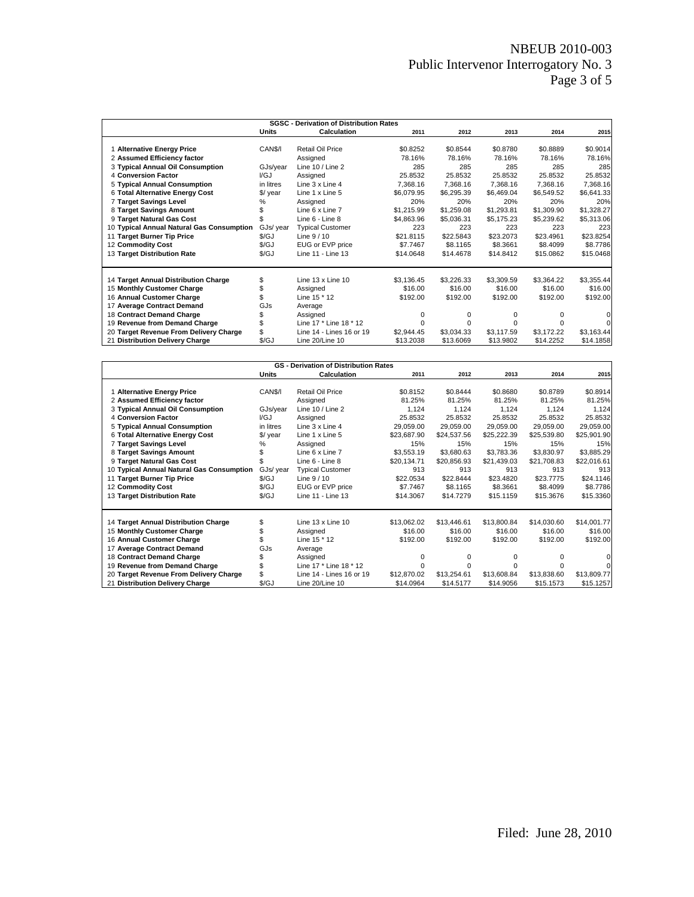**SGSC - Derivation of Distribution Rates**

| | Units | Calculation | 2011 | 2012 | 2013 | 2014 | 2015 |
|---|---|---|---|---|---|---|---|
| 1 **Alternative Energy Price** | CAN$/l | Retail Oil Price | $0.8252 | $0.8544 | $0.8780 | $0.8889 | $0.9014 |
| 2 **Assumed Efficiency factor** | | Assigned | 78.16% | 78.16% | 78.16% | 78.16% | 78.16% |
| 3 **Typical Annual Oil Consumption** | GJs/year | Line 10 / Line 2 | 285 | 285 | 285 | 285 | 285 |
| 4 **Conversion Factor** | l/GJ | Assigned | 25.8532 | 25.8532 | 25.8532 | 25.8532 | 25.8532 |
| 5 **Typical Annual Consumption** | in litres | Line 3 x Line 4 | 7,368.16 | 7,368.16 | 7,368.16 | 7,368.16 | 7,368.16 |
| 6 **Total Alternative Energy Cost** | $/ year | Line 1 x Line 5 | $6,079.95 | $6,295.39 | $6,469.04 | $6,549.52 | $6,641.33 |
| 7 **Target Savings Level** | % | Assigned | 20% | 20% | 20% | 20% | 20% |
| 8 **Target Savings Amount** | $ | Line 6 x Line 7 | $1,215.99 | $1,259.08 | $1,293.81 | $1,309.90 | $1,328.27 |
| 9 **Target Natural Gas Cost** | $ | Line 6 - Line 8 | $4,863.96 | $5,036.31 | $5,175.23 | $5,239.62 | $5,313.06 |
| 10 **Typical Annual Natural Gas Consumption** | GJs/ year | Typical Customer | 223 | 223 | 223 | 223 | 223 |
| 11 **Target Burner Tip Price** | $/GJ | Line 9 / 10 | $21.8115 | $22.5843 | $23.2073 | $23.4961 | $23.8254 |
| 12 **Commodity Cost** | $/GJ | EUG or EVP price | $7.7467 | $8.1165 | $8.3661 | $8.4099 | $8.7786 |
| 13 **Target Distribution Rate** | $/GJ | Line 11 - Line 13 | $14.0648 | $14.4678 | $14.8412 | $15.0862 | $15.0468 |
| 14 **Target Annual Distribution Charge** | $ | Line 13 x Line 10 | $3,136.45 | $3,226.33 | $3,309.59 | $3,364.22 | $3,355.44 |
| 15 **Monthly Customer Charge** | $ | Assigned | $16.00 | $16.00 | $16.00 | $16.00 | $16.00 |
| 16 **Annual Customer Charge** | $ | Line 15 * 12 | $192.00 | $192.00 | $192.00 | $192.00 | $192.00 |
| 17 **Average Contract Demand** | GJs | Average | | | | | |
| 18 **Contract Demand Charge** | $ | Assigned | 0 | 0 | 0 | 0 | 0 |
| 19 **Revenue from Demand Charge** | $ | Line 17 * Line 18 * 12 | 0 | 0 | 0 | 0 | 0 |
| 20 **Target Revenue From Delivery Charge** | $ | Line 14 - Lines 16 or 19 | $2,944.45 | $3,034.33 | $3,117.59 | $3,172.22 | $3,163.44 |
| 21 **Distribution Delivery Charge** | $/GJ | Line 20/Line 10 | $13.2038 | $13.6069 | $13.9802 | $14.2252 | $14.1858 |

**GS - Derivation of Distribution Rates**

| | Units | Calculation | 2011 | 2012 | 2013 | 2014 | 2015 |
|---|---|---|---|---|---|---|---|
| 1 **Alternative Energy Price** | CAN$/l | Retail Oil Price | $0.8152 | $0.8444 | $0.8680 | $0.8789 | $0.8914 |
| 2 **Assumed Efficiency factor** | | Assigned | 81.25% | 81.25% | 81.25% | 81.25% | 81.25% |
| 3 **Typical Annual Oil Consumption** | GJs/year | Line 10 / Line 2 | 1,124 | 1,124 | 1,124 | 1,124 | 1,124 |
| 4 **Conversion Factor** | l/GJ | Assigned | 25.8532 | 25.8532 | 25.8532 | 25.8532 | 25.8532 |
| 5 **Typical Annual Consumption** | in litres | Line 3 x Line 4 | 29,059.00 | 29,059.00 | 29,059.00 | 29,059.00 | 29,059.00 |
| 6 **Total Alternative Energy Cost** | $/ year | Line 1 x Line 5 | $23,687.90 | $24,537.56 | $25,222.39 | $25,539.80 | $25,901.90 |
| 7 **Target Savings Level** | % | Assigned | 15% | 15% | 15% | 15% | 15% |
| 8 **Target Savings Amount** | $ | Line 6 x Line 7 | $3,553.19 | $3,680.63 | $3,783.36 | $3,830.97 | $3,885.29 |
| 9 **Target Natural Gas Cost** | $ | Line 6 - Line 8 | $20,134.71 | $20,856.93 | $21,439.03 | $21,708.83 | $22,016.61 |
| 10 **Typical Annual Natural Gas Consumption** | GJs/ year | Typical Customer | 913 | 913 | 913 | 913 | 913 |
| 11 **Target Burner Tip Price** | $/GJ | Line 9 / 10 | $22.0534 | $22.8444 | $23.4820 | $23.7775 | $24.1146 |
| 12 **Commodity Cost** | $/GJ | EUG or EVP price | $7.7467 | $8.1165 | $8.3661 | $8.4099 | $8.7786 |
| 13 **Target Distribution Rate** | $/GJ | Line 11 - Line 13 | $14.3067 | $14.7279 | $15.1159 | $15.3676 | $15.3360 |
| 14 **Target Annual Distribution Charge** | $ | Line 13 x Line 10 | $13,062.02 | $13,446.61 | $13,800.84 | $14,030.60 | $14,001.77 |
| 15 **Monthly Customer Charge** | $ | Assigned | $16.00 | $16.00 | $16.00 | $16.00 | $16.00 |
| 16 **Annual Customer Charge** | $ | Line 15 * 12 | $192.00 | $192.00 | $192.00 | $192.00 | $192.00 |
| 17 **Average Contract Demand** | GJs | Average | | | | | |
| 18 **Contract Demand Charge** | $ | Assigned | 0 | 0 | 0 | 0 | 0 |
| 19 **Revenue from Demand Charge** | $ | Line 17 * Line 18 * 12 | 0 | 0 | 0 | 0 | 0 |
| 20 **Target Revenue From Delivery Charge** | $ | Line 14 - Lines 16 or 19 | $12,870.02 | $13,254.61 | $13,608.84 | $13,838.60 | $13,809.77 |
| 21 **Distribution Delivery Charge** | $/GJ | Line 20/Line 10 | $14.0964 | $14.5177 | $14.9056 | $15.1573 | $15.1257 |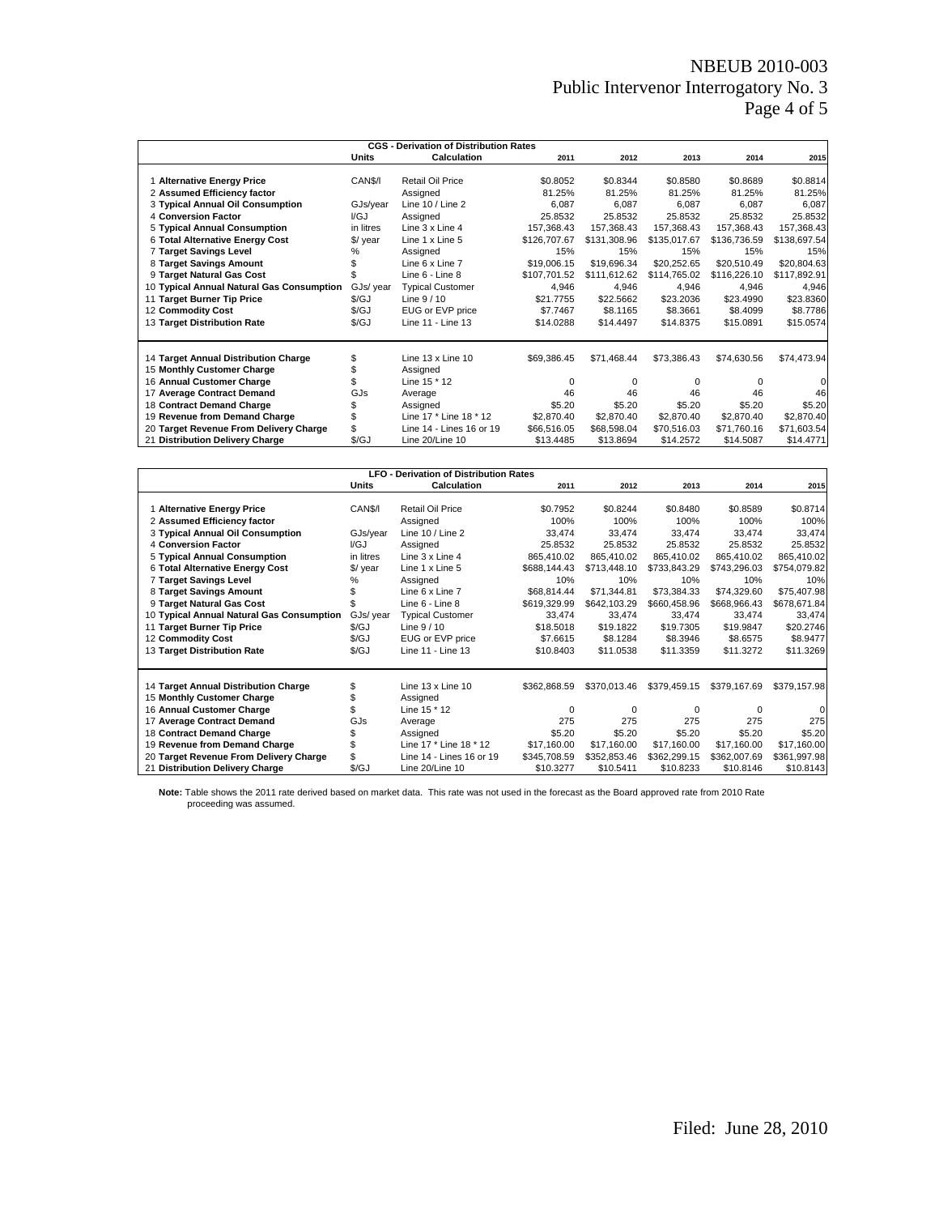**CGS - Derivation of Distribution Rates**

| | Units | Calculation | 2011 | 2012 | 2013 | 2014 | 2015 |
|---|---|---|---|---|---|---|---|
| 1 **Alternative Energy Price** | CAN$/l | Retail Oil Price | $0.8052 | $0.8344 | $0.8580 | $0.8689 | $0.8814 |
| 2 **Assumed Efficiency factor** | | Assigned | 81.25% | 81.25% | 81.25% | 81.25% | 81.25% |
| 3 **Typical Annual Oil Consumption** | GJs/year | Line 10 / Line 2 | 6,087 | 6,087 | 6,087 | 6,087 | 6,087 |
| 4 **Conversion Factor** | l/GJ | Assigned | 25.8532 | 25.8532 | 25.8532 | 25.8532 | 25.8532 |
| 5 **Typical Annual Consumption** | in litres | Line 3 x Line 4 | 157,368.43 | 157,368.43 | 157,368.43 | 157,368.43 | 157,368.43 |
| 6 **Total Alternative Energy Cost** | $/ year | Line 1 x Line 5 | $126,707.67 | $131,308.96 | $135,017.67 | $136,736.59 | $138,697.54 |
| 7 **Target Savings Level** | % | Assigned | 15% | 15% | 15% | 15% | 15% |
| 8 **Target Savings Amount** | $ | Line 6 x Line 7 | $19,006.15 | $19,696.34 | $20,252.65 | $20,510.49 | $20,804.63 |
| 9 **Target Natural Gas Cost** | $ | Line 6 - Line 8 | $107,701.52 | $111,612.62 | $114,765.02 | $116,226.10 | $117,892.91 |
| 10 **Typical Annual Natural Gas Consumption** | GJs/ year | Typical Customer | 4,946 | 4,946 | 4,946 | 4,946 | 4,946 |
| 11 **Target Burner Tip Price** | $/GJ | Line 9 / 10 | $21.7755 | $22.5662 | $23.2036 | $23.4990 | $23.8360 |
| 12 **Commodity Cost** | $/GJ | EUG or EVP price | $7.7467 | $8.1165 | $8.3661 | $8.4099 | $8.7786 |
| 13 **Target Distribution Rate** | $/GJ | Line 11 - Line 13 | $14.0288 | $14.4497 | $14.8375 | $15.0891 | $15.0574 |
| 14 **Target Annual Distribution Charge** | $ | Line 13 x Line 10 | $69,386.45 | $71,468.44 | $73,386.43 | $74,630.56 | $74,473.94 |
| 15 **Monthly Customer Charge** | $ | Assigned | | | | | |
| 16 **Annual Customer Charge** | $ | Line 15 * 12 | 0 | 0 | 0 | 0 | 0 |
| 17 **Average Contract Demand** | GJs | Average | 46 | 46 | 46 | 46 | 46 |
| 18 **Contract Demand Charge** | $ | Assigned | $5.20 | $5.20 | $5.20 | $5.20 | $5.20 |
| 19 **Revenue from Demand Charge** | $ | Line 17 * Line 18 * 12 | $2,870.40 | $2,870.40 | $2,870.40 | $2,870.40 | $2,870.40 |
| 20 **Target Revenue From Delivery Charge** | $ | Line 14 - Lines 16 or 19 | $66,516.05 | $68,598.04 | $70,516.03 | $71,760.16 | $71,603.54 |
| 21 **Distribution Delivery Charge** | $/GJ | Line 20/Line 10 | $13.4485 | $13.8694 | $14.2572 | $14.5087 | $14.4771 |

**LFO - Derivation of Distribution Rates**

| | Units | Calculation | 2011 | 2012 | 2013 | 2014 | 2015 |
|---|---|---|---|---|---|---|---|
| 1 **Alternative Energy Price** | CAN$/l | Retail Oil Price | $0.7952 | $0.8244 | $0.8480 | $0.8589 | $0.8714 |
| 2 **Assumed Efficiency factor** | | Assigned | 100% | 100% | 100% | 100% | 100% |
| 3 **Typical Annual Oil Consumption** | GJs/year | Line 10 / Line 2 | 33,474 | 33,474 | 33,474 | 33,474 | 33,474 |
| 4 **Conversion Factor** | l/GJ | Assigned | 25.8532 | 25.8532 | 25.8532 | 25.8532 | 25.8532 |
| 5 **Typical Annual Consumption** | in litres | Line 3 x Line 4 | 865,410.02 | 865,410.02 | 865,410.02 | 865,410.02 | 865,410.02 |
| 6 **Total Alternative Energy Cost** | $/ year | Line 1 x Line 5 | $688,144.43 | $713,448.10 | $733,843.29 | $743,296.03 | $754,079.82 |
| 7 **Target Savings Level** | % | Assigned | 10% | 10% | 10% | 10% | 10% |
| 8 **Target Savings Amount** | $ | Line 6 x Line 7 | $68,814.44 | $71,344.81 | $73,384.33 | $74,329.60 | $75,407.98 |
| 9 **Target Natural Gas Cost** | $ | Line 6 - Line 8 | $619,329.99 | $642,103.29 | $660,458.96 | $668,966.43 | $678,671.84 |
| 10 **Typical Annual Natural Gas Consumption** | GJs/ year | Typical Customer | 33,474 | 33,474 | 33,474 | 33,474 | 33,474 |
| 11 **Target Burner Tip Price** | $/GJ | Line 9 / 10 | $18.5018 | $19.1822 | $19.7305 | $19.9847 | $20.2746 |
| 12 **Commodity Cost** | $/GJ | EUG or EVP price | $7.6615 | $8.1284 | $8.3946 | $8.6575 | $8.9477 |
| 13 **Target Distribution Rate** | $/GJ | Line 11 - Line 13 | $10.8403 | $11.0538 | $11.3359 | $11.3272 | $11.3269 |
| 14 **Target Annual Distribution Charge** | $ | Line 13 x Line 10 | $362,868.59 | $370,013.46 | $379,459.15 | $379,167.69 | $379,157.98 |
| 15 **Monthly Customer Charge** | $ | Assigned | | | | | |
| 16 **Annual Customer Charge** | $ | Line 15 * 12 | 0 | 0 | 0 | 0 | 0 |
| 17 **Average Contract Demand** | GJs | Average | 275 | 275 | 275 | 275 | 275 |
| 18 **Contract Demand Charge** | $ | Assigned | $5.20 | $5.20 | $5.20 | $5.20 | $5.20 |
| 19 **Revenue from Demand Charge** | $ | Line 17 * Line 18 * 12 | $17,160.00 | $17,160.00 | $17,160.00 | $17,160.00 | $17,160.00 |
| 20 **Target Revenue From Delivery Charge** | $ | Line 14 - Lines 16 or 19 | $345,708.59 | $352,853.46 | $362,299.15 | $362,007.69 | $361,997.98 |
| 21 **Distribution Delivery Charge** | $/GJ | Line 20/Line 10 | $10.3277 | $10.5411 | $10.8233 | $10.8146 | $10.8143 |

**Note:** Table shows the 2011 rate derived based on market data. This rate was not used in the forecast as the Board approved rate from 2010 Rate proceeding was assumed.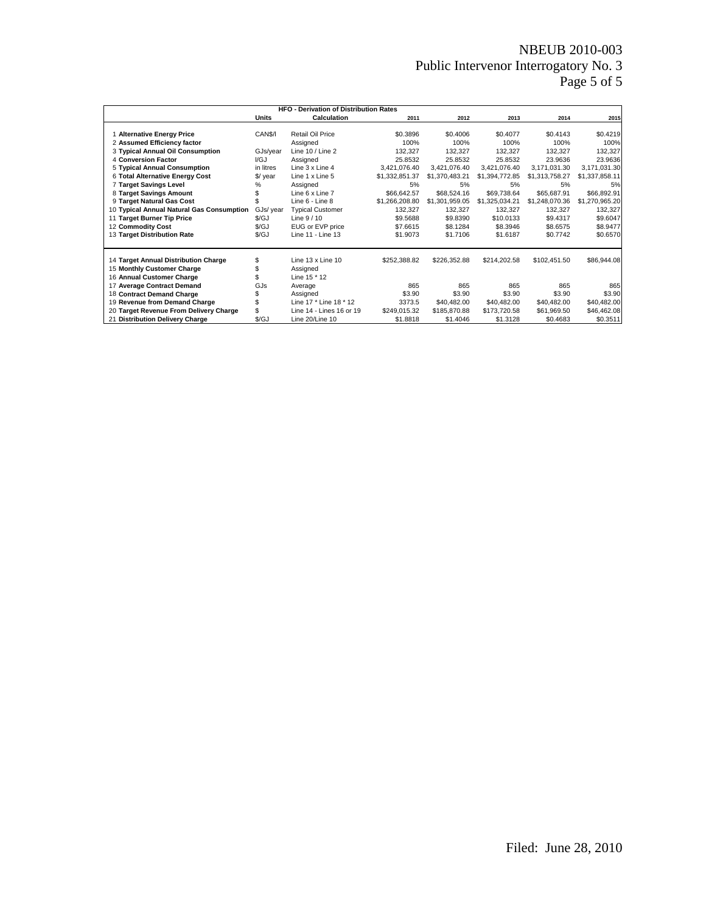| HFO - Derivation of Distribution Rates | | | | | | | |
|---|---|---|---|---|---|---|---|
| | **Units** | **Calculation** | **2011** | **2012** | **2013** | **2014** | **2015** |
| 1 **Alternative Energy Price** | CAN$/l | Retail Oil Price | $0.3896 | $0.4006 | $0.4077 | $0.4143 | $0.4219 |
| 2 **Assumed Efficiency factor** | | Assigned | 100% | 100% | 100% | 100% | 100% |
| 3 **Typical Annual Oil Consumption** | GJs/year | Line 10 / Line 2 | 132,327 | 132,327 | 132,327 | 132,327 | 132,327 |
| 4 **Conversion Factor** | l/GJ | Assigned | 25.8532 | 25.8532 | 25.8532 | 23.9636 | 23.9636 |
| 5 **Typical Annual Consumption** | in litres | Line 3 x Line 4 | 3,421,076.40 | 3,421,076.40 | 3,421,076.40 | 3,171,031.30 | 3,171,031.30 |
| 6 **Total Alternative Energy Cost** | $/ year | Line 1 x Line 5 | $1,332,851.37 | $1,370,483.21 | $1,394,772.85 | $1,313,758.27 | $1,337,858.11 |
| 7 **Target Savings Level** | % | Assigned | 5% | 5% | 5% | 5% | 5% |
| 8 **Target Savings Amount** | $ | Line 6 x Line 7 | $66,642.57 | $68,524.16 | $69,738.64 | $65,687.91 | $66,892.91 |
| 9 **Target Natural Gas Cost** | $ | Line 6 - Line 8 | $1,266,208.80 | $1,301,959.05 | $1,325,034.21 | $1,248,070.36 | $1,270,965.20 |
| 10 **Typical Annual Natural Gas Consumption** | GJs/ year | Typical Customer | 132,327 | 132,327 | 132,327 | 132,327 | 132,327 |
| 11 **Target Burner Tip Price** | $/GJ | Line 9 / 10 | $9.5688 | $9.8390 | $10.0133 | $9.4317 | $9.6047 |
| 12 **Commodity Cost** | $/GJ | EUG or EVP price | $7.6615 | $8.1284 | $8.3946 | $8.6575 | $8.9477 |
| 13 **Target Distribution Rate** | $/GJ | Line 11 - Line 13 | $1.9073 | $1.7106 | $1.6187 | $0.7742 | $0.6570 |
| | | | | | | | |
| 14 **Target Annual Distribution Charge** | $ | Line 13 x Line 10 | $252,388.82 | $226,352.88 | $214,202.58 | $102,451.50 | $86,944.08 |
| 15 **Monthly Customer Charge** | $ | Assigned | | | | | |
| 16 **Annual Customer Charge** | $ | Line 15 * 12 | | | | | |
| 17 **Average Contract Demand** | GJs | Average | 865 | 865 | 865 | 865 | 865 |
| 18 **Contract Demand Charge** | $ | Assigned | $3.90 | $3.90 | $3.90 | $3.90 | $3.90 |
| 19 **Revenue from Demand Charge** | $ | Line 17 * Line 18 * 12 | 3373.5 | $40,482.00 | $40,482.00 | $40,482.00 | $40,482.00 |
| 20 **Target Revenue From Delivery Charge** | $ | Line 14 - Lines 16 or 19 | $249,015.32 | $185,870.88 | $173,720.58 | $61,969.50 | $46,462.08 |
| 21 **Distribution Delivery Charge** | $/GJ | Line 20/Line 10 | $1.8818 | $1.4046 | $1.3128 | $0.4683 | $0.3511 |

Filed: June 28, 2010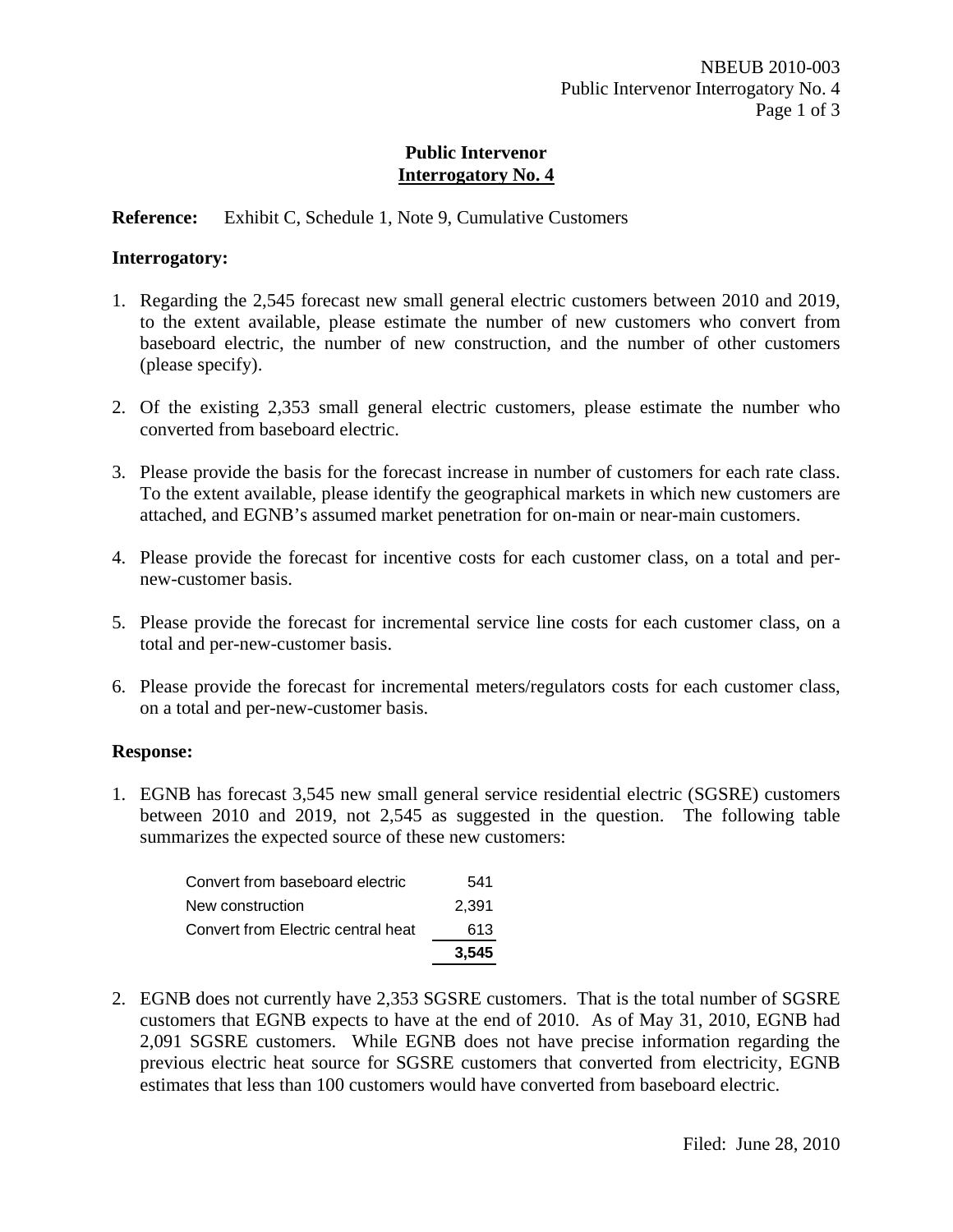## Public Intervenor
## Interrogatory No. 4

**Reference:** Exhibit C, Schedule 1, Note 9, Cumulative Customers

**Interrogatory:**

1. Regarding the 2,545 forecast new small general electric customers between 2010 and 2019, to the extent available, please estimate the number of new customers who convert from baseboard electric, the number of new construction, and the number of other customers (please specify).

2. Of the existing 2,353 small general electric customers, please estimate the number who converted from baseboard electric.

3. Please provide the basis for the forecast increase in number of customers for each rate class. To the extent available, please identify the geographical markets in which new customers are attached, and EGNB's assumed market penetration for on-main or near-main customers.

4. Please provide the forecast for incentive costs for each customer class, on a total and per-new-customer basis.

5. Please provide the forecast for incremental service line costs for each customer class, on a total and per-new-customer basis.

6. Please provide the forecast for incremental meters/regulators costs for each customer class, on a total and per-new-customer basis.

**Response:**

1. EGNB has forecast 3,545 new small general service residential electric (SGSRE) customers between 2010 and 2019, not 2,545 as suggested in the question. The following table summarizes the expected source of these new customers:

| | |
|---|---:|
| Convert from baseboard electric | 541 |
| New construction | 2,391 |
| Convert from Electric central heat | 613 |
| | **3,545** |

2. EGNB does not currently have 2,353 SGSRE customers. That is the total number of SGSRE customers that EGNB expects to have at the end of 2010. As of May 31, 2010, EGNB had 2,091 SGSRE customers. While EGNB does not have precise information regarding the previous electric heat source for SGSRE customers that converted from electricity, EGNB estimates that less than 100 customers would have converted from baseboard electric.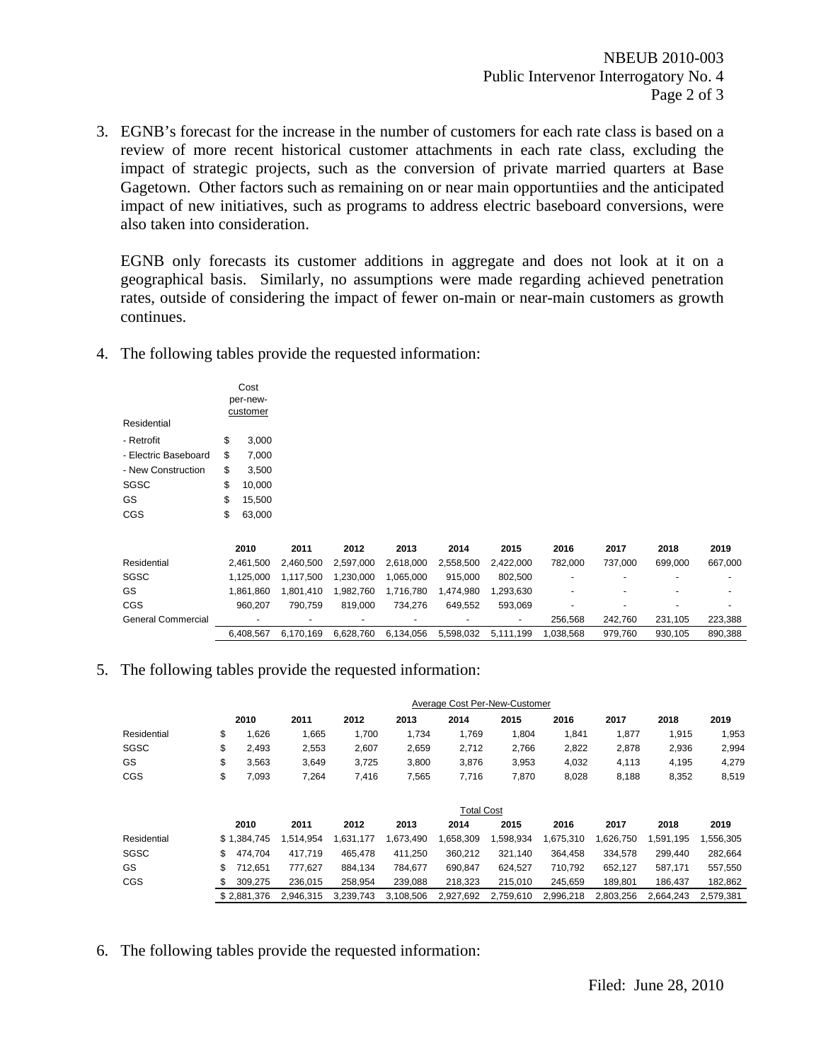3. EGNB's forecast for the increase in the number of customers for each rate class is based on a review of more recent historical customer attachments in each rate class, excluding the impact of strategic projects, such as the conversion of private married quarters at Base Gagetown. Other factors such as remaining on or near main opportuntiies and the anticipated impact of new initiatives, such as programs to address electric baseboard conversions, were also taken into consideration.

   EGNB only forecasts its customer additions in aggregate and does not look at it on a geographical basis. Similarly, no assumptions were made regarding achieved penetration rates, outside of considering the impact of fewer on-main or near-main customers as growth continues.

4. The following tables provide the requested information:

| | Cost per-new-customer |
|---|---|
| Residential | |
| - Retrofit | $ 3,000 |
| - Electric Baseboard | $ 7,000 |
| - New Construction | $ 3,500 |
| SGSC | $ 10,000 |
| GS | $ 15,500 |
| CGS | $ 63,000 |

| | 2010 | 2011 | 2012 | 2013 | 2014 | 2015 | 2016 | 2017 | 2018 | 2019 |
|---|---|---|---|---|---|---|---|---|---|---|
| Residential | 2,461,500 | 2,460,500 | 2,597,000 | 2,618,000 | 2,558,500 | 2,422,000 | 782,000 | 737,000 | 699,000 | 667,000 |
| SGSC | 1,125,000 | 1,117,500 | 1,230,000 | 1,065,000 | 915,000 | 802,500 | - | - | - | - |
| GS | 1,861,860 | 1,801,410 | 1,982,760 | 1,716,780 | 1,474,980 | 1,293,630 | - | - | - | - |
| CGS | 960,207 | 790,759 | 819,000 | 734,276 | 649,552 | 593,069 | - | - | - | - |
| General Commercial | - | - | - | - | - | - | 256,568 | 242,760 | 231,105 | 223,388 |
| | 6,408,567 | 6,170,169 | 6,628,760 | 6,134,056 | 5,598,032 | 5,111,199 | 1,038,568 | 979,760 | 930,105 | 890,388 |

5. The following tables provide the requested information:

| | Average Cost Per-New-Customer | | | | | | | | | |
|---|---|---|---|---|---|---|---|---|---|---|
| | 2010 | 2011 | 2012 | 2013 | 2014 | 2015 | 2016 | 2017 | 2018 | 2019 |
| Residential | $ 1,626 | 1,665 | 1,700 | 1,734 | 1,769 | 1,804 | 1,841 | 1,877 | 1,915 | 1,953 |
| SGSC | $ 2,493 | 2,553 | 2,607 | 2,659 | 2,712 | 2,766 | 2,822 | 2,878 | 2,936 | 2,994 |
| GS | $ 3,563 | 3,649 | 3,725 | 3,800 | 3,876 | 3,953 | 4,032 | 4,113 | 4,195 | 4,279 |
| CGS | $ 7,093 | 7,264 | 7,416 | 7,565 | 7,716 | 7,870 | 8,028 | 8,188 | 8,352 | 8,519 |

| | Total Cost | | | | | | | | | |
|---|---|---|---|---|---|---|---|---|---|---|
| | 2010 | 2011 | 2012 | 2013 | 2014 | 2015 | 2016 | 2017 | 2018 | 2019 |
| Residential | $ 1,384,745 | 1,514,954 | 1,631,177 | 1,673,490 | 1,658,309 | 1,598,934 | 1,675,310 | 1,626,750 | 1,591,195 | 1,556,305 |
| SGSC | $ 474,704 | 417,719 | 465,478 | 411,250 | 360,212 | 321,140 | 364,458 | 334,578 | 299,440 | 282,664 |
| GS | $ 712,651 | 777,627 | 884,134 | 784,677 | 690,847 | 624,527 | 710,792 | 652,127 | 587,171 | 557,550 |
| CGS | $ 309,275 | 236,015 | 258,954 | 239,088 | 218,323 | 215,010 | 245,659 | 189,801 | 186,437 | 182,862 |
| | $ 2,881,376 | 2,946,315 | 3,239,743 | 3,108,506 | 2,927,692 | 2,759,610 | 2,996,218 | 2,803,256 | 2,664,243 | 2,579,381 |

6. The following tables provide the requested information: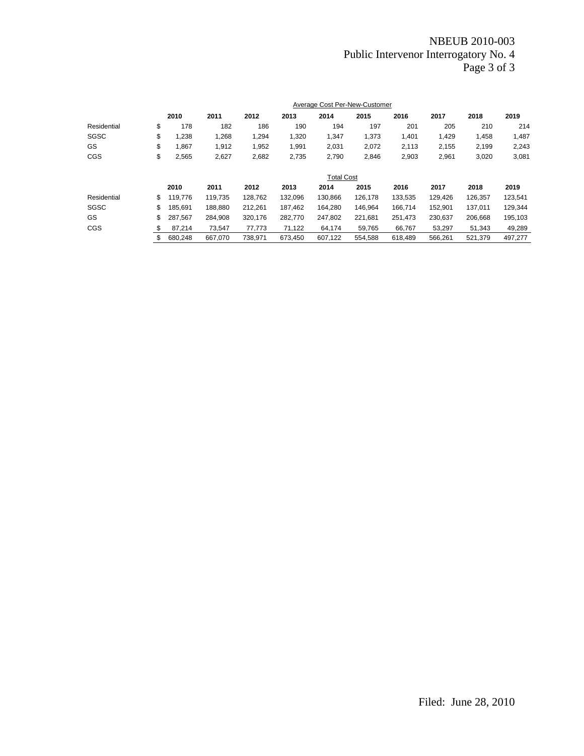**Average Cost Per-New-Customer**

| | 2010 | 2011 | 2012 | 2013 | 2014 | 2015 | 2016 | 2017 | 2018 | 2019 |
|---|---|---|---|---|---|---|---|---|---|---|
| Residential | $ 178 | 182 | 186 | 190 | 194 | 197 | 201 | 205 | 210 | 214 |
| SGSC | $ 1,238 | 1,268 | 1,294 | 1,320 | 1,347 | 1,373 | 1,401 | 1,429 | 1,458 | 1,487 |
| GS | $ 1,867 | 1,912 | 1,952 | 1,991 | 2,031 | 2,072 | 2,113 | 2,155 | 2,199 | 2,243 |
| CGS | $ 2,565 | 2,627 | 2,682 | 2,735 | 2,790 | 2,846 | 2,903 | 2,961 | 3,020 | 3,081 |

**Total Cost**

| | 2010 | 2011 | 2012 | 2013 | 2014 | 2015 | 2016 | 2017 | 2018 | 2019 |
|---|---|---|---|---|---|---|---|---|---|---|
| Residential | $ 119,776 | 119,735 | 128,762 | 132,096 | 130,866 | 126,178 | 133,535 | 129,426 | 126,357 | 123,541 |
| SGSC | $ 185,691 | 188,880 | 212,261 | 187,462 | 164,280 | 146,964 | 166,714 | 152,901 | 137,011 | 129,344 |
| GS | $ 287,567 | 284,908 | 320,176 | 282,770 | 247,802 | 221,681 | 251,473 | 230,637 | 206,668 | 195,103 |
| CGS | $ 87,214 | 73,547 | 77,773 | 71,122 | 64,174 | 59,765 | 66,767 | 53,297 | 51,343 | 49,289 |
| | $ 680,248 | 667,070 | 738,971 | 673,450 | 607,122 | 554,588 | 618,489 | 566,261 | 521,379 | 497,277 |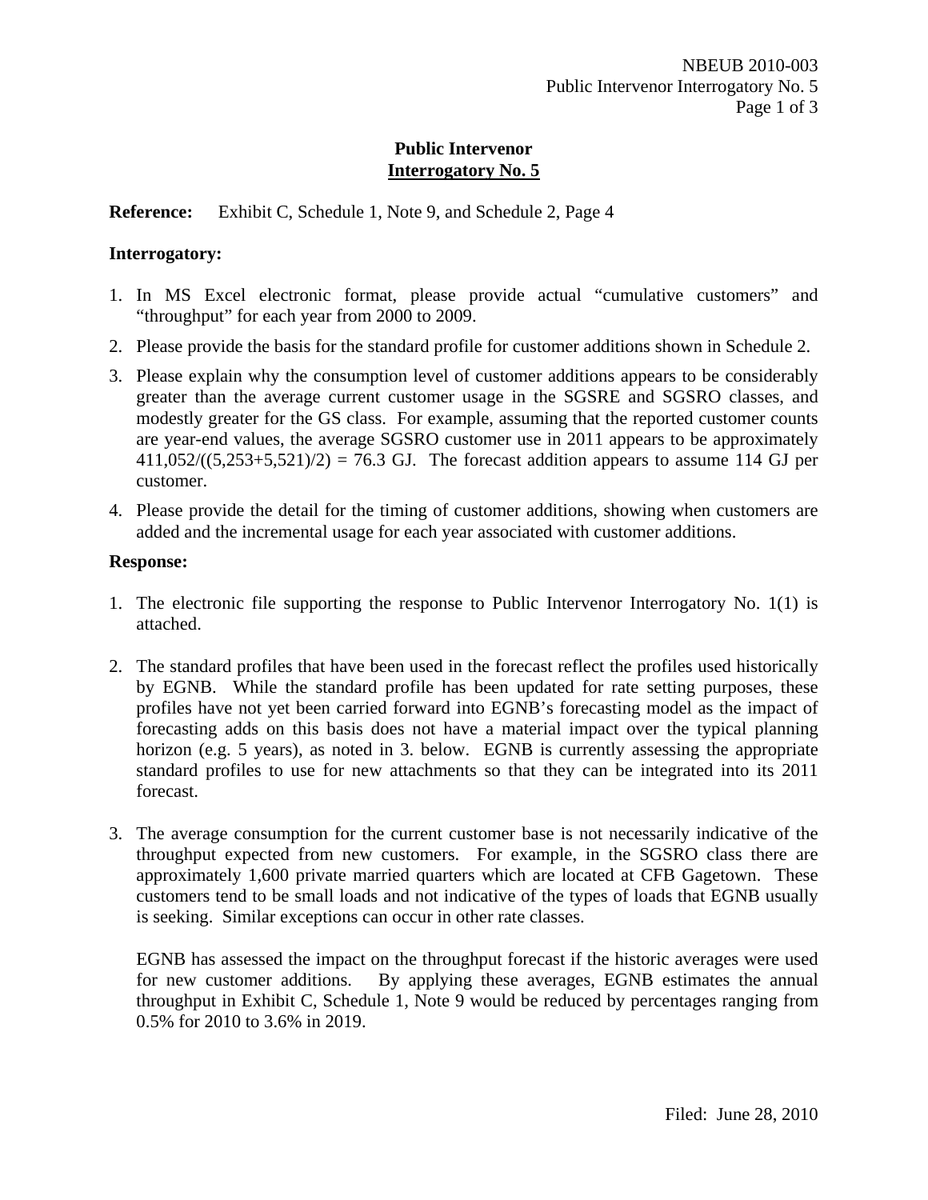## Public Intervenor
## Interrogatory No. 5

**Reference:** Exhibit C, Schedule 1, Note 9, and Schedule 2, Page 4

**Interrogatory:**

1. In MS Excel electronic format, please provide actual "cumulative customers" and "throughput" for each year from 2000 to 2009.
2. Please provide the basis for the standard profile for customer additions shown in Schedule 2.
3. Please explain why the consumption level of customer additions appears to be considerably greater than the average current customer usage in the SGSRE and SGSRO classes, and modestly greater for the GS class. For example, assuming that the reported customer counts are year-end values, the average SGSRO customer use in 2011 appears to be approximately 411,052/((5,253+5,521)/2) = 76.3 GJ. The forecast addition appears to assume 114 GJ per customer.
4. Please provide the detail for the timing of customer additions, showing when customers are added and the incremental usage for each year associated with customer additions.

**Response:**

1. The electronic file supporting the response to Public Intervenor Interrogatory No. 1(1) is attached.

2. The standard profiles that have been used in the forecast reflect the profiles used historically by EGNB. While the standard profile has been updated for rate setting purposes, these profiles have not yet been carried forward into EGNB's forecasting model as the impact of forecasting adds on this basis does not have a material impact over the typical planning horizon (e.g. 5 years), as noted in 3. below. EGNB is currently assessing the appropriate standard profiles to use for new attachments so that they can be integrated into its 2011 forecast.

3. The average consumption for the current customer base is not necessarily indicative of the throughput expected from new customers. For example, in the SGSRO class there are approximately 1,600 private married quarters which are located at CFB Gagetown. These customers tend to be small loads and not indicative of the types of loads that EGNB usually is seeking. Similar exceptions can occur in other rate classes.

   EGNB has assessed the impact on the throughput forecast if the historic averages were used for new customer additions. By applying these averages, EGNB estimates the annual throughput in Exhibit C, Schedule 1, Note 9 would be reduced by percentages ranging from 0.5% for 2010 to 3.6% in 2019.

Filed: June 28, 2010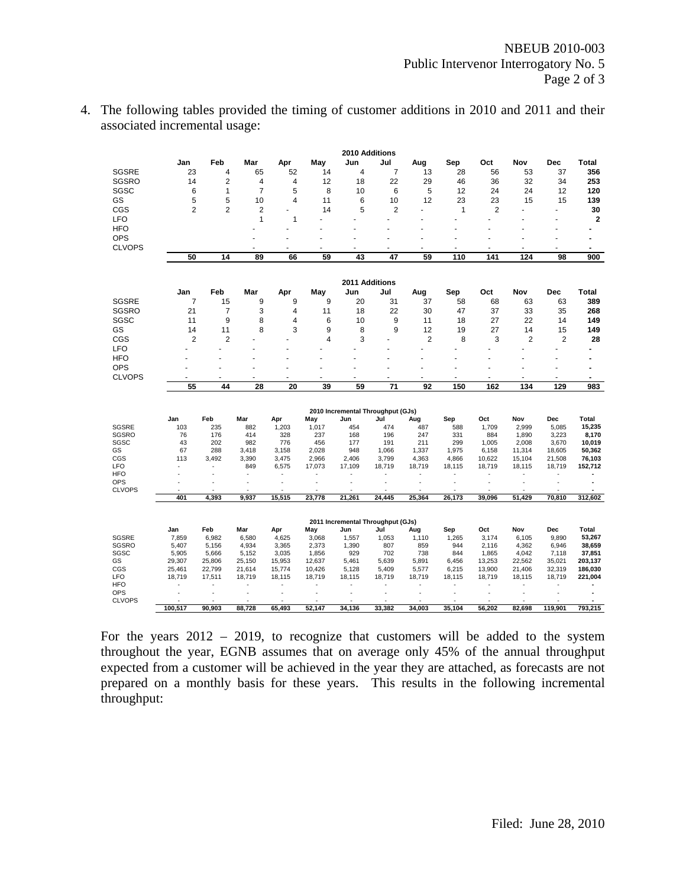4. The following tables provided the timing of customer additions in 2010 and 2011 and their associated incremental usage:

| 2010 Additions | | | | | | | | | | | | | |
|---|---|---|---|---|---|---|---|---|---|---|---|---|---|
| | Jan | Feb | Mar | Apr | May | Jun | Jul | Aug | Sep | Oct | Nov | Dec | Total |
| SGSRE | 23 | 4 | 65 | 52 | 14 | 4 | 7 | 13 | 28 | 56 | 53 | 37 | **356** |
| SGSRO | 14 | 2 | 4 | 4 | 12 | 18 | 22 | 29 | 46 | 36 | 32 | 34 | **253** |
| SGSC | 6 | 1 | 7 | 5 | 8 | 10 | 6 | 5 | 12 | 24 | 24 | 12 | **120** |
| GS | 5 | 5 | 10 | 4 | 11 | 6 | 10 | 12 | 23 | 23 | 15 | 15 | **139** |
| CGS | 2 | 2 | 2 | - | 14 | 5 | 2 | - | 1 | 2 | - | - | **30** |
| LFO | | | 1 | 1 | - | - | - | - | - | - | - | - | **2** |
| HFO | | | - | - | - | - | - | - | - | - | - | - | **-** |
| OPS | | | - | - | - | - | - | - | - | - | - | - | **-** |
| CLVOPS | | | - | - | - | - | - | - | - | - | - | - | **-** |
| | **50** | **14** | **89** | **66** | **59** | **43** | **47** | **59** | **110** | **141** | **124** | **98** | **900** |

| 2011 Additions | | | | | | | | | | | | | |
|---|---|---|---|---|---|---|---|---|---|---|---|---|---|
| | Jan | Feb | Mar | Apr | May | Jun | Jul | Aug | Sep | Oct | Nov | Dec | Total |
| SGSRE | 7 | 15 | 9 | 9 | 9 | 20 | 31 | 37 | 58 | 68 | 63 | 63 | **389** |
| SGSRO | 21 | 7 | 3 | 4 | 11 | 18 | 22 | 30 | 47 | 37 | 33 | 35 | **268** |
| SGSC | 11 | 9 | 8 | 4 | 6 | 10 | 9 | 11 | 18 | 27 | 22 | 14 | **149** |
| GS | 14 | 11 | 8 | 3 | 9 | 8 | 9 | 12 | 19 | 27 | 14 | 15 | **149** |
| CGS | 2 | 2 | - | - | 4 | 3 | - | 2 | 8 | 3 | 2 | 2 | **28** |
| LFO | - | - | - | - | - | - | - | - | - | - | - | - | **-** |
| HFO | - | - | - | - | - | - | - | - | - | - | - | - | **-** |
| OPS | - | - | - | - | - | - | - | - | - | - | - | - | **-** |
| CLVOPS | - | - | - | - | - | - | - | - | - | - | - | - | **-** |
| | **55** | **44** | **28** | **20** | **39** | **59** | **71** | **92** | **150** | **162** | **134** | **129** | **983** |

| 2010 Incremental Throughput (GJs) | | | | | | | | | | | | | |
|---|---|---|---|---|---|---|---|---|---|---|---|---|---|
| | Jan | Feb | Mar | Apr | May | Jun | Jul | Aug | Sep | Oct | Nov | Dec | Total |
| SGSRE | 103 | 235 | 882 | 1,203 | 1,017 | 454 | 474 | 487 | 588 | 1,709 | 2,999 | 5,085 | **15,235** |
| SGSRO | 76 | 176 | 414 | 328 | 237 | 168 | 196 | 247 | 331 | 884 | 1,890 | 3,223 | **8,170** |
| SGSC | 43 | 202 | 982 | 776 | 456 | 177 | 191 | 211 | 299 | 1,005 | 2,008 | 3,670 | **10,019** |
| GS | 67 | 288 | 3,418 | 3,158 | 2,028 | 948 | 1,066 | 1,337 | 1,975 | 6,158 | 11,314 | 18,605 | **50,362** |
| CGS | 113 | 3,492 | 3,390 | 3,475 | 2,966 | 2,406 | 3,799 | 4,363 | 4,866 | 10,622 | 15,104 | 21,508 | **76,103** |
| LFO | - | - | 849 | 6,575 | 17,073 | 17,109 | 18,719 | 18,719 | 18,115 | 18,719 | 18,115 | 18,719 | **152,712** |
| HFO | - | - | - | - | - | - | - | - | - | - | - | - | **-** |
| OPS | - | - | - | - | - | - | - | - | - | - | - | - | **-** |
| CLVOPS | - | - | - | - | - | - | - | - | - | - | - | - | **-** |
| | **401** | **4,393** | **9,937** | **15,515** | **23,778** | **21,261** | **24,445** | **25,364** | **26,173** | **39,096** | **51,429** | **70,810** | **312,602** |

| 2011 Incremental Throughput (GJs) | | | | | | | | | | | | | |
|---|---|---|---|---|---|---|---|---|---|---|---|---|---|
| | Jan | Feb | Mar | Apr | May | Jun | Jul | Aug | Sep | Oct | Nov | Dec | Total |
| SGSRE | 7,859 | 6,982 | 6,580 | 4,625 | 3,068 | 1,557 | 1,053 | 1,110 | 1,265 | 3,174 | 6,105 | 9,890 | **53,267** |
| SGSRO | 5,407 | 5,156 | 4,934 | 3,365 | 2,373 | 1,390 | 807 | 859 | 944 | 2,116 | 4,362 | 6,946 | **38,659** |
| SGSC | 5,905 | 5,666 | 5,152 | 3,035 | 1,856 | 929 | 702 | 738 | 844 | 1,865 | 4,042 | 7,118 | **37,851** |
| GS | 29,307 | 25,806 | 25,150 | 15,953 | 12,637 | 5,461 | 5,639 | 5,891 | 6,456 | 13,253 | 22,562 | 35,021 | **203,137** |
| CGS | 25,461 | 22,799 | 21,614 | 15,774 | 10,426 | 5,128 | 5,409 | 5,577 | 6,215 | 13,900 | 21,406 | 32,319 | **186,030** |
| LFO | 18,719 | 17,511 | 18,719 | 18,115 | 18,719 | 18,115 | 18,719 | 18,719 | 18,115 | 18,719 | 18,115 | 18,719 | **221,004** |
| HFO | - | - | - | - | - | - | - | - | - | - | - | - | **-** |
| OPS | - | - | - | - | - | - | - | - | - | - | - | - | **-** |
| CLVOPS | - | - | - | - | - | - | - | - | - | - | - | - | **-** |
| | **100,517** | **90,903** | **88,728** | **65,493** | **52,147** | **34,136** | **33,382** | **34,003** | **35,104** | **56,202** | **82,698** | **119,901** | **793,215** |

For the years 2012 – 2019, to recognize that customers will be added to the system throughout the year, EGNB assumes that on average only 45% of the annual throughput expected from a customer will be achieved in the year they are attached, as forecasts are not prepared on a monthly basis for these years. This results in the following incremental throughput: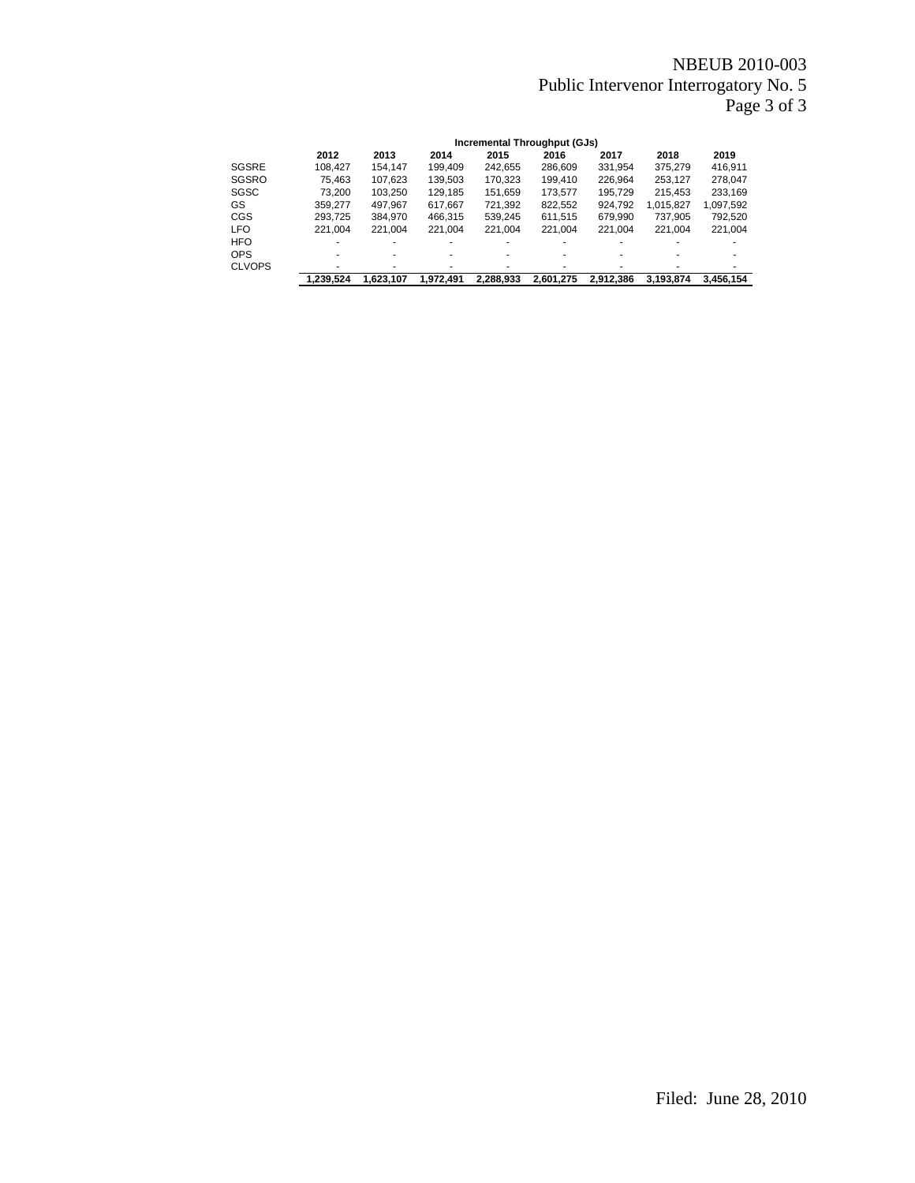| | Incremental Throughput (GJs) | | | | | | | |
|---|---|---|---|---|---|---|---|---|
| | **2012** | **2013** | **2014** | **2015** | **2016** | **2017** | **2018** | **2019** |
| SGSRE | 108,427 | 154,147 | 199,409 | 242,655 | 286,609 | 331,954 | 375,279 | 416,911 |
| SGSRO | 75,463 | 107,623 | 139,503 | 170,323 | 199,410 | 226,964 | 253,127 | 278,047 |
| SGSC | 73,200 | 103,250 | 129,185 | 151,659 | 173,577 | 195,729 | 215,453 | 233,169 |
| GS | 359,277 | 497,967 | 617,667 | 721,392 | 822,552 | 924,792 | 1,015,827 | 1,097,592 |
| CGS | 293,725 | 384,970 | 466,315 | 539,245 | 611,515 | 679,990 | 737,905 | 792,520 |
| LFO | 221,004 | 221,004 | 221,004 | 221,004 | 221,004 | 221,004 | 221,004 | 221,004 |
| HFO | - | - | - | - | - | - | - | - |
| OPS | - | - | - | - | - | - | - | - |
| CLVOPS | - | - | - | - | - | - | - | - |
| | **1,239,524** | **1,623,107** | **1,972,491** | **2,288,933** | **2,601,275** | **2,912,386** | **3,193,874** | **3,456,154** |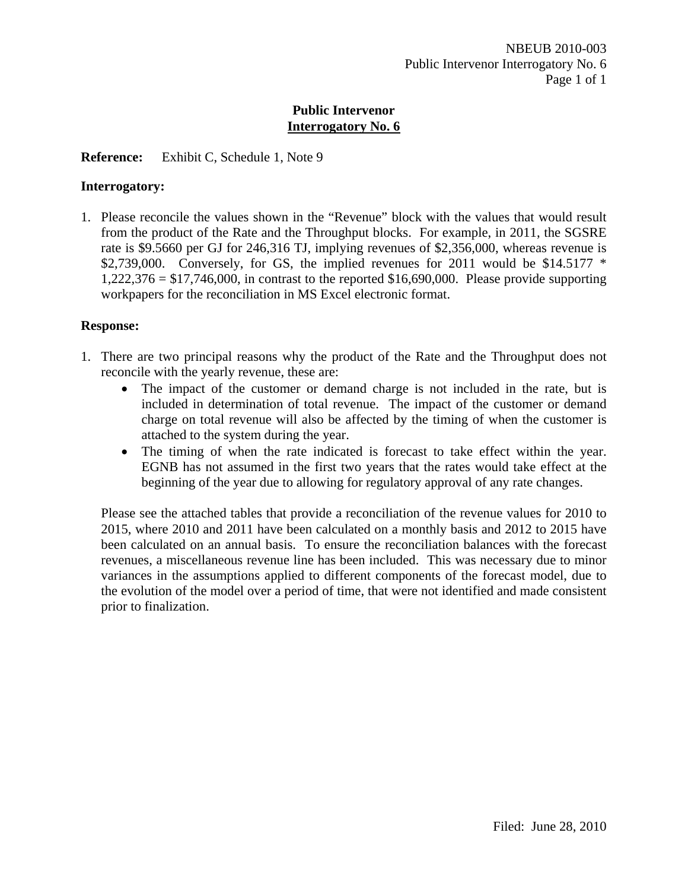**Public Intervenor**
**Interrogatory No. 6**

**Reference:** Exhibit C, Schedule 1, Note 9

**Interrogatory:**

1. Please reconcile the values shown in the "Revenue" block with the values that would result from the product of the Rate and the Throughput blocks. For example, in 2011, the SGSRE rate is $9.5660 per GJ for 246,316 TJ, implying revenues of $2,356,000, whereas revenue is $2,739,000. Conversely, for GS, the implied revenues for 2011 would be $14.5177 * 1,222,376 = $17,746,000, in contrast to the reported $16,690,000. Please provide supporting workpapers for the reconciliation in MS Excel electronic format.

**Response:**

1. There are two principal reasons why the product of the Rate and the Throughput does not reconcile with the yearly revenue, these are:
   - The impact of the customer or demand charge is not included in the rate, but is included in determination of total revenue. The impact of the customer or demand charge on total revenue will also be affected by the timing of when the customer is attached to the system during the year.
   - The timing of when the rate indicated is forecast to take effect within the year. EGNB has not assumed in the first two years that the rates would take effect at the beginning of the year due to allowing for regulatory approval of any rate changes.

   Please see the attached tables that provide a reconciliation of the revenue values for 2010 to 2015, where 2010 and 2011 have been calculated on a monthly basis and 2012 to 2015 have been calculated on an annual basis. To ensure the reconciliation balances with the forecast revenues, a miscellaneous revenue line has been included. This was necessary due to minor variances in the assumptions applied to different components of the forecast model, due to the evolution of the model over a period of time, that were not identified and made consistent prior to finalization.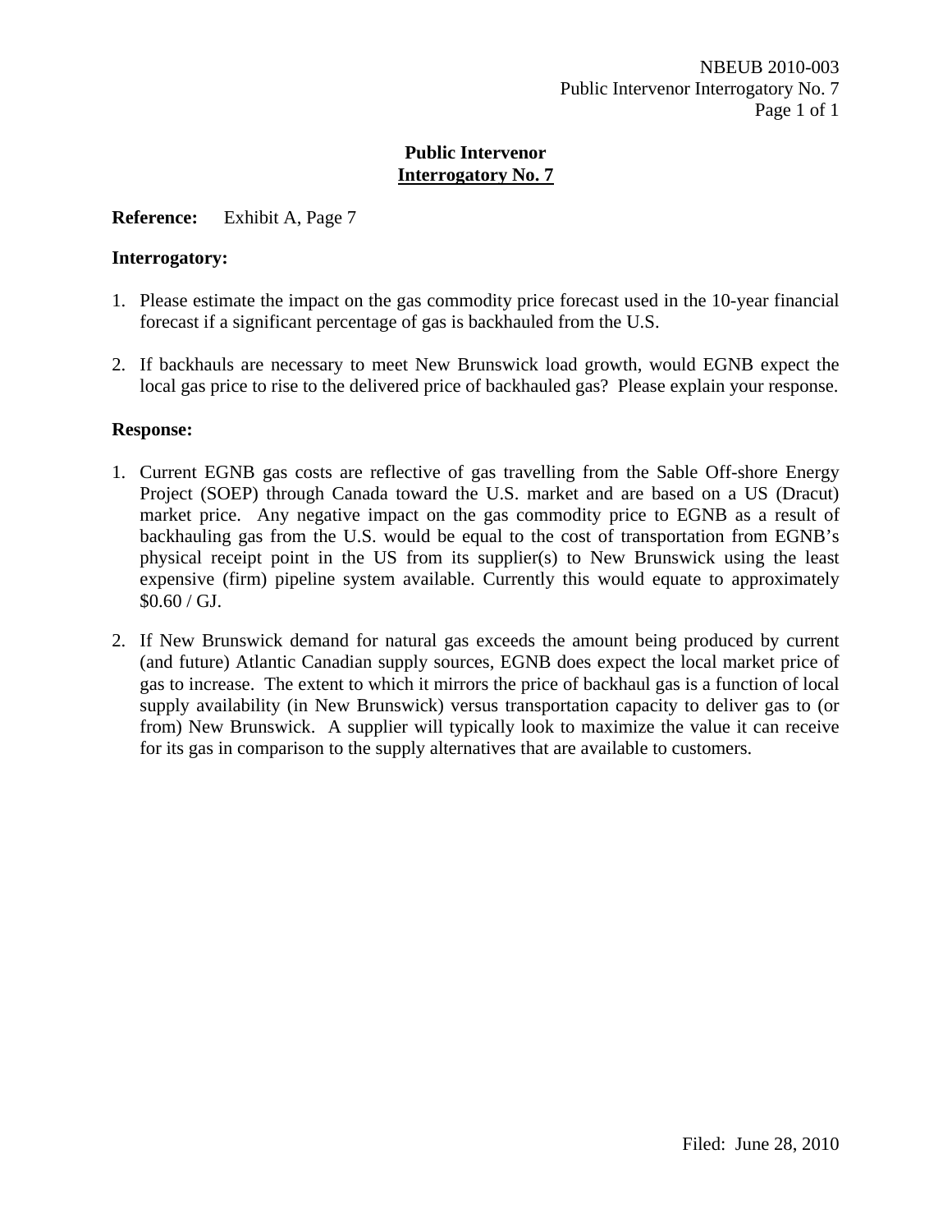# Public Intervenor
## Interrogatory No. 7

**Reference:** Exhibit A, Page 7

**Interrogatory:**

1. Please estimate the impact on the gas commodity price forecast used in the 10-year financial forecast if a significant percentage of gas is backhauled from the U.S.

2. If backhauls are necessary to meet New Brunswick load growth, would EGNB expect the local gas price to rise to the delivered price of backhauled gas? Please explain your response.

**Response:**

1. Current EGNB gas costs are reflective of gas travelling from the Sable Off-shore Energy Project (SOEP) through Canada toward the U.S. market and are based on a US (Dracut) market price. Any negative impact on the gas commodity price to EGNB as a result of backhauling gas from the U.S. would be equal to the cost of transportation from EGNB's physical receipt point in the US from its supplier(s) to New Brunswick using the least expensive (firm) pipeline system available. Currently this would equate to approximately $0.60 / GJ.

2. If New Brunswick demand for natural gas exceeds the amount being produced by current (and future) Atlantic Canadian supply sources, EGNB does expect the local market price of gas to increase. The extent to which it mirrors the price of backhaul gas is a function of local supply availability (in New Brunswick) versus transportation capacity to deliver gas to (or from) New Brunswick. A supplier will typically look to maximize the value it can receive for its gas in comparison to the supply alternatives that are available to customers.

Filed: June 28, 2010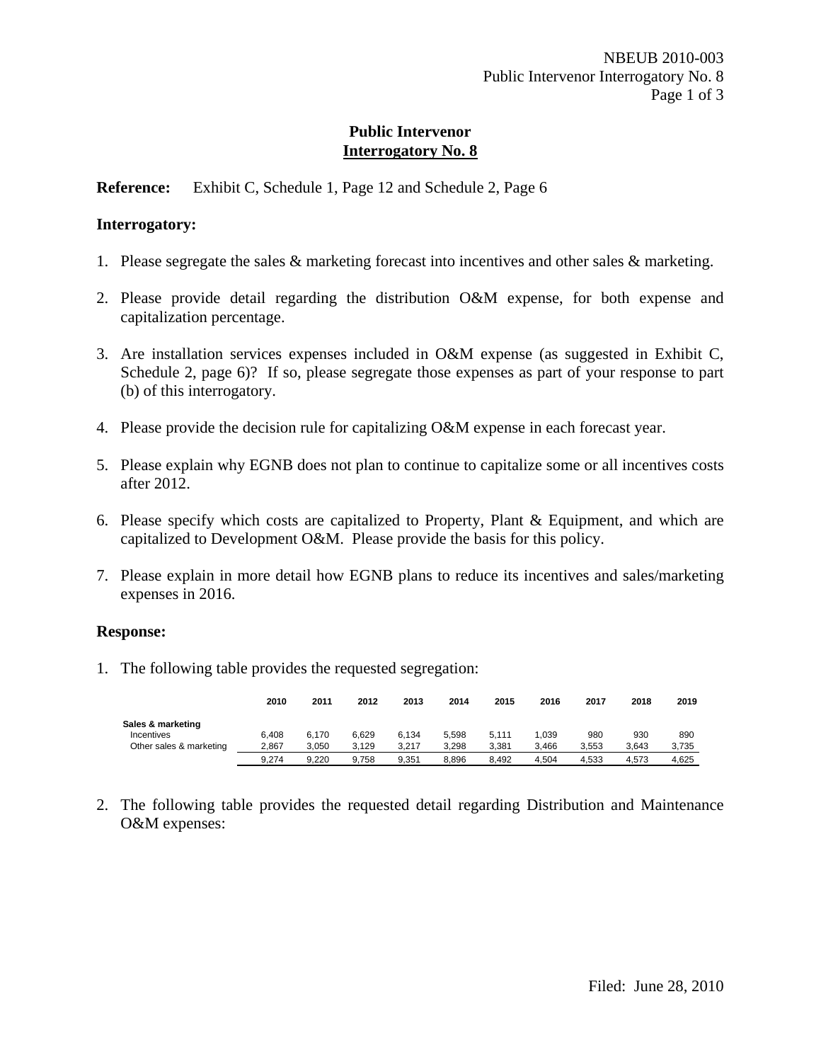# Public Intervenor
## Interrogatory No. 8

**Reference:** Exhibit C, Schedule 1, Page 12 and Schedule 2, Page 6

**Interrogatory:**

1. Please segregate the sales & marketing forecast into incentives and other sales & marketing.

2. Please provide detail regarding the distribution O&M expense, for both expense and capitalization percentage.

3. Are installation services expenses included in O&M expense (as suggested in Exhibit C, Schedule 2, page 6)? If so, please segregate those expenses as part of your response to part (b) of this interrogatory.

4. Please provide the decision rule for capitalizing O&M expense in each forecast year.

5. Please explain why EGNB does not plan to continue to capitalize some or all incentives costs after 2012.

6. Please specify which costs are capitalized to Property, Plant & Equipment, and which are capitalized to Development O&M. Please provide the basis for this policy.

7. Please explain in more detail how EGNB plans to reduce its incentives and sales/marketing expenses in 2016.

**Response:**

1. The following table provides the requested segregation:

| | 2010 | 2011 | 2012 | 2013 | 2014 | 2015 | 2016 | 2017 | 2018 | 2019 |
|---|---|---|---|---|---|---|---|---|---|---|
| **Sales & marketing** | | | | | | | | | | |
| Incentives | 6,408 | 6,170 | 6,629 | 6,134 | 5,598 | 5,111 | 1,039 | 980 | 930 | 890 |
| Other sales & marketing | 2,867 | 3,050 | 3,129 | 3,217 | 3,298 | 3,381 | 3,466 | 3,553 | 3,643 | 3,735 |
| | 9,274 | 9,220 | 9,758 | 9,351 | 8,896 | 8,492 | 4,504 | 4,533 | 4,573 | 4,625 |

2. The following table provides the requested detail regarding Distribution and Maintenance O&M expenses: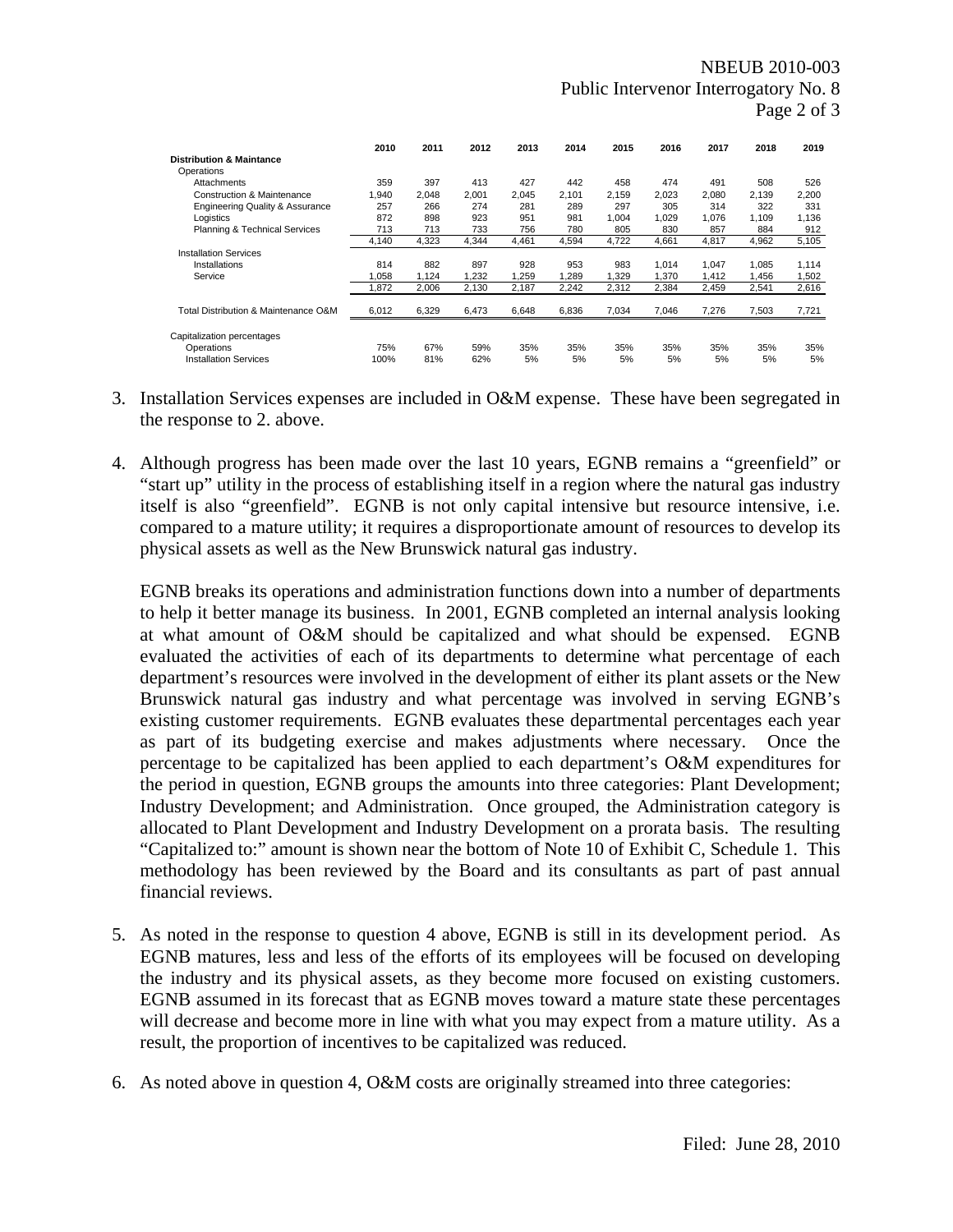| | 2010 | 2011 | 2012 | 2013 | 2014 | 2015 | 2016 | 2017 | 2018 | 2019 |
|---|---|---|---|---|---|---|---|---|---|---|
| **Distribution & Maintance** | | | | | | | | | | |
| Operations | | | | | | | | | | |
| Attachments | 359 | 397 | 413 | 427 | 442 | 458 | 474 | 491 | 508 | 526 |
| Construction & Maintenance | 1,940 | 2,048 | 2,001 | 2,045 | 2,101 | 2,159 | 2,023 | 2,080 | 2,139 | 2,200 |
| Engineering Quality & Assurance | 257 | 266 | 274 | 281 | 289 | 297 | 305 | 314 | 322 | 331 |
| Logistics | 872 | 898 | 923 | 951 | 981 | 1,004 | 1,029 | 1,076 | 1,109 | 1,136 |
| Planning & Technical Services | 713 | 713 | 733 | 756 | 780 | 805 | 830 | 857 | 884 | 912 |
| | 4,140 | 4,323 | 4,344 | 4,461 | 4,594 | 4,722 | 4,661 | 4,817 | 4,962 | 5,105 |
| Installation Services | | | | | | | | | | |
| Installations | 814 | 882 | 897 | 928 | 953 | 983 | 1,014 | 1,047 | 1,085 | 1,114 |
| Service | 1,058 | 1,124 | 1,232 | 1,259 | 1,289 | 1,329 | 1,370 | 1,412 | 1,456 | 1,502 |
| | 1,872 | 2,006 | 2,130 | 2,187 | 2,242 | 2,312 | 2,384 | 2,459 | 2,541 | 2,616 |
| Total Distribution & Maintenance O&M | 6,012 | 6,329 | 6,473 | 6,648 | 6,836 | 7,034 | 7,046 | 7,276 | 7,503 | 7,721 |
| Capitalization percentages | | | | | | | | | | |
| Operations | 75% | 67% | 59% | 35% | 35% | 35% | 35% | 35% | 35% | 35% |
| Installation Services | 100% | 81% | 62% | 5% | 5% | 5% | 5% | 5% | 5% | 5% |

3. Installation Services expenses are included in O&M expense. These have been segregated in the response to 2. above.

4. Although progress has been made over the last 10 years, EGNB remains a "greenfield" or "start up" utility in the process of establishing itself in a region where the natural gas industry itself is also "greenfield". EGNB is not only capital intensive but resource intensive, i.e. compared to a mature utility; it requires a disproportionate amount of resources to develop its physical assets as well as the New Brunswick natural gas industry.

   EGNB breaks its operations and administration functions down into a number of departments to help it better manage its business. In 2001, EGNB completed an internal analysis looking at what amount of O&M should be capitalized and what should be expensed. EGNB evaluated the activities of each of its departments to determine what percentage of each department's resources were involved in the development of either its plant assets or the New Brunswick natural gas industry and what percentage was involved in serving EGNB's existing customer requirements. EGNB evaluates these departmental percentages each year as part of its budgeting exercise and makes adjustments where necessary. Once the percentage to be capitalized has been applied to each department's O&M expenditures for the period in question, EGNB groups the amounts into three categories: Plant Development; Industry Development; and Administration. Once grouped, the Administration category is allocated to Plant Development and Industry Development on a prorata basis. The resulting "Capitalized to:" amount is shown near the bottom of Note 10 of Exhibit C, Schedule 1. This methodology has been reviewed by the Board and its consultants as part of past annual financial reviews.

5. As noted in the response to question 4 above, EGNB is still in its development period. As EGNB matures, less and less of the efforts of its employees will be focused on developing the industry and its physical assets, as they become more focused on existing customers. EGNB assumed in its forecast that as EGNB moves toward a mature state these percentages will decrease and become more in line with what you may expect from a mature utility. As a result, the proportion of incentives to be capitalized was reduced.

6. As noted above in question 4, O&M costs are originally streamed into three categories: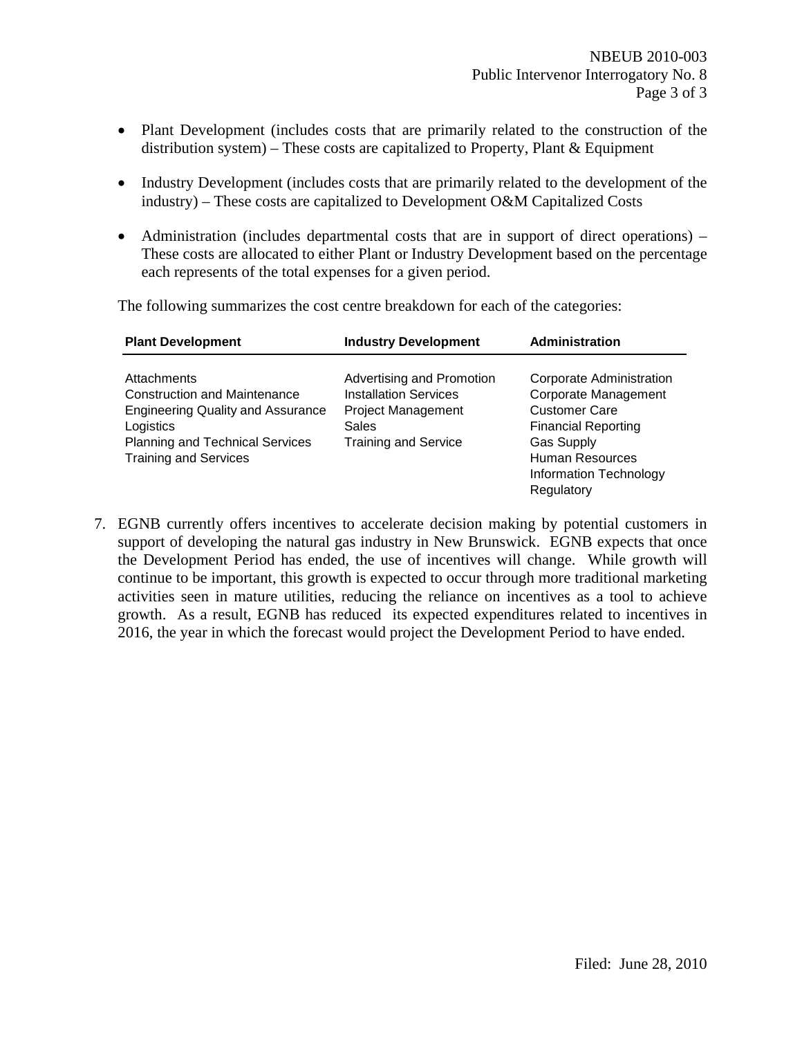- Plant Development (includes costs that are primarily related to the construction of the distribution system) – These costs are capitalized to Property, Plant & Equipment

- Industry Development (includes costs that are primarily related to the development of the industry) – These costs are capitalized to Development O&M Capitalized Costs

- Administration (includes departmental costs that are in support of direct operations) – These costs are allocated to either Plant or Industry Development based on the percentage each represents of the total expenses for a given period.

The following summarizes the cost centre breakdown for each of the categories:

| Plant Development | Industry Development | Administration |
|---|---|---|
| Attachments | Advertising and Promotion | Corporate Administration |
| Construction and Maintenance | Installation Services | Corporate Management |
| Engineering Quality and Assurance | Project Management | Customer Care |
| Logistics | Sales | Financial Reporting |
| Planning and Technical Services | Training and Service | Gas Supply |
| Training and Services | | Human Resources |
| | | Information Technology |
| | | Regulatory |

7. EGNB currently offers incentives to accelerate decision making by potential customers in support of developing the natural gas industry in New Brunswick. EGNB expects that once the Development Period has ended, the use of incentives will change. While growth will continue to be important, this growth is expected to occur through more traditional marketing activities seen in mature utilities, reducing the reliance on incentives as a tool to achieve growth. As a result, EGNB has reduced its expected expenditures related to incentives in 2016, the year in which the forecast would project the Development Period to have ended.

Filed: June 28, 2010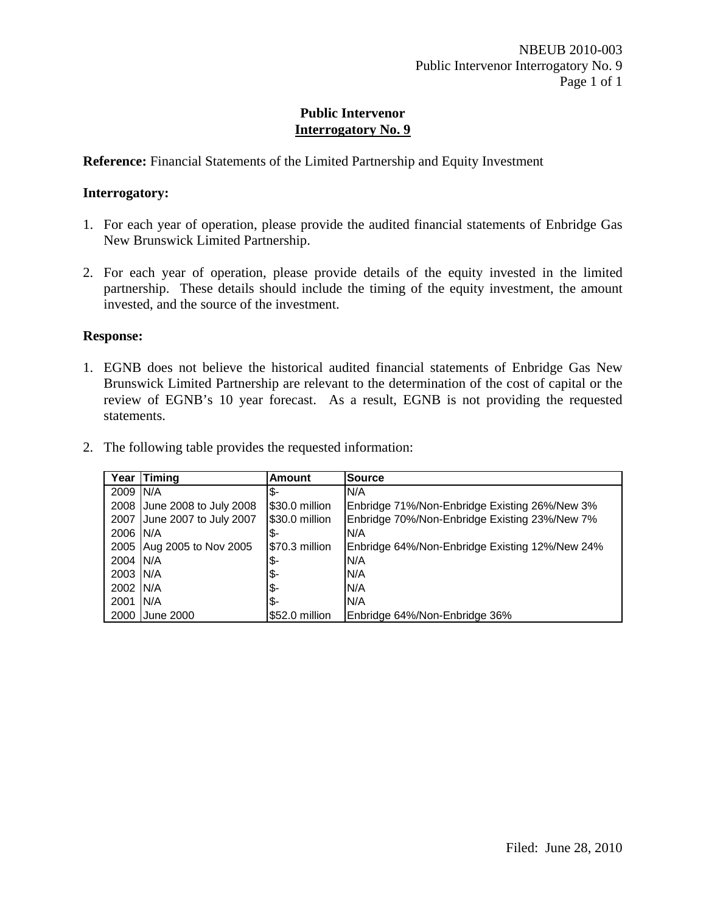**Public Intervenor**
**Interrogatory No. 9**

**Reference:** Financial Statements of the Limited Partnership and Equity Investment

**Interrogatory:**

1. For each year of operation, please provide the audited financial statements of Enbridge Gas New Brunswick Limited Partnership.

2. For each year of operation, please provide details of the equity invested in the limited partnership. These details should include the timing of the equity investment, the amount invested, and the source of the investment.

**Response:**

1. EGNB does not believe the historical audited financial statements of Enbridge Gas New Brunswick Limited Partnership are relevant to the determination of the cost of capital or the review of EGNB's 10 year forecast. As a result, EGNB is not providing the requested statements.

2. The following table provides the requested information:

| Year | Timing | Amount | Source |
|---|---|---|---|
| 2009 | N/A | $- | N/A |
| 2008 | June 2008 to July 2008 | $30.0 million | Enbridge 71%/Non-Enbridge Existing 26%/New 3% |
| 2007 | June 2007 to July 2007 | $30.0 million | Enbridge 70%/Non-Enbridge Existing 23%/New 7% |
| 2006 | N/A | $- | N/A |
| 2005 | Aug 2005 to Nov 2005 | $70.3 million | Enbridge 64%/Non-Enbridge Existing 12%/New 24% |
| 2004 | N/A | $- | N/A |
| 2003 | N/A | $- | N/A |
| 2002 | N/A | $- | N/A |
| 2001 | N/A | $- | N/A |
| 2000 | June 2000 | $52.0 million | Enbridge 64%/Non-Enbridge 36% |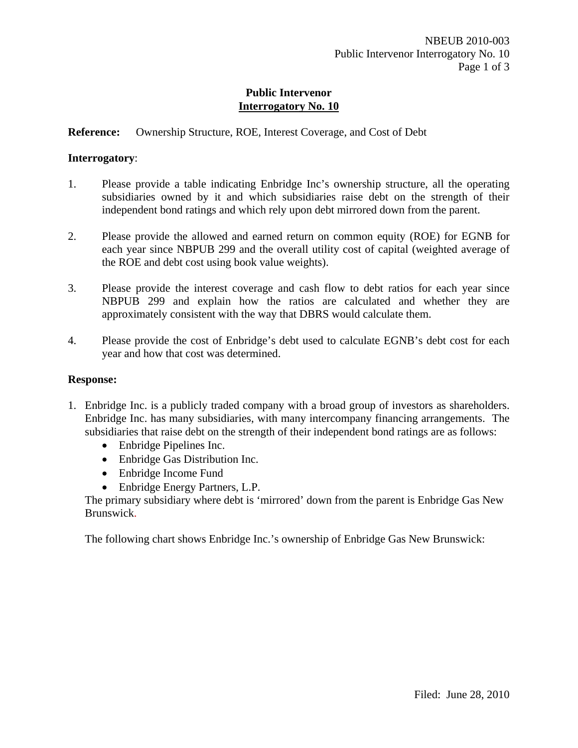## Public Intervenor
## Interrogatory No. 10

**Reference:** Ownership Structure, ROE, Interest Coverage, and Cost of Debt

**Interrogatory**:

1. Please provide a table indicating Enbridge Inc's ownership structure, all the operating subsidiaries owned by it and which subsidiaries raise debt on the strength of their independent bond ratings and which rely upon debt mirrored down from the parent.

2. Please provide the allowed and earned return on common equity (ROE) for EGNB for each year since NBPUB 299 and the overall utility cost of capital (weighted average of the ROE and debt cost using book value weights).

3. Please provide the interest coverage and cash flow to debt ratios for each year since NBPUB 299 and explain how the ratios are calculated and whether they are approximately consistent with the way that DBRS would calculate them.

4. Please provide the cost of Enbridge's debt used to calculate EGNB's debt cost for each year and how that cost was determined.

**Response:**

1. Enbridge Inc. is a publicly traded company with a broad group of investors as shareholders. Enbridge Inc. has many subsidiaries, with many intercompany financing arrangements. The subsidiaries that raise debt on the strength of their independent bond ratings are as follows:
   - Enbridge Pipelines Inc.
   - Enbridge Gas Distribution Inc.
   - Enbridge Income Fund
   - Enbridge Energy Partners, L.P.

   The primary subsidiary where debt is 'mirrored' down from the parent is Enbridge Gas New Brunswick.

   The following chart shows Enbridge Inc.'s ownership of Enbridge Gas New Brunswick: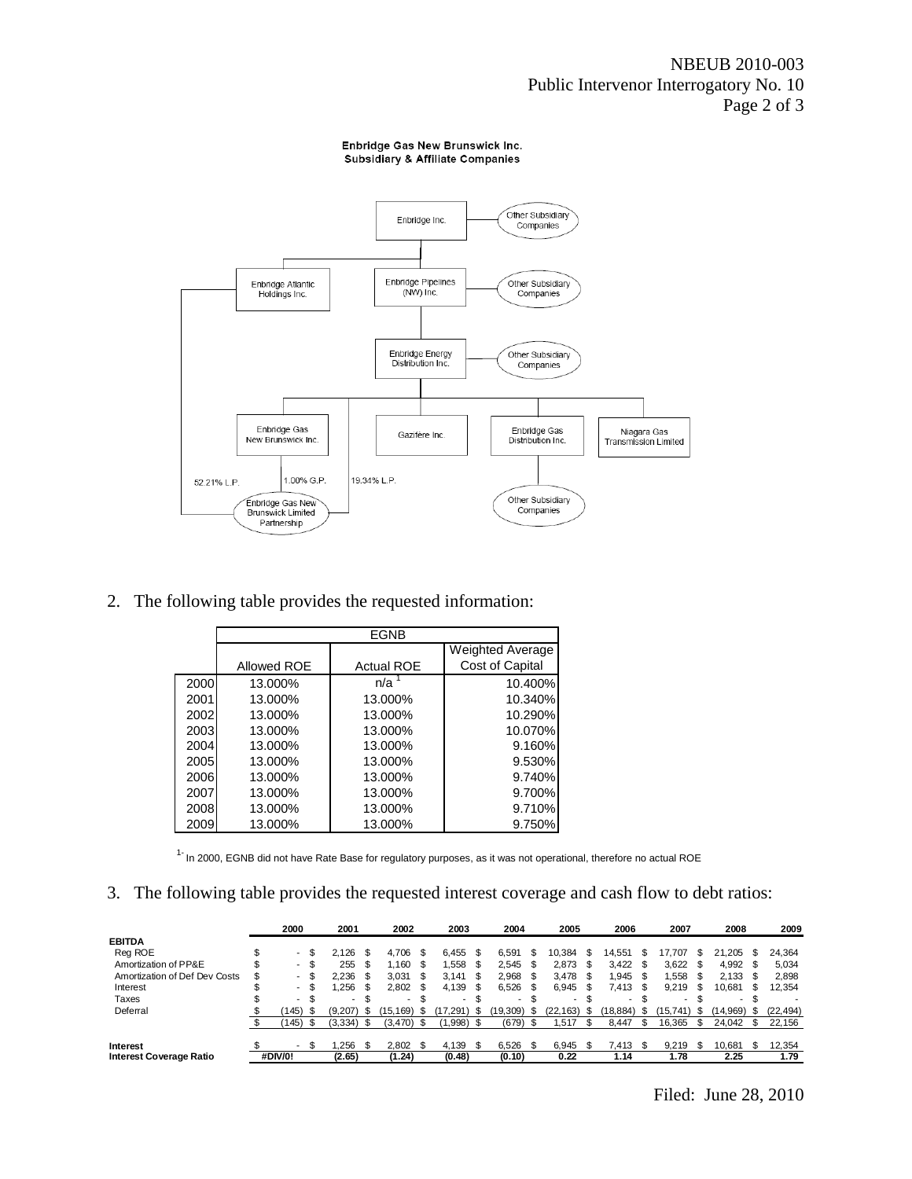**Enbridge Gas New Brunswick Inc.**
**Subsidiary & Affiliate Companies**

- Enbridge Inc.
  - Other Subsidiary Companies
  - Enbridge Atlantic Holdings Inc.
    - 52.21% L.P. → Enbridge Gas New Brunswick Limited Partnership
  - Enbridge Pipelines (NW) Inc.
    - Other Subsidiary Companies
    - Enbridge Energy Distribution Inc.
      - Other Subsidiary Companies
      - Enbridge Gas New Brunswick Inc.
        - 1.00% G.P. → Enbridge Gas New Brunswick Limited Partnership
      - 19.34% L.P. → Enbridge Gas New Brunswick Limited Partnership
      - Gazifère Inc.
      - Enbridge Gas Distribution Inc.
        - Other Subsidiary Companies
      - Niagara Gas Transmission Limited

2. The following table provides the requested information:

| | EGNB | | |
|---|---|---|---|
| | Allowed ROE | Actual ROE | Weighted Average Cost of Capital |
| 2000 | 13.000% | n/a [1] | 10.400% |
| 2001 | 13.000% | 13.000% | 10.340% |
| 2002 | 13.000% | 13.000% | 10.290% |
| 2003 | 13.000% | 13.000% | 10.070% |
| 2004 | 13.000% | 13.000% | 9.160% |
| 2005 | 13.000% | 13.000% | 9.530% |
| 2006 | 13.000% | 13.000% | 9.740% |
| 2007 | 13.000% | 13.000% | 9.700% |
| 2008 | 13.000% | 13.000% | 9.710% |
| 2009 | 13.000% | 13.000% | 9.750% |

[1-] In 2000, EGNB did not have Rate Base for regulatory purposes, as it was not operational, therefore no actual ROE

3. The following table provides the requested interest coverage and cash flow to debt ratios:

| | 2000 | 2001 | 2002 | 2003 | 2004 | 2005 | 2006 | 2007 | 2008 | 2009 |
|---|---|---|---|---|---|---|---|---|---|---|
| **EBITDA** | | | | | | | | | | |
| Reg ROE | $ - | $ 2,126 | $ 4,706 | $ 6,455 | $ 6,591 | $ 10,384 | $ 14,551 | $ 17,707 | $ 21,205 | $ 24,364 |
| Amortization of PP&E | $ - | $ 255 | $ 1,160 | $ 1,558 | $ 2,545 | $ 2,873 | $ 3,422 | $ 3,622 | $ 4,992 | $ 5,034 |
| Amortization of Def Dev Costs | $ - | $ 2,236 | $ 3,031 | $ 3,141 | $ 2,968 | $ 3,478 | $ 1,945 | $ 1,558 | $ 2,133 | $ 2,898 |
| Interest | $ - | $ 1,256 | $ 2,802 | $ 4,139 | $ 6,526 | $ 6,945 | $ 7,413 | $ 9,219 | $ 10,681 | $ 12,354 |
| Taxes | $ - | $ - | $ - | $ - | $ - | $ - | $ - | $ - | $ - | $ - |
| Deferral | $ (145) | $ (9,207) | $ (15,169) | $ (17,291) | $ (19,309) | $ (22,163) | $ (18,884) | $ (15,741) | $ (14,969) | $ (22,494) |
| | $ (145) | $ (3,334) | $ (3,470) | $ (1,998) | $ (679) | $ 1,517 | $ 8,447 | $ 16,365 | $ 24,042 | $ 22,156 |
| **Interest** | $ - | $ 1,256 | $ 2,802 | $ 4,139 | $ 6,526 | $ 6,945 | $ 7,413 | $ 9,219 | $ 10,681 | $ 12,354 |
| **Interest Coverage Ratio** | **#DIV/0!** | **(2.65)** | **(1.24)** | **(0.48)** | **(0.10)** | **0.22** | **1.14** | **1.78** | **2.25** | **1.79** |

Filed: June 28, 2010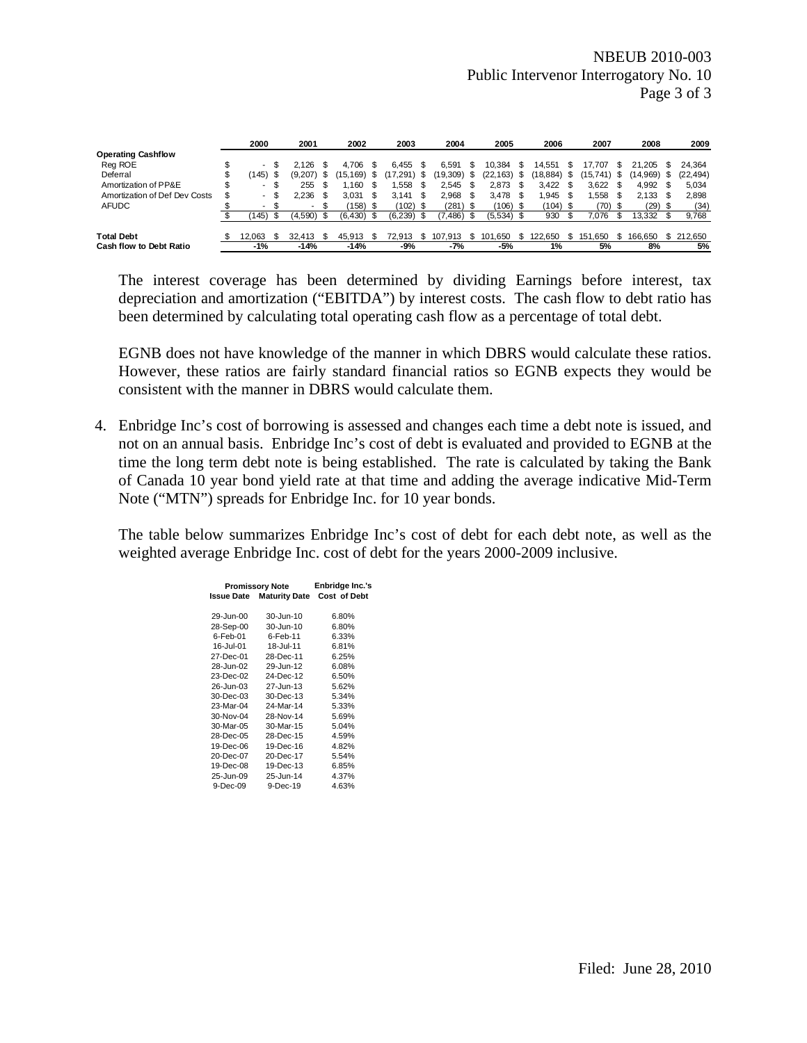| | 2000 | 2001 | 2002 | 2003 | 2004 | 2005 | 2006 | 2007 | 2008 | 2009 |
|---|---|---|---|---|---|---|---|---|---|---|
| **Operating Cashflow** | | | | | | | | | | |
| Reg ROE | $ - | $ 2,126 | $ 4,706 | $ 6,455 | $ 6,591 | $ 10,384 | $ 14,551 | $ 17,707 | $ 21,205 | $ 24,364 |
| Deferral | $ (145) | $ (9,207) | $ (15,169) | $ (17,291) | $ (19,309) | $ (22,163) | $ (18,884) | $ (15,741) | $ (14,969) | $ (22,494) |
| Amortization of PP&E | $ - | $ 255 | $ 1,160 | $ 1,558 | $ 2,545 | $ 2,873 | $ 3,422 | $ 3,622 | $ 4,992 | $ 5,034 |
| Amortization of Def Dev Costs | $ - | $ 2,236 | $ 3,031 | $ 3,141 | $ 2,968 | $ 3,478 | $ 1,945 | $ 1,558 | $ 2,133 | $ 2,898 |
| AFUDC | $ - | $ - | $ (158) | $ (102) | $ (281) | $ (106) | $ (104) | $ (70) | $ (29) | $ (34) |
| | $ (145) | $ (4,590) | $ (6,430) | $ (6,239) | $ (7,486) | $ (5,534) | $ 930 | $ 7,076 | $ 13,332 | $ 9,768 |
| **Total Debt** | $ 12,063 | $ 32,413 | $ 45,913 | $ 72,913 | $ 107,913 | $ 101,650 | $ 122,650 | $ 151,650 | $ 166,650 | $ 212,650 |
| **Cash flow to Debt Ratio** | -1% | -14% | -14% | -9% | -7% | -5% | 1% | 5% | 8% | 5% |

The interest coverage has been determined by dividing Earnings before interest, tax depreciation and amortization ("EBITDA") by interest costs. The cash flow to debt ratio has been determined by calculating total operating cash flow as a percentage of total debt.

EGNB does not have knowledge of the manner in which DBRS would calculate these ratios. However, these ratios are fairly standard financial ratios so EGNB expects they would be consistent with the manner in DBRS would calculate them.

4. Enbridge Inc's cost of borrowing is assessed and changes each time a debt note is issued, and not on an annual basis. Enbridge Inc's cost of debt is evaluated and provided to EGNB at the time the long term debt note is being established. The rate is calculated by taking the Bank of Canada 10 year bond yield rate at that time and adding the average indicative Mid-Term Note ("MTN") spreads for Enbridge Inc. for 10 year bonds.

   The table below summarizes Enbridge Inc's cost of debt for each debt note, as well as the weighted average Enbridge Inc. cost of debt for the years 2000-2009 inclusive.

| Promissory Note | | Enbridge Inc.'s |
|---|---|---|
| **Issue Date** | **Maturity Date** | **Cost of Debt** |
| 29-Jun-00 | 30-Jun-10 | 6.80% |
| 28-Sep-00 | 30-Jun-10 | 6.80% |
| 6-Feb-01 | 6-Feb-11 | 6.33% |
| 16-Jul-01 | 18-Jul-11 | 6.81% |
| 27-Dec-01 | 28-Dec-11 | 6.25% |
| 28-Jun-02 | 29-Jun-12 | 6.08% |
| 23-Dec-02 | 24-Dec-12 | 6.50% |
| 26-Jun-03 | 27-Jun-13 | 5.62% |
| 30-Dec-03 | 30-Dec-13 | 5.34% |
| 23-Mar-04 | 24-Mar-14 | 5.33% |
| 30-Nov-04 | 28-Nov-14 | 5.69% |
| 30-Mar-05 | 30-Mar-15 | 5.04% |
| 28-Dec-05 | 28-Dec-15 | 4.59% |
| 19-Dec-06 | 19-Dec-16 | 4.82% |
| 20-Dec-07 | 20-Dec-17 | 5.54% |
| 19-Dec-08 | 19-Dec-13 | 6.85% |
| 25-Jun-09 | 25-Jun-14 | 4.37% |
| 9-Dec-09 | 9-Dec-19 | 4.63% |

Filed: June 28, 2010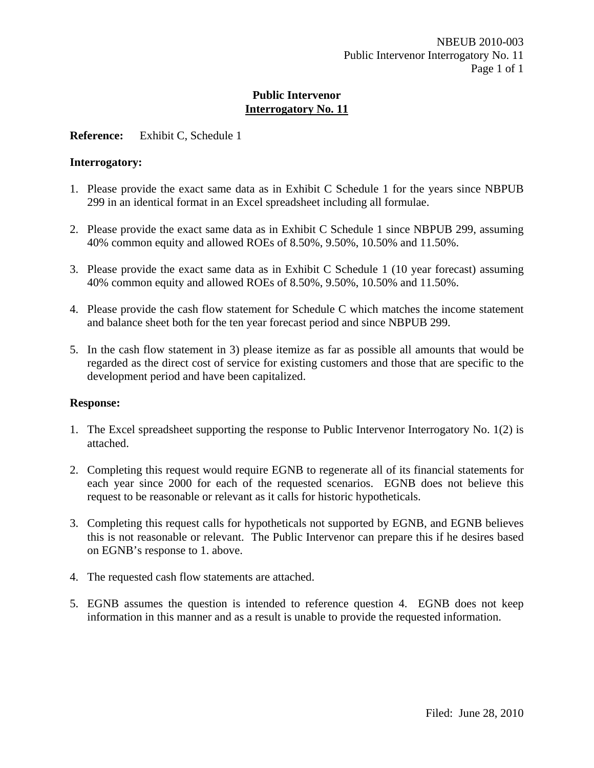# Public Intervenor
## Interrogatory No. 11

**Reference:** Exhibit C, Schedule 1

**Interrogatory:**

1. Please provide the exact same data as in Exhibit C Schedule 1 for the years since NBPUB 299 in an identical format in an Excel spreadsheet including all formulae.

2. Please provide the exact same data as in Exhibit C Schedule 1 since NBPUB 299, assuming 40% common equity and allowed ROEs of 8.50%, 9.50%, 10.50% and 11.50%.

3. Please provide the exact same data as in Exhibit C Schedule 1 (10 year forecast) assuming 40% common equity and allowed ROEs of 8.50%, 9.50%, 10.50% and 11.50%.

4. Please provide the cash flow statement for Schedule C which matches the income statement and balance sheet both for the ten year forecast period and since NBPUB 299.

5. In the cash flow statement in 3) please itemize as far as possible all amounts that would be regarded as the direct cost of service for existing customers and those that are specific to the development period and have been capitalized.

**Response:**

1. The Excel spreadsheet supporting the response to Public Intervenor Interrogatory No. 1(2) is attached.

2. Completing this request would require EGNB to regenerate all of its financial statements for each year since 2000 for each of the requested scenarios. EGNB does not believe this request to be reasonable or relevant as it calls for historic hypotheticals.

3. Completing this request calls for hypotheticals not supported by EGNB, and EGNB believes this is not reasonable or relevant. The Public Intervenor can prepare this if he desires based on EGNB's response to 1. above.

4. The requested cash flow statements are attached.

5. EGNB assumes the question is intended to reference question 4. EGNB does not keep information in this manner and as a result is unable to provide the requested information.

Filed: June 28, 2010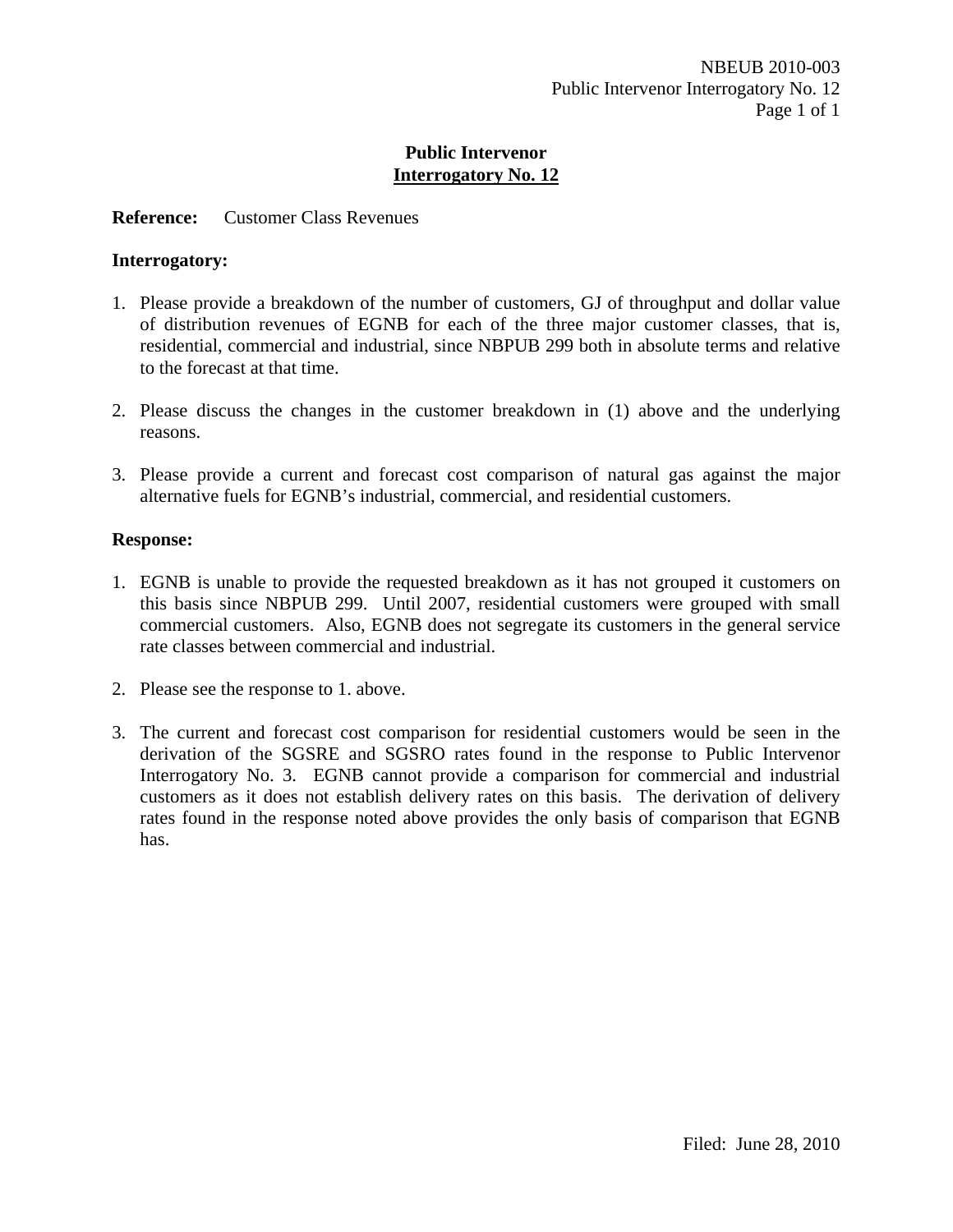# Public Intervenor
## Interrogatory No. 12

**Reference:** Customer Class Revenues

**Interrogatory:**

1. Please provide a breakdown of the number of customers, GJ of throughput and dollar value of distribution revenues of EGNB for each of the three major customer classes, that is, residential, commercial and industrial, since NBPUB 299 both in absolute terms and relative to the forecast at that time.

2. Please discuss the changes in the customer breakdown in (1) above and the underlying reasons.

3. Please provide a current and forecast cost comparison of natural gas against the major alternative fuels for EGNB's industrial, commercial, and residential customers.

**Response:**

1. EGNB is unable to provide the requested breakdown as it has not grouped it customers on this basis since NBPUB 299. Until 2007, residential customers were grouped with small commercial customers. Also, EGNB does not segregate its customers in the general service rate classes between commercial and industrial.

2. Please see the response to 1. above.

3. The current and forecast cost comparison for residential customers would be seen in the derivation of the SGSRE and SGSRO rates found in the response to Public Intervenor Interrogatory No. 3. EGNB cannot provide a comparison for commercial and industrial customers as it does not establish delivery rates on this basis. The derivation of delivery rates found in the response noted above provides the only basis of comparison that EGNB has.

Filed: June 28, 2010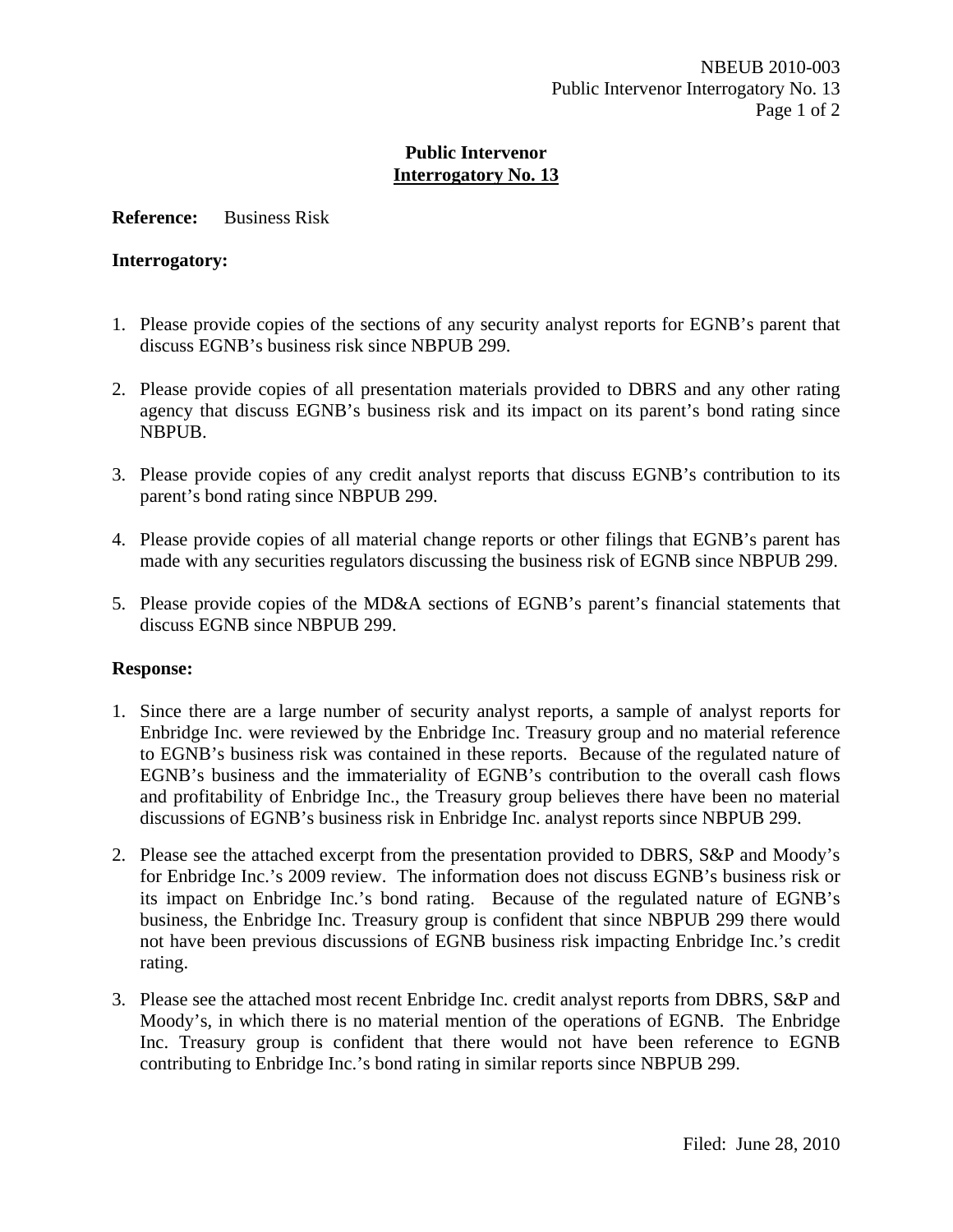## Public Intervenor
## Interrogatory No. 13

**Reference:** Business Risk

**Interrogatory:**

1. Please provide copies of the sections of any security analyst reports for EGNB's parent that discuss EGNB's business risk since NBPUB 299.

2. Please provide copies of all presentation materials provided to DBRS and any other rating agency that discuss EGNB's business risk and its impact on its parent's bond rating since NBPUB.

3. Please provide copies of any credit analyst reports that discuss EGNB's contribution to its parent's bond rating since NBPUB 299.

4. Please provide copies of all material change reports or other filings that EGNB's parent has made with any securities regulators discussing the business risk of EGNB since NBPUB 299.

5. Please provide copies of the MD&A sections of EGNB's parent's financial statements that discuss EGNB since NBPUB 299.

**Response:**

1. Since there are a large number of security analyst reports, a sample of analyst reports for Enbridge Inc. were reviewed by the Enbridge Inc. Treasury group and no material reference to EGNB's business risk was contained in these reports. Because of the regulated nature of EGNB's business and the immateriality of EGNB's contribution to the overall cash flows and profitability of Enbridge Inc., the Treasury group believes there have been no material discussions of EGNB's business risk in Enbridge Inc. analyst reports since NBPUB 299.

2. Please see the attached excerpt from the presentation provided to DBRS, S&P and Moody's for Enbridge Inc.'s 2009 review. The information does not discuss EGNB's business risk or its impact on Enbridge Inc.'s bond rating. Because of the regulated nature of EGNB's business, the Enbridge Inc. Treasury group is confident that since NBPUB 299 there would not have been previous discussions of EGNB business risk impacting Enbridge Inc.'s credit rating.

3. Please see the attached most recent Enbridge Inc. credit analyst reports from DBRS, S&P and Moody's, in which there is no material mention of the operations of EGNB. The Enbridge Inc. Treasury group is confident that there would not have been reference to EGNB contributing to Enbridge Inc.'s bond rating in similar reports since NBPUB 299.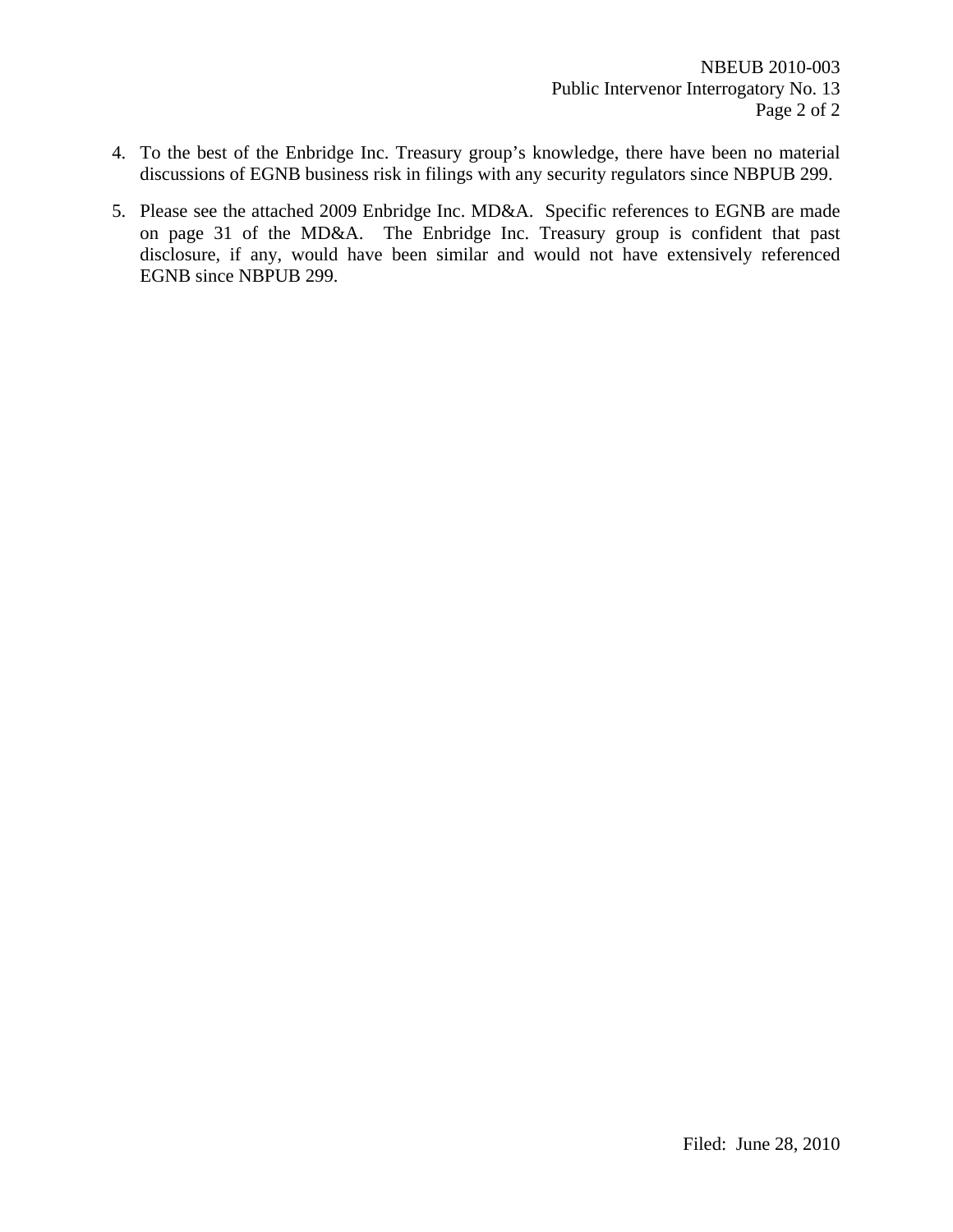4. To the best of the Enbridge Inc. Treasury group's knowledge, there have been no material discussions of EGNB business risk in filings with any security regulators since NBPUB 299.

5. Please see the attached 2009 Enbridge Inc. MD&A. Specific references to EGNB are made on page 31 of the MD&A. The Enbridge Inc. Treasury group is confident that past disclosure, if any, would have been similar and would not have extensively referenced EGNB since NBPUB 299.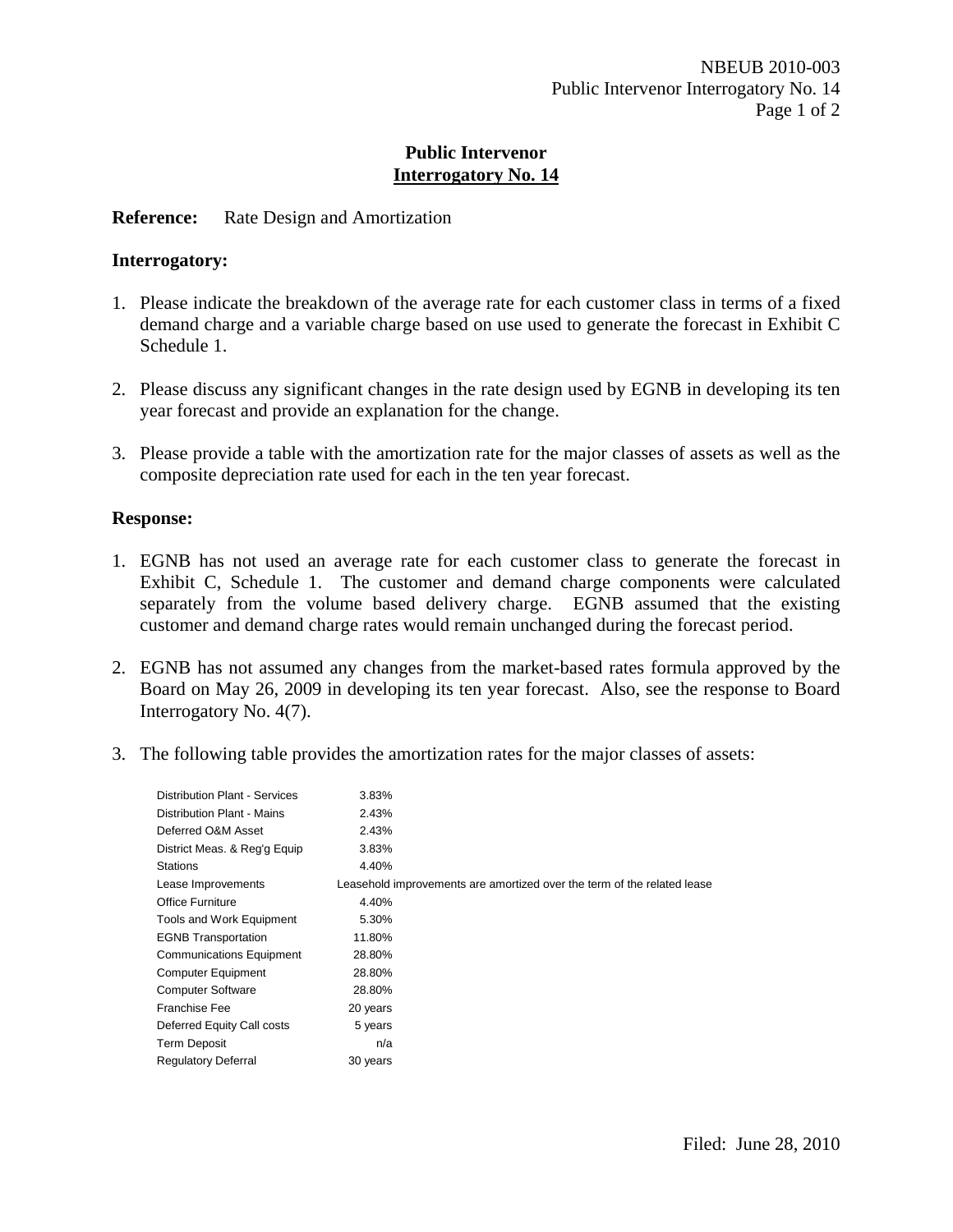## Public Intervenor
## Interrogatory No. 14

**Reference:** Rate Design and Amortization

**Interrogatory:**

1. Please indicate the breakdown of the average rate for each customer class in terms of a fixed demand charge and a variable charge based on use used to generate the forecast in Exhibit C Schedule 1.

2. Please discuss any significant changes in the rate design used by EGNB in developing its ten year forecast and provide an explanation for the change.

3. Please provide a table with the amortization rate for the major classes of assets as well as the composite depreciation rate used for each in the ten year forecast.

**Response:**

1. EGNB has not used an average rate for each customer class to generate the forecast in Exhibit C, Schedule 1. The customer and demand charge components were calculated separately from the volume based delivery charge. EGNB assumed that the existing customer and demand charge rates would remain unchanged during the forecast period.

2. EGNB has not assumed any changes from the market-based rates formula approved by the Board on May 26, 2009 in developing its ten year forecast. Also, see the response to Board Interrogatory No. 4(7).

3. The following table provides the amortization rates for the major classes of assets:

| Asset Class | Amortization Rate |
|---|---|
| Distribution Plant - Services | 3.83% |
| Distribution Plant - Mains | 2.43% |
| Deferred O&M Asset | 2.43% |
| District Meas. & Reg'g Equip | 3.83% |
| Stations | 4.40% |
| Lease Improvements | Leasehold improvements are amortized over the term of the related lease |
| Office Furniture | 4.40% |
| Tools and Work Equipment | 5.30% |
| EGNB Transportation | 11.80% |
| Communications Equipment | 28.80% |
| Computer Equipment | 28.80% |
| Computer Software | 28.80% |
| Franchise Fee | 20 years |
| Deferred Equity Call costs | 5 years |
| Term Deposit | n/a |
| Regulatory Deferral | 30 years |

Filed: June 28, 2010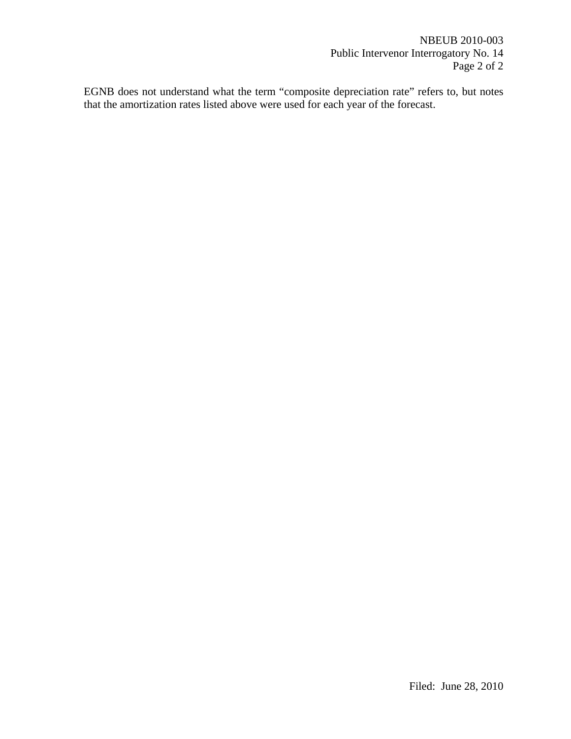EGNB does not understand what the term “composite depreciation rate” refers to, but notes that the amortization rates listed above were used for each year of the forecast.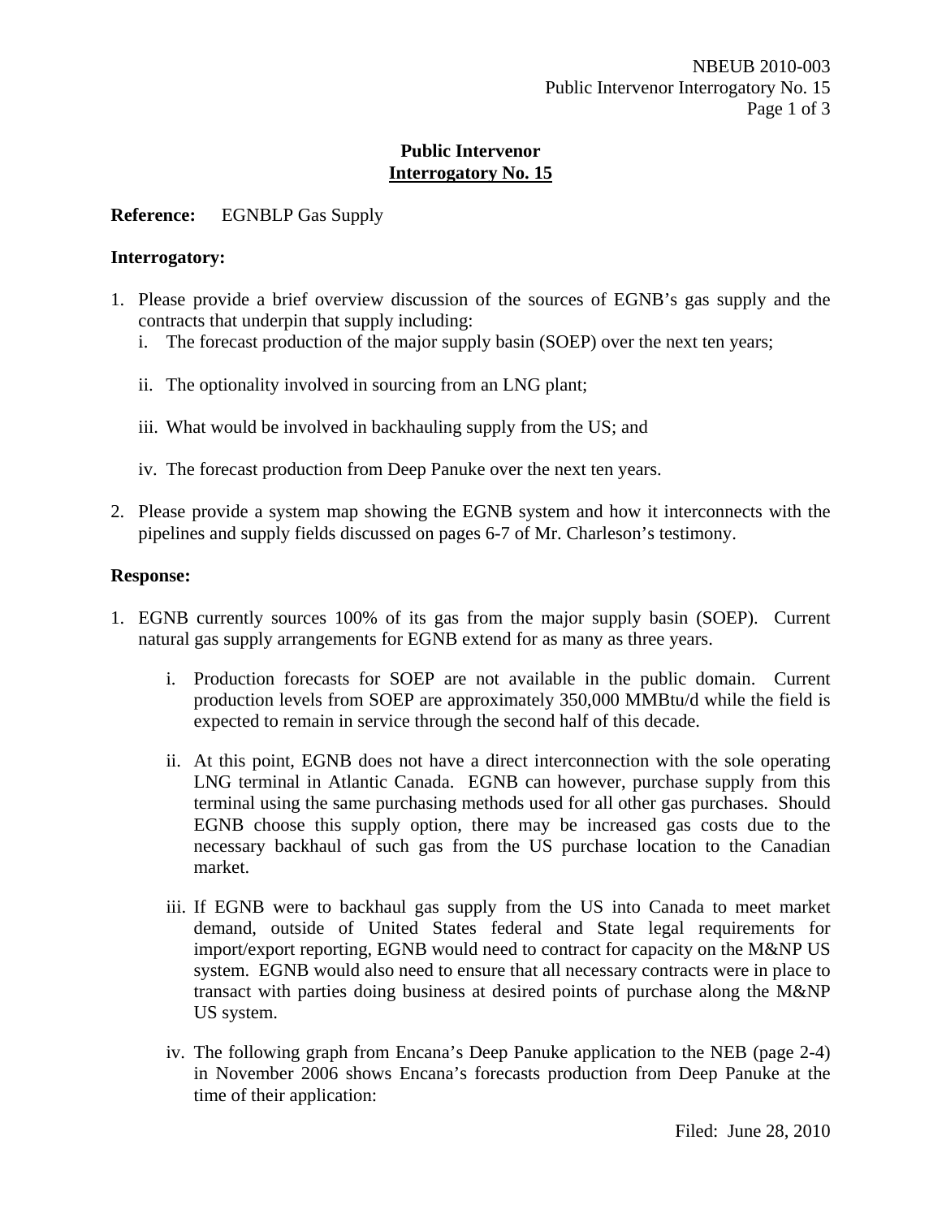# Public Intervenor
## Interrogatory No. 15

**Reference:** EGNBLP Gas Supply

**Interrogatory:**

1. Please provide a brief overview discussion of the sources of EGNB's gas supply and the contracts that underpin that supply including:
   i. The forecast production of the major supply basin (SOEP) over the next ten years;

   ii. The optionality involved in sourcing from an LNG plant;

   iii. What would be involved in backhauling supply from the US; and

   iv. The forecast production from Deep Panuke over the next ten years.

2. Please provide a system map showing the EGNB system and how it interconnects with the pipelines and supply fields discussed on pages 6-7 of Mr. Charleson's testimony.

**Response:**

1. EGNB currently sources 100% of its gas from the major supply basin (SOEP). Current natural gas supply arrangements for EGNB extend for as many as three years.

   i. Production forecasts for SOEP are not available in the public domain. Current production levels from SOEP are approximately 350,000 MMBtu/d while the field is expected to remain in service through the second half of this decade.

   ii. At this point, EGNB does not have a direct interconnection with the sole operating LNG terminal in Atlantic Canada. EGNB can however, purchase supply from this terminal using the same purchasing methods used for all other gas purchases. Should EGNB choose this supply option, there may be increased gas costs due to the necessary backhaul of such gas from the US purchase location to the Canadian market.

   iii. If EGNB were to backhaul gas supply from the US into Canada to meet market demand, outside of United States federal and State legal requirements for import/export reporting, EGNB would need to contract for capacity on the M&NP US system. EGNB would also need to ensure that all necessary contracts were in place to transact with parties doing business at desired points of purchase along the M&NP US system.

   iv. The following graph from Encana's Deep Panuke application to the NEB (page 2-4) in November 2006 shows Encana's forecasts production from Deep Panuke at the time of their application: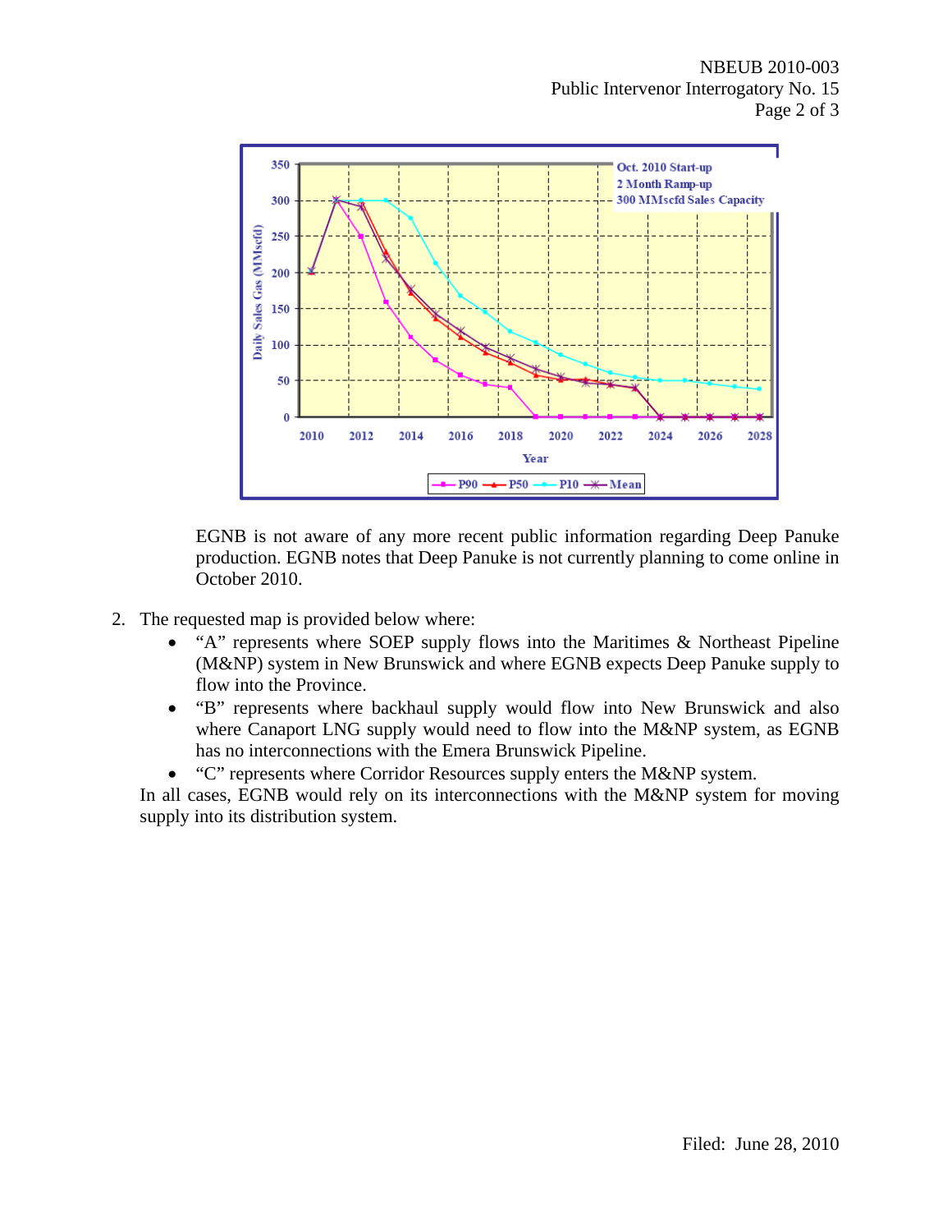EGNB is not aware of any more recent public information regarding Deep Panuke production. EGNB notes that Deep Panuke is not currently planning to come online in October 2010.

2. The requested map is provided below where:
   - "A" represents where SOEP supply flows into the Maritimes & Northeast Pipeline (M&NP) system in New Brunswick and where EGNB expects Deep Panuke supply to flow into the Province.
   - "B" represents where backhaul supply would flow into New Brunswick and also where Canaport LNG supply would need to flow into the M&NP system, as EGNB has no interconnections with the Emera Brunswick Pipeline.
   - "C" represents where Corridor Resources supply enters the M&NP system.

   In all cases, EGNB would rely on its interconnections with the M&NP system for moving supply into its distribution system.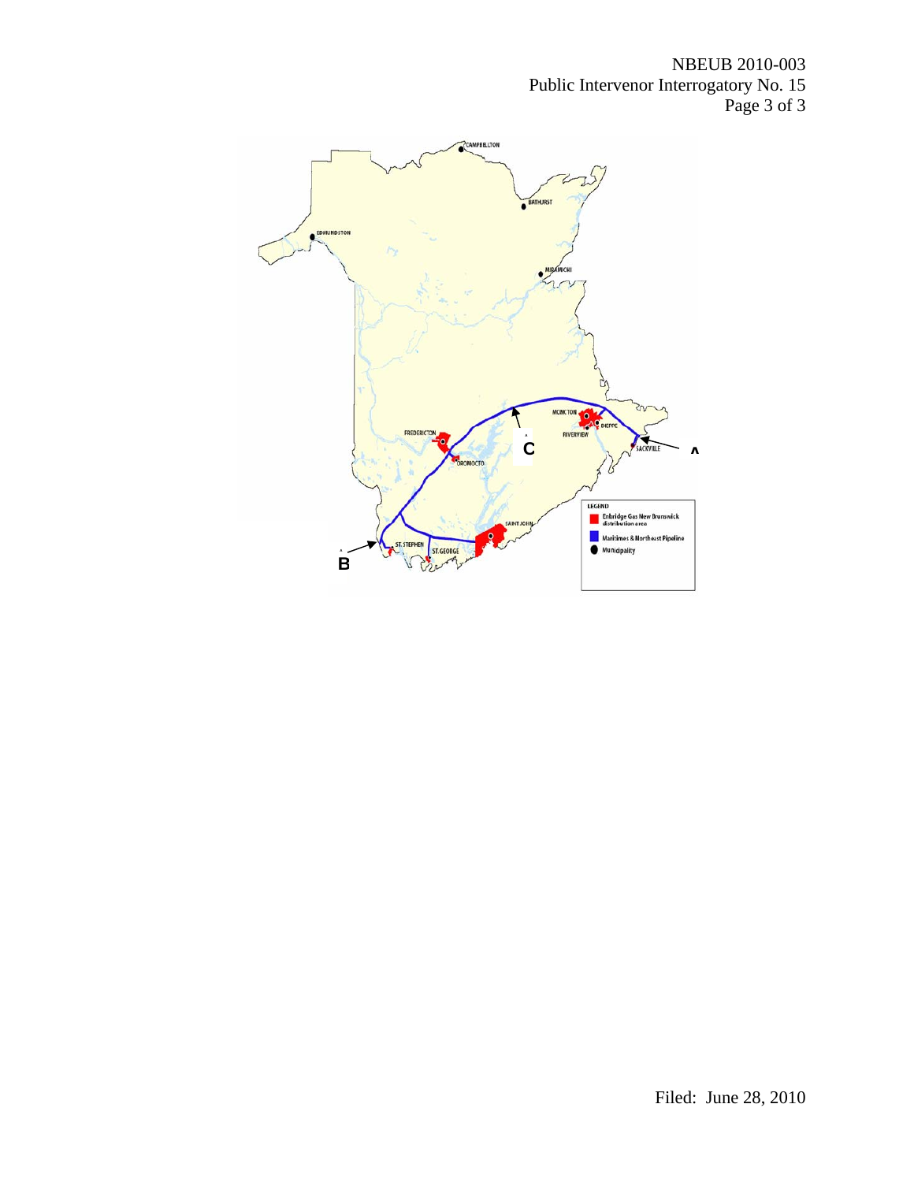CAMPBELLTON

BATHURST

EDMUNDSTON

MIRAMICHI

MONCTON

DIEPPE

RIVERVIEW

SACKVILLE

FREDERICTON

OROMOCTO

SAINT JOHN

ST. STEPHEN

ST. GEORGE

A

B

C

**LEGEND**

- Enbridge Gas New Brunswick distribution area
- Maritimes & Northeast Pipeline
- Municipality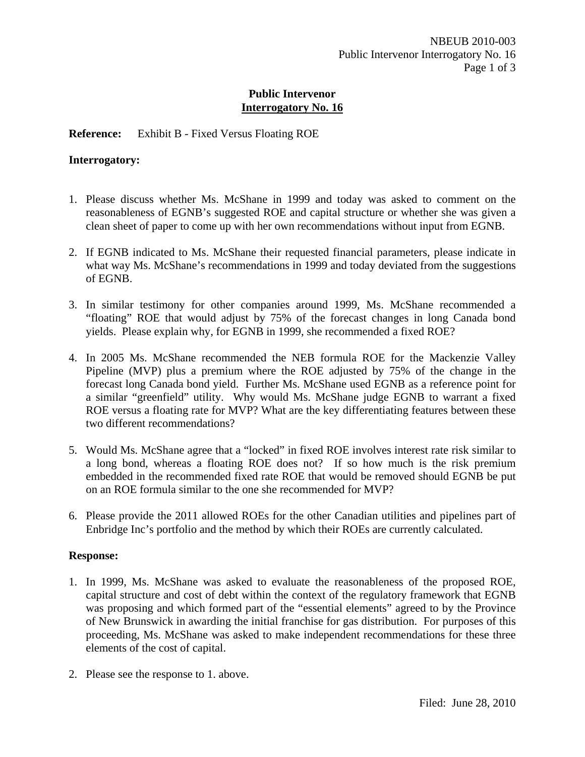**Public Intervenor**
**Interrogatory No. 16**

**Reference:** Exhibit B - Fixed Versus Floating ROE

**Interrogatory:**

1. Please discuss whether Ms. McShane in 1999 and today was asked to comment on the reasonableness of EGNB's suggested ROE and capital structure or whether she was given a clean sheet of paper to come up with her own recommendations without input from EGNB.

2. If EGNB indicated to Ms. McShane their requested financial parameters, please indicate in what way Ms. McShane's recommendations in 1999 and today deviated from the suggestions of EGNB.

3. In similar testimony for other companies around 1999, Ms. McShane recommended a "floating" ROE that would adjust by 75% of the forecast changes in long Canada bond yields. Please explain why, for EGNB in 1999, she recommended a fixed ROE?

4. In 2005 Ms. McShane recommended the NEB formula ROE for the Mackenzie Valley Pipeline (MVP) plus a premium where the ROE adjusted by 75% of the change in the forecast long Canada bond yield. Further Ms. McShane used EGNB as a reference point for a similar "greenfield" utility. Why would Ms. McShane judge EGNB to warrant a fixed ROE versus a floating rate for MVP? What are the key differentiating features between these two different recommendations?

5. Would Ms. McShane agree that a "locked" in fixed ROE involves interest rate risk similar to a long bond, whereas a floating ROE does not? If so how much is the risk premium embedded in the recommended fixed rate ROE that would be removed should EGNB be put on an ROE formula similar to the one she recommended for MVP?

6. Please provide the 2011 allowed ROEs for the other Canadian utilities and pipelines part of Enbridge Inc's portfolio and the method by which their ROEs are currently calculated.

**Response:**

1. In 1999, Ms. McShane was asked to evaluate the reasonableness of the proposed ROE, capital structure and cost of debt within the context of the regulatory framework that EGNB was proposing and which formed part of the "essential elements" agreed to by the Province of New Brunswick in awarding the initial franchise for gas distribution. For purposes of this proceeding, Ms. McShane was asked to make independent recommendations for these three elements of the cost of capital.

2. Please see the response to 1. above.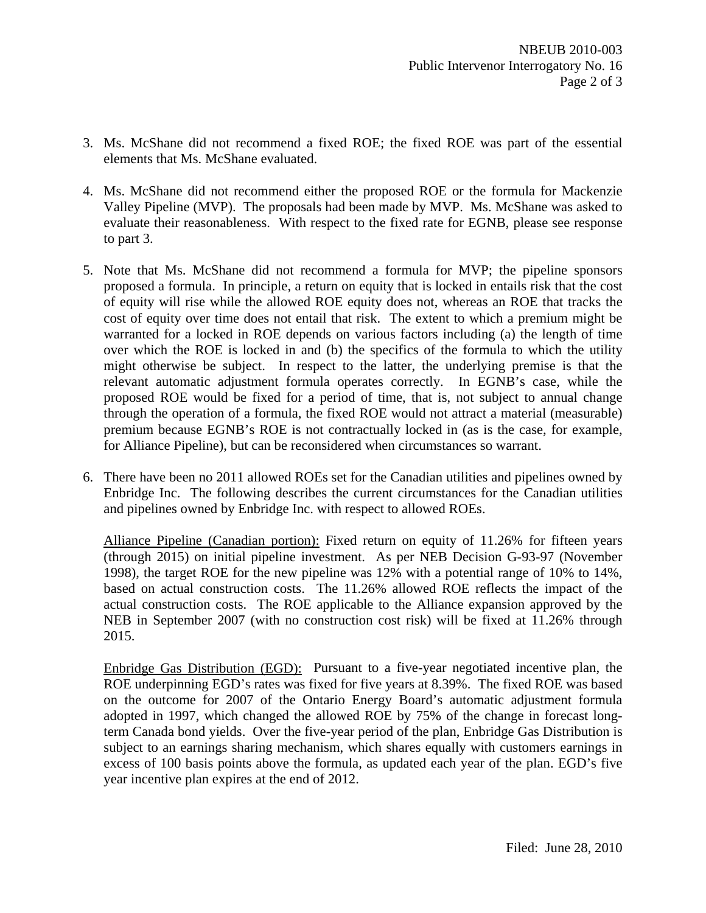3. Ms. McShane did not recommend a fixed ROE; the fixed ROE was part of the essential elements that Ms. McShane evaluated.

4. Ms. McShane did not recommend either the proposed ROE or the formula for Mackenzie Valley Pipeline (MVP). The proposals had been made by MVP. Ms. McShane was asked to evaluate their reasonableness. With respect to the fixed rate for EGNB, please see response to part 3.

5. Note that Ms. McShane did not recommend a formula for MVP; the pipeline sponsors proposed a formula. In principle, a return on equity that is locked in entails risk that the cost of equity will rise while the allowed ROE equity does not, whereas an ROE that tracks the cost of equity over time does not entail that risk. The extent to which a premium might be warranted for a locked in ROE depends on various factors including (a) the length of time over which the ROE is locked in and (b) the specifics of the formula to which the utility might otherwise be subject. In respect to the latter, the underlying premise is that the relevant automatic adjustment formula operates correctly. In EGNB's case, while the proposed ROE would be fixed for a period of time, that is, not subject to annual change through the operation of a formula, the fixed ROE would not attract a material (measurable) premium because EGNB's ROE is not contractually locked in (as is the case, for example, for Alliance Pipeline), but can be reconsidered when circumstances so warrant.

6. There have been no 2011 allowed ROEs set for the Canadian utilities and pipelines owned by Enbridge Inc. The following describes the current circumstances for the Canadian utilities and pipelines owned by Enbridge Inc. with respect to allowed ROEs.

   Alliance Pipeline (Canadian portion): Fixed return on equity of 11.26% for fifteen years (through 2015) on initial pipeline investment. As per NEB Decision G-93-97 (November 1998), the target ROE for the new pipeline was 12% with a potential range of 10% to 14%, based on actual construction costs. The 11.26% allowed ROE reflects the impact of the actual construction costs. The ROE applicable to the Alliance expansion approved by the NEB in September 2007 (with no construction cost risk) will be fixed at 11.26% through 2015.

   Enbridge Gas Distribution (EGD): Pursuant to a five-year negotiated incentive plan, the ROE underpinning EGD's rates was fixed for five years at 8.39%. The fixed ROE was based on the outcome for 2007 of the Ontario Energy Board's automatic adjustment formula adopted in 1997, which changed the allowed ROE by 75% of the change in forecast long-term Canada bond yields. Over the five-year period of the plan, Enbridge Gas Distribution is subject to an earnings sharing mechanism, which shares equally with customers earnings in excess of 100 basis points above the formula, as updated each year of the plan. EGD's five year incentive plan expires at the end of 2012.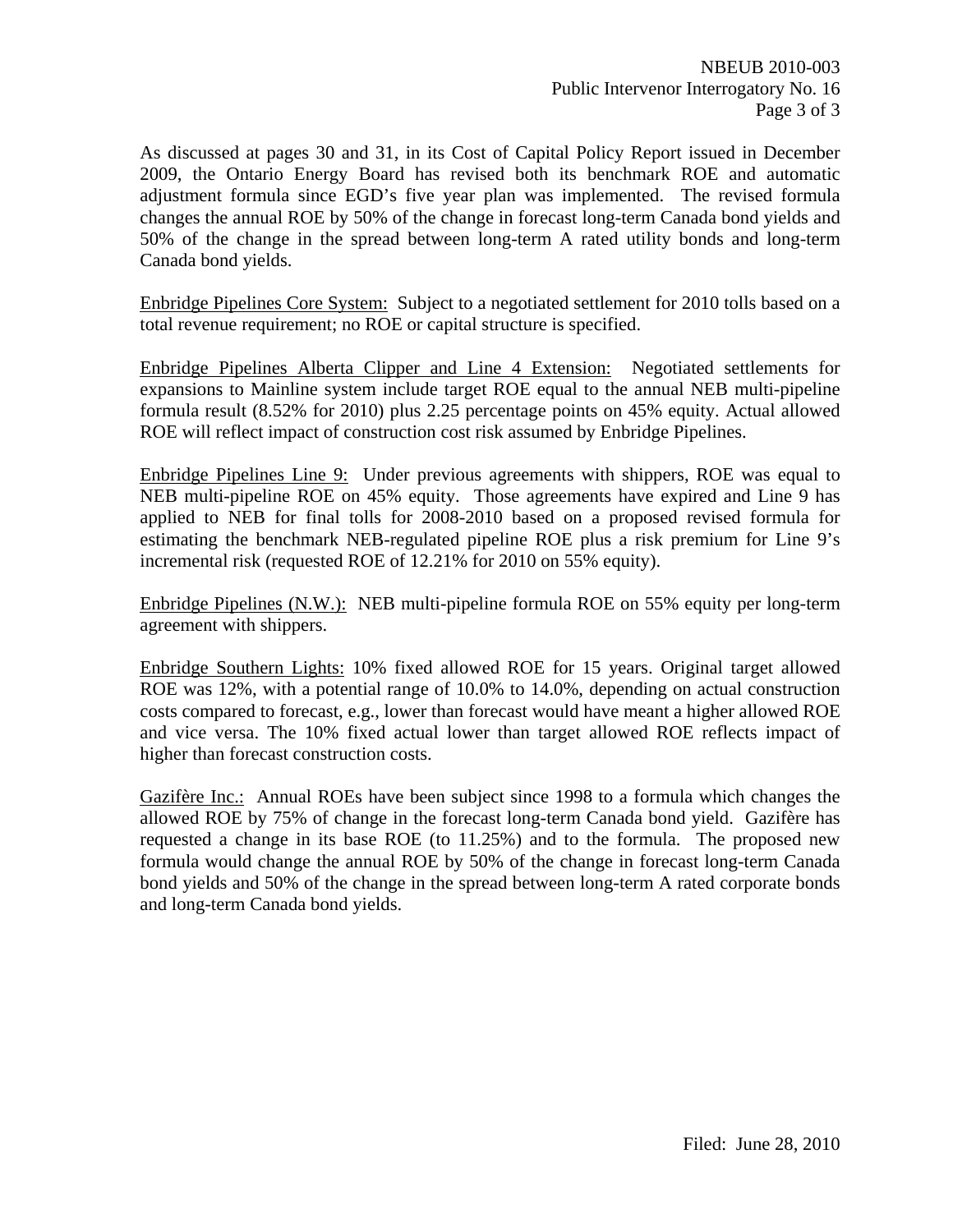As discussed at pages 30 and 31, in its Cost of Capital Policy Report issued in December 2009, the Ontario Energy Board has revised both its benchmark ROE and automatic adjustment formula since EGD's five year plan was implemented. The revised formula changes the annual ROE by 50% of the change in forecast long-term Canada bond yields and 50% of the change in the spread between long-term A rated utility bonds and long-term Canada bond yields.

<u>Enbridge Pipelines Core System:</u> Subject to a negotiated settlement for 2010 tolls based on a total revenue requirement; no ROE or capital structure is specified.

<u>Enbridge Pipelines Alberta Clipper and Line 4 Extension:</u> Negotiated settlements for expansions to Mainline system include target ROE equal to the annual NEB multi-pipeline formula result (8.52% for 2010) plus 2.25 percentage points on 45% equity. Actual allowed ROE will reflect impact of construction cost risk assumed by Enbridge Pipelines.

<u>Enbridge Pipelines Line 9:</u> Under previous agreements with shippers, ROE was equal to NEB multi-pipeline ROE on 45% equity. Those agreements have expired and Line 9 has applied to NEB for final tolls for 2008-2010 based on a proposed revised formula for estimating the benchmark NEB-regulated pipeline ROE plus a risk premium for Line 9's incremental risk (requested ROE of 12.21% for 2010 on 55% equity).

<u>Enbridge Pipelines (N.W.):</u> NEB multi-pipeline formula ROE on 55% equity per long-term agreement with shippers.

<u>Enbridge Southern Lights:</u> 10% fixed allowed ROE for 15 years. Original target allowed ROE was 12%, with a potential range of 10.0% to 14.0%, depending on actual construction costs compared to forecast, e.g., lower than forecast would have meant a higher allowed ROE and vice versa. The 10% fixed actual lower than target allowed ROE reflects impact of higher than forecast construction costs.

<u>Gazifère Inc.:</u> Annual ROEs have been subject since 1998 to a formula which changes the allowed ROE by 75% of change in the forecast long-term Canada bond yield. Gazifère has requested a change in its base ROE (to 11.25%) and to the formula. The proposed new formula would change the annual ROE by 50% of the change in forecast long-term Canada bond yields and 50% of the change in the spread between long-term A rated corporate bonds and long-term Canada bond yields.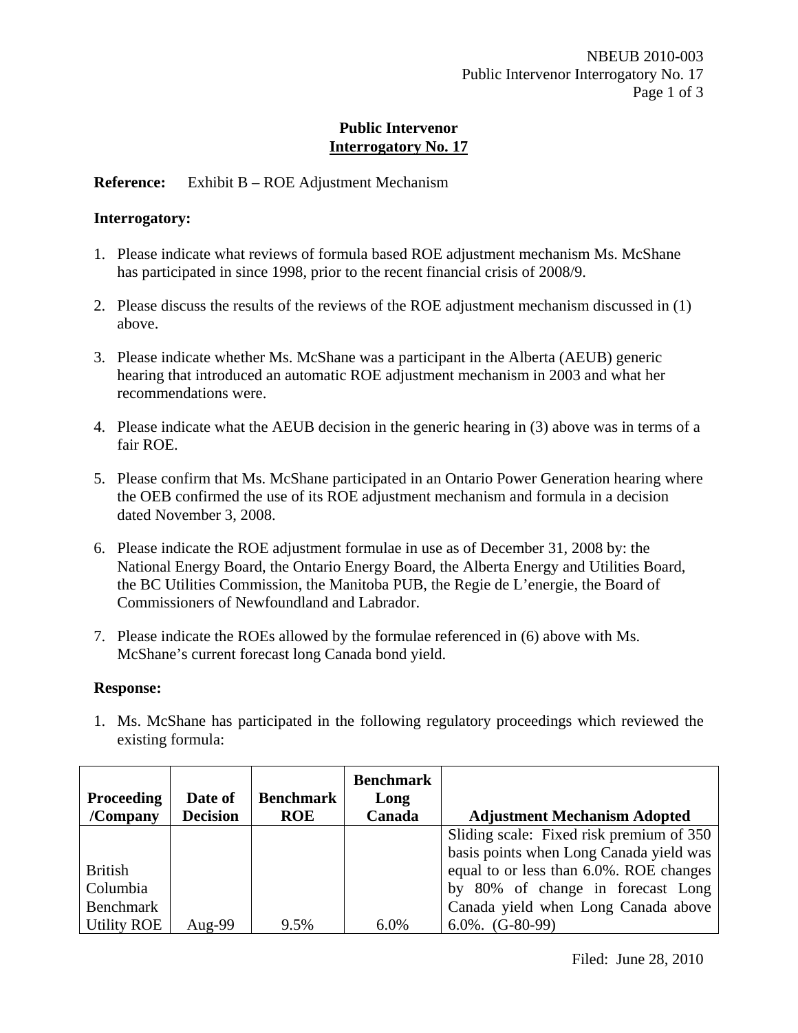**Public Intervenor**
**Interrogatory No. 17**

**Reference:** Exhibit B – ROE Adjustment Mechanism

**Interrogatory:**

1. Please indicate what reviews of formula based ROE adjustment mechanism Ms. McShane has participated in since 1998, prior to the recent financial crisis of 2008/9.

2. Please discuss the results of the reviews of the ROE adjustment mechanism discussed in (1) above.

3. Please indicate whether Ms. McShane was a participant in the Alberta (AEUB) generic hearing that introduced an automatic ROE adjustment mechanism in 2003 and what her recommendations were.

4. Please indicate what the AEUB decision in the generic hearing in (3) above was in terms of a fair ROE.

5. Please confirm that Ms. McShane participated in an Ontario Power Generation hearing where the OEB confirmed the use of its ROE adjustment mechanism and formula in a decision dated November 3, 2008.

6. Please indicate the ROE adjustment formulae in use as of December 31, 2008 by: the National Energy Board, the Ontario Energy Board, the Alberta Energy and Utilities Board, the BC Utilities Commission, the Manitoba PUB, the Regie de L'energie, the Board of Commissioners of Newfoundland and Labrador.

7. Please indicate the ROEs allowed by the formulae referenced in (6) above with Ms. McShane's current forecast long Canada bond yield.

**Response:**

1. Ms. McShane has participated in the following regulatory proceedings which reviewed the existing formula:

| Proceeding /Company | Date of Decision | Benchmark ROE | Benchmark Long Canada | Adjustment Mechanism Adopted |
|---|---|---|---|---|
| British Columbia Benchmark Utility ROE | Aug-99 | 9.5% | 6.0% | Sliding scale: Fixed risk premium of 350 basis points when Long Canada yield was equal to or less than 6.0%. ROE changes by 80% of change in forecast Long Canada yield when Long Canada above 6.0%. (G-80-99) |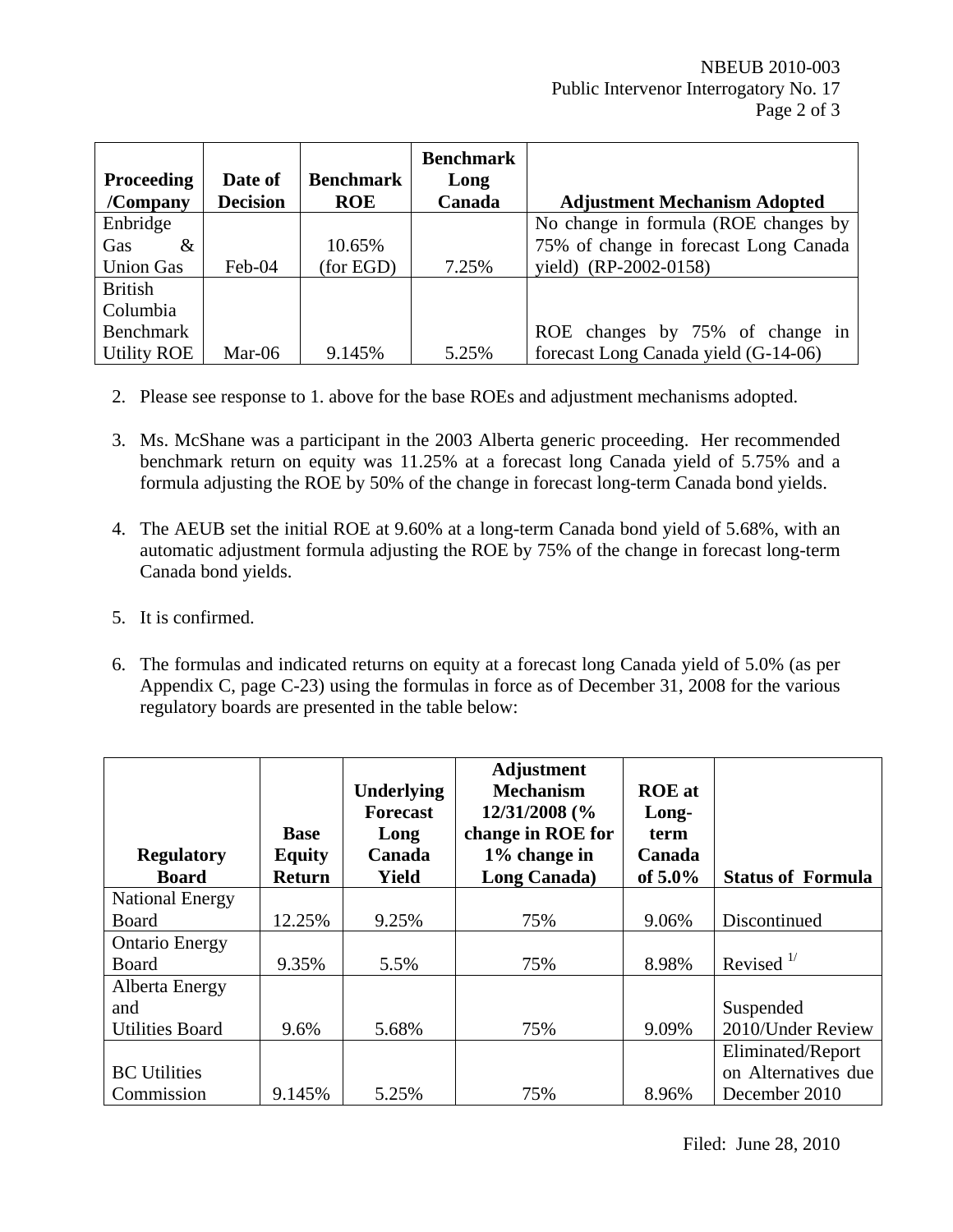| Proceeding /Company | Date of Decision | Benchmark ROE | Benchmark Long Canada | Adjustment Mechanism Adopted |
|---|---|---|---|---|
| Enbridge Gas & Union Gas | Feb-04 | 10.65% (for EGD) | 7.25% | No change in formula (ROE changes by 75% of change in forecast Long Canada yield) (RP-2002-0158) |
| British Columbia Benchmark Utility ROE | Mar-06 | 9.145% | 5.25% | ROE changes by 75% of change in forecast Long Canada yield (G-14-06) |

2. Please see response to 1. above for the base ROEs and adjustment mechanisms adopted.

3. Ms. McShane was a participant in the 2003 Alberta generic proceeding. Her recommended benchmark return on equity was 11.25% at a forecast long Canada yield of 5.75% and a formula adjusting the ROE by 50% of the change in forecast long-term Canada bond yields.

4. The AEUB set the initial ROE at 9.60% at a long-term Canada bond yield of 5.68%, with an automatic adjustment formula adjusting the ROE by 75% of the change in forecast long-term Canada bond yields.

5. It is confirmed.

6. The formulas and indicated returns on equity at a forecast long Canada yield of 5.0% (as per Appendix C, page C-23) using the formulas in force as of December 31, 2008 for the various regulatory boards are presented in the table below:

| Regulatory Board | Base Equity Return | Underlying Forecast Long Canada Yield | Adjustment Mechanism 12/31/2008 (% change in ROE for 1% change in Long Canada) | ROE at Long-term Canada of 5.0% | Status of Formula |
|---|---|---|---|---|---|
| National Energy Board | 12.25% | 9.25% | 75% | 9.06% | Discontinued |
| Ontario Energy Board | 9.35% | 5.5% | 75% | 8.98% | Revised [1/] |
| Alberta Energy and Utilities Board | 9.6% | 5.68% | 75% | 9.09% | Suspended 2010/Under Review |
| BC Utilities Commission | 9.145% | 5.25% | 75% | 8.96% | Eliminated/Report on Alternatives due December 2010 |

Filed: June 28, 2010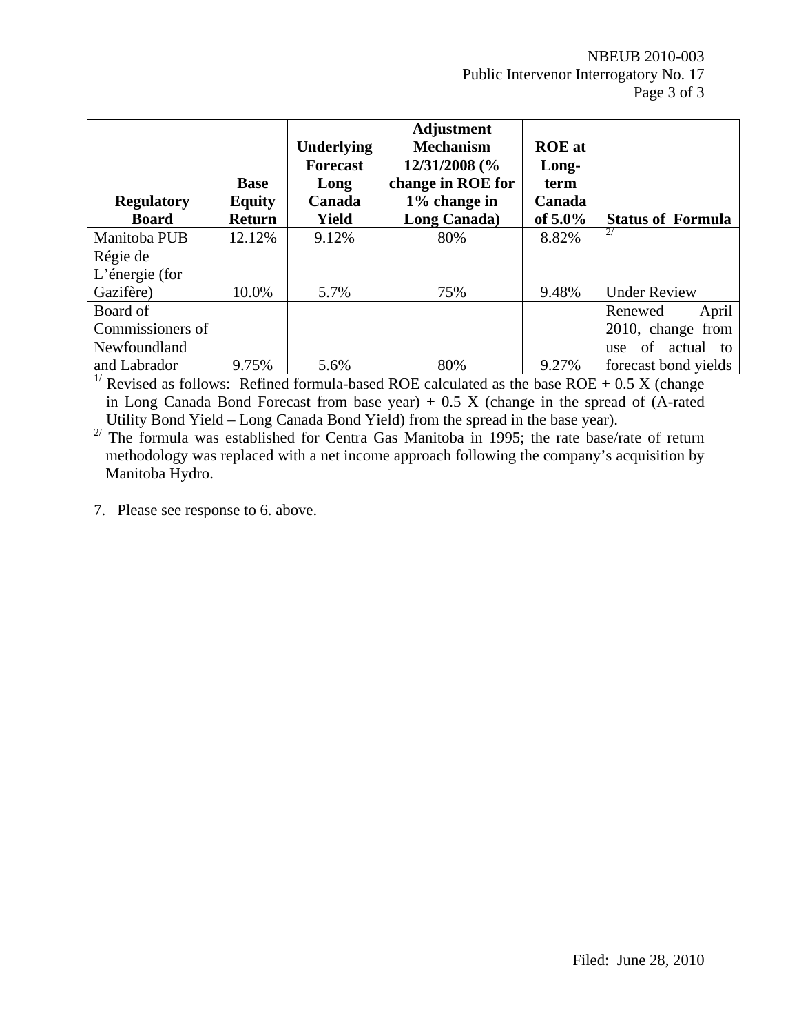| Regulatory Board | Base Equity Return | Underlying Forecast Long Canada Yield | Adjustment Mechanism 12/31/2008 (% change in ROE for 1% change in Long Canada) | ROE at Long-term Canada of 5.0% | Status of Formula |
|---|---|---|---|---|---|
| Manitoba PUB | 12.12% | 9.12% | 80% | 8.82% | [2/] |
| Régie de L'énergie (for Gazifère) | 10.0% | 5.7% | 75% | 9.48% | Under Review |
| Board of Commissioners of Newfoundland and Labrador | 9.75% | 5.6% | 80% | 9.27% | Renewed April 2010, change from use of actual to forecast bond yields |

[1/] Revised as follows: Refined formula-based ROE calculated as the base ROE + 0.5 X (change in Long Canada Bond Forecast from base year) + 0.5 X (change in the spread of (A-rated Utility Bond Yield – Long Canada Bond Yield) from the spread in the base year).

[2/] The formula was established for Centra Gas Manitoba in 1995; the rate base/rate of return methodology was replaced with a net income approach following the company's acquisition by Manitoba Hydro.

7. Please see response to 6. above.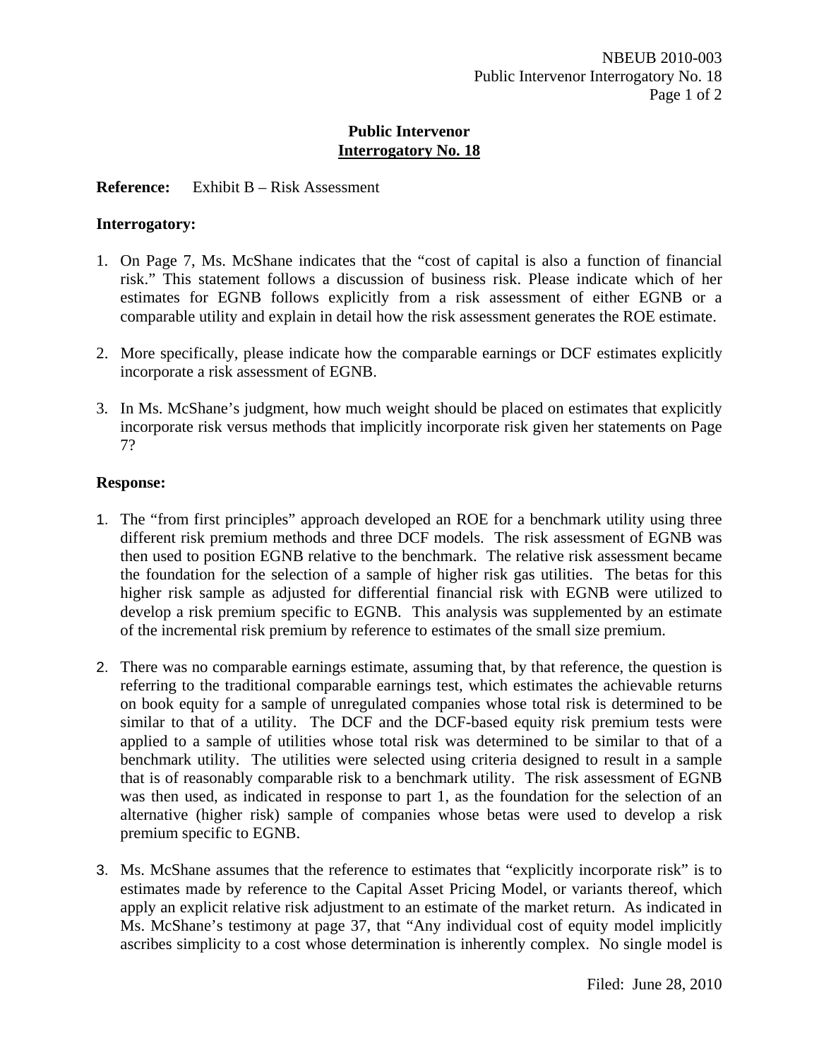**Public Intervenor**
**Interrogatory No. 18**

**Reference:** Exhibit B – Risk Assessment

**Interrogatory:**

1. On Page 7, Ms. McShane indicates that the "cost of capital is also a function of financial risk." This statement follows a discussion of business risk. Please indicate which of her estimates for EGNB follows explicitly from a risk assessment of either EGNB or a comparable utility and explain in detail how the risk assessment generates the ROE estimate.

2. More specifically, please indicate how the comparable earnings or DCF estimates explicitly incorporate a risk assessment of EGNB.

3. In Ms. McShane's judgment, how much weight should be placed on estimates that explicitly incorporate risk versus methods that implicitly incorporate risk given her statements on Page 7?

**Response:**

1. The "from first principles" approach developed an ROE for a benchmark utility using three different risk premium methods and three DCF models. The risk assessment of EGNB was then used to position EGNB relative to the benchmark. The relative risk assessment became the foundation for the selection of a sample of higher risk gas utilities. The betas for this higher risk sample as adjusted for differential financial risk with EGNB were utilized to develop a risk premium specific to EGNB. This analysis was supplemented by an estimate of the incremental risk premium by reference to estimates of the small size premium.

2. There was no comparable earnings estimate, assuming that, by that reference, the question is referring to the traditional comparable earnings test, which estimates the achievable returns on book equity for a sample of unregulated companies whose total risk is determined to be similar to that of a utility. The DCF and the DCF-based equity risk premium tests were applied to a sample of utilities whose total risk was determined to be similar to that of a benchmark utility. The utilities were selected using criteria designed to result in a sample that is of reasonably comparable risk to a benchmark utility. The risk assessment of EGNB was then used, as indicated in response to part 1, as the foundation for the selection of an alternative (higher risk) sample of companies whose betas were used to develop a risk premium specific to EGNB.

3. Ms. McShane assumes that the reference to estimates that "explicitly incorporate risk" is to estimates made by reference to the Capital Asset Pricing Model, or variants thereof, which apply an explicit relative risk adjustment to an estimate of the market return. As indicated in Ms. McShane's testimony at page 37, that "Any individual cost of equity model implicitly ascribes simplicity to a cost whose determination is inherently complex. No single model is

Filed: June 28, 2010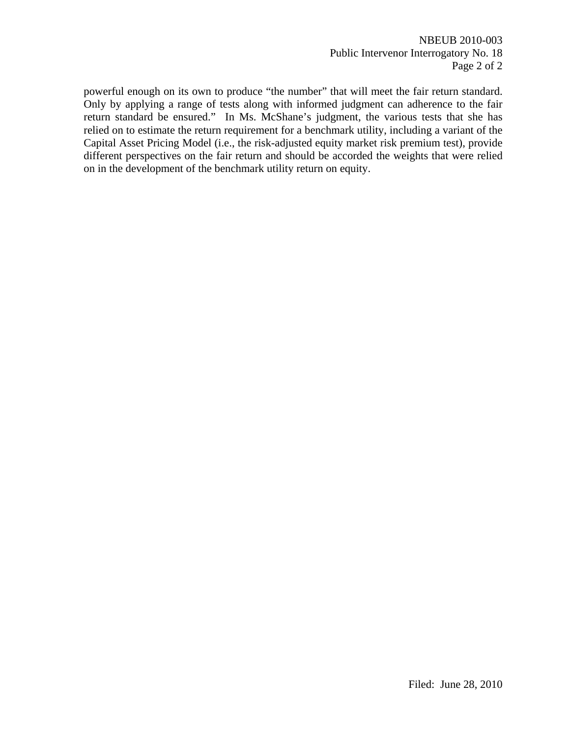powerful enough on its own to produce “the number” that will meet the fair return standard. Only by applying a range of tests along with informed judgment can adherence to the fair return standard be ensured.” In Ms. McShane’s judgment, the various tests that she has relied on to estimate the return requirement for a benchmark utility, including a variant of the Capital Asset Pricing Model (i.e., the risk-adjusted equity market risk premium test), provide different perspectives on the fair return and should be accorded the weights that were relied on in the development of the benchmark utility return on equity.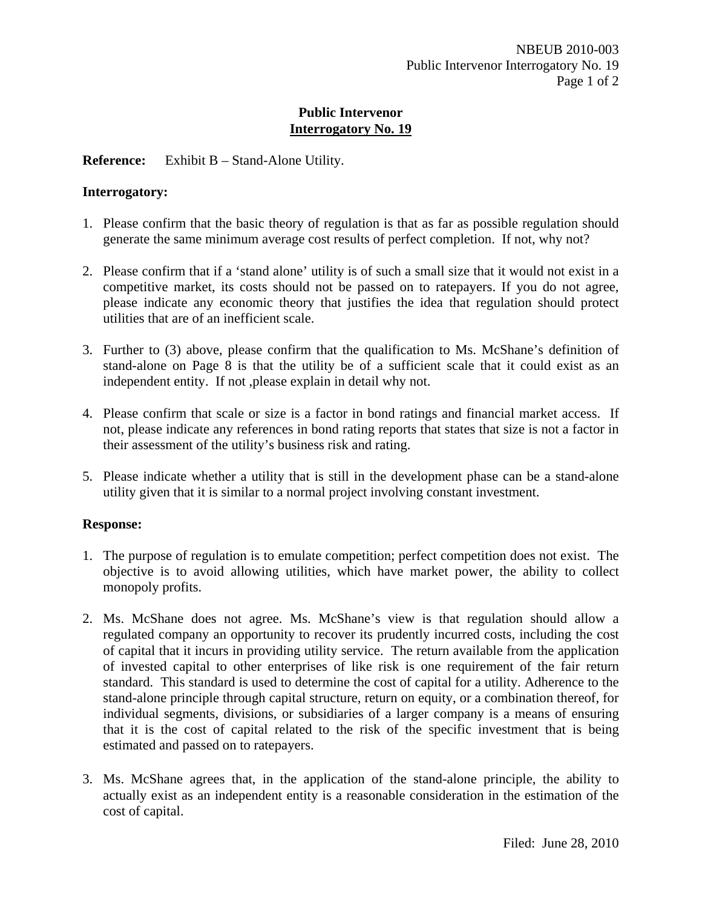**Public Intervenor**
**Interrogatory No. 19**

**Reference:** Exhibit B – Stand-Alone Utility.

**Interrogatory:**

1. Please confirm that the basic theory of regulation is that as far as possible regulation should generate the same minimum average cost results of perfect completion. If not, why not?

2. Please confirm that if a 'stand alone' utility is of such a small size that it would not exist in a competitive market, its costs should not be passed on to ratepayers. If you do not agree, please indicate any economic theory that justifies the idea that regulation should protect utilities that are of an inefficient scale.

3. Further to (3) above, please confirm that the qualification to Ms. McShane's definition of stand-alone on Page 8 is that the utility be of a sufficient scale that it could exist as an independent entity. If not ,please explain in detail why not.

4. Please confirm that scale or size is a factor in bond ratings and financial market access. If not, please indicate any references in bond rating reports that states that size is not a factor in their assessment of the utility's business risk and rating.

5. Please indicate whether a utility that is still in the development phase can be a stand-alone utility given that it is similar to a normal project involving constant investment.

**Response:**

1. The purpose of regulation is to emulate competition; perfect competition does not exist. The objective is to avoid allowing utilities, which have market power, the ability to collect monopoly profits.

2. Ms. McShane does not agree. Ms. McShane's view is that regulation should allow a regulated company an opportunity to recover its prudently incurred costs, including the cost of capital that it incurs in providing utility service. The return available from the application of invested capital to other enterprises of like risk is one requirement of the fair return standard. This standard is used to determine the cost of capital for a utility. Adherence to the stand-alone principle through capital structure, return on equity, or a combination thereof, for individual segments, divisions, or subsidiaries of a larger company is a means of ensuring that it is the cost of capital related to the risk of the specific investment that is being estimated and passed on to ratepayers.

3. Ms. McShane agrees that, in the application of the stand-alone principle, the ability to actually exist as an independent entity is a reasonable consideration in the estimation of the cost of capital.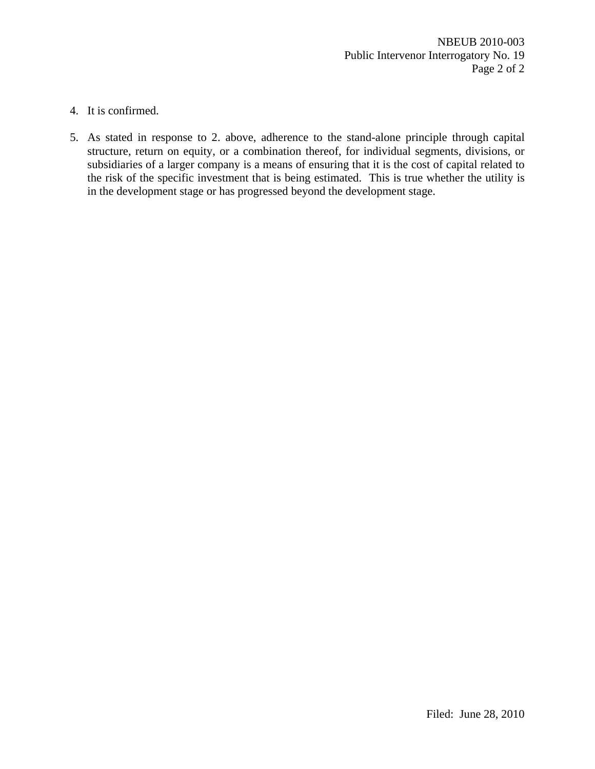4. It is confirmed.

5. As stated in response to 2. above, adherence to the stand-alone principle through capital structure, return on equity, or a combination thereof, for individual segments, divisions, or subsidiaries of a larger company is a means of ensuring that it is the cost of capital related to the risk of the specific investment that is being estimated. This is true whether the utility is in the development stage or has progressed beyond the development stage.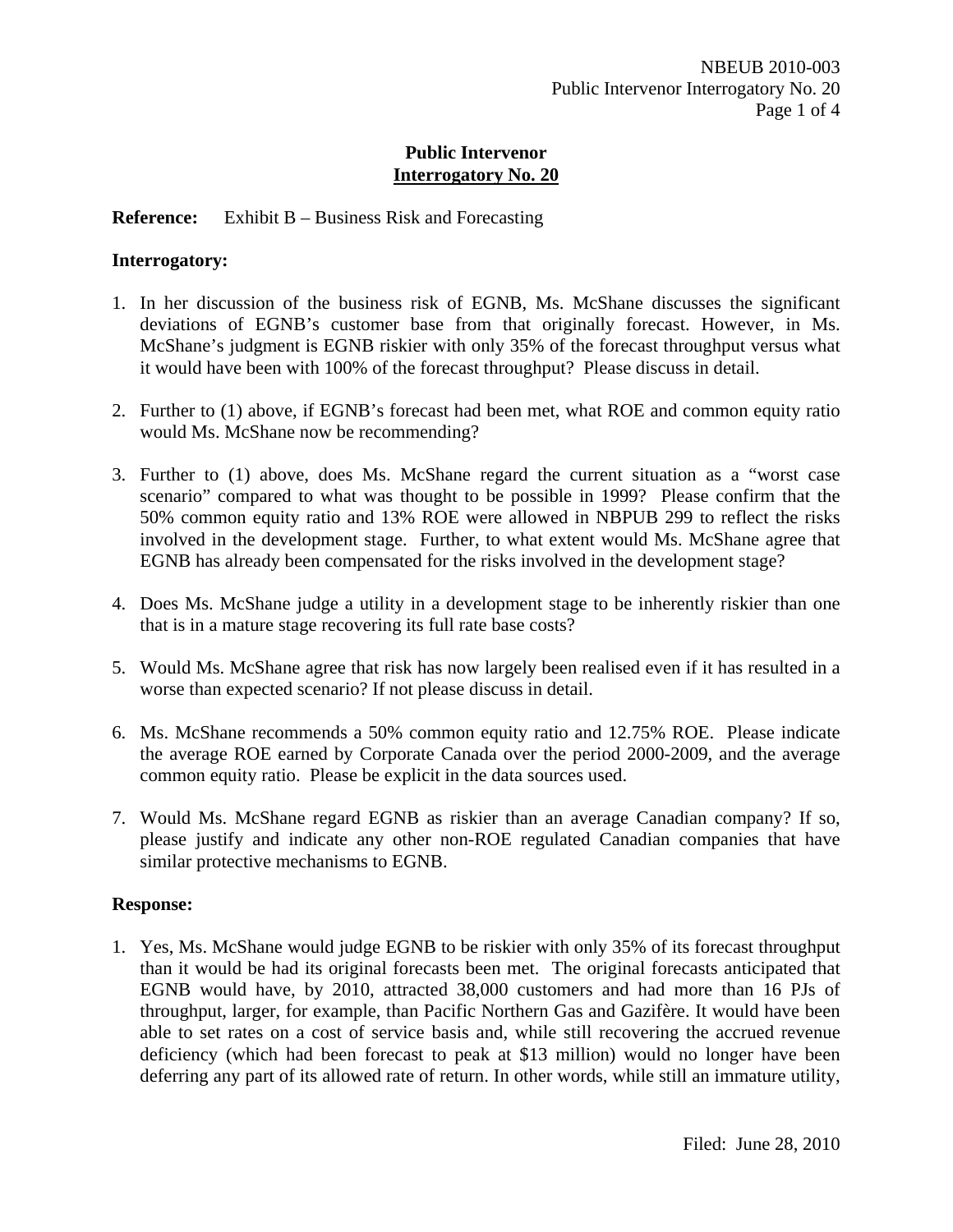**Public Intervenor**
**Interrogatory No. 20**

**Reference:** Exhibit B – Business Risk and Forecasting

**Interrogatory:**

1. In her discussion of the business risk of EGNB, Ms. McShane discusses the significant deviations of EGNB's customer base from that originally forecast. However, in Ms. McShane's judgment is EGNB riskier with only 35% of the forecast throughput versus what it would have been with 100% of the forecast throughput? Please discuss in detail.

2. Further to (1) above, if EGNB's forecast had been met, what ROE and common equity ratio would Ms. McShane now be recommending?

3. Further to (1) above, does Ms. McShane regard the current situation as a "worst case scenario" compared to what was thought to be possible in 1999? Please confirm that the 50% common equity ratio and 13% ROE were allowed in NBPUB 299 to reflect the risks involved in the development stage. Further, to what extent would Ms. McShane agree that EGNB has already been compensated for the risks involved in the development stage?

4. Does Ms. McShane judge a utility in a development stage to be inherently riskier than one that is in a mature stage recovering its full rate base costs?

5. Would Ms. McShane agree that risk has now largely been realised even if it has resulted in a worse than expected scenario? If not please discuss in detail.

6. Ms. McShane recommends a 50% common equity ratio and 12.75% ROE. Please indicate the average ROE earned by Corporate Canada over the period 2000-2009, and the average common equity ratio. Please be explicit in the data sources used.

7. Would Ms. McShane regard EGNB as riskier than an average Canadian company? If so, please justify and indicate any other non-ROE regulated Canadian companies that have similar protective mechanisms to EGNB.

**Response:**

1. Yes, Ms. McShane would judge EGNB to be riskier with only 35% of its forecast throughput than it would be had its original forecasts been met. The original forecasts anticipated that EGNB would have, by 2010, attracted 38,000 customers and had more than 16 PJs of throughput, larger, for example, than Pacific Northern Gas and Gazifère. It would have been able to set rates on a cost of service basis and, while still recovering the accrued revenue deficiency (which had been forecast to peak at $13 million) would no longer have been deferring any part of its allowed rate of return. In other words, while still an immature utility,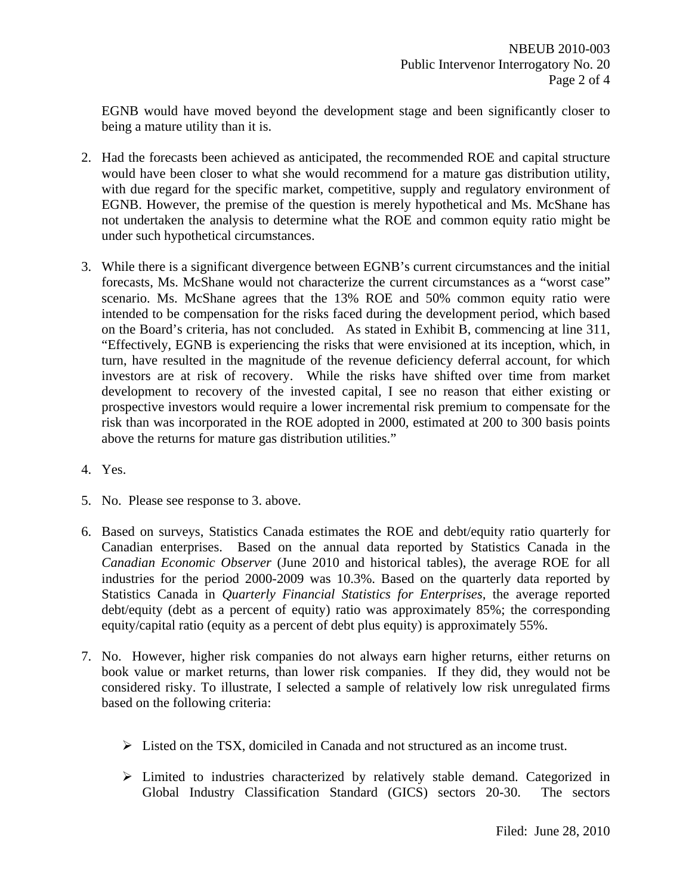EGNB would have moved beyond the development stage and been significantly closer to being a mature utility than it is.

2. Had the forecasts been achieved as anticipated, the recommended ROE and capital structure would have been closer to what she would recommend for a mature gas distribution utility, with due regard for the specific market, competitive, supply and regulatory environment of EGNB. However, the premise of the question is merely hypothetical and Ms. McShane has not undertaken the analysis to determine what the ROE and common equity ratio might be under such hypothetical circumstances.

3. While there is a significant divergence between EGNB's current circumstances and the initial forecasts, Ms. McShane would not characterize the current circumstances as a "worst case" scenario. Ms. McShane agrees that the 13% ROE and 50% common equity ratio were intended to be compensation for the risks faced during the development period, which based on the Board's criteria, has not concluded. As stated in Exhibit B, commencing at line 311, "Effectively, EGNB is experiencing the risks that were envisioned at its inception, which, in turn, have resulted in the magnitude of the revenue deficiency deferral account, for which investors are at risk of recovery. While the risks have shifted over time from market development to recovery of the invested capital, I see no reason that either existing or prospective investors would require a lower incremental risk premium to compensate for the risk than was incorporated in the ROE adopted in 2000, estimated at 200 to 300 basis points above the returns for mature gas distribution utilities."

4. Yes.

5. No. Please see response to 3. above.

6. Based on surveys, Statistics Canada estimates the ROE and debt/equity ratio quarterly for Canadian enterprises. Based on the annual data reported by Statistics Canada in the *Canadian Economic Observer* (June 2010 and historical tables), the average ROE for all industries for the period 2000-2009 was 10.3%. Based on the quarterly data reported by Statistics Canada in *Quarterly Financial Statistics for Enterprises*, the average reported debt/equity (debt as a percent of equity) ratio was approximately 85%; the corresponding equity/capital ratio (equity as a percent of debt plus equity) is approximately 55%.

7. No. However, higher risk companies do not always earn higher returns, either returns on book value or market returns, than lower risk companies. If they did, they would not be considered risky. To illustrate, I selected a sample of relatively low risk unregulated firms based on the following criteria:

   - Listed on the TSX, domiciled in Canada and not structured as an income trust.
   - Limited to industries characterized by relatively stable demand. Categorized in Global Industry Classification Standard (GICS) sectors 20-30. The sectors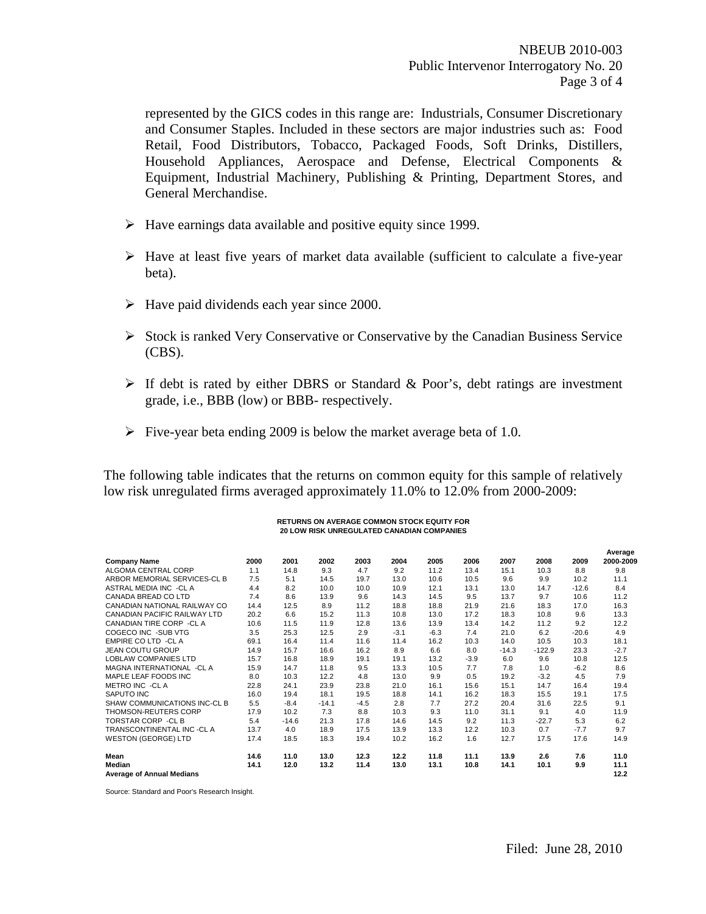represented by the GICS codes in this range are: Industrials, Consumer Discretionary and Consumer Staples. Included in these sectors are major industries such as: Food Retail, Food Distributors, Tobacco, Packaged Foods, Soft Drinks, Distillers, Household Appliances, Aerospace and Defense, Electrical Components & Equipment, Industrial Machinery, Publishing & Printing, Department Stores, and General Merchandise.

- Have earnings data available and positive equity since 1999.
- Have at least five years of market data available (sufficient to calculate a five-year beta).
- Have paid dividends each year since 2000.
- Stock is ranked Very Conservative or Conservative by the Canadian Business Service (CBS).
- If debt is rated by either DBRS or Standard & Poor's, debt ratings are investment grade, i.e., BBB (low) or BBB- respectively.
- Five-year beta ending 2009 is below the market average beta of 1.0.

The following table indicates that the returns on common equity for this sample of relatively low risk unregulated firms averaged approximately 11.0% to 12.0% from 2000-2009:

**RETURNS ON AVERAGE COMMON STOCK EQUITY FOR 20 LOW RISK UNREGULATED CANADIAN COMPANIES**

| Company Name | 2000 | 2001 | 2002 | 2003 | 2004 | 2005 | 2006 | 2007 | 2008 | 2009 | Average 2000-2009 |
|---|---|---|---|---|---|---|---|---|---|---|---|
| ALGOMA CENTRAL CORP | 1.1 | 14.8 | 9.3 | 4.7 | 9.2 | 11.2 | 13.4 | 15.1 | 10.3 | 8.8 | 9.8 |
| ARBOR MEMORIAL SERVICES-CL B | 7.5 | 5.1 | 14.5 | 19.7 | 13.0 | 10.6 | 10.5 | 9.6 | 9.9 | 10.2 | 11.1 |
| ASTRAL MEDIA INC -CL A | 4.4 | 8.2 | 10.0 | 10.0 | 10.9 | 12.1 | 13.1 | 13.0 | 14.7 | -12.6 | 8.4 |
| CANADA BREAD CO LTD | 7.4 | 8.6 | 13.9 | 9.6 | 14.3 | 14.5 | 9.5 | 13.7 | 9.7 | 10.6 | 11.2 |
| CANADIAN NATIONAL RAILWAY CO | 14.4 | 12.5 | 8.9 | 11.2 | 18.8 | 18.8 | 21.9 | 21.6 | 18.3 | 17.0 | 16.3 |
| CANADIAN PACIFIC RAILWAY LTD | 20.2 | 6.6 | 15.2 | 11.3 | 10.8 | 13.0 | 17.2 | 18.3 | 10.8 | 9.6 | 13.3 |
| CANADIAN TIRE CORP -CL A | 10.6 | 11.5 | 11.9 | 12.8 | 13.6 | 13.9 | 13.4 | 14.2 | 11.2 | 9.2 | 12.2 |
| COGECO INC -SUB VTG | 3.5 | 25.3 | 12.5 | 2.9 | -3.1 | -6.3 | 7.4 | 21.0 | 6.2 | -20.6 | 4.9 |
| EMPIRE CO LTD -CL A | 69.1 | 16.4 | 11.4 | 11.6 | 11.4 | 16.2 | 10.3 | 14.0 | 10.5 | 10.3 | 18.1 |
| JEAN COUTU GROUP | 14.9 | 15.7 | 16.6 | 16.2 | 8.9 | 6.6 | 8.0 | -14.3 | -122.9 | 23.3 | -2.7 |
| LOBLAW COMPANIES LTD | 15.7 | 16.8 | 18.9 | 19.1 | 19.1 | 13.2 | -3.9 | 6.0 | 9.6 | 10.8 | 12.5 |
| MAGNA INTERNATIONAL -CL A | 15.9 | 14.7 | 11.8 | 9.5 | 13.3 | 10.5 | 7.7 | 7.8 | 1.0 | -6.2 | 8.6 |
| MAPLE LEAF FOODS INC | 8.0 | 10.3 | 12.2 | 4.8 | 13.0 | 9.9 | 0.5 | 19.2 | -3.2 | 4.5 | 7.9 |
| METRO INC -CL A | 22.8 | 24.1 | 23.9 | 23.8 | 21.0 | 16.1 | 15.6 | 15.1 | 14.7 | 16.4 | 19.4 |
| SAPUTO INC | 16.0 | 19.4 | 18.1 | 19.5 | 18.8 | 14.1 | 16.2 | 18.3 | 15.5 | 19.1 | 17.5 |
| SHAW COMMUNICATIONS INC-CL B | 5.5 | -8.4 | -14.1 | -4.5 | 2.8 | 7.7 | 27.2 | 20.4 | 31.6 | 22.5 | 9.1 |
| THOMSON-REUTERS CORP | 17.9 | 10.2 | 7.3 | 8.8 | 10.3 | 9.3 | 11.0 | 31.1 | 9.1 | 4.0 | 11.9 |
| TORSTAR CORP -CL B | 5.4 | -14.6 | 21.3 | 17.8 | 14.6 | 14.5 | 9.2 | 11.3 | -22.7 | 5.3 | 6.2 |
| TRANSCONTINENTAL INC -CL A | 13.7 | 4.0 | 18.9 | 17.5 | 13.9 | 13.3 | 12.2 | 10.3 | 0.7 | -7.7 | 9.7 |
| WESTON (GEORGE) LTD | 17.4 | 18.5 | 18.3 | 19.4 | 10.2 | 16.2 | 1.6 | 12.7 | 17.5 | 17.6 | 14.9 |
| **Mean** | **14.6** | **11.0** | **13.0** | **12.3** | **12.2** | **11.8** | **11.1** | **13.9** | **2.6** | **7.6** | **11.0** |
| **Median** | **14.1** | **12.0** | **13.2** | **11.4** | **13.0** | **13.1** | **10.8** | **14.1** | **10.1** | **9.9** | **11.1** |
| **Average of Annual Medians** | | | | | | | | | | | **12.2** |

Source: Standard and Poor's Research Insight.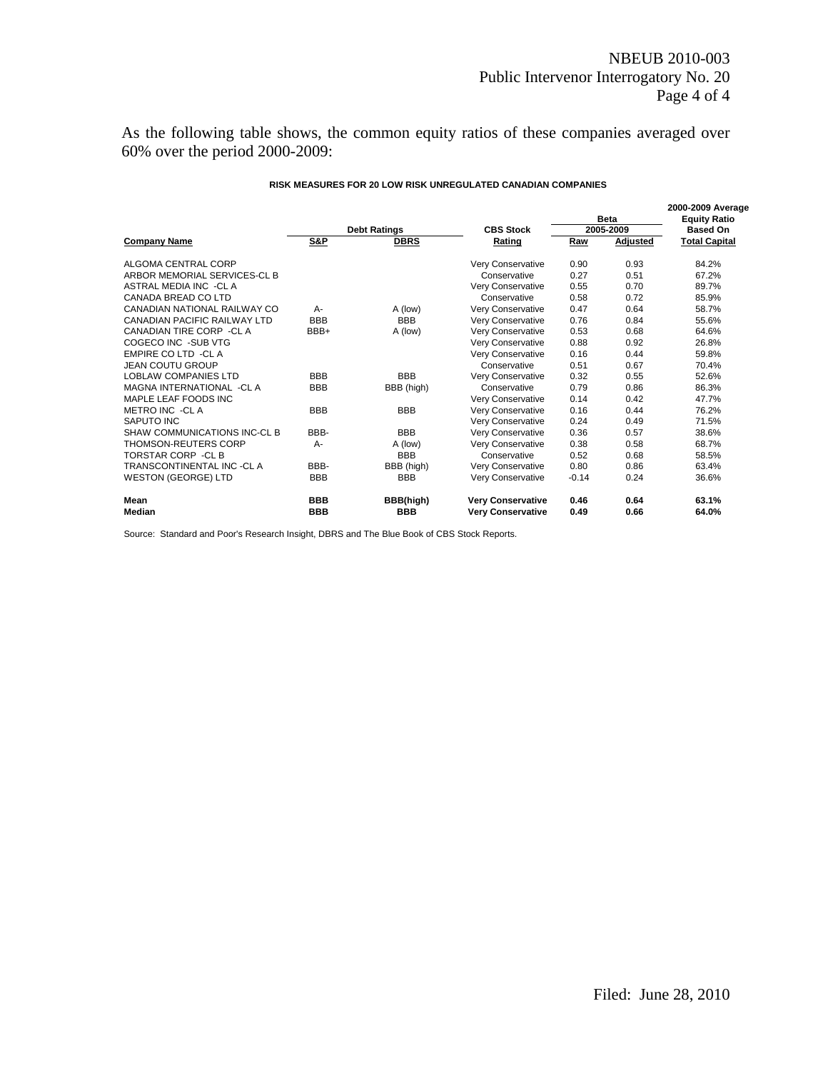As the following table shows, the common equity ratios of these companies averaged over 60% over the period 2000-2009:

**RISK MEASURES FOR 20 LOW RISK UNREGULATED CANADIAN COMPANIES**

| Company Name | Debt Ratings S&P | Debt Ratings DBRS | CBS Stock Rating | Beta 2005-2009 Raw | Beta 2005-2009 Adjusted | 2000-2009 Average Equity Ratio Based On Total Capital |
|---|---|---|---|---|---|---|
| ALGOMA CENTRAL CORP | | | Very Conservative | 0.90 | 0.93 | 84.2% |
| ARBOR MEMORIAL SERVICES-CL B | | | Conservative | 0.27 | 0.51 | 67.2% |
| ASTRAL MEDIA INC -CL A | | | Very Conservative | 0.55 | 0.70 | 89.7% |
| CANADA BREAD CO LTD | | | Conservative | 0.58 | 0.72 | 85.9% |
| CANADIAN NATIONAL RAILWAY CO | A- | A (low) | Very Conservative | 0.47 | 0.64 | 58.7% |
| CANADIAN PACIFIC RAILWAY LTD | BBB | BBB | Very Conservative | 0.76 | 0.84 | 55.6% |
| CANADIAN TIRE CORP -CL A | BBB+ | A (low) | Very Conservative | 0.53 | 0.68 | 64.6% |
| COGECO INC -SUB VTG | | | Very Conservative | 0.88 | 0.92 | 26.8% |
| EMPIRE CO LTD -CL A | | | Very Conservative | 0.16 | 0.44 | 59.8% |
| JEAN COUTU GROUP | | | Conservative | 0.51 | 0.67 | 70.4% |
| LOBLAW COMPANIES LTD | BBB | BBB | Very Conservative | 0.32 | 0.55 | 52.6% |
| MAGNA INTERNATIONAL -CL A | BBB | BBB (high) | Conservative | 0.79 | 0.86 | 86.3% |
| MAPLE LEAF FOODS INC | | | Very Conservative | 0.14 | 0.42 | 47.7% |
| METRO INC -CL A | BBB | BBB | Very Conservative | 0.16 | 0.44 | 76.2% |
| SAPUTO INC | | | Very Conservative | 0.24 | 0.49 | 71.5% |
| SHAW COMMUNICATIONS INC-CL B | BBB- | BBB | Very Conservative | 0.36 | 0.57 | 38.6% |
| THOMSON-REUTERS CORP | A- | A (low) | Very Conservative | 0.38 | 0.58 | 68.7% |
| TORSTAR CORP -CL B | | BBB | Conservative | 0.52 | 0.68 | 58.5% |
| TRANSCONTINENTAL INC -CL A | BBB- | BBB (high) | Very Conservative | 0.80 | 0.86 | 63.4% |
| WESTON (GEORGE) LTD | BBB | BBB | Very Conservative | -0.14 | 0.24 | 36.6% |
| **Mean** | **BBB** | **BBB(high)** | **Very Conservative** | **0.46** | **0.64** | **63.1%** |
| **Median** | **BBB** | **BBB** | **Very Conservative** | **0.49** | **0.66** | **64.0%** |

Source: Standard and Poor's Research Insight, DBRS and The Blue Book of CBS Stock Reports.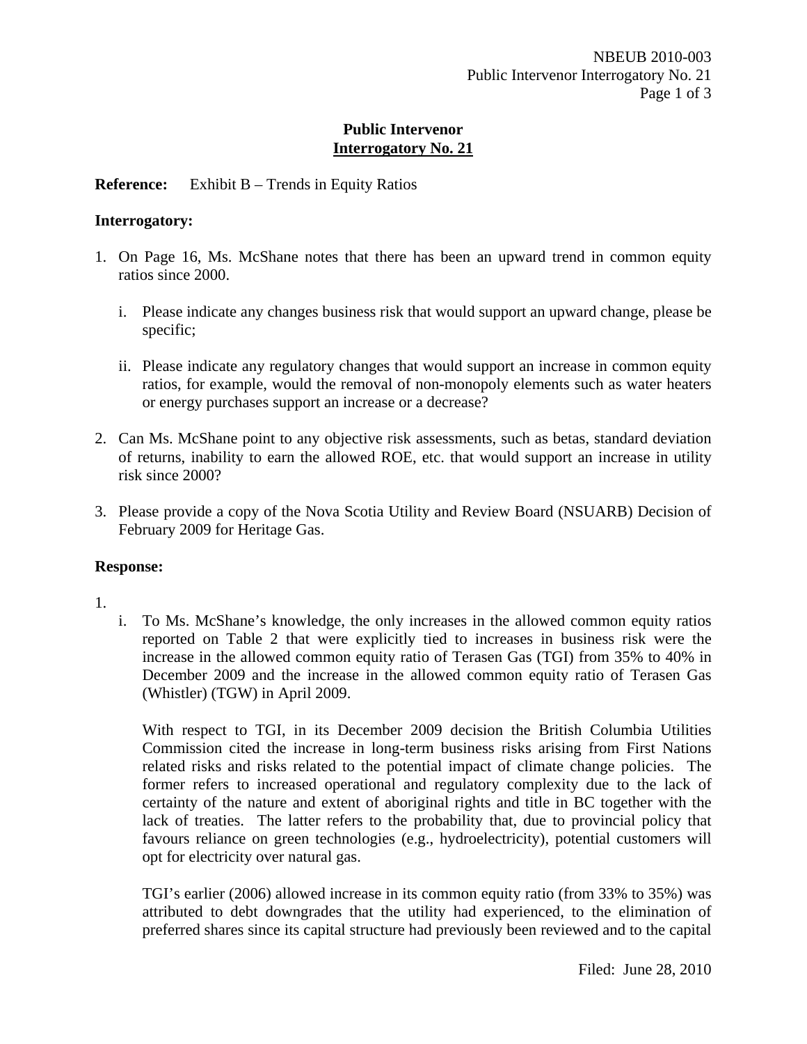**Public Intervenor**
**Interrogatory No. 21**

**Reference:** Exhibit B – Trends in Equity Ratios

**Interrogatory:**

1. On Page 16, Ms. McShane notes that there has been an upward trend in common equity ratios since 2000.

   i. Please indicate any changes business risk that would support an upward change, please be specific;

   ii. Please indicate any regulatory changes that would support an increase in common equity ratios, for example, would the removal of non-monopoly elements such as water heaters or energy purchases support an increase or a decrease?

2. Can Ms. McShane point to any objective risk assessments, such as betas, standard deviation of returns, inability to earn the allowed ROE, etc. that would support an increase in utility risk since 2000?

3. Please provide a copy of the Nova Scotia Utility and Review Board (NSUARB) Decision of February 2009 for Heritage Gas.

**Response:**

1.

   i. To Ms. McShane's knowledge, the only increases in the allowed common equity ratios reported on Table 2 that were explicitly tied to increases in business risk were the increase in the allowed common equity ratio of Terasen Gas (TGI) from 35% to 40% in December 2009 and the increase in the allowed common equity ratio of Terasen Gas (Whistler) (TGW) in April 2009.

   With respect to TGI, in its December 2009 decision the British Columbia Utilities Commission cited the increase in long-term business risks arising from First Nations related risks and risks related to the potential impact of climate change policies. The former refers to increased operational and regulatory complexity due to the lack of certainty of the nature and extent of aboriginal rights and title in BC together with the lack of treaties. The latter refers to the probability that, due to provincial policy that favours reliance on green technologies (e.g., hydroelectricity), potential customers will opt for electricity over natural gas.

   TGI's earlier (2006) allowed increase in its common equity ratio (from 33% to 35%) was attributed to debt downgrades that the utility had experienced, to the elimination of preferred shares since its capital structure had previously been reviewed and to the capital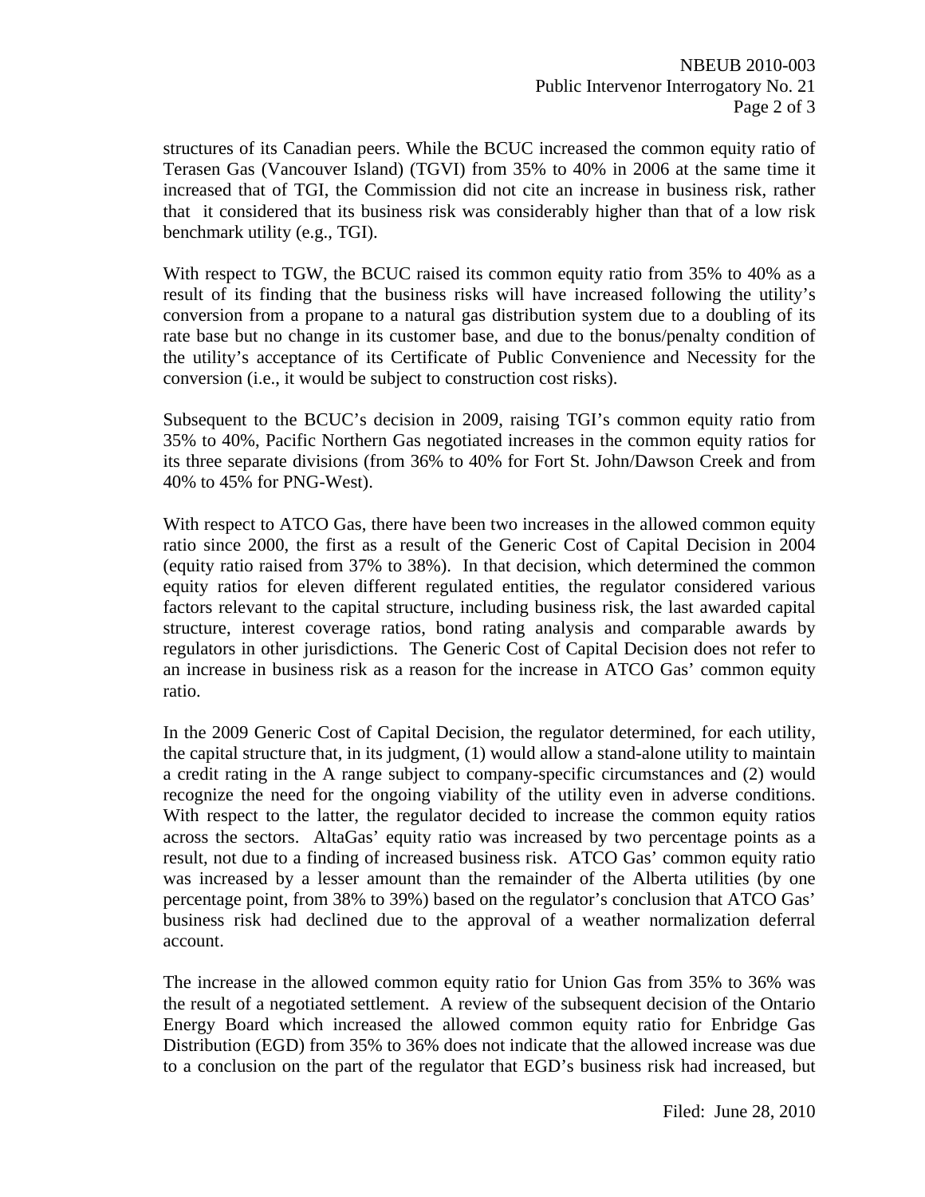structures of its Canadian peers. While the BCUC increased the common equity ratio of Terasen Gas (Vancouver Island) (TGVI) from 35% to 40% in 2006 at the same time it increased that of TGI, the Commission did not cite an increase in business risk, rather that it considered that its business risk was considerably higher than that of a low risk benchmark utility (e.g., TGI).

With respect to TGW, the BCUC raised its common equity ratio from 35% to 40% as a result of its finding that the business risks will have increased following the utility's conversion from a propane to a natural gas distribution system due to a doubling of its rate base but no change in its customer base, and due to the bonus/penalty condition of the utility's acceptance of its Certificate of Public Convenience and Necessity for the conversion (i.e., it would be subject to construction cost risks).

Subsequent to the BCUC's decision in 2009, raising TGI's common equity ratio from 35% to 40%, Pacific Northern Gas negotiated increases in the common equity ratios for its three separate divisions (from 36% to 40% for Fort St. John/Dawson Creek and from 40% to 45% for PNG-West).

With respect to ATCO Gas, there have been two increases in the allowed common equity ratio since 2000, the first as a result of the Generic Cost of Capital Decision in 2004 (equity ratio raised from 37% to 38%). In that decision, which determined the common equity ratios for eleven different regulated entities, the regulator considered various factors relevant to the capital structure, including business risk, the last awarded capital structure, interest coverage ratios, bond rating analysis and comparable awards by regulators in other jurisdictions. The Generic Cost of Capital Decision does not refer to an increase in business risk as a reason for the increase in ATCO Gas' common equity ratio.

In the 2009 Generic Cost of Capital Decision, the regulator determined, for each utility, the capital structure that, in its judgment, (1) would allow a stand-alone utility to maintain a credit rating in the A range subject to company-specific circumstances and (2) would recognize the need for the ongoing viability of the utility even in adverse conditions. With respect to the latter, the regulator decided to increase the common equity ratios across the sectors. AltaGas' equity ratio was increased by two percentage points as a result, not due to a finding of increased business risk. ATCO Gas' common equity ratio was increased by a lesser amount than the remainder of the Alberta utilities (by one percentage point, from 38% to 39%) based on the regulator's conclusion that ATCO Gas' business risk had declined due to the approval of a weather normalization deferral account.

The increase in the allowed common equity ratio for Union Gas from 35% to 36% was the result of a negotiated settlement. A review of the subsequent decision of the Ontario Energy Board which increased the allowed common equity ratio for Enbridge Gas Distribution (EGD) from 35% to 36% does not indicate that the allowed increase was due to a conclusion on the part of the regulator that EGD's business risk had increased, but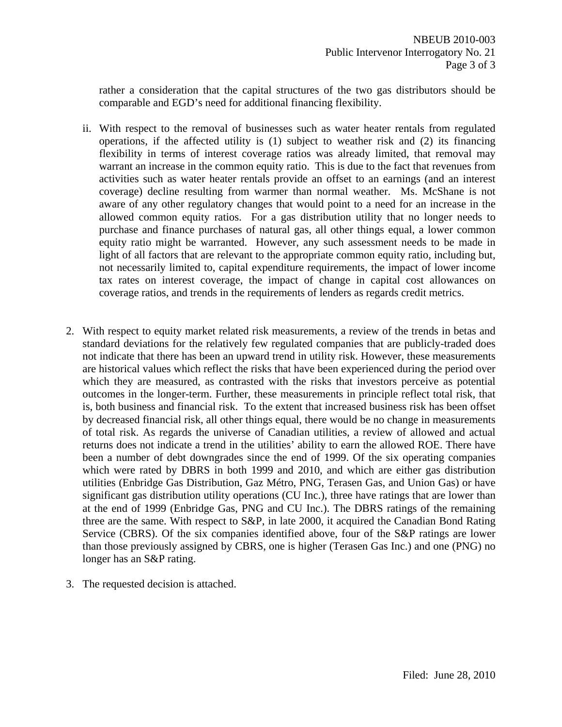rather a consideration that the capital structures of the two gas distributors should be comparable and EGD's need for additional financing flexibility.

ii. With respect to the removal of businesses such as water heater rentals from regulated operations, if the affected utility is (1) subject to weather risk and (2) its financing flexibility in terms of interest coverage ratios was already limited, that removal may warrant an increase in the common equity ratio. This is due to the fact that revenues from activities such as water heater rentals provide an offset to an earnings (and an interest coverage) decline resulting from warmer than normal weather. Ms. McShane is not aware of any other regulatory changes that would point to a need for an increase in the allowed common equity ratios. For a gas distribution utility that no longer needs to purchase and finance purchases of natural gas, all other things equal, a lower common equity ratio might be warranted. However, any such assessment needs to be made in light of all factors that are relevant to the appropriate common equity ratio, including but, not necessarily limited to, capital expenditure requirements, the impact of lower income tax rates on interest coverage, the impact of change in capital cost allowances on coverage ratios, and trends in the requirements of lenders as regards credit metrics.

2. With respect to equity market related risk measurements, a review of the trends in betas and standard deviations for the relatively few regulated companies that are publicly-traded does not indicate that there has been an upward trend in utility risk. However, these measurements are historical values which reflect the risks that have been experienced during the period over which they are measured, as contrasted with the risks that investors perceive as potential outcomes in the longer-term. Further, these measurements in principle reflect total risk, that is, both business and financial risk. To the extent that increased business risk has been offset by decreased financial risk, all other things equal, there would be no change in measurements of total risk. As regards the universe of Canadian utilities, a review of allowed and actual returns does not indicate a trend in the utilities' ability to earn the allowed ROE. There have been a number of debt downgrades since the end of 1999. Of the six operating companies which were rated by DBRS in both 1999 and 2010, and which are either gas distribution utilities (Enbridge Gas Distribution, Gaz Métro, PNG, Terasen Gas, and Union Gas) or have significant gas distribution utility operations (CU Inc.), three have ratings that are lower than at the end of 1999 (Enbridge Gas, PNG and CU Inc.). The DBRS ratings of the remaining three are the same. With respect to S&P, in late 2000, it acquired the Canadian Bond Rating Service (CBRS). Of the six companies identified above, four of the S&P ratings are lower than those previously assigned by CBRS, one is higher (Terasen Gas Inc.) and one (PNG) no longer has an S&P rating.

3. The requested decision is attached.

Filed: June 28, 2010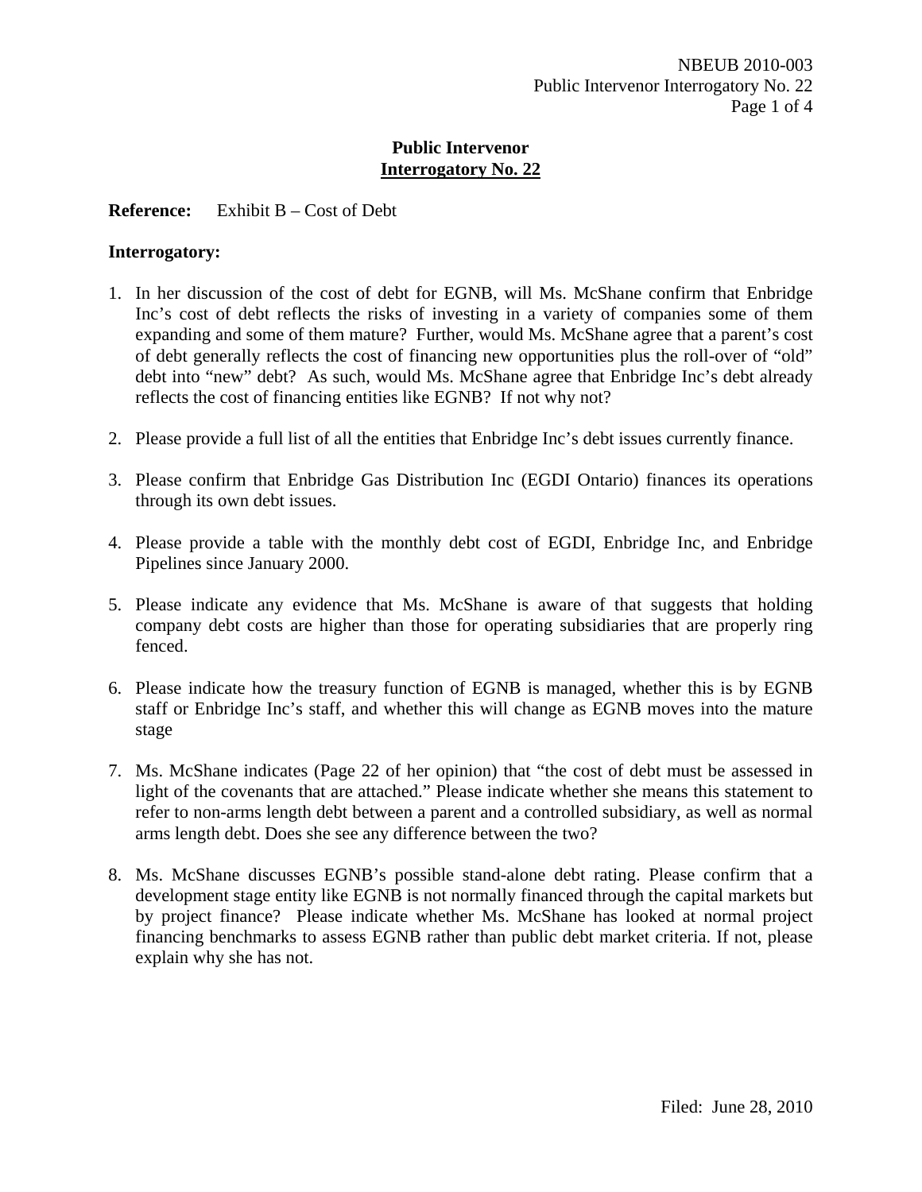**Public Intervenor**
**Interrogatory No. 22**

**Reference:** Exhibit B – Cost of Debt

**Interrogatory:**

1. In her discussion of the cost of debt for EGNB, will Ms. McShane confirm that Enbridge Inc's cost of debt reflects the risks of investing in a variety of companies some of them expanding and some of them mature? Further, would Ms. McShane agree that a parent's cost of debt generally reflects the cost of financing new opportunities plus the roll-over of "old" debt into "new" debt? As such, would Ms. McShane agree that Enbridge Inc's debt already reflects the cost of financing entities like EGNB? If not why not?

2. Please provide a full list of all the entities that Enbridge Inc's debt issues currently finance.

3. Please confirm that Enbridge Gas Distribution Inc (EGDI Ontario) finances its operations through its own debt issues.

4. Please provide a table with the monthly debt cost of EGDI, Enbridge Inc, and Enbridge Pipelines since January 2000.

5. Please indicate any evidence that Ms. McShane is aware of that suggests that holding company debt costs are higher than those for operating subsidiaries that are properly ring fenced.

6. Please indicate how the treasury function of EGNB is managed, whether this is by EGNB staff or Enbridge Inc's staff, and whether this will change as EGNB moves into the mature stage

7. Ms. McShane indicates (Page 22 of her opinion) that "the cost of debt must be assessed in light of the covenants that are attached." Please indicate whether she means this statement to refer to non-arms length debt between a parent and a controlled subsidiary, as well as normal arms length debt. Does she see any difference between the two?

8. Ms. McShane discusses EGNB's possible stand-alone debt rating. Please confirm that a development stage entity like EGNB is not normally financed through the capital markets but by project finance? Please indicate whether Ms. McShane has looked at normal project financing benchmarks to assess EGNB rather than public debt market criteria. If not, please explain why she has not.

Filed: June 28, 2010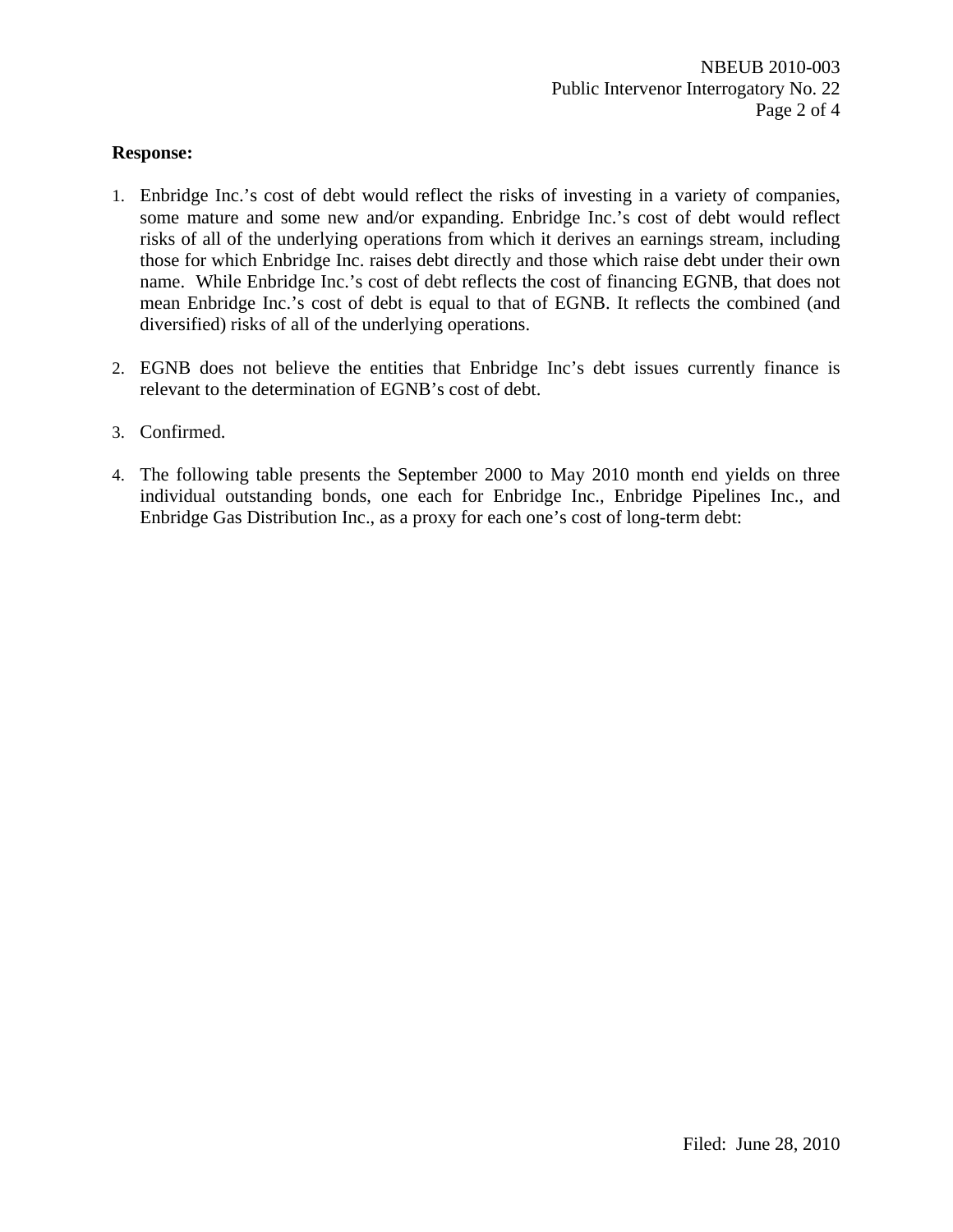**Response:**

1. Enbridge Inc.'s cost of debt would reflect the risks of investing in a variety of companies, some mature and some new and/or expanding. Enbridge Inc.'s cost of debt would reflect risks of all of the underlying operations from which it derives an earnings stream, including those for which Enbridge Inc. raises debt directly and those which raise debt under their own name. While Enbridge Inc.'s cost of debt reflects the cost of financing EGNB, that does not mean Enbridge Inc.'s cost of debt is equal to that of EGNB. It reflects the combined (and diversified) risks of all of the underlying operations.

2. EGNB does not believe the entities that Enbridge Inc's debt issues currently finance is relevant to the determination of EGNB's cost of debt.

3. Confirmed.

4. The following table presents the September 2000 to May 2010 month end yields on three individual outstanding bonds, one each for Enbridge Inc., Enbridge Pipelines Inc., and Enbridge Gas Distribution Inc., as a proxy for each one's cost of long-term debt: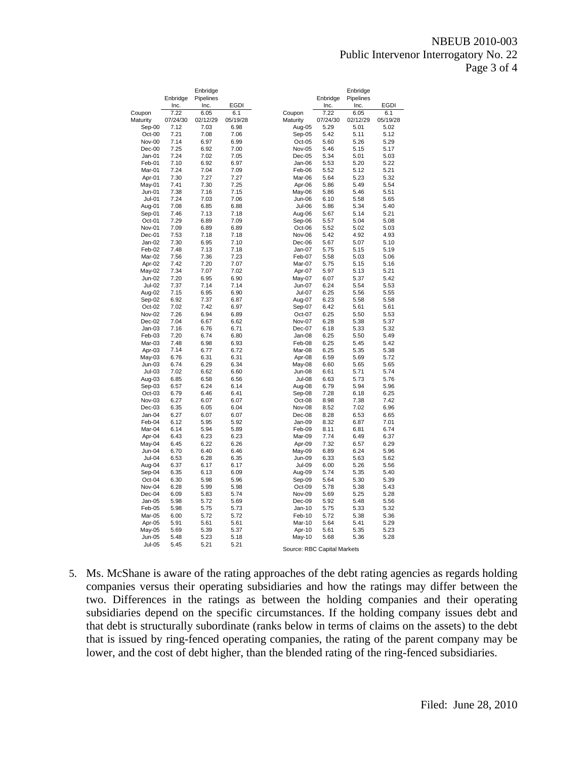| | Enbridge Inc. | Enbridge Pipelines Inc. | EGDI |
|---|---|---|---|
| Coupon | 7.22 | 6.05 | 6.1 |
| Maturity | 07/24/30 | 02/12/29 | 05/19/28 |
| Sep-00 | 7.12 | 7.03 | 6.98 |
| Oct-00 | 7.21 | 7.08 | 7.06 |
| Nov-00 | 7.14 | 6.97 | 6.99 |
| Dec-00 | 7.25 | 6.92 | 7.00 |
| Jan-01 | 7.24 | 7.02 | 7.05 |
| Feb-01 | 7.10 | 6.92 | 6.97 |
| Mar-01 | 7.24 | 7.04 | 7.09 |
| Apr-01 | 7.30 | 7.27 | 7.27 |
| May-01 | 7.41 | 7.30 | 7.25 |
| Jun-01 | 7.38 | 7.16 | 7.15 |
| Jul-01 | 7.24 | 7.03 | 7.06 |
| Aug-01 | 7.08 | 6.85 | 6.88 |
| Sep-01 | 7.46 | 7.13 | 7.18 |
| Oct-01 | 7.29 | 6.89 | 7.09 |
| Nov-01 | 7.09 | 6.89 | 6.89 |
| Dec-01 | 7.53 | 7.18 | 7.18 |
| Jan-02 | 7.30 | 6.95 | 7.10 |
| Feb-02 | 7.48 | 7.13 | 7.18 |
| Mar-02 | 7.56 | 7.36 | 7.23 |
| Apr-02 | 7.42 | 7.20 | 7.07 |
| May-02 | 7.34 | 7.07 | 7.02 |
| Jun-02 | 7.20 | 6.95 | 6.90 |
| Jul-02 | 7.37 | 7.14 | 7.14 |
| Aug-02 | 7.15 | 6.95 | 6.90 |
| Sep-02 | 6.92 | 7.37 | 6.87 |
| Oct-02 | 7.02 | 7.42 | 6.97 |
| Nov-02 | 7.26 | 6.94 | 6.89 |
| Dec-02 | 7.04 | 6.67 | 6.62 |
| Jan-03 | 7.16 | 6.76 | 6.71 |
| Feb-03 | 7.20 | 6.74 | 6.80 |
| Mar-03 | 7.48 | 6.98 | 6.93 |
| Apr-03 | 7.14 | 6.77 | 6.72 |
| May-03 | 6.76 | 6.31 | 6.31 |
| Jun-03 | 6.74 | 6.29 | 6.34 |
| Jul-03 | 7.02 | 6.62 | 6.60 |
| Aug-03 | 6.85 | 6.58 | 6.56 |
| Sep-03 | 6.57 | 6.24 | 6.14 |
| Oct-03 | 6.79 | 6.46 | 6.41 |
| Nov-03 | 6.27 | 6.07 | 6.07 |
| Dec-03 | 6.35 | 6.05 | 6.04 |
| Jan-04 | 6.27 | 6.07 | 6.07 |
| Feb-04 | 6.12 | 5.95 | 5.92 |
| Mar-04 | 6.14 | 5.94 | 5.89 |
| Apr-04 | 6.43 | 6.23 | 6.23 |
| May-04 | 6.45 | 6.22 | 6.26 |
| Jun-04 | 6.70 | 6.40 | 6.46 |
| Jul-04 | 6.53 | 6.28 | 6.35 |
| Aug-04 | 6.37 | 6.17 | 6.17 |
| Sep-04 | 6.35 | 6.13 | 6.09 |
| Oct-04 | 6.30 | 5.98 | 5.96 |
| Nov-04 | 6.28 | 5.99 | 5.98 |
| Dec-04 | 6.09 | 5.83 | 5.74 |
| Jan-05 | 5.98 | 5.72 | 5.69 |
| Feb-05 | 5.98 | 5.75 | 5.73 |
| Mar-05 | 6.00 | 5.72 | 5.72 |
| Apr-05 | 5.91 | 5.61 | 5.61 |
| May-05 | 5.69 | 5.39 | 5.37 |
| Jun-05 | 5.48 | 5.23 | 5.18 |
| Jul-05 | 5.45 | 5.21 | 5.21 |

| | Enbridge Inc. | Enbridge Pipelines Inc. | EGDI |
|---|---|---|---|
| Coupon | 7.22 | 6.05 | 6.1 |
| Maturity | 07/24/30 | 02/12/29 | 05/19/28 |
| Aug-05 | 5.29 | 5.01 | 5.02 |
| Sep-05 | 5.42 | 5.11 | 5.12 |
| Oct-05 | 5.60 | 5.26 | 5.29 |
| Nov-05 | 5.46 | 5.15 | 5.17 |
| Dec-05 | 5.34 | 5.01 | 5.03 |
| Jan-06 | 5.53 | 5.20 | 5.22 |
| Feb-06 | 5.52 | 5.12 | 5.21 |
| Mar-06 | 5.64 | 5.23 | 5.32 |
| Apr-06 | 5.86 | 5.49 | 5.54 |
| May-06 | 5.86 | 5.46 | 5.51 |
| Jun-06 | 6.10 | 5.58 | 5.65 |
| Jul-06 | 5.86 | 5.34 | 5.40 |
| Aug-06 | 5.67 | 5.14 | 5.21 |
| Sep-06 | 5.57 | 5.04 | 5.08 |
| Oct-06 | 5.52 | 5.02 | 5.03 |
| Nov-06 | 5.42 | 4.92 | 4.93 |
| Dec-06 | 5.67 | 5.07 | 5.10 |
| Jan-07 | 5.75 | 5.15 | 5.19 |
| Feb-07 | 5.58 | 5.03 | 5.06 |
| Mar-07 | 5.75 | 5.15 | 5.16 |
| Apr-07 | 5.97 | 5.13 | 5.21 |
| May-07 | 6.07 | 5.37 | 5.42 |
| Jun-07 | 6.24 | 5.54 | 5.53 |
| Jul-07 | 6.25 | 5.56 | 5.55 |
| Aug-07 | 6.23 | 5.58 | 5.58 |
| Sep-07 | 6.42 | 5.61 | 5.61 |
| Oct-07 | 6.25 | 5.50 | 5.53 |
| Nov-07 | 6.28 | 5.38 | 5.37 |
| Dec-07 | 6.18 | 5.33 | 5.32 |
| Jan-08 | 6.25 | 5.50 | 5.49 |
| Feb-08 | 6.25 | 5.45 | 5.42 |
| Mar-08 | 6.25 | 5.35 | 5.38 |
| Apr-08 | 6.59 | 5.69 | 5.72 |
| May-08 | 6.60 | 5.65 | 5.65 |
| Jun-08 | 6.61 | 5.71 | 5.74 |
| Jul-08 | 6.63 | 5.73 | 5.76 |
| Aug-08 | 6.79 | 5.94 | 5.96 |
| Sep-08 | 7.28 | 6.18 | 6.25 |
| Oct-08 | 8.98 | 7.38 | 7.42 |
| Nov-08 | 8.52 | 7.02 | 6.96 |
| Dec-08 | 8.28 | 6.53 | 6.65 |
| Jan-09 | 8.32 | 6.87 | 7.01 |
| Feb-09 | 8.11 | 6.81 | 6.74 |
| Mar-09 | 7.74 | 6.49 | 6.37 |
| Apr-09 | 7.32 | 6.57 | 6.29 |
| May-09 | 6.89 | 6.24 | 5.96 |
| Jun-09 | 6.33 | 5.63 | 5.62 |
| Jul-09 | 6.00 | 5.26 | 5.56 |
| Aug-09 | 5.74 | 5.35 | 5.40 |
| Sep-09 | 5.64 | 5.30 | 5.39 |
| Oct-09 | 5.78 | 5.38 | 5.43 |
| Nov-09 | 5.69 | 5.25 | 5.28 |
| Dec-09 | 5.92 | 5.48 | 5.56 |
| Jan-10 | 5.75 | 5.33 | 5.32 |
| Feb-10 | 5.72 | 5.38 | 5.36 |
| Mar-10 | 5.64 | 5.41 | 5.29 |
| Apr-10 | 5.61 | 5.35 | 5.23 |
| May-10 | 5.68 | 5.36 | 5.28 |

Source: RBC Capital Markets

5. Ms. McShane is aware of the rating approaches of the debt rating agencies as regards holding companies versus their operating subsidiaries and how the ratings may differ between the two. Differences in the ratings as between the holding companies and their operating subsidiaries depend on the specific circumstances. If the holding company issues debt and that debt is structurally subordinate (ranks below in terms of claims on the assets) to the debt that is issued by ring-fenced operating companies, the rating of the parent company may be lower, and the cost of debt higher, than the blended rating of the ring-fenced subsidiaries.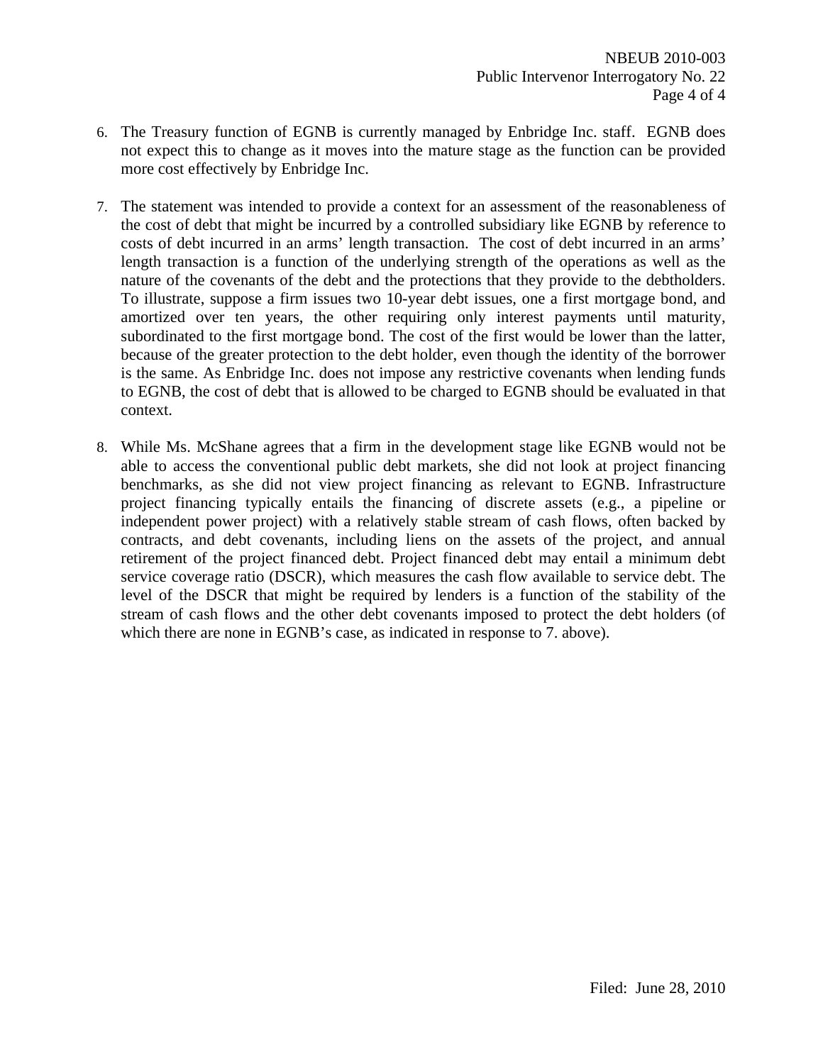6. The Treasury function of EGNB is currently managed by Enbridge Inc. staff. EGNB does not expect this to change as it moves into the mature stage as the function can be provided more cost effectively by Enbridge Inc.

7. The statement was intended to provide a context for an assessment of the reasonableness of the cost of debt that might be incurred by a controlled subsidiary like EGNB by reference to costs of debt incurred in an arms' length transaction. The cost of debt incurred in an arms' length transaction is a function of the underlying strength of the operations as well as the nature of the covenants of the debt and the protections that they provide to the debtholders. To illustrate, suppose a firm issues two 10-year debt issues, one a first mortgage bond, and amortized over ten years, the other requiring only interest payments until maturity, subordinated to the first mortgage bond. The cost of the first would be lower than the latter, because of the greater protection to the debt holder, even though the identity of the borrower is the same. As Enbridge Inc. does not impose any restrictive covenants when lending funds to EGNB, the cost of debt that is allowed to be charged to EGNB should be evaluated in that context.

8. While Ms. McShane agrees that a firm in the development stage like EGNB would not be able to access the conventional public debt markets, she did not look at project financing benchmarks, as she did not view project financing as relevant to EGNB. Infrastructure project financing typically entails the financing of discrete assets (e.g., a pipeline or independent power project) with a relatively stable stream of cash flows, often backed by contracts, and debt covenants, including liens on the assets of the project, and annual retirement of the project financed debt. Project financed debt may entail a minimum debt service coverage ratio (DSCR), which measures the cash flow available to service debt. The level of the DSCR that might be required by lenders is a function of the stability of the stream of cash flows and the other debt covenants imposed to protect the debt holders (of which there are none in EGNB's case, as indicated in response to 7. above).

Filed: June 28, 2010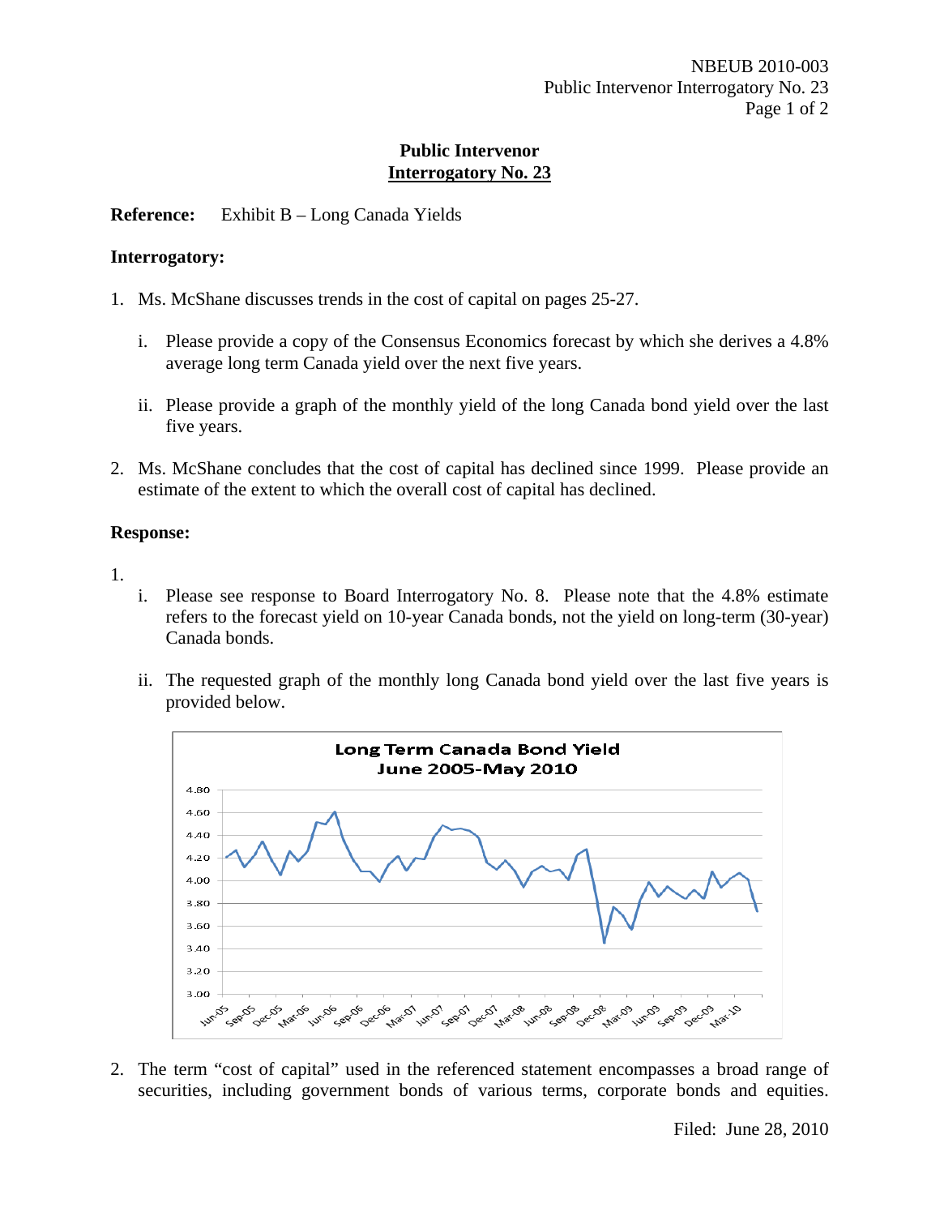## Public Intervenor
## Interrogatory No. 23

**Reference:** Exhibit B – Long Canada Yields

**Interrogatory:**

1. Ms. McShane discusses trends in the cost of capital on pages 25-27.

   i. Please provide a copy of the Consensus Economics forecast by which she derives a 4.8% average long term Canada yield over the next five years.

   ii. Please provide a graph of the monthly yield of the long Canada bond yield over the last five years.

2. Ms. McShane concludes that the cost of capital has declined since 1999. Please provide an estimate of the extent to which the overall cost of capital has declined.

**Response:**

1.

   i. Please see response to Board Interrogatory No. 8. Please note that the 4.8% estimate refers to the forecast yield on 10-year Canada bonds, not the yield on long-term (30-year) Canada bonds.

   ii. The requested graph of the monthly long Canada bond yield over the last five years is provided below.

**Long Term Canada Bond Yield**
**June 2005-May 2010**

2. The term "cost of capital" used in the referenced statement encompasses a broad range of securities, including government bonds of various terms, corporate bonds and equities.

Filed: June 28, 2010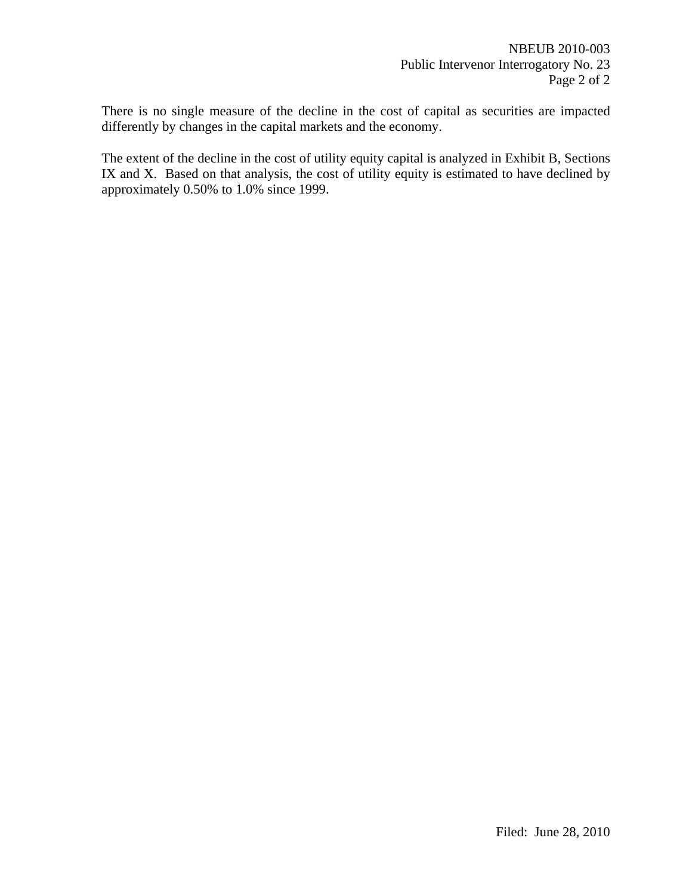There is no single measure of the decline in the cost of capital as securities are impacted differently by changes in the capital markets and the economy.

The extent of the decline in the cost of utility equity capital is analyzed in Exhibit B, Sections IX and X. Based on that analysis, the cost of utility equity is estimated to have declined by approximately 0.50% to 1.0% since 1999.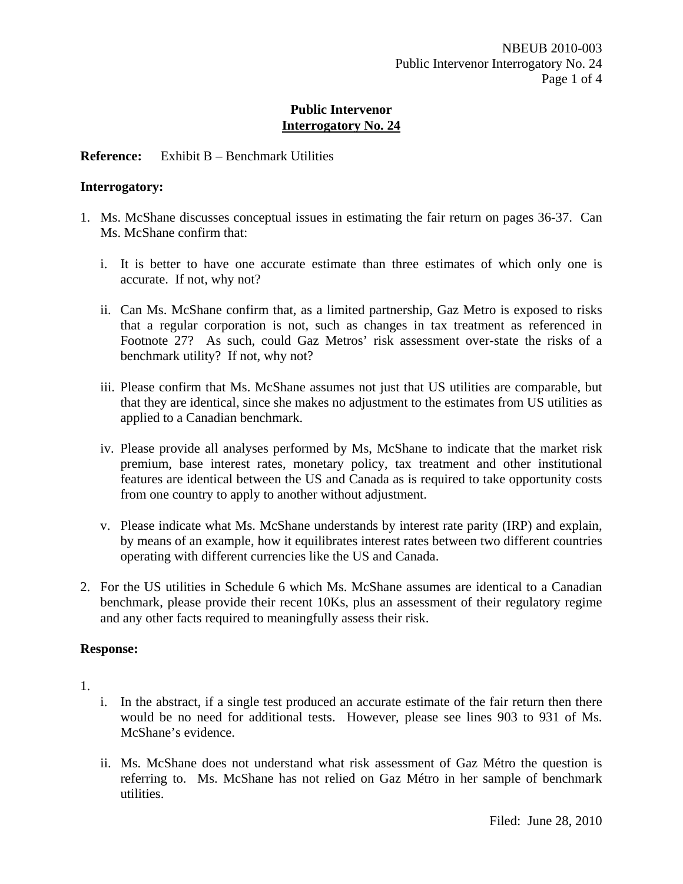**Public Intervenor**
**Interrogatory No. 24**

**Reference:** Exhibit B – Benchmark Utilities

**Interrogatory:**

1. Ms. McShane discusses conceptual issues in estimating the fair return on pages 36-37. Can Ms. McShane confirm that:

   i. It is better to have one accurate estimate than three estimates of which only one is accurate. If not, why not?

   ii. Can Ms. McShane confirm that, as a limited partnership, Gaz Metro is exposed to risks that a regular corporation is not, such as changes in tax treatment as referenced in Footnote 27? As such, could Gaz Metros' risk assessment over-state the risks of a benchmark utility? If not, why not?

   iii. Please confirm that Ms. McShane assumes not just that US utilities are comparable, but that they are identical, since she makes no adjustment to the estimates from US utilities as applied to a Canadian benchmark.

   iv. Please provide all analyses performed by Ms, McShane to indicate that the market risk premium, base interest rates, monetary policy, tax treatment and other institutional features are identical between the US and Canada as is required to take opportunity costs from one country to apply to another without adjustment.

   v. Please indicate what Ms. McShane understands by interest rate parity (IRP) and explain, by means of an example, how it equilibrates interest rates between two different countries operating with different currencies like the US and Canada.

2. For the US utilities in Schedule 6 which Ms. McShane assumes are identical to a Canadian benchmark, please provide their recent 10Ks, plus an assessment of their regulatory regime and any other facts required to meaningfully assess their risk.

**Response:**

1.
   i. In the abstract, if a single test produced an accurate estimate of the fair return then there would be no need for additional tests. However, please see lines 903 to 931 of Ms. McShane's evidence.

   ii. Ms. McShane does not understand what risk assessment of Gaz Métro the question is referring to. Ms. McShane has not relied on Gaz Métro in her sample of benchmark utilities.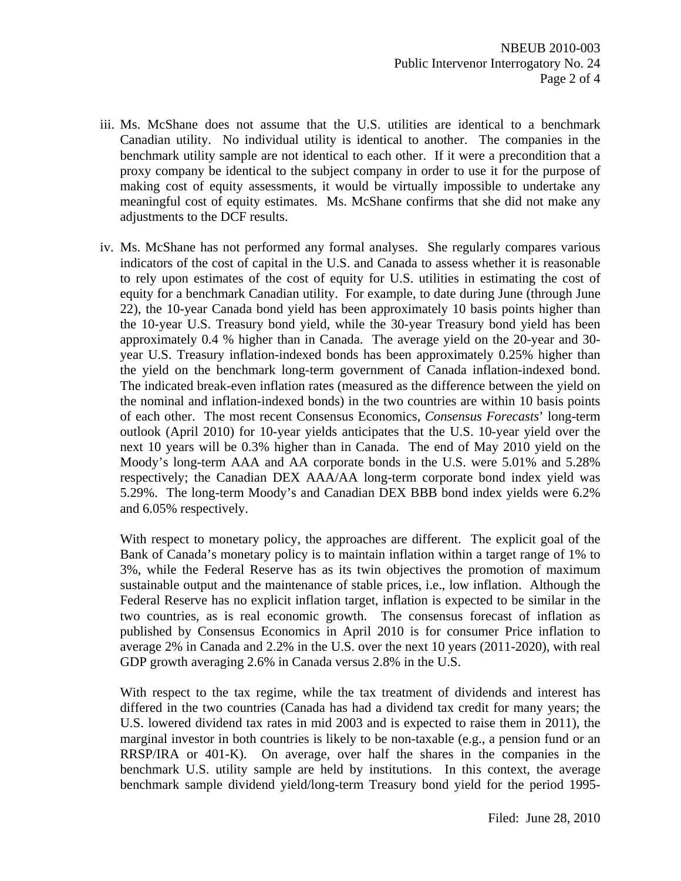iii. Ms. McShane does not assume that the U.S. utilities are identical to a benchmark Canadian utility. No individual utility is identical to another. The companies in the benchmark utility sample are not identical to each other. If it were a precondition that a proxy company be identical to the subject company in order to use it for the purpose of making cost of equity assessments, it would be virtually impossible to undertake any meaningful cost of equity estimates. Ms. McShane confirms that she did not make any adjustments to the DCF results.

iv. Ms. McShane has not performed any formal analyses. She regularly compares various indicators of the cost of capital in the U.S. and Canada to assess whether it is reasonable to rely upon estimates of the cost of equity for U.S. utilities in estimating the cost of equity for a benchmark Canadian utility. For example, to date during June (through June 22), the 10-year Canada bond yield has been approximately 10 basis points higher than the 10-year U.S. Treasury bond yield, while the 30-year Treasury bond yield has been approximately 0.4 % higher than in Canada. The average yield on the 20-year and 30-year U.S. Treasury inflation-indexed bonds has been approximately 0.25% higher than the yield on the benchmark long-term government of Canada inflation-indexed bond. The indicated break-even inflation rates (measured as the difference between the yield on the nominal and inflation-indexed bonds) in the two countries are within 10 basis points of each other. The most recent Consensus Economics, *Consensus Forecasts*' long-term outlook (April 2010) for 10-year yields anticipates that the U.S. 10-year yield over the next 10 years will be 0.3% higher than in Canada. The end of May 2010 yield on the Moody's long-term AAA and AA corporate bonds in the U.S. were 5.01% and 5.28% respectively; the Canadian DEX AAA/AA long-term corporate bond index yield was 5.29%. The long-term Moody's and Canadian DEX BBB bond index yields were 6.2% and 6.05% respectively.

With respect to monetary policy, the approaches are different. The explicit goal of the Bank of Canada's monetary policy is to maintain inflation within a target range of 1% to 3%, while the Federal Reserve has as its twin objectives the promotion of maximum sustainable output and the maintenance of stable prices, i.e., low inflation. Although the Federal Reserve has no explicit inflation target, inflation is expected to be similar in the two countries, as is real economic growth. The consensus forecast of inflation as published by Consensus Economics in April 2010 is for consumer Price inflation to average 2% in Canada and 2.2% in the U.S. over the next 10 years (2011-2020), with real GDP growth averaging 2.6% in Canada versus 2.8% in the U.S.

With respect to the tax regime, while the tax treatment of dividends and interest has differed in the two countries (Canada has had a dividend tax credit for many years; the U.S. lowered dividend tax rates in mid 2003 and is expected to raise them in 2011), the marginal investor in both countries is likely to be non-taxable (e.g., a pension fund or an RRSP/IRA or 401-K). On average, over half the shares in the companies in the benchmark U.S. utility sample are held by institutions. In this context, the average benchmark sample dividend yield/long-term Treasury bond yield for the period 1995-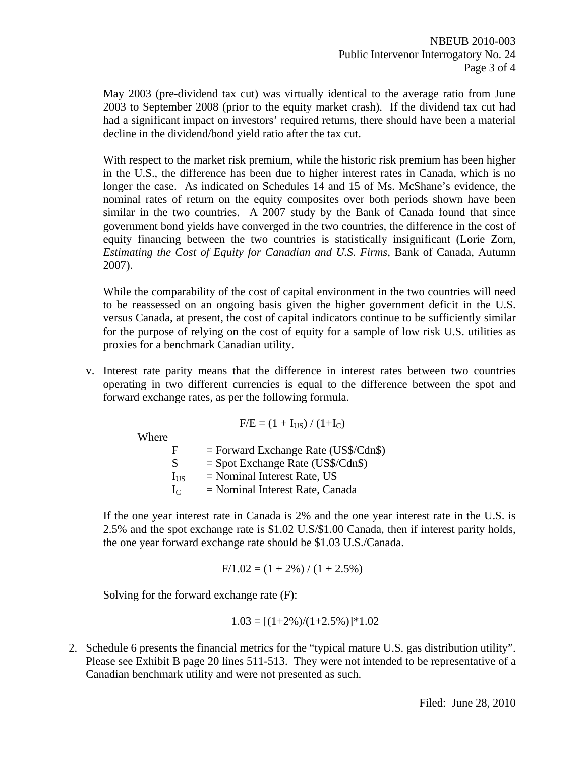May 2003 (pre-dividend tax cut) was virtually identical to the average ratio from June 2003 to September 2008 (prior to the equity market crash). If the dividend tax cut had had a significant impact on investors' required returns, there should have been a material decline in the dividend/bond yield ratio after the tax cut.

With respect to the market risk premium, while the historic risk premium has been higher in the U.S., the difference has been due to higher interest rates in Canada, which is no longer the case. As indicated on Schedules 14 and 15 of Ms. McShane's evidence, the nominal rates of return on the equity composites over both periods shown have been similar in the two countries. A 2007 study by the Bank of Canada found that since government bond yields have converged in the two countries, the difference in the cost of equity financing between the two countries is statistically insignificant (Lorie Zorn, *Estimating the Cost of Equity for Canadian and U.S. Firms*, Bank of Canada, Autumn 2007).

While the comparability of the cost of capital environment in the two countries will need to be reassessed on an ongoing basis given the higher government deficit in the U.S. versus Canada, at present, the cost of capital indicators continue to be sufficiently similar for the purpose of relying on the cost of equity for a sample of low risk U.S. utilities as proxies for a benchmark Canadian utility.

v. Interest rate parity means that the difference in interest rates between two countries operating in two different currencies is equal to the difference between the spot and forward exchange rates, as per the following formula.

$$F/E = (1 + I_{US}) / (1+I_C)$$

Where

- $F$ = Forward Exchange Rate (US$/Cdn$)
- $S$ = Spot Exchange Rate (US$/Cdn$)
- $I_{US}$ = Nominal Interest Rate, US
- $I_C$ = Nominal Interest Rate, Canada

If the one year interest rate in Canada is 2% and the one year interest rate in the U.S. is 2.5% and the spot exchange rate is $1.02 U.S/$1.00 Canada, then if interest parity holds, the one year forward exchange rate should be $1.03 U.S./Canada.

$$F/1.02 = (1 + 2\%) / (1 + 2.5\%)$$

Solving for the forward exchange rate (F):

$$1.03 = [(1+2\%)/(1+2.5\%)]*1.02$$

2. Schedule 6 presents the financial metrics for the "typical mature U.S. gas distribution utility". Please see Exhibit B page 20 lines 511-513. They were not intended to be representative of a Canadian benchmark utility and were not presented as such.

Filed: June 28, 2010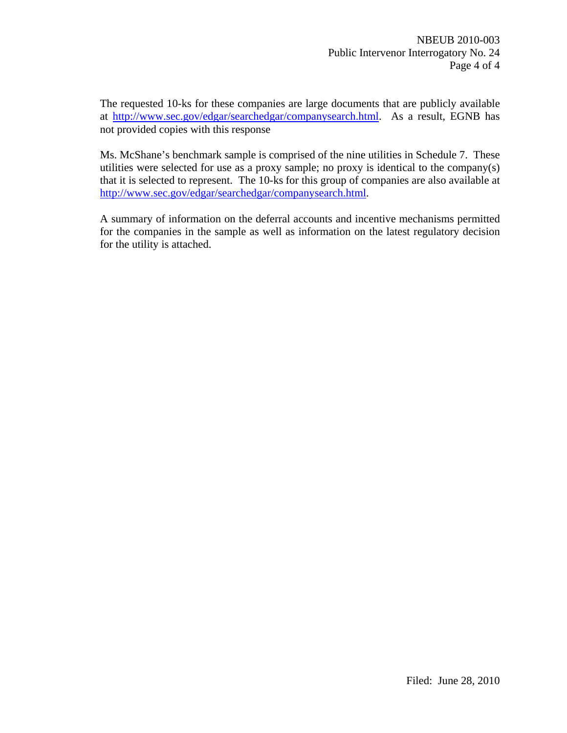The requested 10-ks for these companies are large documents that are publicly available at http://www.sec.gov/edgar/searchedgar/companysearch.html. As a result, EGNB has not provided copies with this response

Ms. McShane's benchmark sample is comprised of the nine utilities in Schedule 7. These utilities were selected for use as a proxy sample; no proxy is identical to the company(s) that it is selected to represent. The 10-ks for this group of companies are also available at http://www.sec.gov/edgar/searchedgar/companysearch.html.

A summary of information on the deferral accounts and incentive mechanisms permitted for the companies in the sample as well as information on the latest regulatory decision for the utility is attached.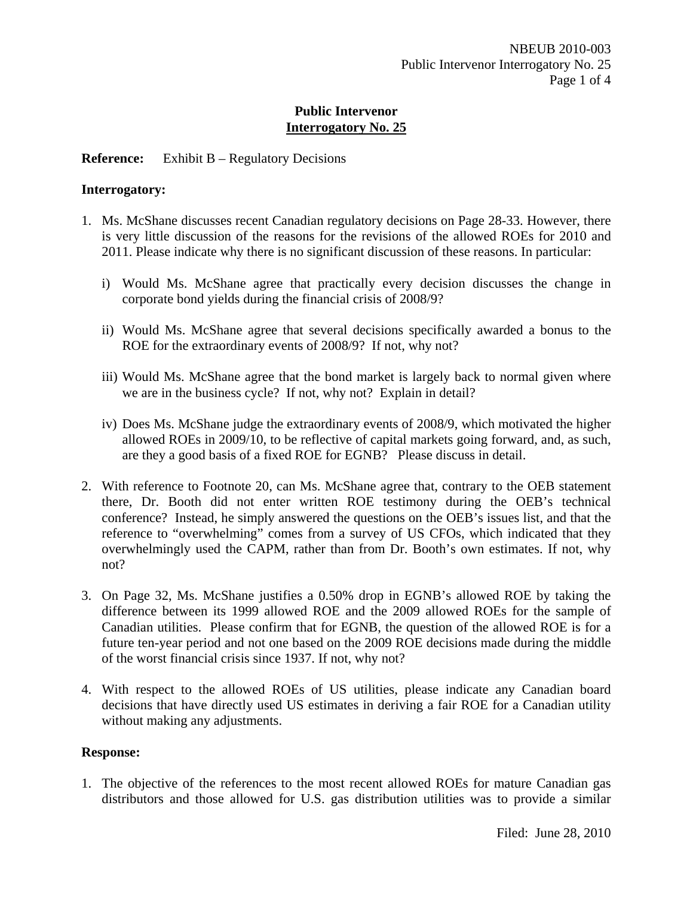# Public Intervenor
## Interrogatory No. 25

**Reference:** Exhibit B – Regulatory Decisions

**Interrogatory:**

1. Ms. McShane discusses recent Canadian regulatory decisions on Page 28-33. However, there is very little discussion of the reasons for the revisions of the allowed ROEs for 2010 and 2011. Please indicate why there is no significant discussion of these reasons. In particular:

   i) Would Ms. McShane agree that practically every decision discusses the change in corporate bond yields during the financial crisis of 2008/9?

   ii) Would Ms. McShane agree that several decisions specifically awarded a bonus to the ROE for the extraordinary events of 2008/9? If not, why not?

   iii) Would Ms. McShane agree that the bond market is largely back to normal given where we are in the business cycle? If not, why not? Explain in detail?

   iv) Does Ms. McShane judge the extraordinary events of 2008/9, which motivated the higher allowed ROEs in 2009/10, to be reflective of capital markets going forward, and, as such, are they a good basis of a fixed ROE for EGNB? Please discuss in detail.

2. With reference to Footnote 20, can Ms. McShane agree that, contrary to the OEB statement there, Dr. Booth did not enter written ROE testimony during the OEB's technical conference? Instead, he simply answered the questions on the OEB's issues list, and that the reference to "overwhelming" comes from a survey of US CFOs, which indicated that they overwhelmingly used the CAPM, rather than from Dr. Booth's own estimates. If not, why not?

3. On Page 32, Ms. McShane justifies a 0.50% drop in EGNB's allowed ROE by taking the difference between its 1999 allowed ROE and the 2009 allowed ROEs for the sample of Canadian utilities. Please confirm that for EGNB, the question of the allowed ROE is for a future ten-year period and not one based on the 2009 ROE decisions made during the middle of the worst financial crisis since 1937. If not, why not?

4. With respect to the allowed ROEs of US utilities, please indicate any Canadian board decisions that have directly used US estimates in deriving a fair ROE for a Canadian utility without making any adjustments.

**Response:**

1. The objective of the references to the most recent allowed ROEs for mature Canadian gas distributors and those allowed for U.S. gas distribution utilities was to provide a similar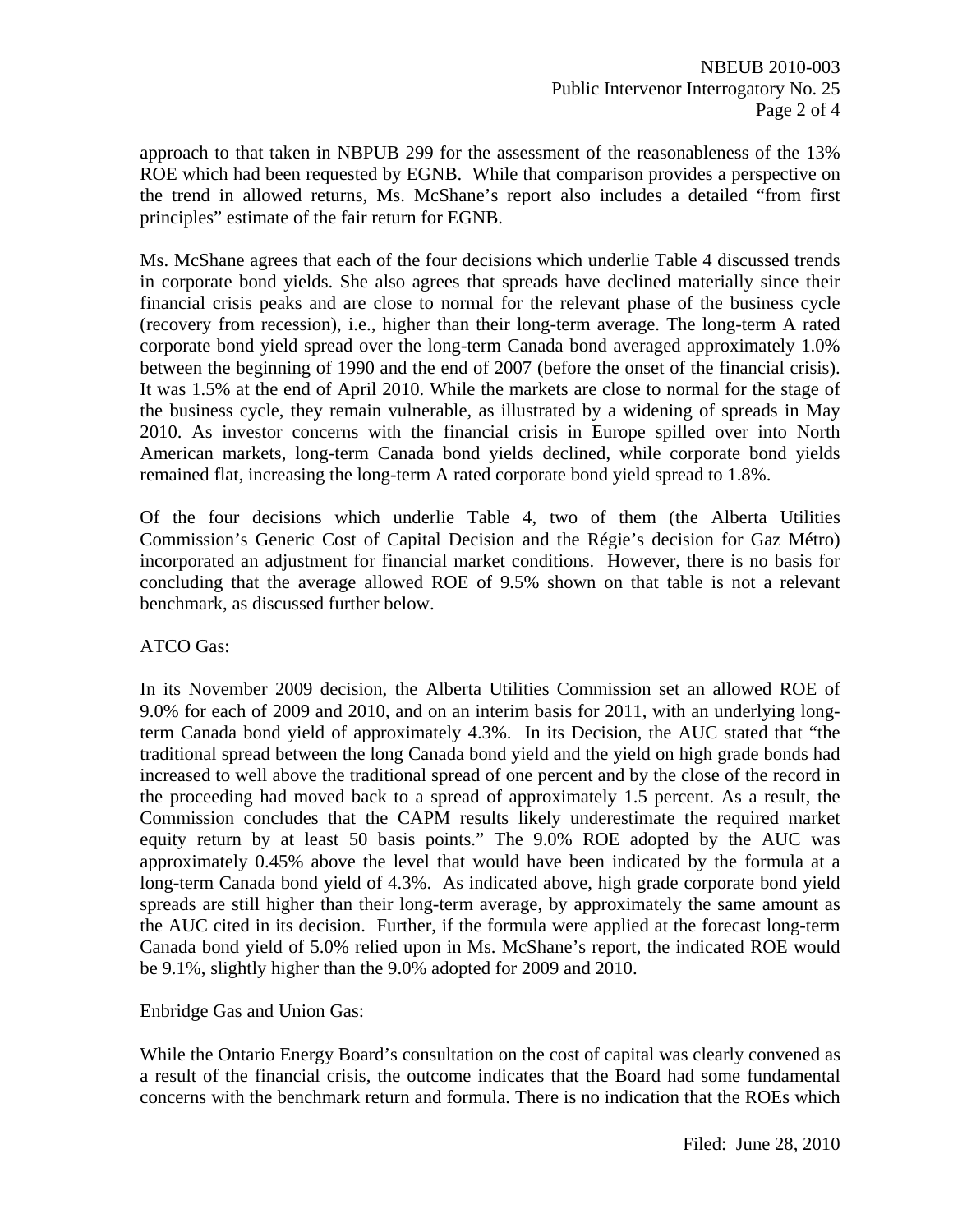approach to that taken in NBPUB 299 for the assessment of the reasonableness of the 13% ROE which had been requested by EGNB. While that comparison provides a perspective on the trend in allowed returns, Ms. McShane's report also includes a detailed "from first principles" estimate of the fair return for EGNB.

Ms. McShane agrees that each of the four decisions which underlie Table 4 discussed trends in corporate bond yields. She also agrees that spreads have declined materially since their financial crisis peaks and are close to normal for the relevant phase of the business cycle (recovery from recession), i.e., higher than their long-term average. The long-term A rated corporate bond yield spread over the long-term Canada bond averaged approximately 1.0% between the beginning of 1990 and the end of 2007 (before the onset of the financial crisis). It was 1.5% at the end of April 2010. While the markets are close to normal for the stage of the business cycle, they remain vulnerable, as illustrated by a widening of spreads in May 2010. As investor concerns with the financial crisis in Europe spilled over into North American markets, long-term Canada bond yields declined, while corporate bond yields remained flat, increasing the long-term A rated corporate bond yield spread to 1.8%.

Of the four decisions which underlie Table 4, two of them (the Alberta Utilities Commission's Generic Cost of Capital Decision and the Régie's decision for Gaz Métro) incorporated an adjustment for financial market conditions. However, there is no basis for concluding that the average allowed ROE of 9.5% shown on that table is not a relevant benchmark, as discussed further below.

ATCO Gas:

In its November 2009 decision, the Alberta Utilities Commission set an allowed ROE of 9.0% for each of 2009 and 2010, and on an interim basis for 2011, with an underlying long-term Canada bond yield of approximately 4.3%. In its Decision, the AUC stated that "the traditional spread between the long Canada bond yield and the yield on high grade bonds had increased to well above the traditional spread of one percent and by the close of the record in the proceeding had moved back to a spread of approximately 1.5 percent. As a result, the Commission concludes that the CAPM results likely underestimate the required market equity return by at least 50 basis points." The 9.0% ROE adopted by the AUC was approximately 0.45% above the level that would have been indicated by the formula at a long-term Canada bond yield of 4.3%. As indicated above, high grade corporate bond yield spreads are still higher than their long-term average, by approximately the same amount as the AUC cited in its decision. Further, if the formula were applied at the forecast long-term Canada bond yield of 5.0% relied upon in Ms. McShane's report, the indicated ROE would be 9.1%, slightly higher than the 9.0% adopted for 2009 and 2010.

Enbridge Gas and Union Gas:

While the Ontario Energy Board's consultation on the cost of capital was clearly convened as a result of the financial crisis, the outcome indicates that the Board had some fundamental concerns with the benchmark return and formula. There is no indication that the ROEs which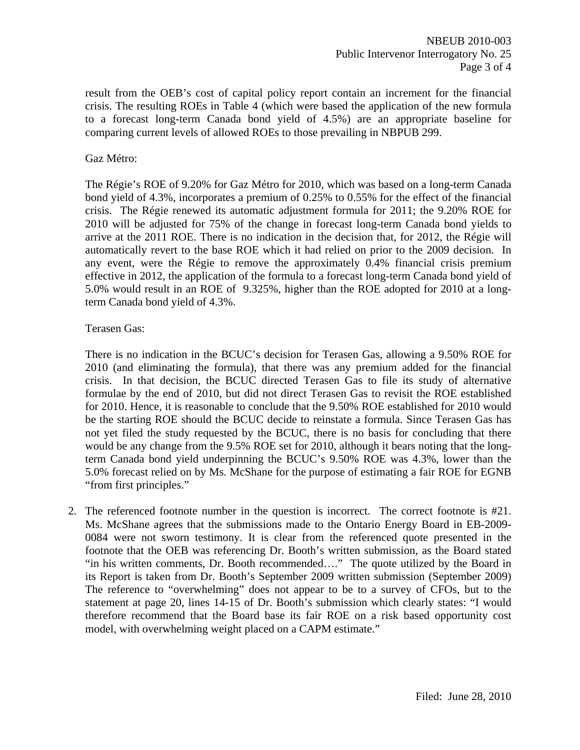result from the OEB's cost of capital policy report contain an increment for the financial crisis. The resulting ROEs in Table 4 (which were based the application of the new formula to a forecast long-term Canada bond yield of 4.5%) are an appropriate baseline for comparing current levels of allowed ROEs to those prevailing in NBPUB 299.

Gaz Métro:

The Régie's ROE of 9.20% for Gaz Métro for 2010, which was based on a long-term Canada bond yield of 4.3%, incorporates a premium of 0.25% to 0.55% for the effect of the financial crisis. The Régie renewed its automatic adjustment formula for 2011; the 9.20% ROE for 2010 will be adjusted for 75% of the change in forecast long-term Canada bond yields to arrive at the 2011 ROE. There is no indication in the decision that, for 2012, the Régie will automatically revert to the base ROE which it had relied on prior to the 2009 decision. In any event, were the Régie to remove the approximately 0.4% financial crisis premium effective in 2012, the application of the formula to a forecast long-term Canada bond yield of 5.0% would result in an ROE of 9.325%, higher than the ROE adopted for 2010 at a long-term Canada bond yield of 4.3%.

Terasen Gas:

There is no indication in the BCUC's decision for Terasen Gas, allowing a 9.50% ROE for 2010 (and eliminating the formula), that there was any premium added for the financial crisis. In that decision, the BCUC directed Terasen Gas to file its study of alternative formulae by the end of 2010, but did not direct Terasen Gas to revisit the ROE established for 2010. Hence, it is reasonable to conclude that the 9.50% ROE established for 2010 would be the starting ROE should the BCUC decide to reinstate a formula. Since Terasen Gas has not yet filed the study requested by the BCUC, there is no basis for concluding that there would be any change from the 9.5% ROE set for 2010, although it bears noting that the long-term Canada bond yield underpinning the BCUC's 9.50% ROE was 4.3%, lower than the 5.0% forecast relied on by Ms. McShane for the purpose of estimating a fair ROE for EGNB "from first principles."

2. The referenced footnote number in the question is incorrect. The correct footnote is #21. Ms. McShane agrees that the submissions made to the Ontario Energy Board in EB-2009-0084 were not sworn testimony. It is clear from the referenced quote presented in the footnote that the OEB was referencing Dr. Booth's written submission, as the Board stated "in his written comments, Dr. Booth recommended…." The quote utilized by the Board in its Report is taken from Dr. Booth's September 2009 written submission (September 2009) The reference to "overwhelming" does not appear to be to a survey of CFOs, but to the statement at page 20, lines 14-15 of Dr. Booth's submission which clearly states: "I would therefore recommend that the Board base its fair ROE on a risk based opportunity cost model, with overwhelming weight placed on a CAPM estimate."

Filed: June 28, 2010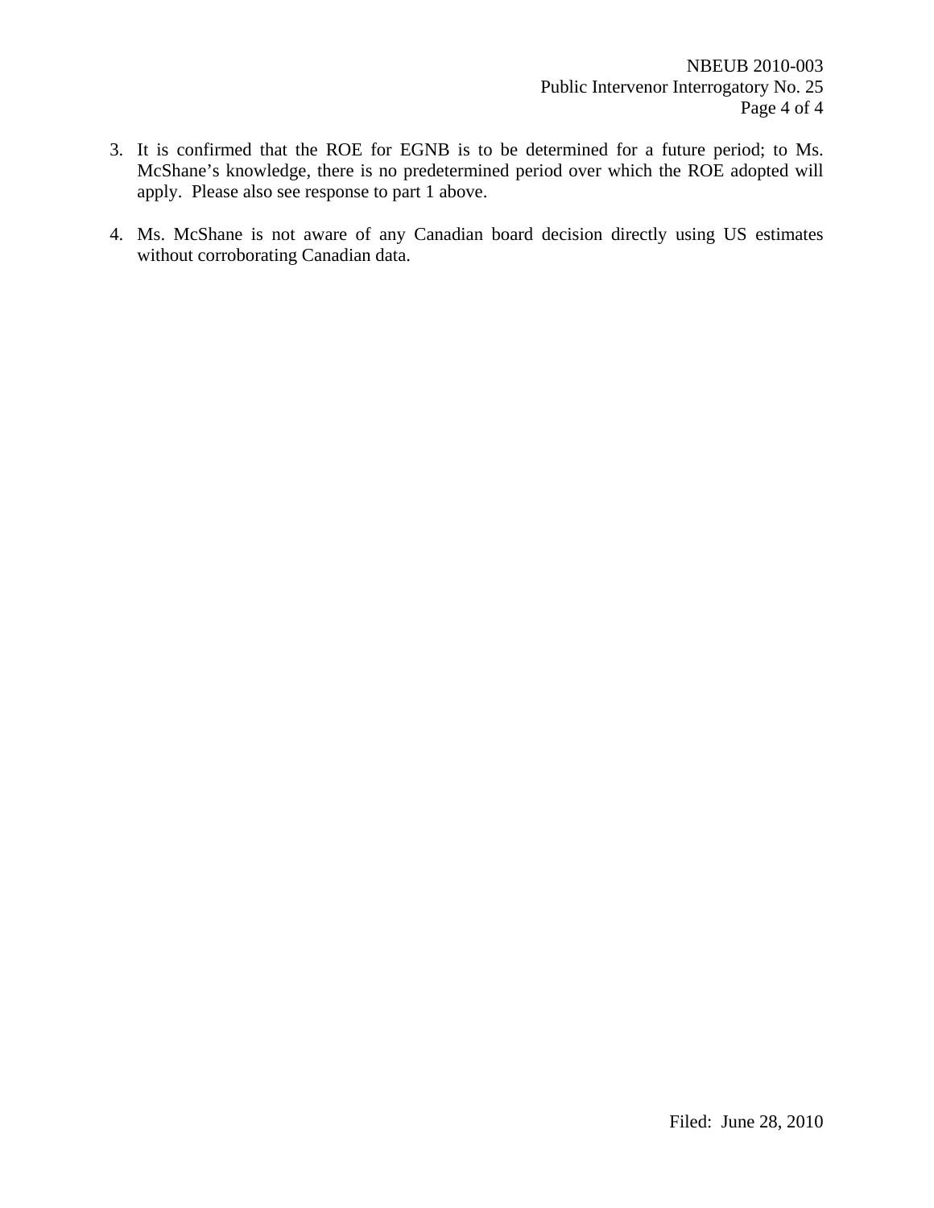3. It is confirmed that the ROE for EGNB is to be determined for a future period; to Ms. McShane's knowledge, there is no predetermined period over which the ROE adopted will apply. Please also see response to part 1 above.

4. Ms. McShane is not aware of any Canadian board decision directly using US estimates without corroborating Canadian data.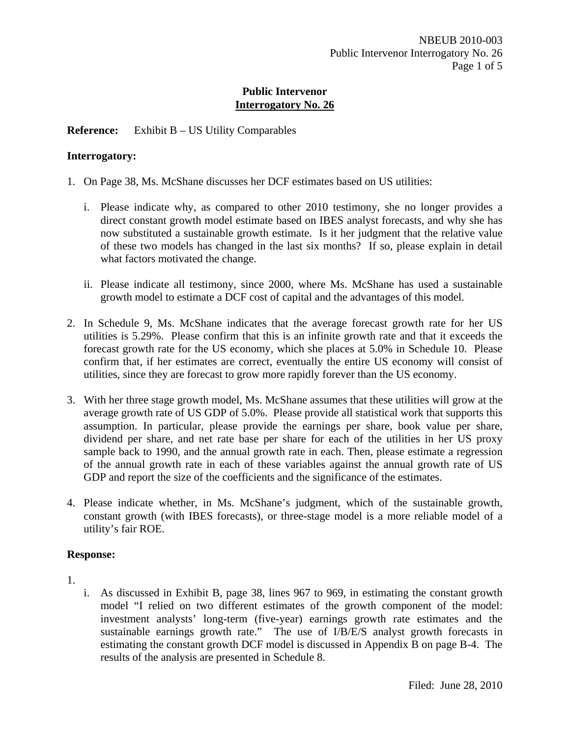# Public Intervenor
## Interrogatory No. 26

**Reference:** Exhibit B – US Utility Comparables

**Interrogatory:**

1. On Page 38, Ms. McShane discusses her DCF estimates based on US utilities:

   i. Please indicate why, as compared to other 2010 testimony, she no longer provides a direct constant growth model estimate based on IBES analyst forecasts, and why she has now substituted a sustainable growth estimate. Is it her judgment that the relative value of these two models has changed in the last six months? If so, please explain in detail what factors motivated the change.

   ii. Please indicate all testimony, since 2000, where Ms. McShane has used a sustainable growth model to estimate a DCF cost of capital and the advantages of this model.

2. In Schedule 9, Ms. McShane indicates that the average forecast growth rate for her US utilities is 5.29%. Please confirm that this is an infinite growth rate and that it exceeds the forecast growth rate for the US economy, which she places at 5.0% in Schedule 10. Please confirm that, if her estimates are correct, eventually the entire US economy will consist of utilities, since they are forecast to grow more rapidly forever than the US economy.

3. With her three stage growth model, Ms. McShane assumes that these utilities will grow at the average growth rate of US GDP of 5.0%. Please provide all statistical work that supports this assumption. In particular, please provide the earnings per share, book value per share, dividend per share, and net rate base per share for each of the utilities in her US proxy sample back to 1990, and the annual growth rate in each. Then, please estimate a regression of the annual growth rate in each of these variables against the annual growth rate of US GDP and report the size of the coefficients and the significance of the estimates.

4. Please indicate whether, in Ms. McShane's judgment, which of the sustainable growth, constant growth (with IBES forecasts), or three-stage model is a more reliable model of a utility's fair ROE.

**Response:**

1.

   i. As discussed in Exhibit B, page 38, lines 967 to 969, in estimating the constant growth model "I relied on two different estimates of the growth component of the model: investment analysts' long-term (five-year) earnings growth rate estimates and the sustainable earnings growth rate." The use of I/B/E/S analyst growth forecasts in estimating the constant growth DCF model is discussed in Appendix B on page B-4. The results of the analysis are presented in Schedule 8.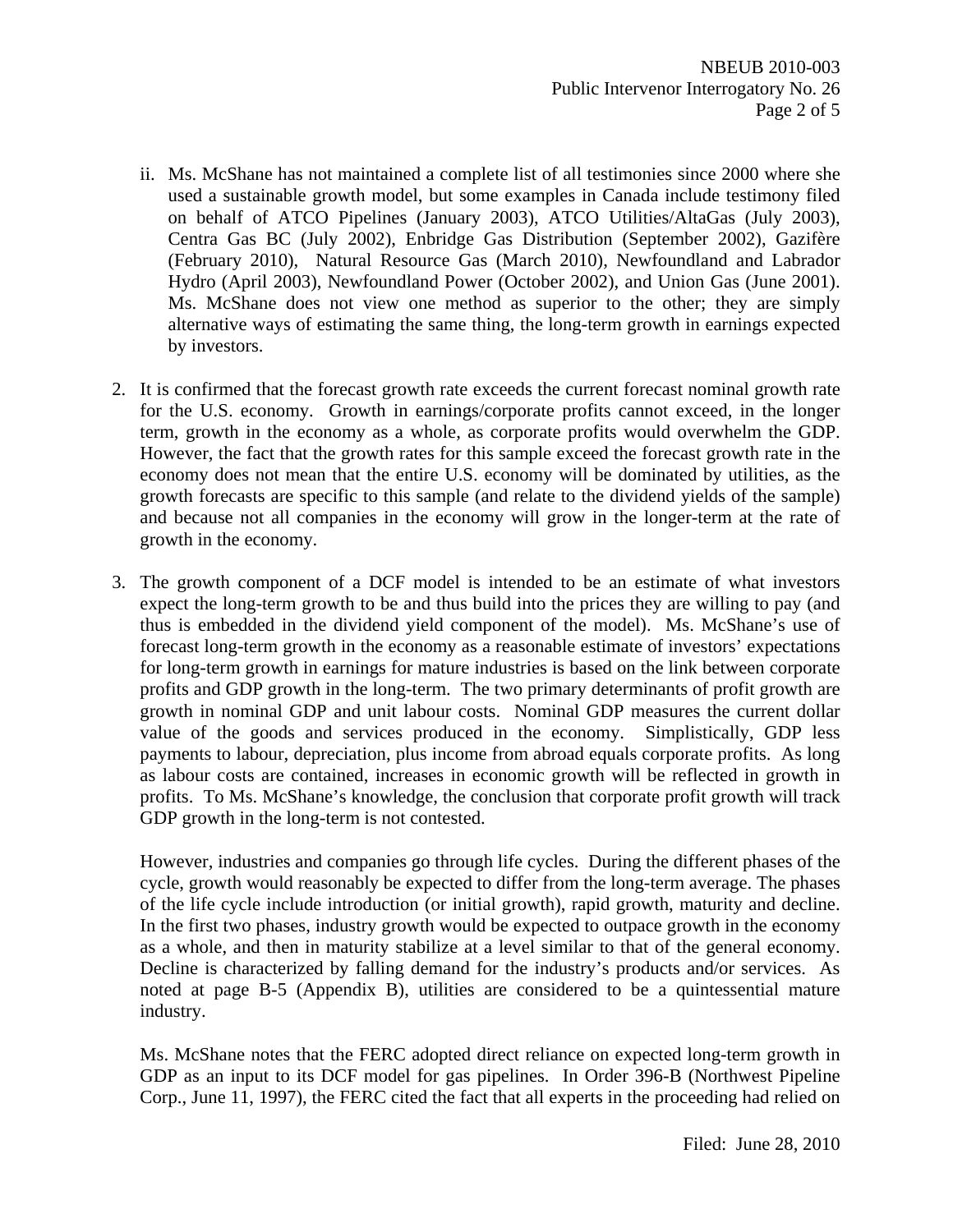ii. Ms. McShane has not maintained a complete list of all testimonies since 2000 where she used a sustainable growth model, but some examples in Canada include testimony filed on behalf of ATCO Pipelines (January 2003), ATCO Utilities/AltaGas (July 2003), Centra Gas BC (July 2002), Enbridge Gas Distribution (September 2002), Gazifère (February 2010), Natural Resource Gas (March 2010), Newfoundland and Labrador Hydro (April 2003), Newfoundland Power (October 2002), and Union Gas (June 2001). Ms. McShane does not view one method as superior to the other; they are simply alternative ways of estimating the same thing, the long-term growth in earnings expected by investors.

2. It is confirmed that the forecast growth rate exceeds the current forecast nominal growth rate for the U.S. economy. Growth in earnings/corporate profits cannot exceed, in the longer term, growth in the economy as a whole, as corporate profits would overwhelm the GDP. However, the fact that the growth rates for this sample exceed the forecast growth rate in the economy does not mean that the entire U.S. economy will be dominated by utilities, as the growth forecasts are specific to this sample (and relate to the dividend yields of the sample) and because not all companies in the economy will grow in the longer-term at the rate of growth in the economy.

3. The growth component of a DCF model is intended to be an estimate of what investors expect the long-term growth to be and thus build into the prices they are willing to pay (and thus is embedded in the dividend yield component of the model). Ms. McShane's use of forecast long-term growth in the economy as a reasonable estimate of investors' expectations for long-term growth in earnings for mature industries is based on the link between corporate profits and GDP growth in the long-term. The two primary determinants of profit growth are growth in nominal GDP and unit labour costs. Nominal GDP measures the current dollar value of the goods and services produced in the economy. Simplistically, GDP less payments to labour, depreciation, plus income from abroad equals corporate profits. As long as labour costs are contained, increases in economic growth will be reflected in growth in profits. To Ms. McShane's knowledge, the conclusion that corporate profit growth will track GDP growth in the long-term is not contested.

   However, industries and companies go through life cycles. During the different phases of the cycle, growth would reasonably be expected to differ from the long-term average. The phases of the life cycle include introduction (or initial growth), rapid growth, maturity and decline. In the first two phases, industry growth would be expected to outpace growth in the economy as a whole, and then in maturity stabilize at a level similar to that of the general economy. Decline is characterized by falling demand for the industry's products and/or services. As noted at page B-5 (Appendix B), utilities are considered to be a quintessential mature industry.

   Ms. McShane notes that the FERC adopted direct reliance on expected long-term growth in GDP as an input to its DCF model for gas pipelines. In Order 396-B (Northwest Pipeline Corp., June 11, 1997), the FERC cited the fact that all experts in the proceeding had relied on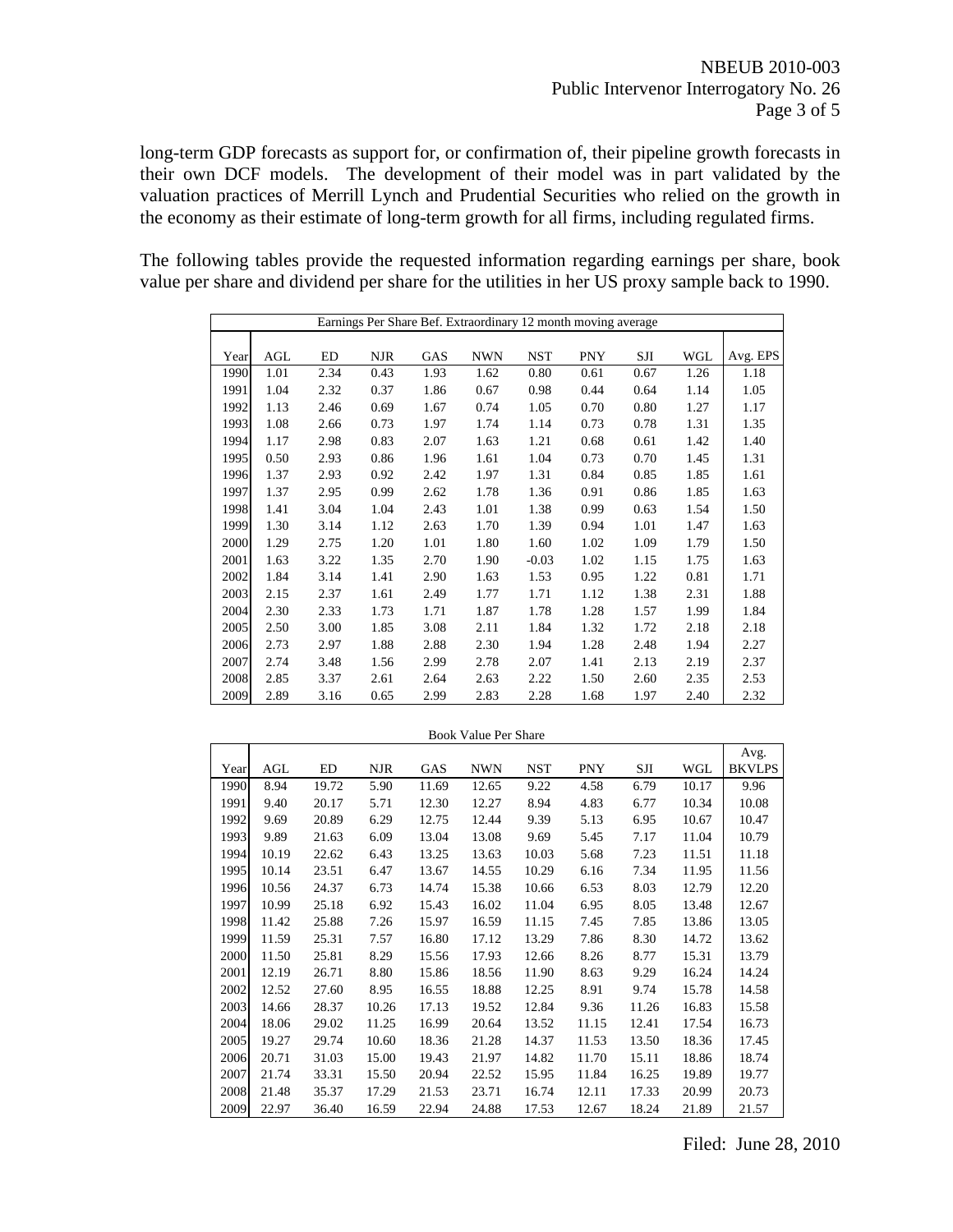long-term GDP forecasts as support for, or confirmation of, their pipeline growth forecasts in their own DCF models. The development of their model was in part validated by the valuation practices of Merrill Lynch and Prudential Securities who relied on the growth in the economy as their estimate of long-term growth for all firms, including regulated firms.

The following tables provide the requested information regarding earnings per share, book value per share and dividend per share for the utilities in her US proxy sample back to 1990.

| Earnings Per Share Bef. Extraordinary 12 month moving average | | | | | | | | | | |
|---|---|---|---|---|---|---|---|---|---|---|
| Year | AGL | ED | NJR | GAS | NWN | NST | PNY | SJI | WGL | Avg. EPS |
| 1990 | 1.01 | 2.34 | 0.43 | 1.93 | 1.62 | 0.80 | 0.61 | 0.67 | 1.26 | 1.18 |
| 1991 | 1.04 | 2.32 | 0.37 | 1.86 | 0.67 | 0.98 | 0.44 | 0.64 | 1.14 | 1.05 |
| 1992 | 1.13 | 2.46 | 0.69 | 1.67 | 0.74 | 1.05 | 0.70 | 0.80 | 1.27 | 1.17 |
| 1993 | 1.08 | 2.66 | 0.73 | 1.97 | 1.74 | 1.14 | 0.73 | 0.78 | 1.31 | 1.35 |
| 1994 | 1.17 | 2.98 | 0.83 | 2.07 | 1.63 | 1.21 | 0.68 | 0.61 | 1.42 | 1.40 |
| 1995 | 0.50 | 2.93 | 0.86 | 1.96 | 1.61 | 1.04 | 0.73 | 0.70 | 1.45 | 1.31 |
| 1996 | 1.37 | 2.93 | 0.92 | 2.42 | 1.97 | 1.31 | 0.84 | 0.85 | 1.85 | 1.61 |
| 1997 | 1.37 | 2.95 | 0.99 | 2.62 | 1.78 | 1.36 | 0.91 | 0.86 | 1.85 | 1.63 |
| 1998 | 1.41 | 3.04 | 1.04 | 2.43 | 1.01 | 1.38 | 0.99 | 0.63 | 1.54 | 1.50 |
| 1999 | 1.30 | 3.14 | 1.12 | 2.63 | 1.70 | 1.39 | 0.94 | 1.01 | 1.47 | 1.63 |
| 2000 | 1.29 | 2.75 | 1.20 | 1.01 | 1.80 | 1.60 | 1.02 | 1.09 | 1.79 | 1.50 |
| 2001 | 1.63 | 3.22 | 1.35 | 2.70 | 1.90 | -0.03 | 1.02 | 1.15 | 1.75 | 1.63 |
| 2002 | 1.84 | 3.14 | 1.41 | 2.90 | 1.63 | 1.53 | 0.95 | 1.22 | 0.81 | 1.71 |
| 2003 | 2.15 | 2.37 | 1.61 | 2.49 | 1.77 | 1.71 | 1.12 | 1.38 | 2.31 | 1.88 |
| 2004 | 2.30 | 2.33 | 1.73 | 1.71 | 1.87 | 1.78 | 1.28 | 1.57 | 1.99 | 1.84 |
| 2005 | 2.50 | 3.00 | 1.85 | 3.08 | 2.11 | 1.84 | 1.32 | 1.72 | 2.18 | 2.18 |
| 2006 | 2.73 | 2.97 | 1.88 | 2.88 | 2.30 | 1.94 | 1.28 | 2.48 | 1.94 | 2.27 |
| 2007 | 2.74 | 3.48 | 1.56 | 2.99 | 2.78 | 2.07 | 1.41 | 2.13 | 2.19 | 2.37 |
| 2008 | 2.85 | 3.37 | 2.61 | 2.64 | 2.63 | 2.22 | 1.50 | 2.60 | 2.35 | 2.53 |
| 2009 | 2.89 | 3.16 | 0.65 | 2.99 | 2.83 | 2.28 | 1.68 | 1.97 | 2.40 | 2.32 |

| Book Value Per Share | | | | | | | | | | |
|---|---|---|---|---|---|---|---|---|---|---|
| Year | AGL | ED | NJR | GAS | NWN | NST | PNY | SJI | WGL | Avg. BKVLPS |
| 1990 | 8.94 | 19.72 | 5.90 | 11.69 | 12.65 | 9.22 | 4.58 | 6.79 | 10.17 | 9.96 |
| 1991 | 9.40 | 20.17 | 5.71 | 12.30 | 12.27 | 8.94 | 4.83 | 6.77 | 10.34 | 10.08 |
| 1992 | 9.69 | 20.89 | 6.29 | 12.75 | 12.44 | 9.39 | 5.13 | 6.95 | 10.67 | 10.47 |
| 1993 | 9.89 | 21.63 | 6.09 | 13.04 | 13.08 | 9.69 | 5.45 | 7.17 | 11.04 | 10.79 |
| 1994 | 10.19 | 22.62 | 6.43 | 13.25 | 13.63 | 10.03 | 5.68 | 7.23 | 11.51 | 11.18 |
| 1995 | 10.14 | 23.51 | 6.47 | 13.67 | 14.55 | 10.29 | 6.16 | 7.34 | 11.95 | 11.56 |
| 1996 | 10.56 | 24.37 | 6.73 | 14.74 | 15.38 | 10.66 | 6.53 | 8.03 | 12.79 | 12.20 |
| 1997 | 10.99 | 25.18 | 6.92 | 15.43 | 16.02 | 11.04 | 6.95 | 8.05 | 13.48 | 12.67 |
| 1998 | 11.42 | 25.88 | 7.26 | 15.97 | 16.59 | 11.15 | 7.45 | 7.85 | 13.86 | 13.05 |
| 1999 | 11.59 | 25.31 | 7.57 | 16.80 | 17.12 | 13.29 | 7.86 | 8.30 | 14.72 | 13.62 |
| 2000 | 11.50 | 25.81 | 8.29 | 15.56 | 17.93 | 12.66 | 8.26 | 8.77 | 15.31 | 13.79 |
| 2001 | 12.19 | 26.71 | 8.80 | 15.86 | 18.56 | 11.90 | 8.63 | 9.29 | 16.24 | 14.24 |
| 2002 | 12.52 | 27.60 | 8.95 | 16.55 | 18.88 | 12.25 | 8.91 | 9.74 | 15.78 | 14.58 |
| 2003 | 14.66 | 28.37 | 10.26 | 17.13 | 19.52 | 12.84 | 9.36 | 11.26 | 16.83 | 15.58 |
| 2004 | 18.06 | 29.02 | 11.25 | 16.99 | 20.64 | 13.52 | 11.15 | 12.41 | 17.54 | 16.73 |
| 2005 | 19.27 | 29.74 | 10.60 | 18.36 | 21.28 | 14.37 | 11.53 | 13.50 | 18.36 | 17.45 |
| 2006 | 20.71 | 31.03 | 15.00 | 19.43 | 21.97 | 14.82 | 11.70 | 15.11 | 18.86 | 18.74 |
| 2007 | 21.74 | 33.31 | 15.50 | 20.94 | 22.52 | 15.95 | 11.84 | 16.25 | 19.89 | 19.77 |
| 2008 | 21.48 | 35.37 | 17.29 | 21.53 | 23.71 | 16.74 | 12.11 | 17.33 | 20.99 | 20.73 |
| 2009 | 22.97 | 36.40 | 16.59 | 22.94 | 24.88 | 17.53 | 12.67 | 18.24 | 21.89 | 21.57 |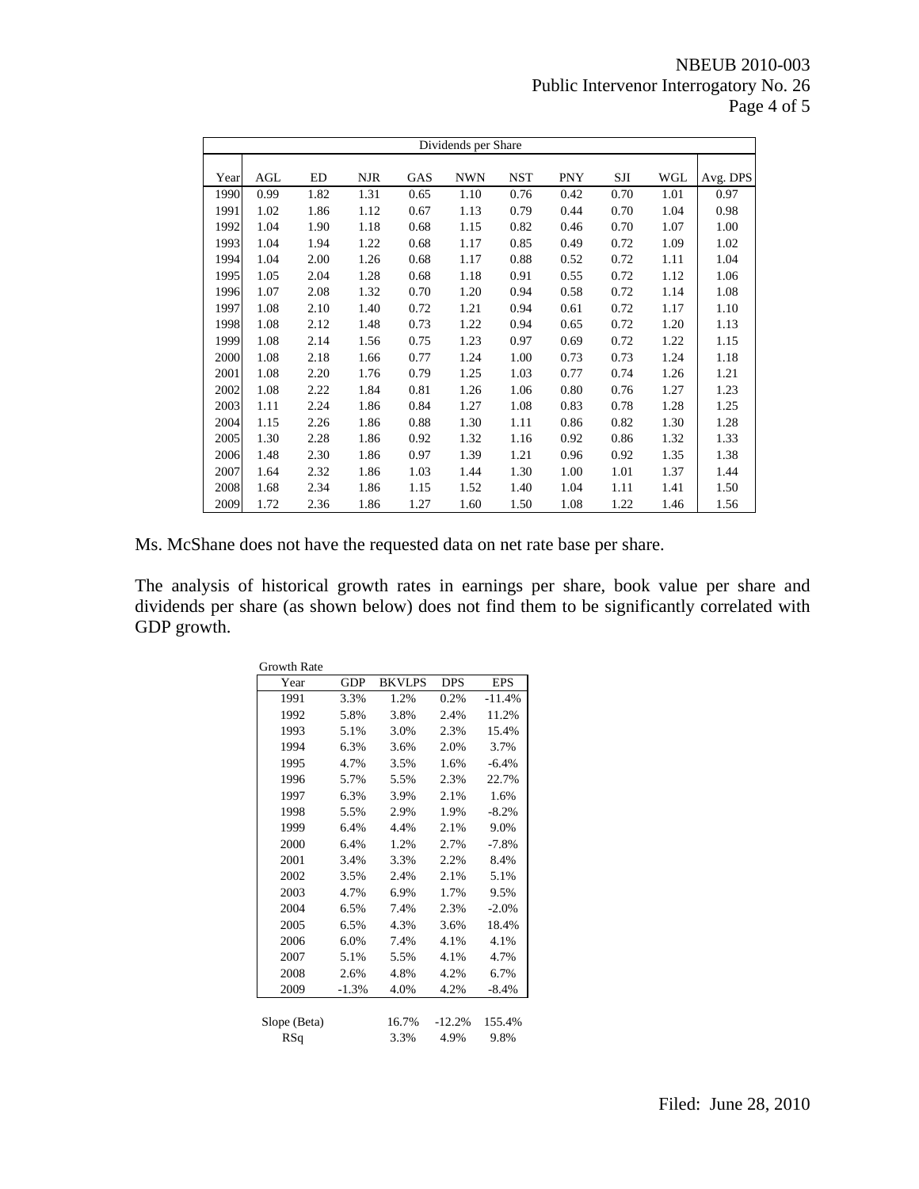| Dividends per Share | | | | | | | | | | |
|---|---|---|---|---|---|---|---|---|---|---|
| Year | AGL | ED | NJR | GAS | NWN | NST | PNY | SJI | WGL | Avg. DPS |
| 1990 | 0.99 | 1.82 | 1.31 | 0.65 | 1.10 | 0.76 | 0.42 | 0.70 | 1.01 | 0.97 |
| 1991 | 1.02 | 1.86 | 1.12 | 0.67 | 1.13 | 0.79 | 0.44 | 0.70 | 1.04 | 0.98 |
| 1992 | 1.04 | 1.90 | 1.18 | 0.68 | 1.15 | 0.82 | 0.46 | 0.70 | 1.07 | 1.00 |
| 1993 | 1.04 | 1.94 | 1.22 | 0.68 | 1.17 | 0.85 | 0.49 | 0.72 | 1.09 | 1.02 |
| 1994 | 1.04 | 2.00 | 1.26 | 0.68 | 1.17 | 0.88 | 0.52 | 0.72 | 1.11 | 1.04 |
| 1995 | 1.05 | 2.04 | 1.28 | 0.68 | 1.18 | 0.91 | 0.55 | 0.72 | 1.12 | 1.06 |
| 1996 | 1.07 | 2.08 | 1.32 | 0.70 | 1.20 | 0.94 | 0.58 | 0.72 | 1.14 | 1.08 |
| 1997 | 1.08 | 2.10 | 1.40 | 0.72 | 1.21 | 0.94 | 0.61 | 0.72 | 1.17 | 1.10 |
| 1998 | 1.08 | 2.12 | 1.48 | 0.73 | 1.22 | 0.94 | 0.65 | 0.72 | 1.20 | 1.13 |
| 1999 | 1.08 | 2.14 | 1.56 | 0.75 | 1.23 | 0.97 | 0.69 | 0.72 | 1.22 | 1.15 |
| 2000 | 1.08 | 2.18 | 1.66 | 0.77 | 1.24 | 1.00 | 0.73 | 0.73 | 1.24 | 1.18 |
| 2001 | 1.08 | 2.20 | 1.76 | 0.79 | 1.25 | 1.03 | 0.77 | 0.74 | 1.26 | 1.21 |
| 2002 | 1.08 | 2.22 | 1.84 | 0.81 | 1.26 | 1.06 | 0.80 | 0.76 | 1.27 | 1.23 |
| 2003 | 1.11 | 2.24 | 1.86 | 0.84 | 1.27 | 1.08 | 0.83 | 0.78 | 1.28 | 1.25 |
| 2004 | 1.15 | 2.26 | 1.86 | 0.88 | 1.30 | 1.11 | 0.86 | 0.82 | 1.30 | 1.28 |
| 2005 | 1.30 | 2.28 | 1.86 | 0.92 | 1.32 | 1.16 | 0.92 | 0.86 | 1.32 | 1.33 |
| 2006 | 1.48 | 2.30 | 1.86 | 0.97 | 1.39 | 1.21 | 0.96 | 0.92 | 1.35 | 1.38 |
| 2007 | 1.64 | 2.32 | 1.86 | 1.03 | 1.44 | 1.30 | 1.00 | 1.01 | 1.37 | 1.44 |
| 2008 | 1.68 | 2.34 | 1.86 | 1.15 | 1.52 | 1.40 | 1.04 | 1.11 | 1.41 | 1.50 |
| 2009 | 1.72 | 2.36 | 1.86 | 1.27 | 1.60 | 1.50 | 1.08 | 1.22 | 1.46 | 1.56 |

Ms. McShane does not have the requested data on net rate base per share.

The analysis of historical growth rates in earnings per share, book value per share and dividends per share (as shown below) does not find them to be significantly correlated with GDP growth.

| Growth Rate | | | | |
|---|---|---|---|---|
| Year | GDP | BKVLPS | DPS | EPS |
| 1991 | 3.3% | 1.2% | 0.2% | -11.4% |
| 1992 | 5.8% | 3.8% | 2.4% | 11.2% |
| 1993 | 5.1% | 3.0% | 2.3% | 15.4% |
| 1994 | 6.3% | 3.6% | 2.0% | 3.7% |
| 1995 | 4.7% | 3.5% | 1.6% | -6.4% |
| 1996 | 5.7% | 5.5% | 2.3% | 22.7% |
| 1997 | 6.3% | 3.9% | 2.1% | 1.6% |
| 1998 | 5.5% | 2.9% | 1.9% | -8.2% |
| 1999 | 6.4% | 4.4% | 2.1% | 9.0% |
| 2000 | 6.4% | 1.2% | 2.7% | -7.8% |
| 2001 | 3.4% | 3.3% | 2.2% | 8.4% |
| 2002 | 3.5% | 2.4% | 2.1% | 5.1% |
| 2003 | 4.7% | 6.9% | 1.7% | 9.5% |
| 2004 | 6.5% | 7.4% | 2.3% | -2.0% |
| 2005 | 6.5% | 4.3% | 3.6% | 18.4% |
| 2006 | 6.0% | 7.4% | 4.1% | 4.1% |
| 2007 | 5.1% | 5.5% | 4.1% | 4.7% |
| 2008 | 2.6% | 4.8% | 4.2% | 6.7% |
| 2009 | -1.3% | 4.0% | 4.2% | -8.4% |
| | | | | |
| Slope (Beta) | | 16.7% | -12.2% | 155.4% |
| RSq | | 3.3% | 4.9% | 9.8% |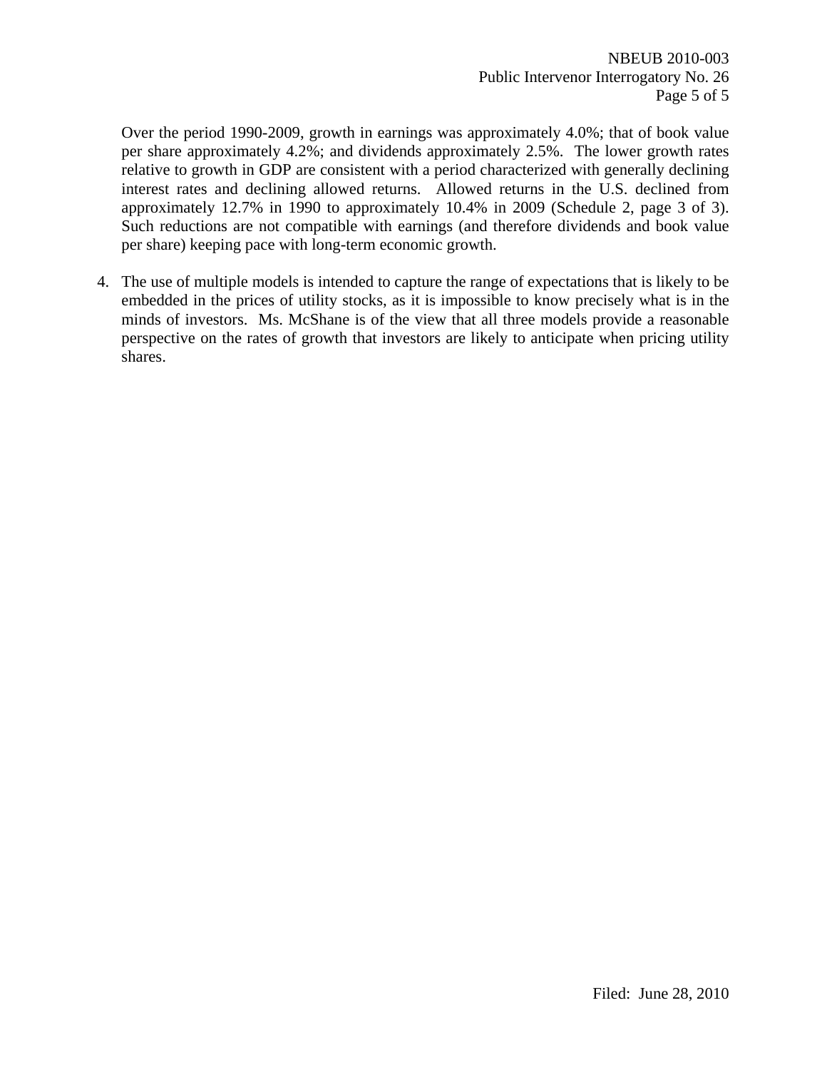Over the period 1990-2009, growth in earnings was approximately 4.0%; that of book value per share approximately 4.2%; and dividends approximately 2.5%. The lower growth rates relative to growth in GDP are consistent with a period characterized with generally declining interest rates and declining allowed returns. Allowed returns in the U.S. declined from approximately 12.7% in 1990 to approximately 10.4% in 2009 (Schedule 2, page 3 of 3). Such reductions are not compatible with earnings (and therefore dividends and book value per share) keeping pace with long-term economic growth.

4. The use of multiple models is intended to capture the range of expectations that is likely to be embedded in the prices of utility stocks, as it is impossible to know precisely what is in the minds of investors. Ms. McShane is of the view that all three models provide a reasonable perspective on the rates of growth that investors are likely to anticipate when pricing utility shares.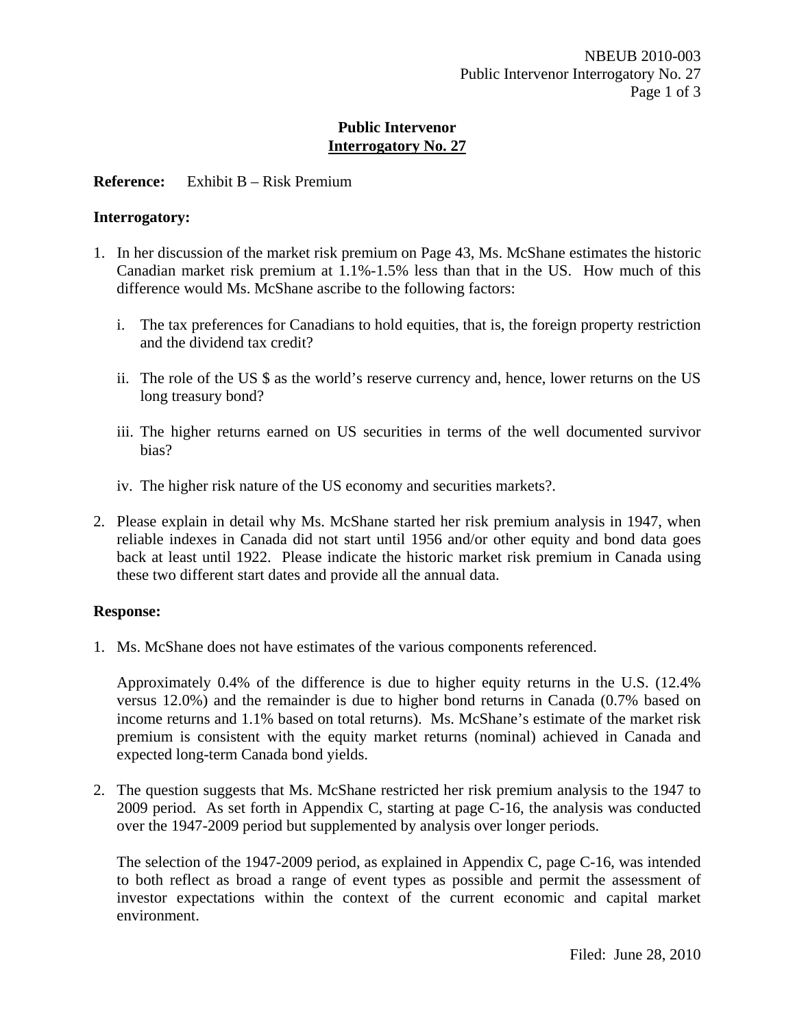# Public Intervenor
## Interrogatory No. 27

**Reference:** Exhibit B – Risk Premium

**Interrogatory:**

1. In her discussion of the market risk premium on Page 43, Ms. McShane estimates the historic Canadian market risk premium at 1.1%-1.5% less than that in the US. How much of this difference would Ms. McShane ascribe to the following factors:

   i. The tax preferences for Canadians to hold equities, that is, the foreign property restriction and the dividend tax credit?

   ii. The role of the US $ as the world's reserve currency and, hence, lower returns on the US long treasury bond?

   iii. The higher returns earned on US securities in terms of the well documented survivor bias?

   iv. The higher risk nature of the US economy and securities markets?.

2. Please explain in detail why Ms. McShane started her risk premium analysis in 1947, when reliable indexes in Canada did not start until 1956 and/or other equity and bond data goes back at least until 1922. Please indicate the historic market risk premium in Canada using these two different start dates and provide all the annual data.

**Response:**

1. Ms. McShane does not have estimates of the various components referenced.

   Approximately 0.4% of the difference is due to higher equity returns in the U.S. (12.4% versus 12.0%) and the remainder is due to higher bond returns in Canada (0.7% based on income returns and 1.1% based on total returns). Ms. McShane's estimate of the market risk premium is consistent with the equity market returns (nominal) achieved in Canada and expected long-term Canada bond yields.

2. The question suggests that Ms. McShane restricted her risk premium analysis to the 1947 to 2009 period. As set forth in Appendix C, starting at page C-16, the analysis was conducted over the 1947-2009 period but supplemented by analysis over longer periods.

   The selection of the 1947-2009 period, as explained in Appendix C, page C-16, was intended to both reflect as broad a range of event types as possible and permit the assessment of investor expectations within the context of the current economic and capital market environment.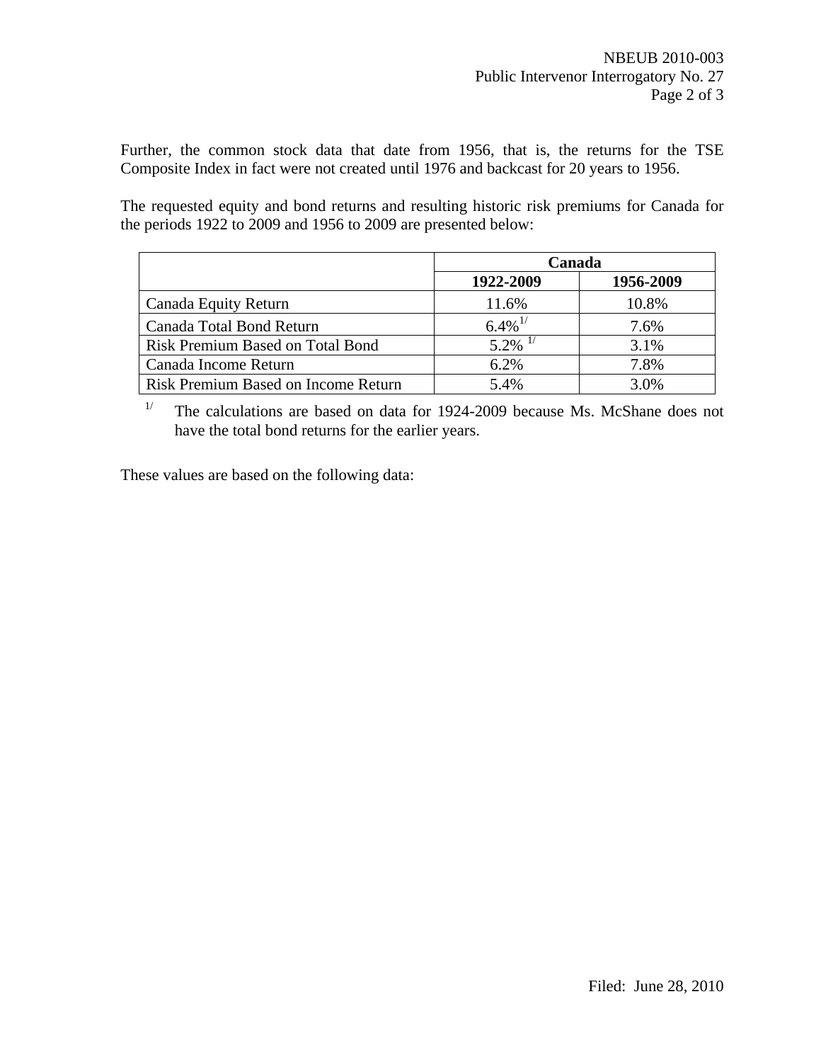Further, the common stock data that date from 1956, that is, the returns for the TSE Composite Index in fact were not created until 1976 and backcast for 20 years to 1956.

The requested equity and bond returns and resulting historic risk premiums for Canada for the periods 1922 to 2009 and 1956 to 2009 are presented below:

| | **Canada** | |
|---|---|---|
| | **1922-2009** | **1956-2009** |
| Canada Equity Return | 11.6% | 10.8% |
| Canada Total Bond Return | 6.4%[1/] | 7.6% |
| Risk Premium Based on Total Bond | 5.2% [1/] | 3.1% |
| Canada Income Return | 6.2% | 7.8% |
| Risk Premium Based on Income Return | 5.4% | 3.0% |

[1/] The calculations are based on data for 1924-2009 because Ms. McShane does not have the total bond returns for the earlier years.

These values are based on the following data: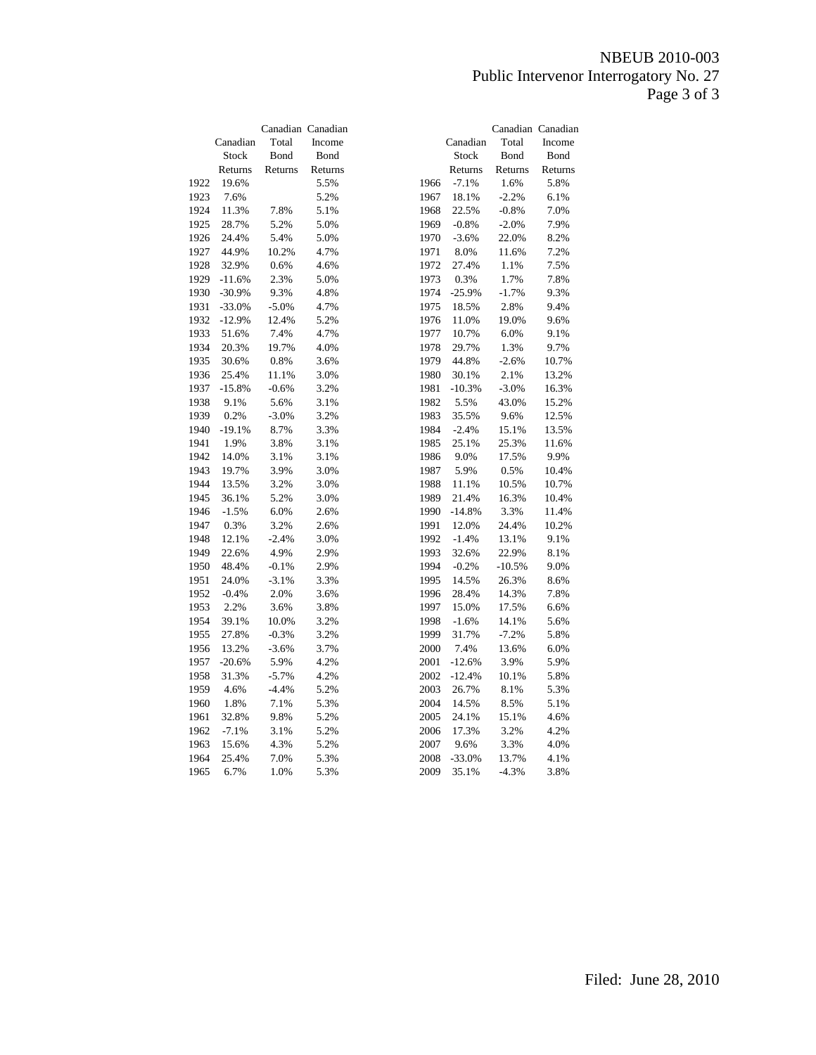| | Canadian Stock Returns | Canadian Total Bond Returns | Canadian Income Bond Returns |
|---|---|---|---|
| 1922 | 19.6% | | 5.5% |
| 1923 | 7.6% | | 5.2% |
| 1924 | 11.3% | 7.8% | 5.1% |
| 1925 | 28.7% | 5.2% | 5.0% |
| 1926 | 24.4% | 5.4% | 5.0% |
| 1927 | 44.9% | 10.2% | 4.7% |
| 1928 | 32.9% | 0.6% | 4.6% |
| 1929 | -11.6% | 2.3% | 5.0% |
| 1930 | -30.9% | 9.3% | 4.8% |
| 1931 | -33.0% | -5.0% | 4.7% |
| 1932 | -12.9% | 12.4% | 5.2% |
| 1933 | 51.6% | 7.4% | 4.7% |
| 1934 | 20.3% | 19.7% | 4.0% |
| 1935 | 30.6% | 0.8% | 3.6% |
| 1936 | 25.4% | 11.1% | 3.0% |
| 1937 | -15.8% | -0.6% | 3.2% |
| 1938 | 9.1% | 5.6% | 3.1% |
| 1939 | 0.2% | -3.0% | 3.2% |
| 1940 | -19.1% | 8.7% | 3.3% |
| 1941 | 1.9% | 3.8% | 3.1% |
| 1942 | 14.0% | 3.1% | 3.1% |
| 1943 | 19.7% | 3.9% | 3.0% |
| 1944 | 13.5% | 3.2% | 3.0% |
| 1945 | 36.1% | 5.2% | 3.0% |
| 1946 | -1.5% | 6.0% | 2.6% |
| 1947 | 0.3% | 3.2% | 2.6% |
| 1948 | 12.1% | -2.4% | 3.0% |
| 1949 | 22.6% | 4.9% | 2.9% |
| 1950 | 48.4% | -0.1% | 2.9% |
| 1951 | 24.0% | -3.1% | 3.3% |
| 1952 | -0.4% | 2.0% | 3.6% |
| 1953 | 2.2% | 3.6% | 3.8% |
| 1954 | 39.1% | 10.0% | 3.2% |
| 1955 | 27.8% | -0.3% | 3.2% |
| 1956 | 13.2% | -3.6% | 3.7% |
| 1957 | -20.6% | 5.9% | 4.2% |
| 1958 | 31.3% | -5.7% | 4.2% |
| 1959 | 4.6% | -4.4% | 5.2% |
| 1960 | 1.8% | 7.1% | 5.3% |
| 1961 | 32.8% | 9.8% | 5.2% |
| 1962 | -7.1% | 3.1% | 5.2% |
| 1963 | 15.6% | 4.3% | 5.2% |
| 1964 | 25.4% | 7.0% | 5.3% |
| 1965 | 6.7% | 1.0% | 5.3% |
| 1966 | -7.1% | 1.6% | 5.8% |
| 1967 | 18.1% | -2.2% | 6.1% |
| 1968 | 22.5% | -0.8% | 7.0% |
| 1969 | -0.8% | -2.0% | 7.9% |
| 1970 | -3.6% | 22.0% | 8.2% |
| 1971 | 8.0% | 11.6% | 7.2% |
| 1972 | 27.4% | 1.1% | 7.5% |
| 1973 | 0.3% | 1.7% | 7.8% |
| 1974 | -25.9% | -1.7% | 9.3% |
| 1975 | 18.5% | 2.8% | 9.4% |
| 1976 | 11.0% | 19.0% | 9.6% |
| 1977 | 10.7% | 6.0% | 9.1% |
| 1978 | 29.7% | 1.3% | 9.7% |
| 1979 | 44.8% | -2.6% | 10.7% |
| 1980 | 30.1% | 2.1% | 13.2% |
| 1981 | -10.3% | -3.0% | 16.3% |
| 1982 | 5.5% | 43.0% | 15.2% |
| 1983 | 35.5% | 9.6% | 12.5% |
| 1984 | -2.4% | 15.1% | 13.5% |
| 1985 | 25.1% | 25.3% | 11.6% |
| 1986 | 9.0% | 17.5% | 9.9% |
| 1987 | 5.9% | 0.5% | 10.4% |
| 1988 | 11.1% | 10.5% | 10.7% |
| 1989 | 21.4% | 16.3% | 10.4% |
| 1990 | -14.8% | 3.3% | 11.4% |
| 1991 | 12.0% | 24.4% | 10.2% |
| 1992 | -1.4% | 13.1% | 9.1% |
| 1993 | 32.6% | 22.9% | 8.1% |
| 1994 | -0.2% | -10.5% | 9.0% |
| 1995 | 14.5% | 26.3% | 8.6% |
| 1996 | 28.4% | 14.3% | 7.8% |
| 1997 | 15.0% | 17.5% | 6.6% |
| 1998 | -1.6% | 14.1% | 5.6% |
| 1999 | 31.7% | -7.2% | 5.8% |
| 2000 | 7.4% | 13.6% | 6.0% |
| 2001 | -12.6% | 3.9% | 5.9% |
| 2002 | -12.4% | 10.1% | 5.8% |
| 2003 | 26.7% | 8.1% | 5.3% |
| 2004 | 14.5% | 8.5% | 5.1% |
| 2005 | 24.1% | 15.1% | 4.6% |
| 2006 | 17.3% | 3.2% | 4.2% |
| 2007 | 9.6% | 3.3% | 4.0% |
| 2008 | -33.0% | 13.7% | 4.1% |
| 2009 | 35.1% | -4.3% | 3.8% |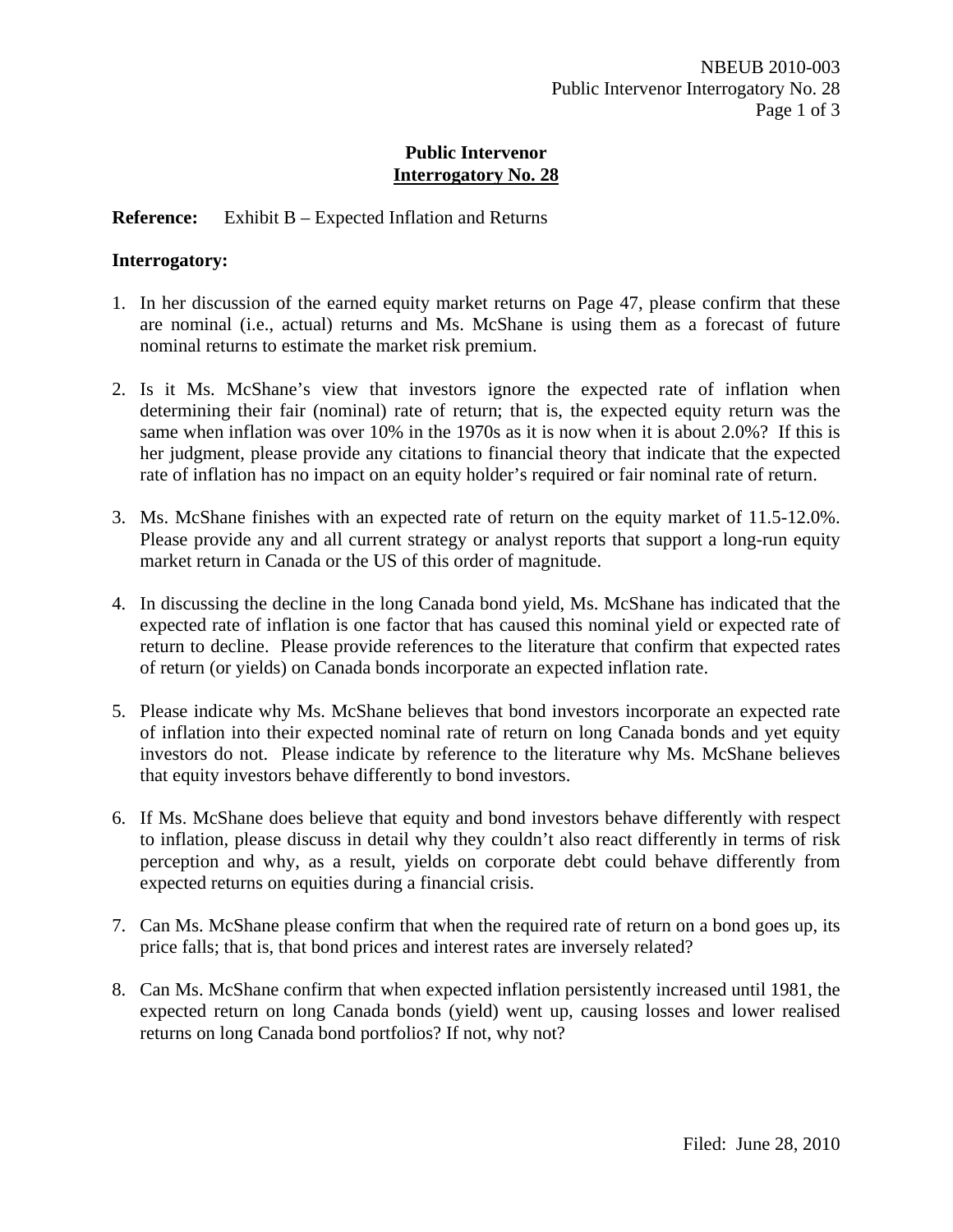**Public Intervenor**
**Interrogatory No. 28**

**Reference:** Exhibit B – Expected Inflation and Returns

**Interrogatory:**

1. In her discussion of the earned equity market returns on Page 47, please confirm that these are nominal (i.e., actual) returns and Ms. McShane is using them as a forecast of future nominal returns to estimate the market risk premium.

2. Is it Ms. McShane's view that investors ignore the expected rate of inflation when determining their fair (nominal) rate of return; that is, the expected equity return was the same when inflation was over 10% in the 1970s as it is now when it is about 2.0%? If this is her judgment, please provide any citations to financial theory that indicate that the expected rate of inflation has no impact on an equity holder's required or fair nominal rate of return.

3. Ms. McShane finishes with an expected rate of return on the equity market of 11.5-12.0%. Please provide any and all current strategy or analyst reports that support a long-run equity market return in Canada or the US of this order of magnitude.

4. In discussing the decline in the long Canada bond yield, Ms. McShane has indicated that the expected rate of inflation is one factor that has caused this nominal yield or expected rate of return to decline. Please provide references to the literature that confirm that expected rates of return (or yields) on Canada bonds incorporate an expected inflation rate.

5. Please indicate why Ms. McShane believes that bond investors incorporate an expected rate of inflation into their expected nominal rate of return on long Canada bonds and yet equity investors do not. Please indicate by reference to the literature why Ms. McShane believes that equity investors behave differently to bond investors.

6. If Ms. McShane does believe that equity and bond investors behave differently with respect to inflation, please discuss in detail why they couldn't also react differently in terms of risk perception and why, as a result, yields on corporate debt could behave differently from expected returns on equities during a financial crisis.

7. Can Ms. McShane please confirm that when the required rate of return on a bond goes up, its price falls; that is, that bond prices and interest rates are inversely related?

8. Can Ms. McShane confirm that when expected inflation persistently increased until 1981, the expected return on long Canada bonds (yield) went up, causing losses and lower realised returns on long Canada bond portfolios? If not, why not?

Filed: June 28, 2010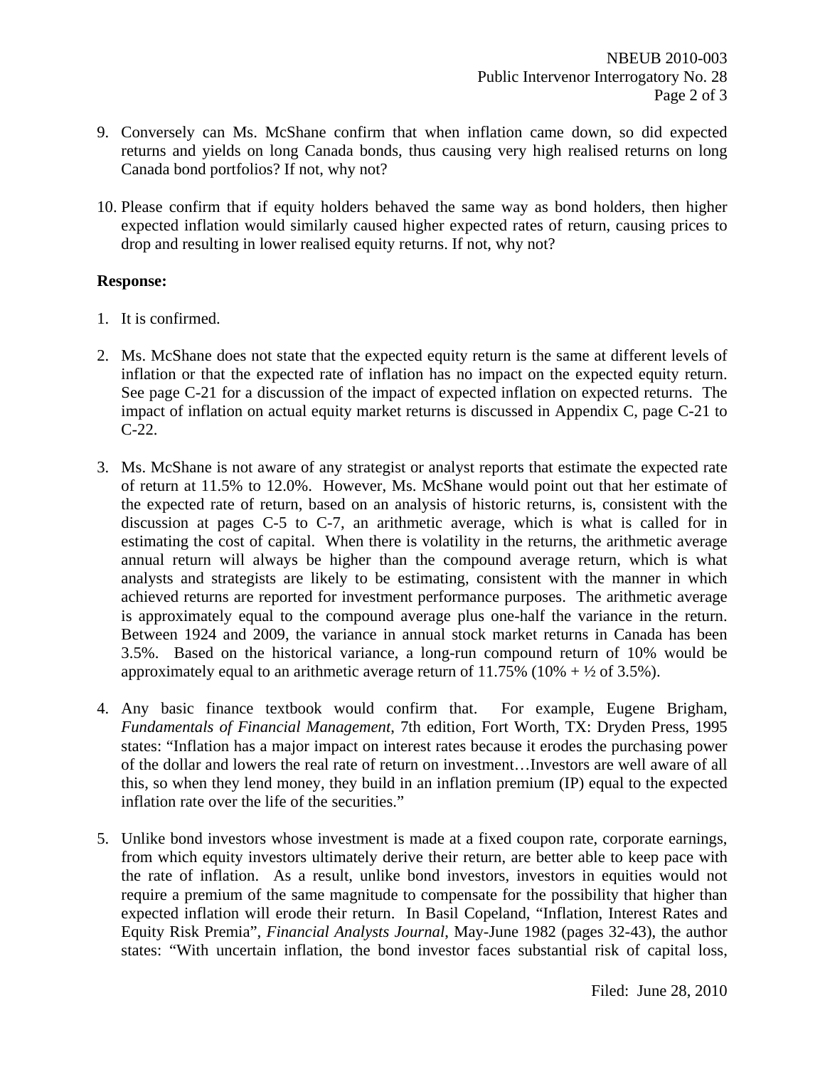9. Conversely can Ms. McShane confirm that when inflation came down, so did expected returns and yields on long Canada bonds, thus causing very high realised returns on long Canada bond portfolios? If not, why not?

10. Please confirm that if equity holders behaved the same way as bond holders, then higher expected inflation would similarly caused higher expected rates of return, causing prices to drop and resulting in lower realised equity returns. If not, why not?

**Response:**

1. It is confirmed.

2. Ms. McShane does not state that the expected equity return is the same at different levels of inflation or that the expected rate of inflation has no impact on the expected equity return. See page C-21 for a discussion of the impact of expected inflation on expected returns. The impact of inflation on actual equity market returns is discussed in Appendix C, page C-21 to C-22.

3. Ms. McShane is not aware of any strategist or analyst reports that estimate the expected rate of return at 11.5% to 12.0%. However, Ms. McShane would point out that her estimate of the expected rate of return, based on an analysis of historic returns, is, consistent with the discussion at pages C-5 to C-7, an arithmetic average, which is what is called for in estimating the cost of capital. When there is volatility in the returns, the arithmetic average annual return will always be higher than the compound average return, which is what analysts and strategists are likely to be estimating, consistent with the manner in which achieved returns are reported for investment performance purposes. The arithmetic average is approximately equal to the compound average plus one-half the variance in the return. Between 1924 and 2009, the variance in annual stock market returns in Canada has been 3.5%. Based on the historical variance, a long-run compound return of 10% would be approximately equal to an arithmetic average return of 11.75% (10% + ½ of 3.5%).

4. Any basic finance textbook would confirm that. For example, Eugene Brigham, *Fundamentals of Financial Management*, 7th edition, Fort Worth, TX: Dryden Press, 1995 states: "Inflation has a major impact on interest rates because it erodes the purchasing power of the dollar and lowers the real rate of return on investment…Investors are well aware of all this, so when they lend money, they build in an inflation premium (IP) equal to the expected inflation rate over the life of the securities."

5. Unlike bond investors whose investment is made at a fixed coupon rate, corporate earnings, from which equity investors ultimately derive their return, are better able to keep pace with the rate of inflation. As a result, unlike bond investors, investors in equities would not require a premium of the same magnitude to compensate for the possibility that higher than expected inflation will erode their return. In Basil Copeland, "Inflation, Interest Rates and Equity Risk Premia", *Financial Analysts Journal*, May-June 1982 (pages 32-43), the author states: "With uncertain inflation, the bond investor faces substantial risk of capital loss,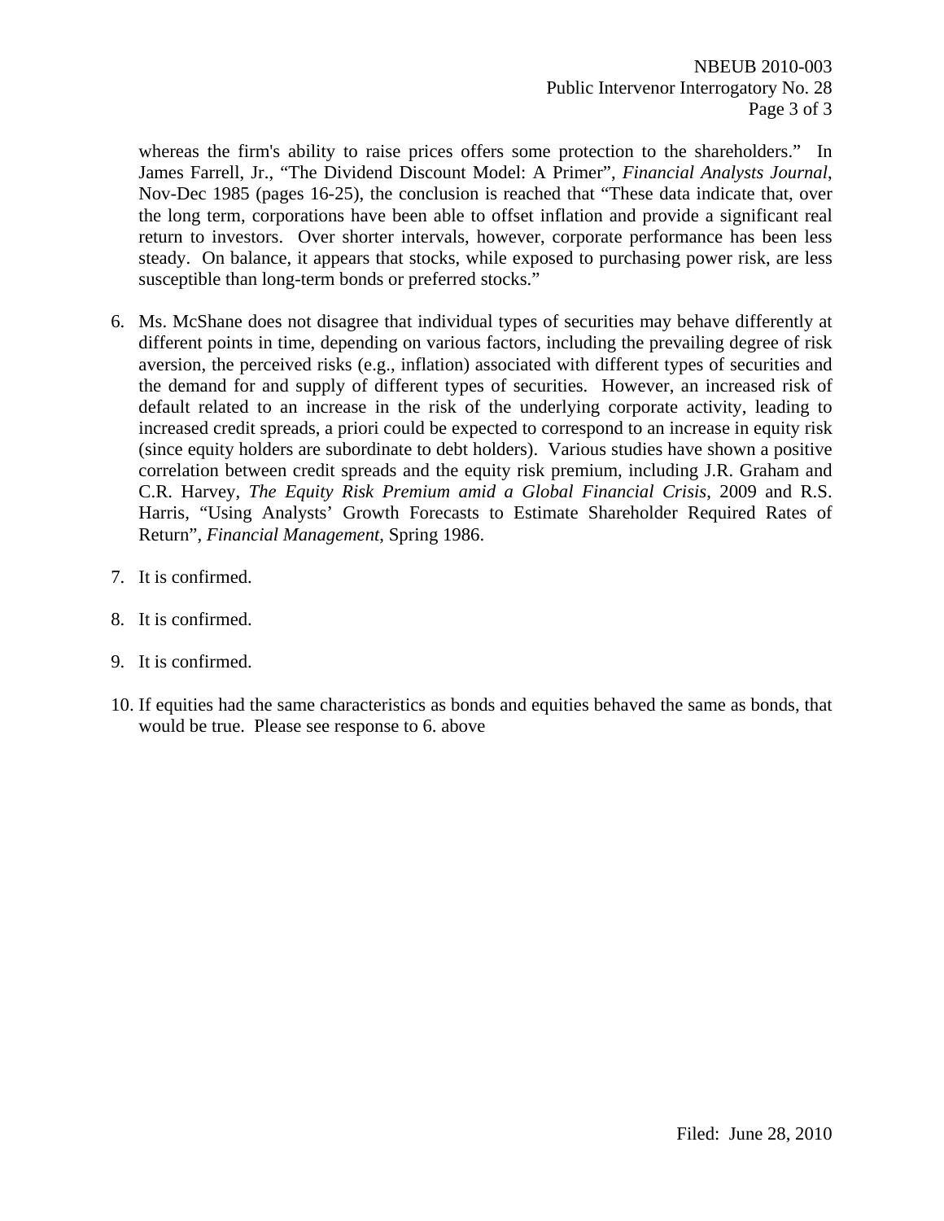whereas the firm's ability to raise prices offers some protection to the shareholders." In James Farrell, Jr., "The Dividend Discount Model: A Primer", *Financial Analysts Journal*, Nov-Dec 1985 (pages 16-25), the conclusion is reached that "These data indicate that, over the long term, corporations have been able to offset inflation and provide a significant real return to investors. Over shorter intervals, however, corporate performance has been less steady. On balance, it appears that stocks, while exposed to purchasing power risk, are less susceptible than long-term bonds or preferred stocks."

6. Ms. McShane does not disagree that individual types of securities may behave differently at different points in time, depending on various factors, including the prevailing degree of risk aversion, the perceived risks (e.g., inflation) associated with different types of securities and the demand for and supply of different types of securities. However, an increased risk of default related to an increase in the risk of the underlying corporate activity, leading to increased credit spreads, a priori could be expected to correspond to an increase in equity risk (since equity holders are subordinate to debt holders). Various studies have shown a positive correlation between credit spreads and the equity risk premium, including J.R. Graham and C.R. Harvey, *The Equity Risk Premium amid a Global Financial Crisis*, 2009 and R.S. Harris, "Using Analysts' Growth Forecasts to Estimate Shareholder Required Rates of Return", *Financial Management*, Spring 1986.

7. It is confirmed.

8. It is confirmed.

9. It is confirmed.

10. If equities had the same characteristics as bonds and equities behaved the same as bonds, that would be true. Please see response to 6. above

Filed: June 28, 2010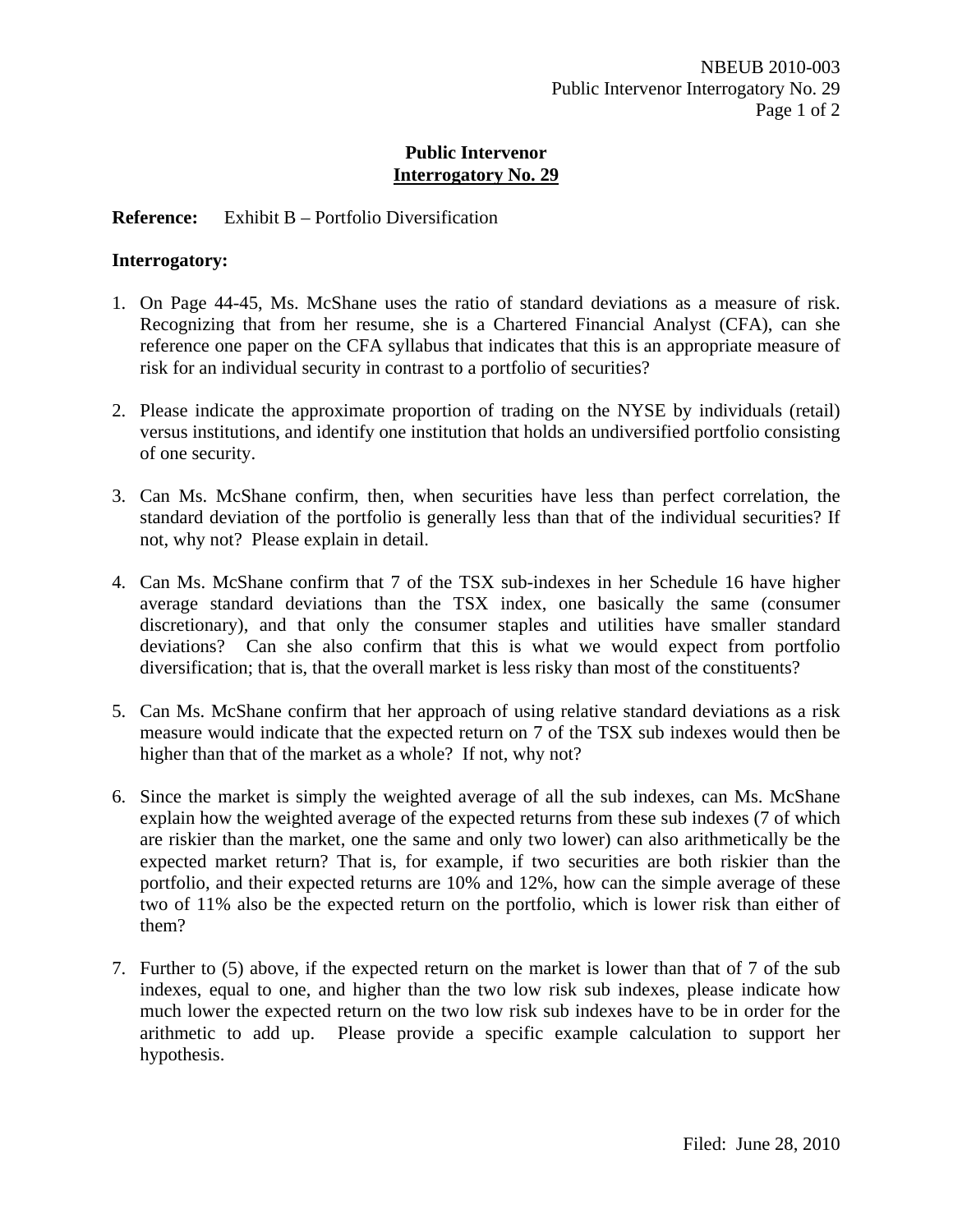**Public Intervenor**
**Interrogatory No. 29**

**Reference:** Exhibit B – Portfolio Diversification

**Interrogatory:**

1. On Page 44-45, Ms. McShane uses the ratio of standard deviations as a measure of risk. Recognizing that from her resume, she is a Chartered Financial Analyst (CFA), can she reference one paper on the CFA syllabus that indicates that this is an appropriate measure of risk for an individual security in contrast to a portfolio of securities?

2. Please indicate the approximate proportion of trading on the NYSE by individuals (retail) versus institutions, and identify one institution that holds an undiversified portfolio consisting of one security.

3. Can Ms. McShane confirm, then, when securities have less than perfect correlation, the standard deviation of the portfolio is generally less than that of the individual securities? If not, why not? Please explain in detail.

4. Can Ms. McShane confirm that 7 of the TSX sub-indexes in her Schedule 16 have higher average standard deviations than the TSX index, one basically the same (consumer discretionary), and that only the consumer staples and utilities have smaller standard deviations? Can she also confirm that this is what we would expect from portfolio diversification; that is, that the overall market is less risky than most of the constituents?

5. Can Ms. McShane confirm that her approach of using relative standard deviations as a risk measure would indicate that the expected return on 7 of the TSX sub indexes would then be higher than that of the market as a whole? If not, why not?

6. Since the market is simply the weighted average of all the sub indexes, can Ms. McShane explain how the weighted average of the expected returns from these sub indexes (7 of which are riskier than the market, one the same and only two lower) can also arithmetically be the expected market return? That is, for example, if two securities are both riskier than the portfolio, and their expected returns are 10% and 12%, how can the simple average of these two of 11% also be the expected return on the portfolio, which is lower risk than either of them?

7. Further to (5) above, if the expected return on the market is lower than that of 7 of the sub indexes, equal to one, and higher than the two low risk sub indexes, please indicate how much lower the expected return on the two low risk sub indexes have to be in order for the arithmetic to add up. Please provide a specific example calculation to support her hypothesis.

Filed: June 28, 2010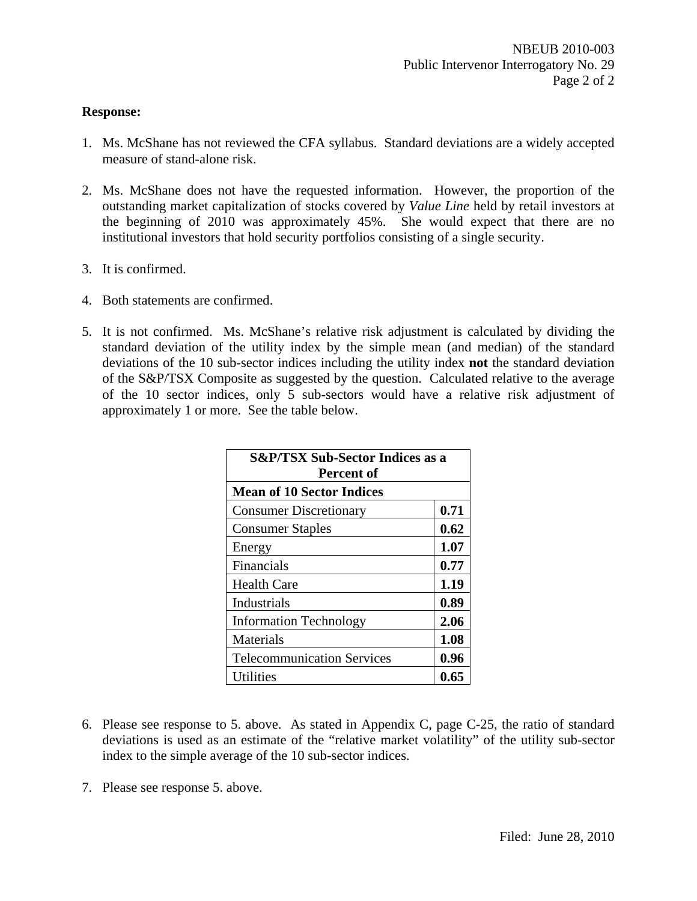**Response:**

1. Ms. McShane has not reviewed the CFA syllabus. Standard deviations are a widely accepted measure of stand-alone risk.

2. Ms. McShane does not have the requested information. However, the proportion of the outstanding market capitalization of stocks covered by *Value Line* held by retail investors at the beginning of 2010 was approximately 45%. She would expect that there are no institutional investors that hold security portfolios consisting of a single security.

3. It is confirmed.

4. Both statements are confirmed.

5. It is not confirmed. Ms. McShane's relative risk adjustment is calculated by dividing the standard deviation of the utility index by the simple mean (and median) of the standard deviations of the 10 sub-sector indices including the utility index **not** the standard deviation of the S&P/TSX Composite as suggested by the question. Calculated relative to the average of the 10 sector indices, only 5 sub-sectors would have a relative risk adjustment of approximately 1 or more. See the table below.

| **S&P/TSX Sub-Sector Indices as a Percent of** | |
|---|---|
| **Mean of 10 Sector Indices** | |
| Consumer Discretionary | **0.71** |
| Consumer Staples | **0.62** |
| Energy | **1.07** |
| Financials | **0.77** |
| Health Care | **1.19** |
| Industrials | **0.89** |
| Information Technology | **2.06** |
| Materials | **1.08** |
| Telecommunication Services | **0.96** |
| Utilities | **0.65** |

6. Please see response to 5. above. As stated in Appendix C, page C-25, the ratio of standard deviations is used as an estimate of the "relative market volatility" of the utility sub-sector index to the simple average of the 10 sub-sector indices.

7. Please see response 5. above.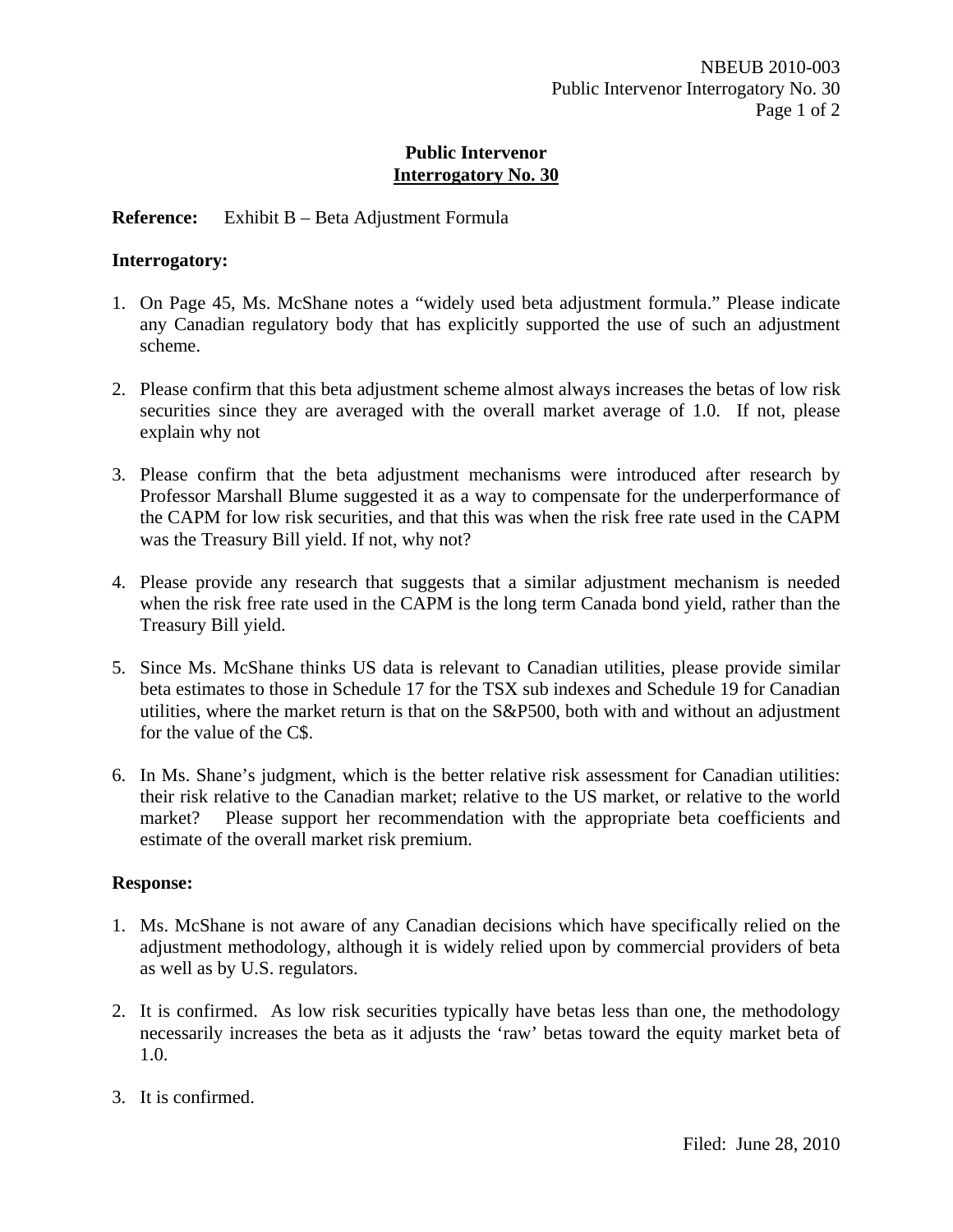# Public Intervenor
## Interrogatory No. 30

**Reference:** Exhibit B – Beta Adjustment Formula

**Interrogatory:**

1. On Page 45, Ms. McShane notes a "widely used beta adjustment formula." Please indicate any Canadian regulatory body that has explicitly supported the use of such an adjustment scheme.

2. Please confirm that this beta adjustment scheme almost always increases the betas of low risk securities since they are averaged with the overall market average of 1.0. If not, please explain why not

3. Please confirm that the beta adjustment mechanisms were introduced after research by Professor Marshall Blume suggested it as a way to compensate for the underperformance of the CAPM for low risk securities, and that this was when the risk free rate used in the CAPM was the Treasury Bill yield. If not, why not?

4. Please provide any research that suggests that a similar adjustment mechanism is needed when the risk free rate used in the CAPM is the long term Canada bond yield, rather than the Treasury Bill yield.

5. Since Ms. McShane thinks US data is relevant to Canadian utilities, please provide similar beta estimates to those in Schedule 17 for the TSX sub indexes and Schedule 19 for Canadian utilities, where the market return is that on the S&P500, both with and without an adjustment for the value of the C$.

6. In Ms. Shane's judgment, which is the better relative risk assessment for Canadian utilities: their risk relative to the Canadian market; relative to the US market, or relative to the world market? Please support her recommendation with the appropriate beta coefficients and estimate of the overall market risk premium.

**Response:**

1. Ms. McShane is not aware of any Canadian decisions which have specifically relied on the adjustment methodology, although it is widely relied upon by commercial providers of beta as well as by U.S. regulators.

2. It is confirmed. As low risk securities typically have betas less than one, the methodology necessarily increases the beta as it adjusts the 'raw' betas toward the equity market beta of 1.0.

3. It is confirmed.

Filed: June 28, 2010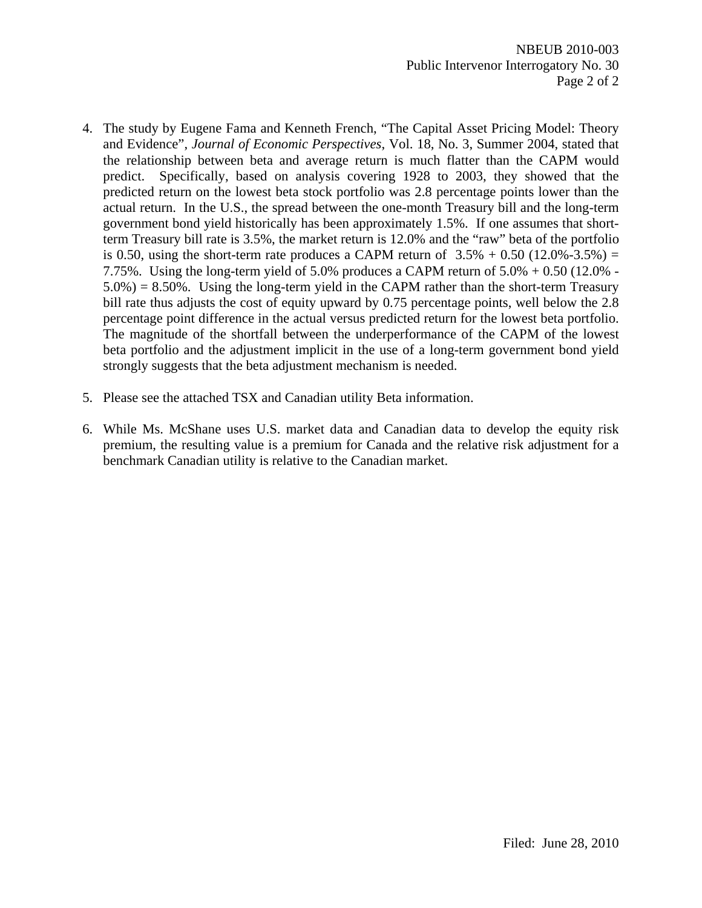4. The study by Eugene Fama and Kenneth French, "The Capital Asset Pricing Model: Theory and Evidence", *Journal of Economic Perspectives*, Vol. 18, No. 3, Summer 2004, stated that the relationship between beta and average return is much flatter than the CAPM would predict. Specifically, based on analysis covering 1928 to 2003, they showed that the predicted return on the lowest beta stock portfolio was 2.8 percentage points lower than the actual return. In the U.S., the spread between the one-month Treasury bill and the long-term government bond yield historically has been approximately 1.5%. If one assumes that short-term Treasury bill rate is 3.5%, the market return is 12.0% and the "raw" beta of the portfolio is 0.50, using the short-term rate produces a CAPM return of $3.5\% + 0.50\ (12.0\%-3.5\%) = 7.75\%$. Using the long-term yield of 5.0% produces a CAPM return of $5.0\% + 0.50\ (12.0\% - 5.0\%) = 8.50\%$. Using the long-term yield in the CAPM rather than the short-term Treasury bill rate thus adjusts the cost of equity upward by 0.75 percentage points, well below the 2.8 percentage point difference in the actual versus predicted return for the lowest beta portfolio. The magnitude of the shortfall between the underperformance of the CAPM of the lowest beta portfolio and the adjustment implicit in the use of a long-term government bond yield strongly suggests that the beta adjustment mechanism is needed.

5. Please see the attached TSX and Canadian utility Beta information.

6. While Ms. McShane uses U.S. market data and Canadian data to develop the equity risk premium, the resulting value is a premium for Canada and the relative risk adjustment for a benchmark Canadian utility is relative to the Canadian market.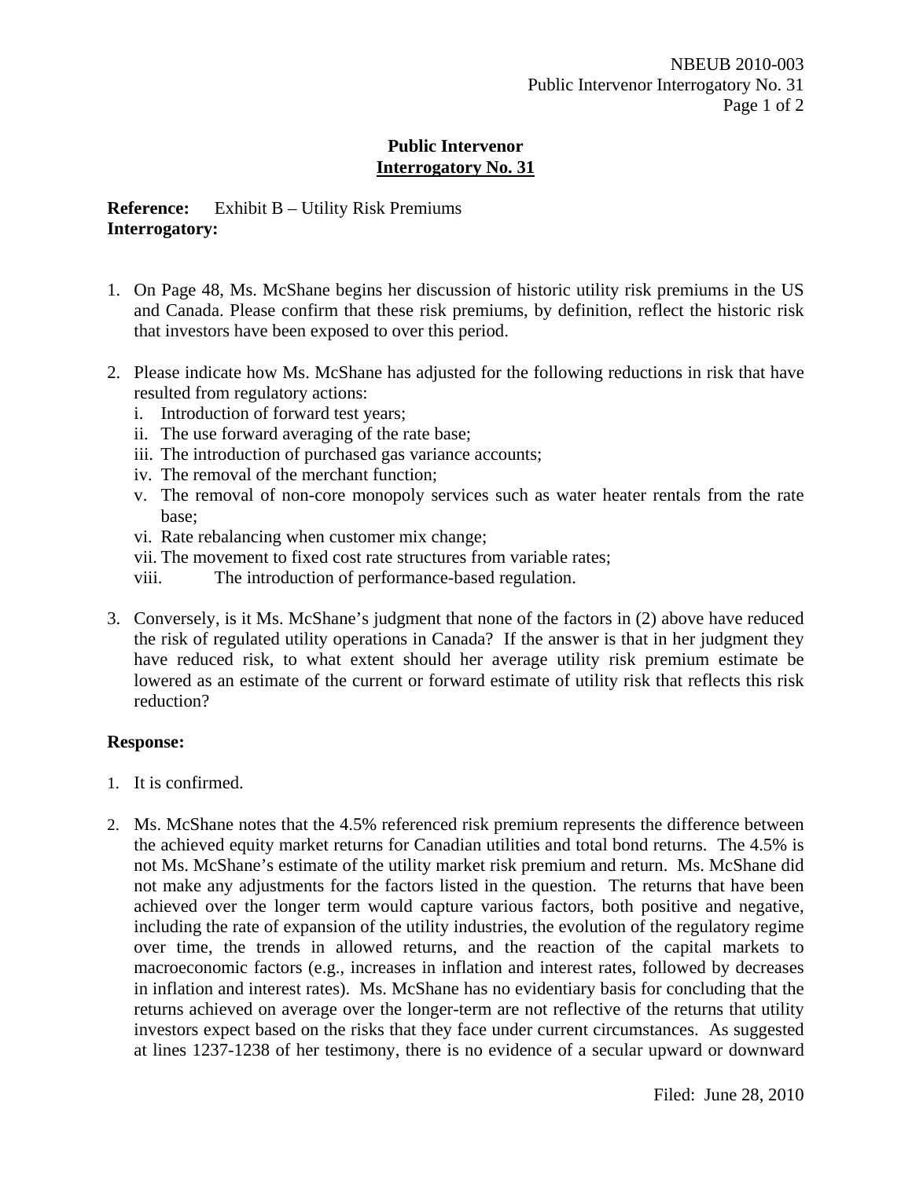## Public Intervenor Interrogatory No. 31

**Reference:** Exhibit B – Utility Risk Premiums
**Interrogatory:**

1. On Page 48, Ms. McShane begins her discussion of historic utility risk premiums in the US and Canada. Please confirm that these risk premiums, by definition, reflect the historic risk that investors have been exposed to over this period.

2. Please indicate how Ms. McShane has adjusted for the following reductions in risk that have resulted from regulatory actions:
   i. Introduction of forward test years;
   ii. The use forward averaging of the rate base;
   iii. The introduction of purchased gas variance accounts;
   iv. The removal of the merchant function;
   v. The removal of non-core monopoly services such as water heater rentals from the rate base;
   vi. Rate rebalancing when customer mix change;
   vii. The movement to fixed cost rate structures from variable rates;
   viii. The introduction of performance-based regulation.

3. Conversely, is it Ms. McShane's judgment that none of the factors in (2) above have reduced the risk of regulated utility operations in Canada? If the answer is that in her judgment they have reduced risk, to what extent should her average utility risk premium estimate be lowered as an estimate of the current or forward estimate of utility risk that reflects this risk reduction?

**Response:**

1. It is confirmed.

2. Ms. McShane notes that the 4.5% referenced risk premium represents the difference between the achieved equity market returns for Canadian utilities and total bond returns. The 4.5% is not Ms. McShane's estimate of the utility market risk premium and return. Ms. McShane did not make any adjustments for the factors listed in the question. The returns that have been achieved over the longer term would capture various factors, both positive and negative, including the rate of expansion of the utility industries, the evolution of the regulatory regime over time, the trends in allowed returns, and the reaction of the capital markets to macroeconomic factors (e.g., increases in inflation and interest rates, followed by decreases in inflation and interest rates). Ms. McShane has no evidentiary basis for concluding that the returns achieved on average over the longer-term are not reflective of the returns that utility investors expect based on the risks that they face under current circumstances. As suggested at lines 1237-1238 of her testimony, there is no evidence of a secular upward or downward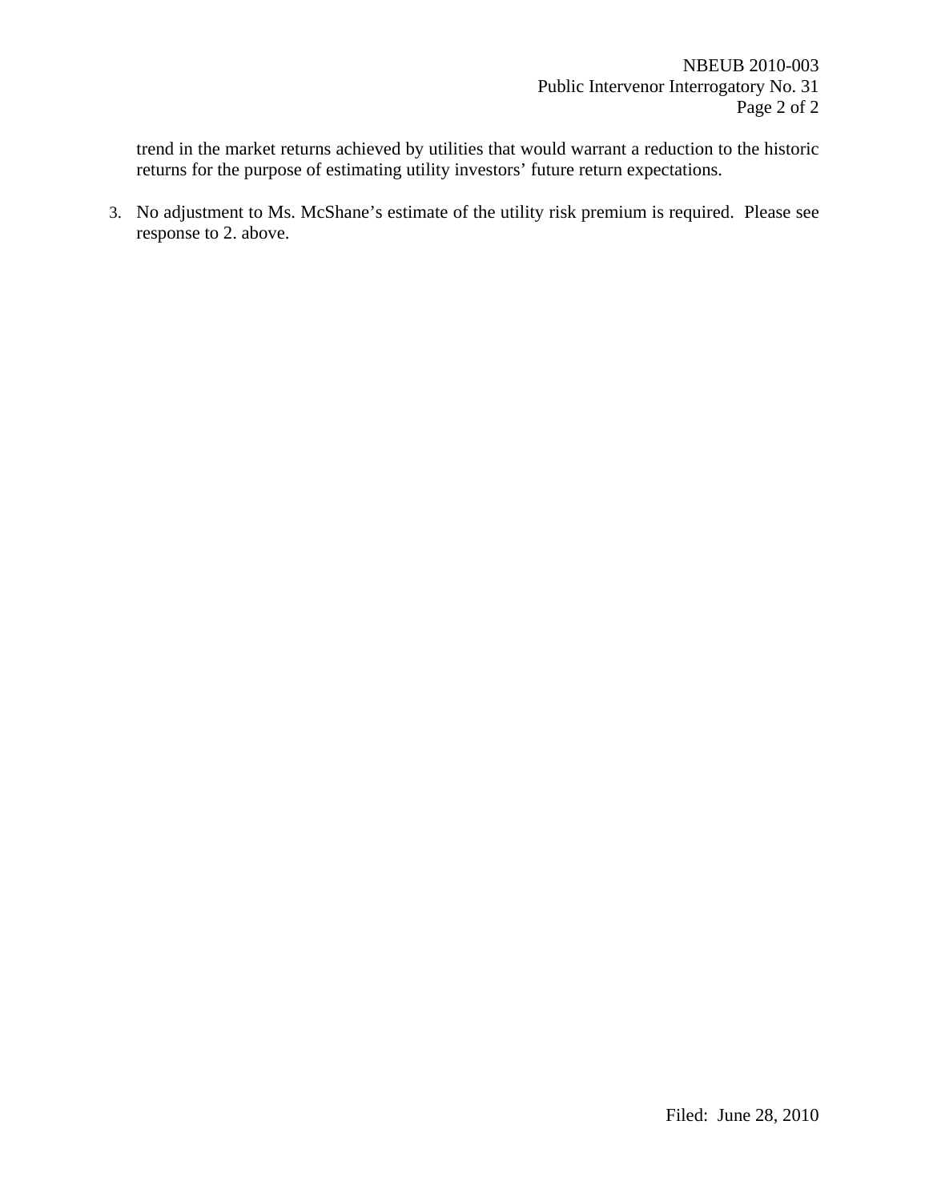trend in the market returns achieved by utilities that would warrant a reduction to the historic returns for the purpose of estimating utility investors' future return expectations.

3. No adjustment to Ms. McShane's estimate of the utility risk premium is required. Please see response to 2. above.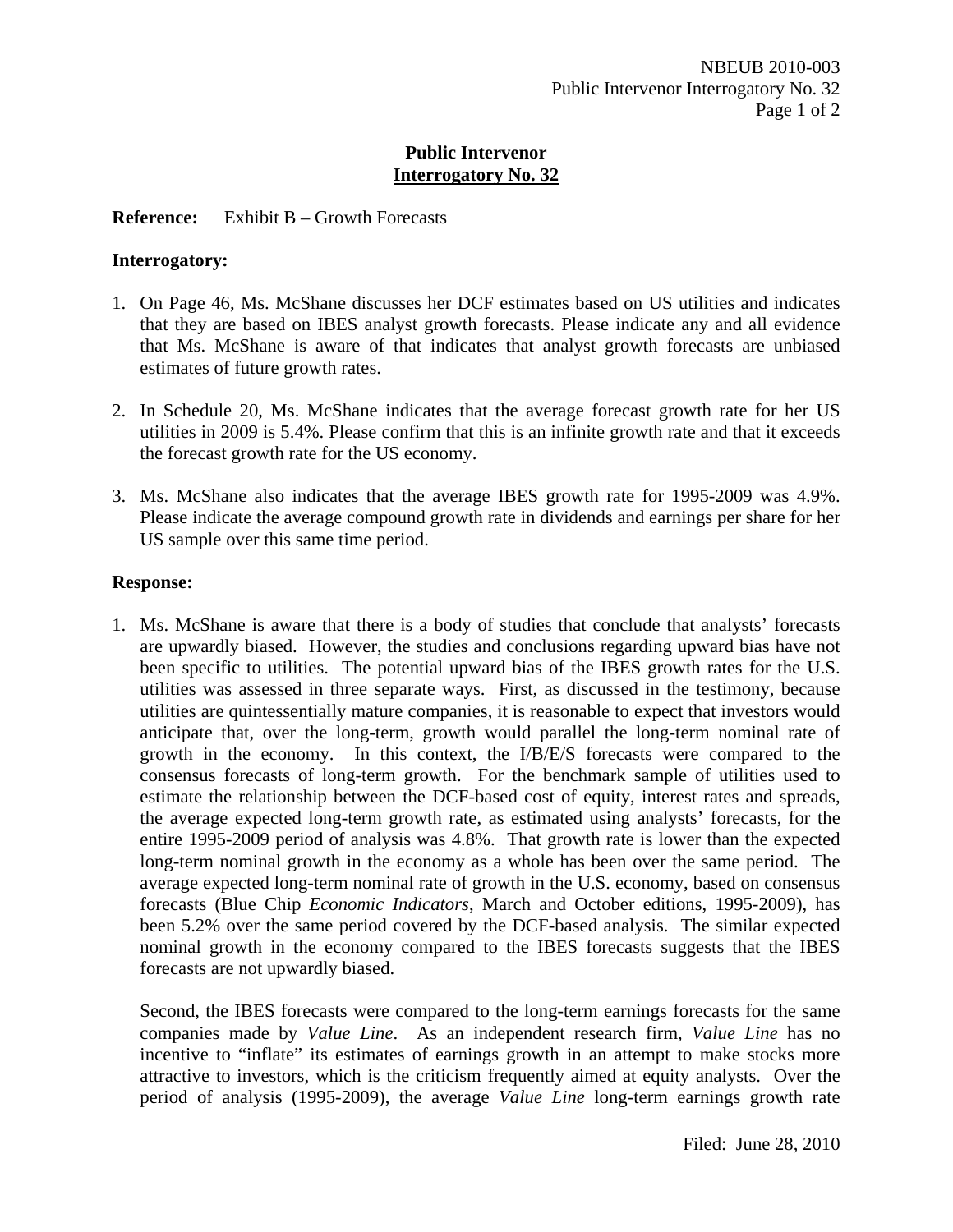# Public Intervenor Interrogatory No. 32

**Reference:** Exhibit B – Growth Forecasts

**Interrogatory:**

1. On Page 46, Ms. McShane discusses her DCF estimates based on US utilities and indicates that they are based on IBES analyst growth forecasts. Please indicate any and all evidence that Ms. McShane is aware of that indicates that analyst growth forecasts are unbiased estimates of future growth rates.

2. In Schedule 20, Ms. McShane indicates that the average forecast growth rate for her US utilities in 2009 is 5.4%. Please confirm that this is an infinite growth rate and that it exceeds the forecast growth rate for the US economy.

3. Ms. McShane also indicates that the average IBES growth rate for 1995-2009 was 4.9%. Please indicate the average compound growth rate in dividends and earnings per share for her US sample over this same time period.

**Response:**

1. Ms. McShane is aware that there is a body of studies that conclude that analysts' forecasts are upwardly biased. However, the studies and conclusions regarding upward bias have not been specific to utilities. The potential upward bias of the IBES growth rates for the U.S. utilities was assessed in three separate ways. First, as discussed in the testimony, because utilities are quintessentially mature companies, it is reasonable to expect that investors would anticipate that, over the long-term, growth would parallel the long-term nominal rate of growth in the economy. In this context, the I/B/E/S forecasts were compared to the consensus forecasts of long-term growth. For the benchmark sample of utilities used to estimate the relationship between the DCF-based cost of equity, interest rates and spreads, the average expected long-term growth rate, as estimated using analysts' forecasts, for the entire 1995-2009 period of analysis was 4.8%. That growth rate is lower than the expected long-term nominal growth in the economy as a whole has been over the same period. The average expected long-term nominal rate of growth in the U.S. economy, based on consensus forecasts (Blue Chip *Economic Indicators*, March and October editions, 1995-2009), has been 5.2% over the same period covered by the DCF-based analysis. The similar expected nominal growth in the economy compared to the IBES forecasts suggests that the IBES forecasts are not upwardly biased.

   Second, the IBES forecasts were compared to the long-term earnings forecasts for the same companies made by *Value Line*. As an independent research firm, *Value Line* has no incentive to "inflate" its estimates of earnings growth in an attempt to make stocks more attractive to investors, which is the criticism frequently aimed at equity analysts. Over the period of analysis (1995-2009), the average *Value Line* long-term earnings growth rate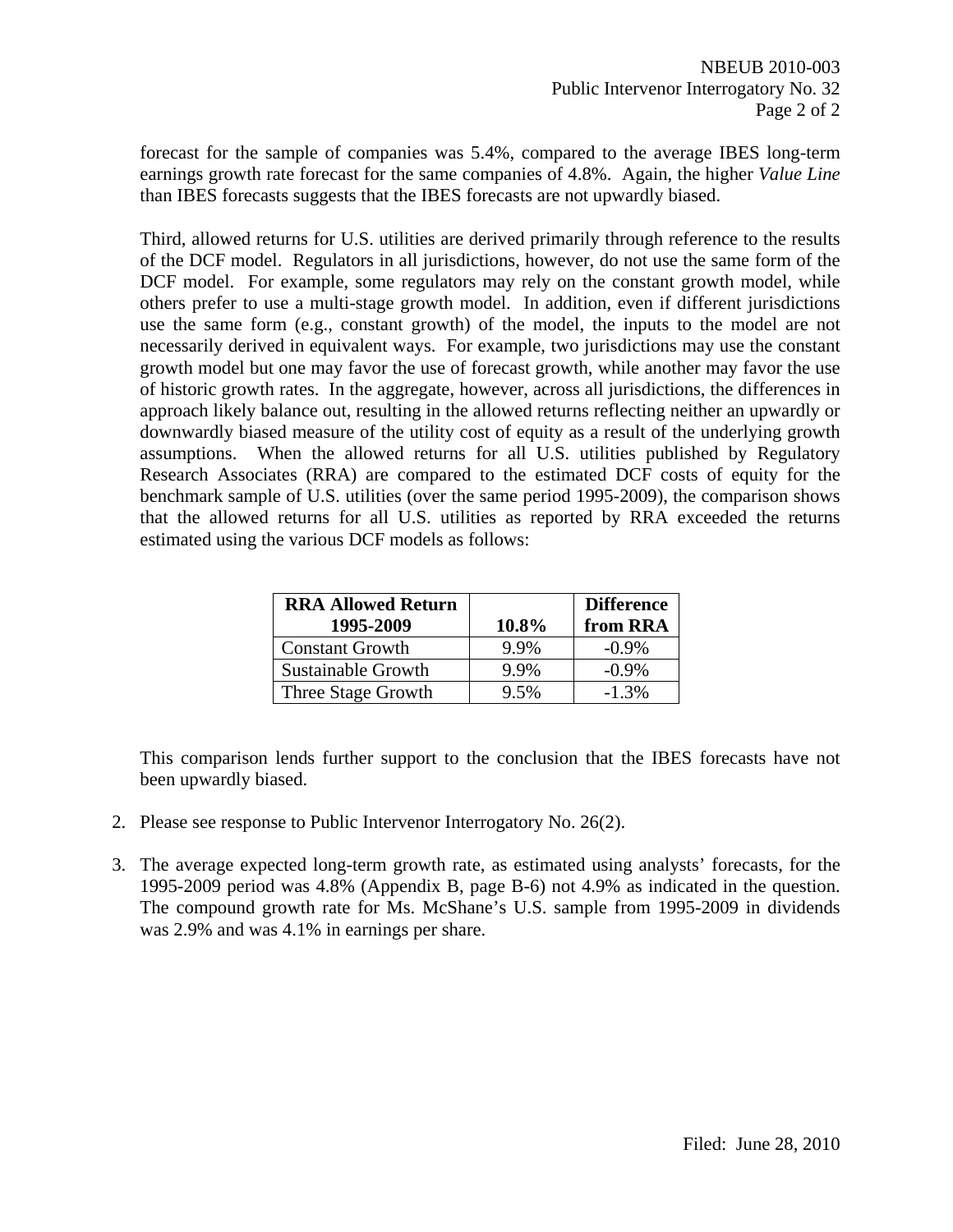forecast for the sample of companies was 5.4%, compared to the average IBES long-term earnings growth rate forecast for the same companies of 4.8%. Again, the higher *Value Line* than IBES forecasts suggests that the IBES forecasts are not upwardly biased.

Third, allowed returns for U.S. utilities are derived primarily through reference to the results of the DCF model. Regulators in all jurisdictions, however, do not use the same form of the DCF model. For example, some regulators may rely on the constant growth model, while others prefer to use a multi-stage growth model. In addition, even if different jurisdictions use the same form (e.g., constant growth) of the model, the inputs to the model are not necessarily derived in equivalent ways. For example, two jurisdictions may use the constant growth model but one may favor the use of forecast growth, while another may favor the use of historic growth rates. In the aggregate, however, across all jurisdictions, the differences in approach likely balance out, resulting in the allowed returns reflecting neither an upwardly or downwardly biased measure of the utility cost of equity as a result of the underlying growth assumptions. When the allowed returns for all U.S. utilities published by Regulatory Research Associates (RRA) are compared to the estimated DCF costs of equity for the benchmark sample of U.S. utilities (over the same period 1995-2009), the comparison shows that the allowed returns for all U.S. utilities as reported by RRA exceeded the returns estimated using the various DCF models as follows:

| **RRA Allowed Return 1995-2009** | **10.8%** | **Difference from RRA** |
|---|---|---|
| Constant Growth | 9.9% | -0.9% |
| Sustainable Growth | 9.9% | -0.9% |
| Three Stage Growth | 9.5% | -1.3% |

This comparison lends further support to the conclusion that the IBES forecasts have not been upwardly biased.

2. Please see response to Public Intervenor Interrogatory No. 26(2).

3. The average expected long-term growth rate, as estimated using analysts' forecasts, for the 1995-2009 period was 4.8% (Appendix B, page B-6) not 4.9% as indicated in the question. The compound growth rate for Ms. McShane's U.S. sample from 1995-2009 in dividends was 2.9% and was 4.1% in earnings per share.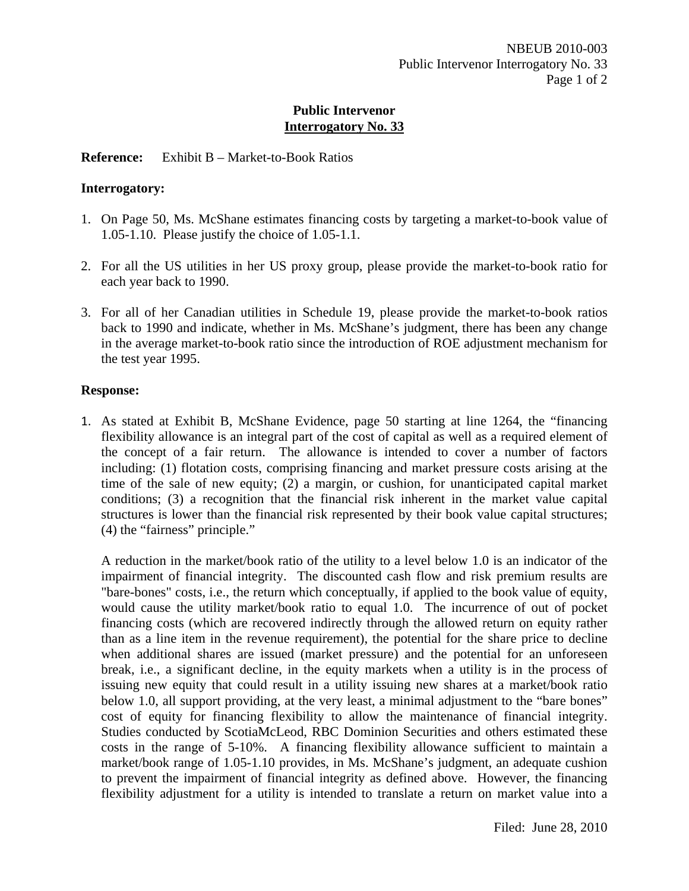## Public Intervenor
## Interrogatory No. 33

**Reference:** Exhibit B – Market-to-Book Ratios

**Interrogatory:**

1. On Page 50, Ms. McShane estimates financing costs by targeting a market-to-book value of 1.05-1.10. Please justify the choice of 1.05-1.1.

2. For all the US utilities in her US proxy group, please provide the market-to-book ratio for each year back to 1990.

3. For all of her Canadian utilities in Schedule 19, please provide the market-to-book ratios back to 1990 and indicate, whether in Ms. McShane's judgment, there has been any change in the average market-to-book ratio since the introduction of ROE adjustment mechanism for the test year 1995.

**Response:**

1. As stated at Exhibit B, McShane Evidence, page 50 starting at line 1264, the "financing flexibility allowance is an integral part of the cost of capital as well as a required element of the concept of a fair return. The allowance is intended to cover a number of factors including: (1) flotation costs, comprising financing and market pressure costs arising at the time of the sale of new equity; (2) a margin, or cushion, for unanticipated capital market conditions; (3) a recognition that the financial risk inherent in the market value capital structures is lower than the financial risk represented by their book value capital structures; (4) the "fairness" principle."

   A reduction in the market/book ratio of the utility to a level below 1.0 is an indicator of the impairment of financial integrity. The discounted cash flow and risk premium results are "bare-bones" costs, i.e., the return which conceptually, if applied to the book value of equity, would cause the utility market/book ratio to equal 1.0. The incurrence of out of pocket financing costs (which are recovered indirectly through the allowed return on equity rather than as a line item in the revenue requirement), the potential for the share price to decline when additional shares are issued (market pressure) and the potential for an unforeseen break, i.e., a significant decline, in the equity markets when a utility is in the process of issuing new equity that could result in a utility issuing new shares at a market/book ratio below 1.0, all support providing, at the very least, a minimal adjustment to the "bare bones" cost of equity for financing flexibility to allow the maintenance of financial integrity. Studies conducted by ScotiaMcLeod, RBC Dominion Securities and others estimated these costs in the range of 5-10%. A financing flexibility allowance sufficient to maintain a market/book range of 1.05-1.10 provides, in Ms. McShane's judgment, an adequate cushion to prevent the impairment of financial integrity as defined above. However, the financing flexibility adjustment for a utility is intended to translate a return on market value into a

Filed: June 28, 2010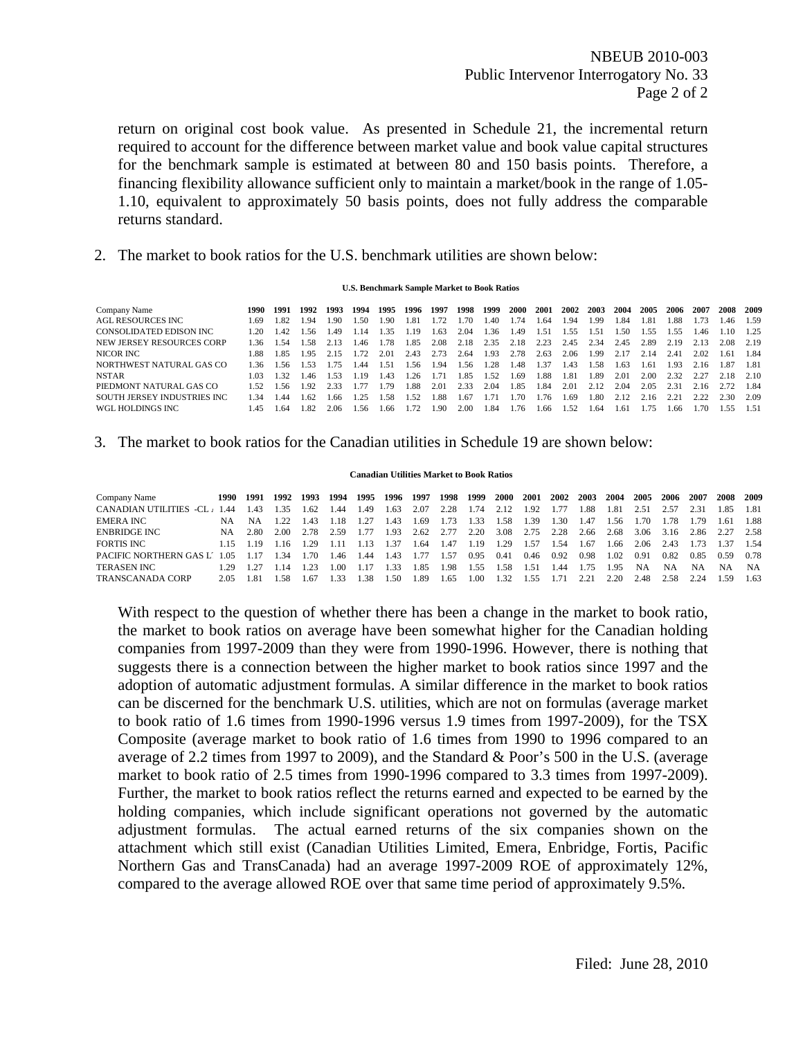return on original cost book value. As presented in Schedule 21, the incremental return required to account for the difference between market value and book value capital structures for the benchmark sample is estimated at between 80 and 150 basis points. Therefore, a financing flexibility allowance sufficient only to maintain a market/book in the range of 1.05-1.10, equivalent to approximately 50 basis points, does not fully address the comparable returns standard.

2. The market to book ratios for the U.S. benchmark utilities are shown below:

**U.S. Benchmark Sample Market to Book Ratios**

| Company Name | 1990 | 1991 | 1992 | 1993 | 1994 | 1995 | 1996 | 1997 | 1998 | 1999 | 2000 | 2001 | 2002 | 2003 | 2004 | 2005 | 2006 | 2007 | 2008 | 2009 |
|---|---|---|---|---|---|---|---|---|---|---|---|---|---|---|---|---|---|---|---|---|
| AGL RESOURCES INC | 1.69 | 1.82 | 1.94 | 1.90 | 1.50 | 1.90 | 1.81 | 1.72 | 1.70 | 1.40 | 1.74 | 1.64 | 1.94 | 1.99 | 1.84 | 1.81 | 1.88 | 1.73 | 1.46 | 1.59 |
| CONSOLIDATED EDISON INC | 1.20 | 1.42 | 1.56 | 1.49 | 1.14 | 1.35 | 1.19 | 1.63 | 2.04 | 1.36 | 1.49 | 1.51 | 1.55 | 1.51 | 1.50 | 1.55 | 1.55 | 1.46 | 1.10 | 1.25 |
| NEW JERSEY RESOURCES CORP | 1.36 | 1.54 | 1.58 | 2.13 | 1.46 | 1.78 | 1.85 | 2.08 | 2.18 | 2.35 | 2.18 | 2.23 | 2.45 | 2.34 | 2.45 | 2.89 | 2.19 | 2.13 | 2.08 | 2.19 |
| NICOR INC | 1.88 | 1.85 | 1.95 | 2.15 | 1.72 | 2.01 | 2.43 | 2.73 | 2.64 | 1.93 | 2.78 | 2.63 | 2.06 | 1.99 | 2.17 | 2.14 | 2.41 | 2.02 | 1.61 | 1.84 |
| NORTHWEST NATURAL GAS CO | 1.36 | 1.56 | 1.53 | 1.75 | 1.44 | 1.51 | 1.56 | 1.94 | 1.56 | 1.28 | 1.48 | 1.37 | 1.43 | 1.58 | 1.63 | 1.61 | 1.93 | 2.16 | 1.87 | 1.81 |
| NSTAR | 1.03 | 1.32 | 1.46 | 1.53 | 1.19 | 1.43 | 1.26 | 1.71 | 1.85 | 1.52 | 1.69 | 1.88 | 1.81 | 1.89 | 2.01 | 2.00 | 2.32 | 2.27 | 2.18 | 2.10 |
| PIEDMONT NATURAL GAS CO | 1.52 | 1.56 | 1.92 | 2.33 | 1.77 | 1.79 | 1.88 | 2.01 | 2.33 | 2.04 | 1.85 | 1.84 | 2.01 | 2.12 | 2.04 | 2.05 | 2.31 | 2.16 | 2.72 | 1.84 |
| SOUTH JERSEY INDUSTRIES INC | 1.34 | 1.44 | 1.62 | 1.66 | 1.25 | 1.58 | 1.52 | 1.88 | 1.67 | 1.71 | 1.70 | 1.76 | 1.69 | 1.80 | 2.12 | 2.16 | 2.21 | 2.22 | 2.30 | 2.09 |
| WGL HOLDINGS INC | 1.45 | 1.64 | 1.82 | 2.06 | 1.56 | 1.66 | 1.72 | 1.90 | 2.00 | 1.84 | 1.76 | 1.66 | 1.52 | 1.64 | 1.61 | 1.75 | 1.66 | 1.70 | 1.55 | 1.51 |

3. The market to book ratios for the Canadian utilities in Schedule 19 are shown below:

**Canadian Utilities Market to Book Ratios**

| Company Name | 1990 | 1991 | 1992 | 1993 | 1994 | 1995 | 1996 | 1997 | 1998 | 1999 | 2000 | 2001 | 2002 | 2003 | 2004 | 2005 | 2006 | 2007 | 2008 | 2009 |
|---|---|---|---|---|---|---|---|---|---|---|---|---|---|---|---|---|---|---|---|---|
| CANADIAN UTILITIES -CL A | 1.44 | 1.43 | 1.35 | 1.62 | 1.44 | 1.49 | 1.63 | 2.07 | 2.28 | 1.74 | 2.12 | 1.92 | 1.77 | 1.88 | 1.81 | 2.51 | 2.57 | 2.31 | 1.85 | 1.81 |
| EMERA INC | NA | NA | 1.22 | 1.43 | 1.18 | 1.27 | 1.43 | 1.69 | 1.73 | 1.33 | 1.58 | 1.39 | 1.30 | 1.47 | 1.56 | 1.70 | 1.78 | 1.79 | 1.61 | 1.88 |
| ENBRIDGE INC | NA | 2.80 | 2.00 | 2.78 | 2.59 | 1.77 | 1.93 | 2.62 | 2.77 | 2.20 | 3.08 | 2.75 | 2.28 | 2.66 | 2.68 | 3.06 | 3.16 | 2.86 | 2.27 | 2.58 |
| FORTIS INC | 1.15 | 1.19 | 1.16 | 1.29 | 1.11 | 1.13 | 1.37 | 1.64 | 1.47 | 1.19 | 1.29 | 1.57 | 1.54 | 1.67 | 1.66 | 2.06 | 2.43 | 1.73 | 1.37 | 1.54 |
| PACIFIC NORTHERN GAS LT | 1.05 | 1.17 | 1.34 | 1.70 | 1.46 | 1.44 | 1.43 | 1.77 | 1.57 | 0.95 | 0.41 | 0.46 | 0.92 | 0.98 | 1.02 | 0.91 | 0.82 | 0.85 | 0.59 | 0.78 |
| TERASEN INC | 1.29 | 1.27 | 1.14 | 1.23 | 1.00 | 1.17 | 1.33 | 1.85 | 1.98 | 1.55 | 1.58 | 1.51 | 1.44 | 1.75 | 1.95 | NA | NA | NA | NA | NA |
| TRANSCANADA CORP | 2.05 | 1.81 | 1.58 | 1.67 | 1.33 | 1.38 | 1.50 | 1.89 | 1.65 | 1.00 | 1.32 | 1.55 | 1.71 | 2.21 | 2.20 | 2.48 | 2.58 | 2.24 | 1.59 | 1.63 |

With respect to the question of whether there has been a change in the market to book ratio, the market to book ratios on average have been somewhat higher for the Canadian holding companies from 1997-2009 than they were from 1990-1996. However, there is nothing that suggests there is a connection between the higher market to book ratios since 1997 and the adoption of automatic adjustment formulas. A similar difference in the market to book ratios can be discerned for the benchmark U.S. utilities, which are not on formulas (average market to book ratio of 1.6 times from 1990-1996 versus 1.9 times from 1997-2009), for the TSX Composite (average market to book ratio of 1.6 times from 1990 to 1996 compared to an average of 2.2 times from 1997 to 2009), and the Standard & Poor's 500 in the U.S. (average market to book ratio of 2.5 times from 1990-1996 compared to 3.3 times from 1997-2009). Further, the market to book ratios reflect the returns earned and expected to be earned by the holding companies, which include significant operations not governed by the automatic adjustment formulas. The actual earned returns of the six companies shown on the attachment which still exist (Canadian Utilities Limited, Emera, Enbridge, Fortis, Pacific Northern Gas and TransCanada) had an average 1997-2009 ROE of approximately 12%, compared to the average allowed ROE over that same time period of approximately 9.5%.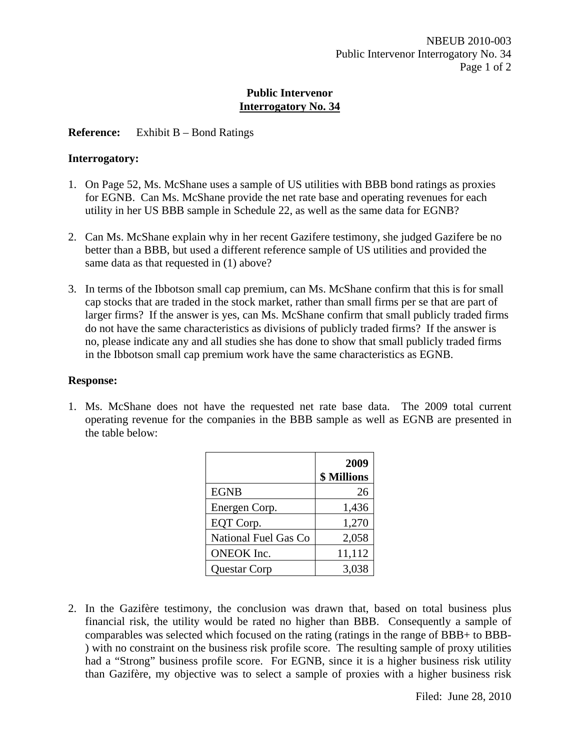## Public Intervenor
## Interrogatory No. 34

**Reference:** Exhibit B – Bond Ratings

**Interrogatory:**

1. On Page 52, Ms. McShane uses a sample of US utilities with BBB bond ratings as proxies for EGNB. Can Ms. McShane provide the net rate base and operating revenues for each utility in her US BBB sample in Schedule 22, as well as the same data for EGNB?

2. Can Ms. McShane explain why in her recent Gazifere testimony, she judged Gazifere be no better than a BBB, but used a different reference sample of US utilities and provided the same data as that requested in (1) above?

3. In terms of the Ibbotson small cap premium, can Ms. McShane confirm that this is for small cap stocks that are traded in the stock market, rather than small firms per se that are part of larger firms? If the answer is yes, can Ms. McShane confirm that small publicly traded firms do not have the same characteristics as divisions of publicly traded firms? If the answer is no, please indicate any and all studies she has done to show that small publicly traded firms in the Ibbotson small cap premium work have the same characteristics as EGNB.

**Response:**

1. Ms. McShane does not have the requested net rate base data. The 2009 total current operating revenue for the companies in the BBB sample as well as EGNB are presented in the table below:

| | **2009 $ Millions** |
|---|---:|
| EGNB | 26 |
| Energen Corp. | 1,436 |
| EQT Corp. | 1,270 |
| National Fuel Gas Co | 2,058 |
| ONEOK Inc. | 11,112 |
| Questar Corp | 3,038 |

2. In the Gazifère testimony, the conclusion was drawn that, based on total business plus financial risk, the utility would be rated no higher than BBB. Consequently a sample of comparables was selected which focused on the rating (ratings in the range of BBB+ to BBB-) with no constraint on the business risk profile score. The resulting sample of proxy utilities had a "Strong" business profile score. For EGNB, since it is a higher business risk utility than Gazifère, my objective was to select a sample of proxies with a higher business risk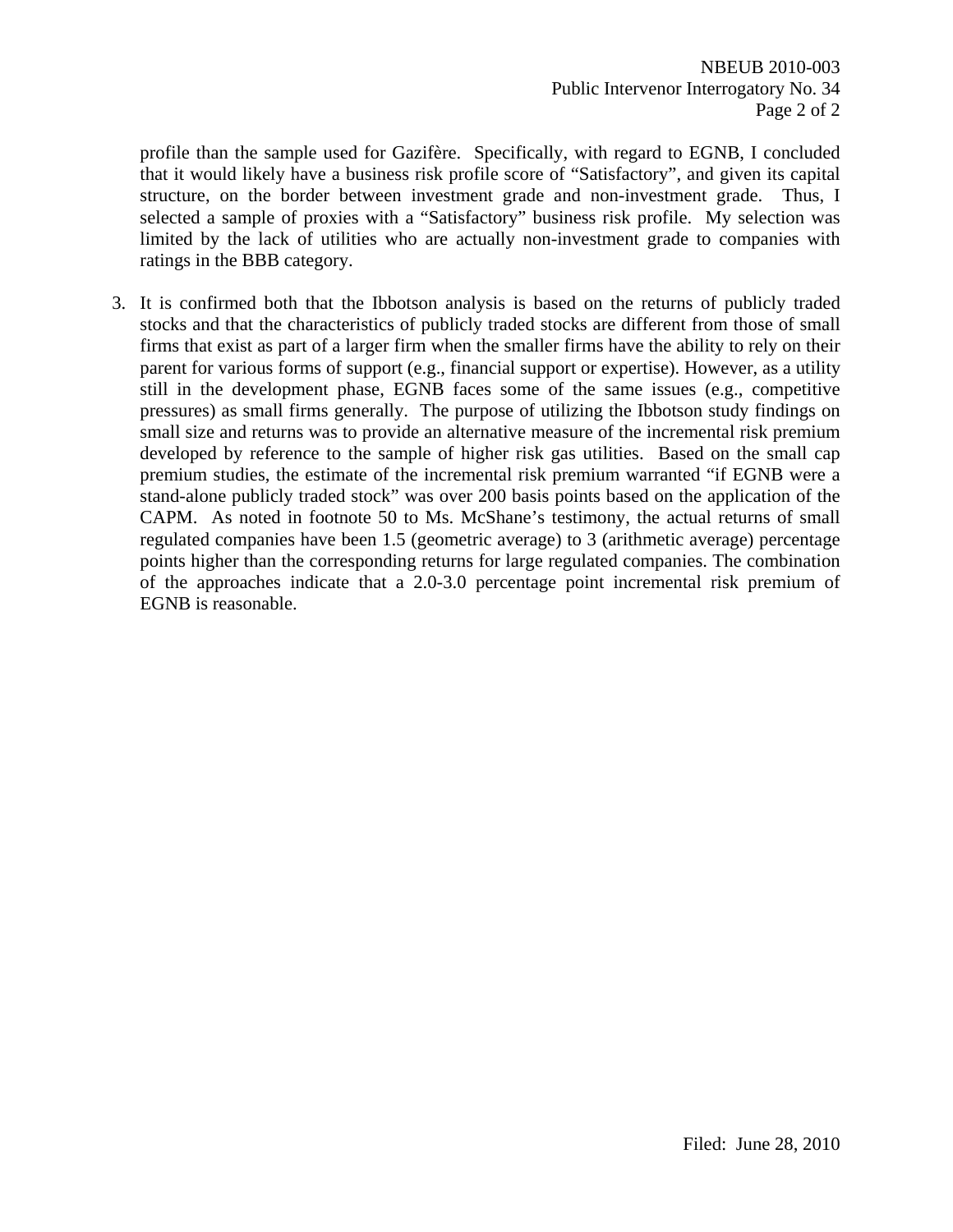profile than the sample used for Gazifère. Specifically, with regard to EGNB, I concluded that it would likely have a business risk profile score of "Satisfactory", and given its capital structure, on the border between investment grade and non-investment grade. Thus, I selected a sample of proxies with a "Satisfactory" business risk profile. My selection was limited by the lack of utilities who are actually non-investment grade to companies with ratings in the BBB category.

3. It is confirmed both that the Ibbotson analysis is based on the returns of publicly traded stocks and that the characteristics of publicly traded stocks are different from those of small firms that exist as part of a larger firm when the smaller firms have the ability to rely on their parent for various forms of support (e.g., financial support or expertise). However, as a utility still in the development phase, EGNB faces some of the same issues (e.g., competitive pressures) as small firms generally. The purpose of utilizing the Ibbotson study findings on small size and returns was to provide an alternative measure of the incremental risk premium developed by reference to the sample of higher risk gas utilities. Based on the small cap premium studies, the estimate of the incremental risk premium warranted "if EGNB were a stand-alone publicly traded stock" was over 200 basis points based on the application of the CAPM. As noted in footnote 50 to Ms. McShane's testimony, the actual returns of small regulated companies have been 1.5 (geometric average) to 3 (arithmetic average) percentage points higher than the corresponding returns for large regulated companies. The combination of the approaches indicate that a 2.0-3.0 percentage point incremental risk premium of EGNB is reasonable.

Filed: June 28, 2010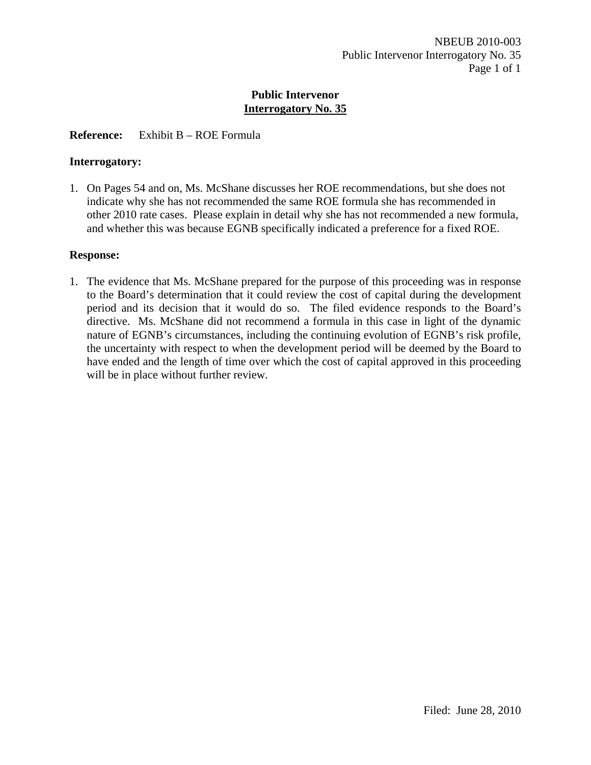# Public Intervenor
## Interrogatory No. 35

**Reference:** Exhibit B – ROE Formula

**Interrogatory:**

1. On Pages 54 and on, Ms. McShane discusses her ROE recommendations, but she does not indicate why she has not recommended the same ROE formula she has recommended in other 2010 rate cases. Please explain in detail why she has not recommended a new formula, and whether this was because EGNB specifically indicated a preference for a fixed ROE.

**Response:**

1. The evidence that Ms. McShane prepared for the purpose of this proceeding was in response to the Board's determination that it could review the cost of capital during the development period and its decision that it would do so. The filed evidence responds to the Board's directive. Ms. McShane did not recommend a formula in this case in light of the dynamic nature of EGNB's circumstances, including the continuing evolution of EGNB's risk profile, the uncertainty with respect to when the development period will be deemed by the Board to have ended and the length of time over which the cost of capital approved in this proceeding will be in place without further review.

Filed: June 28, 2010